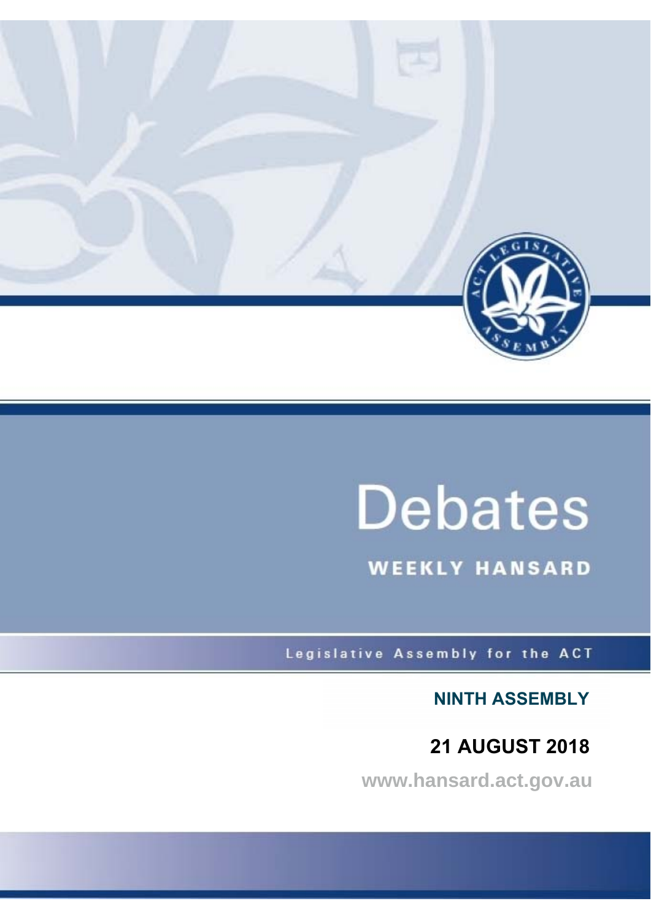# Debates

## WEEKLY HANSARD

Legislative Assembly for the ACT

**NINTH ASSEMBLY**

**21 AUGUST 2018**

www.hansard.act.gov.au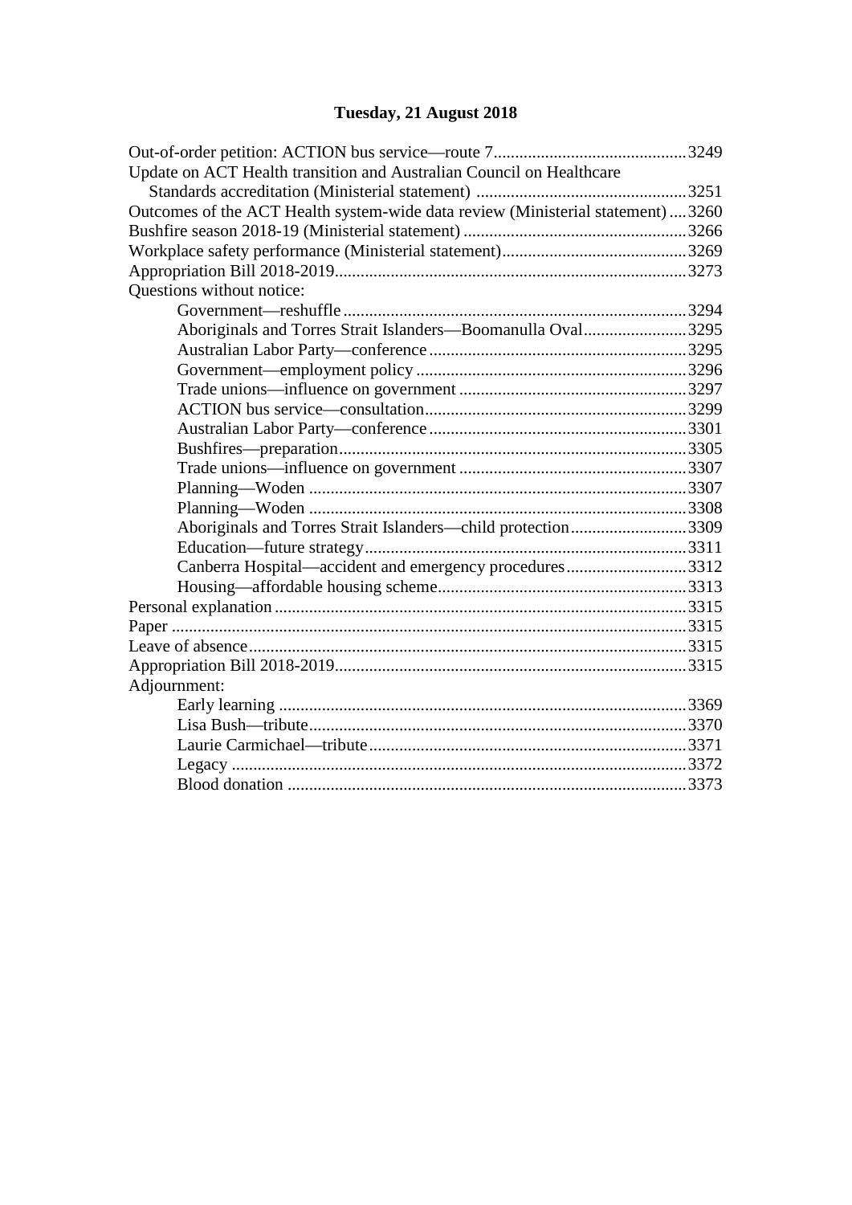## Tuesday, 21 August 2018

Out-of-order petition: ACTION bus service—route 7 .......... 3249
Update on ACT Health transition and Australian Council on Healthcare Standards accreditation (Ministerial statement) .......... 3251
Outcomes of the ACT Health system-wide data review (Ministerial statement) .......... 3260
Bushfire season 2018-19 (Ministerial statement) .......... 3266
Workplace safety performance (Ministerial statement) .......... 3269
Appropriation Bill 2018-2019 .......... 3273
Questions without notice:
- Government—reshuffle .......... 3294
- Aboriginals and Torres Strait Islanders—Boomanulla Oval .......... 3295
- Australian Labor Party—conference .......... 3295
- Government—employment policy .......... 3296
- Trade unions—influence on government .......... 3297
- ACTION bus service—consultation .......... 3299
- Australian Labor Party—conference .......... 3301
- Bushfires—preparation .......... 3305
- Trade unions—influence on government .......... 3307
- Planning—Woden .......... 3307
- Planning—Woden .......... 3308
- Aboriginals and Torres Strait Islanders—child protection .......... 3309
- Education—future strategy .......... 3311
- Canberra Hospital—accident and emergency procedures .......... 3312
- Housing—affordable housing scheme .......... 3313

Personal explanation .......... 3315
Paper .......... 3315
Leave of absence .......... 3315
Appropriation Bill 2018-2019 .......... 3315
Adjournment:
- Early learning .......... 3369
- Lisa Bush—tribute .......... 3370
- Laurie Carmichael—tribute .......... 3371
- Legacy .......... 3372
- Blood donation .......... 3373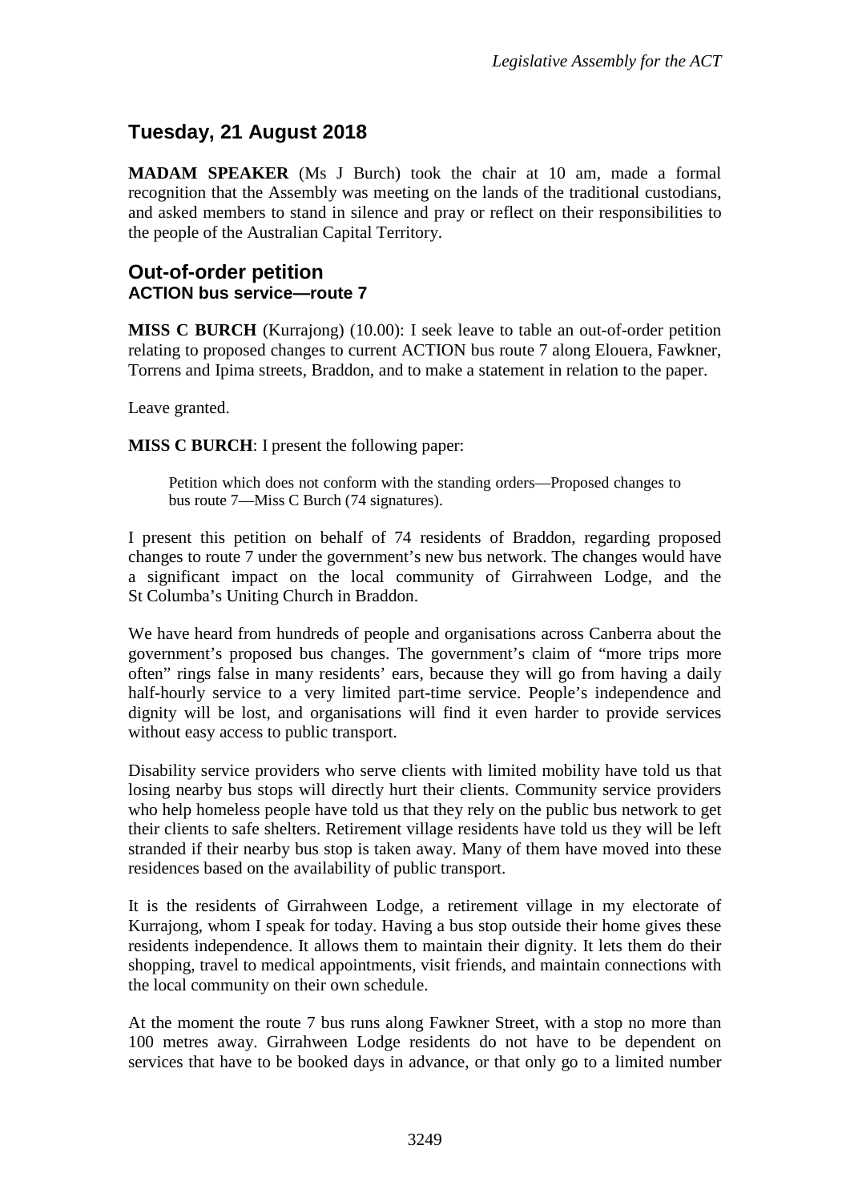## Tuesday, 21 August 2018

**MADAM SPEAKER** (Ms J Burch) took the chair at 10 am, made a formal recognition that the Assembly was meeting on the lands of the traditional custodians, and asked members to stand in silence and pray or reflect on their responsibilities to the people of the Australian Capital Territory.

## Out-of-order petition
### ACTION bus service—route 7

**MISS C BURCH** (Kurrajong) (10.00): I seek leave to table an out-of-order petition relating to proposed changes to current ACTION bus route 7 along Elouera, Fawkner, Torrens and Ipima streets, Braddon, and to make a statement in relation to the paper.

Leave granted.

**MISS C BURCH**: I present the following paper:

> Petition which does not conform with the standing orders—Proposed changes to bus route 7—Miss C Burch (74 signatures).

I present this petition on behalf of 74 residents of Braddon, regarding proposed changes to route 7 under the government's new bus network. The changes would have a significant impact on the local community of Girrahween Lodge, and the St Columba's Uniting Church in Braddon.

We have heard from hundreds of people and organisations across Canberra about the government's proposed bus changes. The government's claim of "more trips more often" rings false in many residents' ears, because they will go from having a daily half-hourly service to a very limited part-time service. People's independence and dignity will be lost, and organisations will find it even harder to provide services without easy access to public transport.

Disability service providers who serve clients with limited mobility have told us that losing nearby bus stops will directly hurt their clients. Community service providers who help homeless people have told us that they rely on the public bus network to get their clients to safe shelters. Retirement village residents have told us they will be left stranded if their nearby bus stop is taken away. Many of them have moved into these residences based on the availability of public transport.

It is the residents of Girrahween Lodge, a retirement village in my electorate of Kurrajong, whom I speak for today. Having a bus stop outside their home gives these residents independence. It allows them to maintain their dignity. It lets them do their shopping, travel to medical appointments, visit friends, and maintain connections with the local community on their own schedule.

At the moment the route 7 bus runs along Fawkner Street, with a stop no more than 100 metres away. Girrahween Lodge residents do not have to be dependent on services that have to be booked days in advance, or that only go to a limited number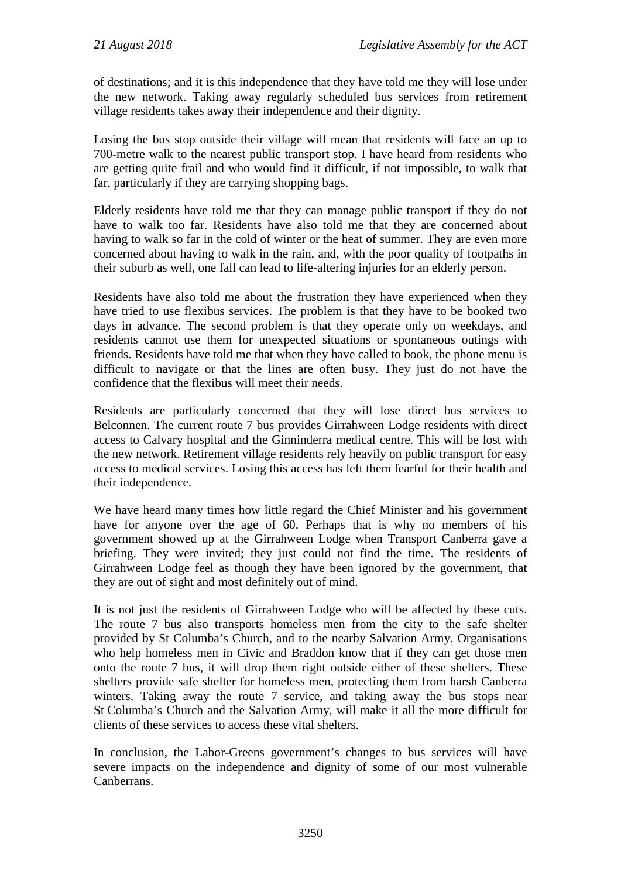of destinations; and it is this independence that they have told me they will lose under the new network. Taking away regularly scheduled bus services from retirement village residents takes away their independence and their dignity.

Losing the bus stop outside their village will mean that residents will face an up to 700-metre walk to the nearest public transport stop. I have heard from residents who are getting quite frail and who would find it difficult, if not impossible, to walk that far, particularly if they are carrying shopping bags.

Elderly residents have told me that they can manage public transport if they do not have to walk too far. Residents have also told me that they are concerned about having to walk so far in the cold of winter or the heat of summer. They are even more concerned about having to walk in the rain, and, with the poor quality of footpaths in their suburb as well, one fall can lead to life-altering injuries for an elderly person.

Residents have also told me about the frustration they have experienced when they have tried to use flexibus services. The problem is that they have to be booked two days in advance. The second problem is that they operate only on weekdays, and residents cannot use them for unexpected situations or spontaneous outings with friends. Residents have told me that when they have called to book, the phone menu is difficult to navigate or that the lines are often busy. They just do not have the confidence that the flexibus will meet their needs.

Residents are particularly concerned that they will lose direct bus services to Belconnen. The current route 7 bus provides Girrahween Lodge residents with direct access to Calvary hospital and the Ginninderra medical centre. This will be lost with the new network. Retirement village residents rely heavily on public transport for easy access to medical services. Losing this access has left them fearful for their health and their independence.

We have heard many times how little regard the Chief Minister and his government have for anyone over the age of 60. Perhaps that is why no members of his government showed up at the Girrahween Lodge when Transport Canberra gave a briefing. They were invited; they just could not find the time. The residents of Girrahween Lodge feel as though they have been ignored by the government, that they are out of sight and most definitely out of mind.

It is not just the residents of Girrahween Lodge who will be affected by these cuts. The route 7 bus also transports homeless men from the city to the safe shelter provided by St Columba's Church, and to the nearby Salvation Army. Organisations who help homeless men in Civic and Braddon know that if they can get those men onto the route 7 bus, it will drop them right outside either of these shelters. These shelters provide safe shelter for homeless men, protecting them from harsh Canberra winters. Taking away the route 7 service, and taking away the bus stops near St Columba's Church and the Salvation Army, will make it all the more difficult for clients of these services to access these vital shelters.

In conclusion, the Labor-Greens government's changes to bus services will have severe impacts on the independence and dignity of some of our most vulnerable Canberrans.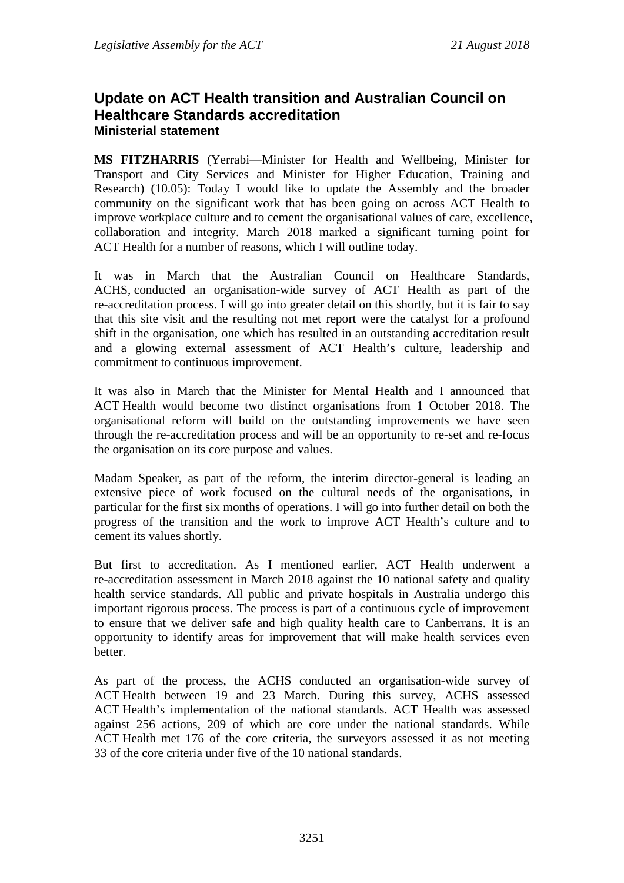## Update on ACT Health transition and Australian Council on Healthcare Standards accreditation

### Ministerial statement

**MS FITZHARRIS** (Yerrabi—Minister for Health and Wellbeing, Minister for Transport and City Services and Minister for Higher Education, Training and Research) (10.05): Today I would like to update the Assembly and the broader community on the significant work that has been going on across ACT Health to improve workplace culture and to cement the organisational values of care, excellence, collaboration and integrity. March 2018 marked a significant turning point for ACT Health for a number of reasons, which I will outline today.

It was in March that the Australian Council on Healthcare Standards, ACHS, conducted an organisation-wide survey of ACT Health as part of the re-accreditation process. I will go into greater detail on this shortly, but it is fair to say that this site visit and the resulting not met report were the catalyst for a profound shift in the organisation, one which has resulted in an outstanding accreditation result and a glowing external assessment of ACT Health's culture, leadership and commitment to continuous improvement.

It was also in March that the Minister for Mental Health and I announced that ACT Health would become two distinct organisations from 1 October 2018. The organisational reform will build on the outstanding improvements we have seen through the re-accreditation process and will be an opportunity to re-set and re-focus the organisation on its core purpose and values.

Madam Speaker, as part of the reform, the interim director-general is leading an extensive piece of work focused on the cultural needs of the organisations, in particular for the first six months of operations. I will go into further detail on both the progress of the transition and the work to improve ACT Health's culture and to cement its values shortly.

But first to accreditation. As I mentioned earlier, ACT Health underwent a re-accreditation assessment in March 2018 against the 10 national safety and quality health service standards. All public and private hospitals in Australia undergo this important rigorous process. The process is part of a continuous cycle of improvement to ensure that we deliver safe and high quality health care to Canberrans. It is an opportunity to identify areas for improvement that will make health services even better.

As part of the process, the ACHS conducted an organisation-wide survey of ACT Health between 19 and 23 March. During this survey, ACHS assessed ACT Health's implementation of the national standards. ACT Health was assessed against 256 actions, 209 of which are core under the national standards. While ACT Health met 176 of the core criteria, the surveyors assessed it as not meeting 33 of the core criteria under five of the 10 national standards.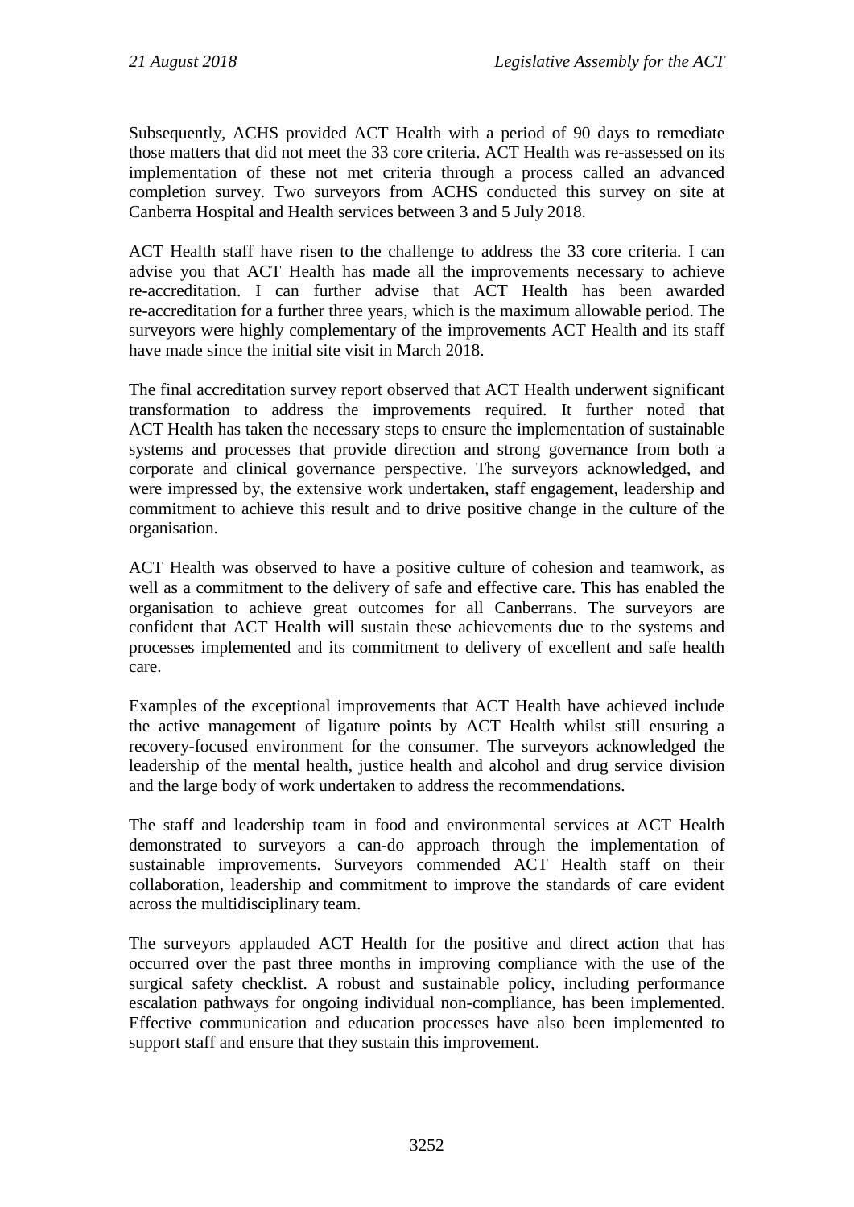Subsequently, ACHS provided ACT Health with a period of 90 days to remediate those matters that did not meet the 33 core criteria. ACT Health was re-assessed on its implementation of these not met criteria through a process called an advanced completion survey. Two surveyors from ACHS conducted this survey on site at Canberra Hospital and Health services between 3 and 5 July 2018.

ACT Health staff have risen to the challenge to address the 33 core criteria. I can advise you that ACT Health has made all the improvements necessary to achieve re-accreditation. I can further advise that ACT Health has been awarded re-accreditation for a further three years, which is the maximum allowable period. The surveyors were highly complementary of the improvements ACT Health and its staff have made since the initial site visit in March 2018.

The final accreditation survey report observed that ACT Health underwent significant transformation to address the improvements required. It further noted that ACT Health has taken the necessary steps to ensure the implementation of sustainable systems and processes that provide direction and strong governance from both a corporate and clinical governance perspective. The surveyors acknowledged, and were impressed by, the extensive work undertaken, staff engagement, leadership and commitment to achieve this result and to drive positive change in the culture of the organisation.

ACT Health was observed to have a positive culture of cohesion and teamwork, as well as a commitment to the delivery of safe and effective care. This has enabled the organisation to achieve great outcomes for all Canberrans. The surveyors are confident that ACT Health will sustain these achievements due to the systems and processes implemented and its commitment to delivery of excellent and safe health care.

Examples of the exceptional improvements that ACT Health have achieved include the active management of ligature points by ACT Health whilst still ensuring a recovery-focused environment for the consumer. The surveyors acknowledged the leadership of the mental health, justice health and alcohol and drug service division and the large body of work undertaken to address the recommendations.

The staff and leadership team in food and environmental services at ACT Health demonstrated to surveyors a can-do approach through the implementation of sustainable improvements. Surveyors commended ACT Health staff on their collaboration, leadership and commitment to improve the standards of care evident across the multidisciplinary team.

The surveyors applauded ACT Health for the positive and direct action that has occurred over the past three months in improving compliance with the use of the surgical safety checklist. A robust and sustainable policy, including performance escalation pathways for ongoing individual non-compliance, has been implemented. Effective communication and education processes have also been implemented to support staff and ensure that they sustain this improvement.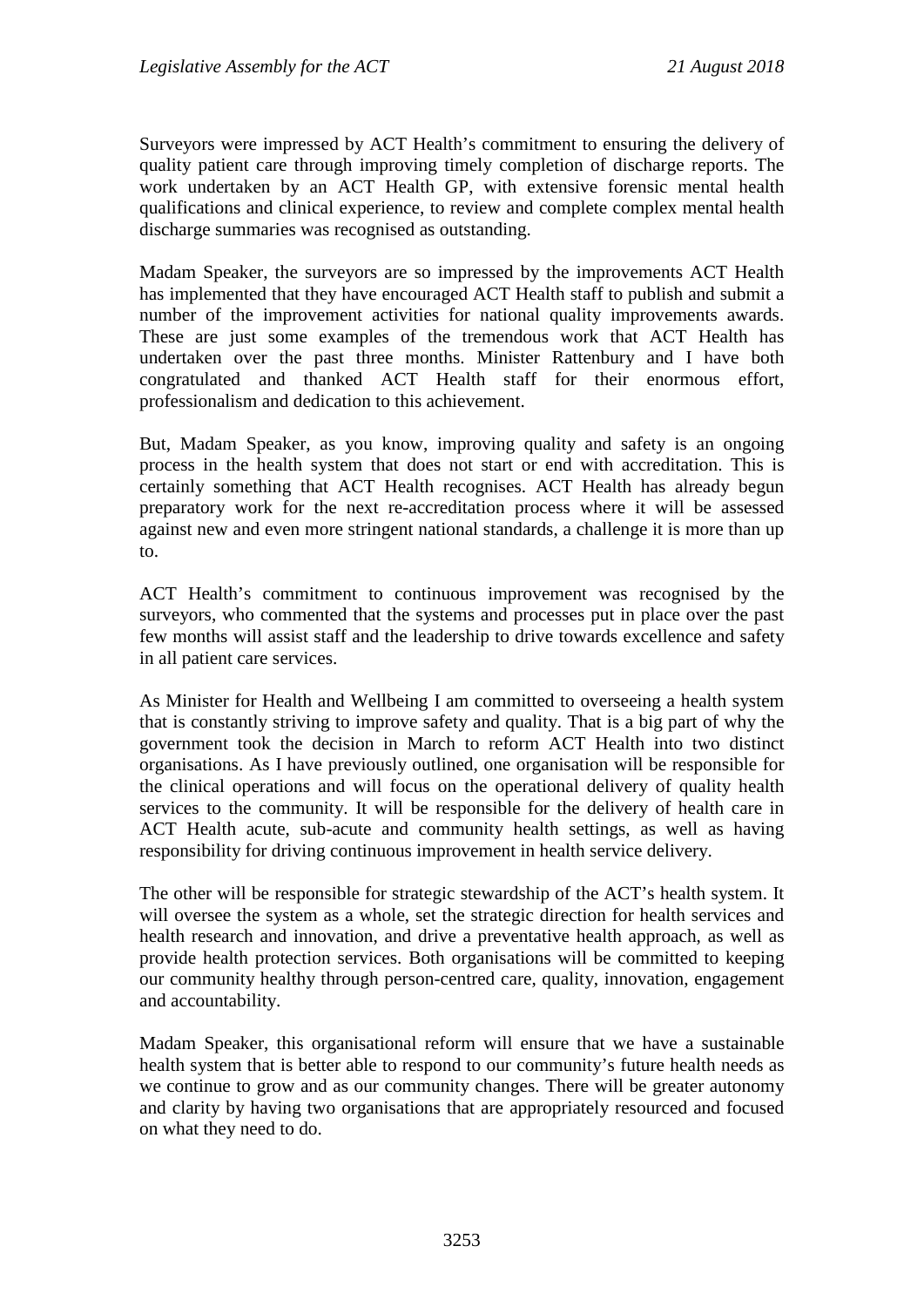Surveyors were impressed by ACT Health's commitment to ensuring the delivery of quality patient care through improving timely completion of discharge reports. The work undertaken by an ACT Health GP, with extensive forensic mental health qualifications and clinical experience, to review and complete complex mental health discharge summaries was recognised as outstanding.

Madam Speaker, the surveyors are so impressed by the improvements ACT Health has implemented that they have encouraged ACT Health staff to publish and submit a number of the improvement activities for national quality improvements awards. These are just some examples of the tremendous work that ACT Health has undertaken over the past three months. Minister Rattenbury and I have both congratulated and thanked ACT Health staff for their enormous effort, professionalism and dedication to this achievement.

But, Madam Speaker, as you know, improving quality and safety is an ongoing process in the health system that does not start or end with accreditation. This is certainly something that ACT Health recognises. ACT Health has already begun preparatory work for the next re-accreditation process where it will be assessed against new and even more stringent national standards, a challenge it is more than up to.

ACT Health's commitment to continuous improvement was recognised by the surveyors, who commented that the systems and processes put in place over the past few months will assist staff and the leadership to drive towards excellence and safety in all patient care services.

As Minister for Health and Wellbeing I am committed to overseeing a health system that is constantly striving to improve safety and quality. That is a big part of why the government took the decision in March to reform ACT Health into two distinct organisations. As I have previously outlined, one organisation will be responsible for the clinical operations and will focus on the operational delivery of quality health services to the community. It will be responsible for the delivery of health care in ACT Health acute, sub-acute and community health settings, as well as having responsibility for driving continuous improvement in health service delivery.

The other will be responsible for strategic stewardship of the ACT's health system. It will oversee the system as a whole, set the strategic direction for health services and health research and innovation, and drive a preventative health approach, as well as provide health protection services. Both organisations will be committed to keeping our community healthy through person-centred care, quality, innovation, engagement and accountability.

Madam Speaker, this organisational reform will ensure that we have a sustainable health system that is better able to respond to our community's future health needs as we continue to grow and as our community changes. There will be greater autonomy and clarity by having two organisations that are appropriately resourced and focused on what they need to do.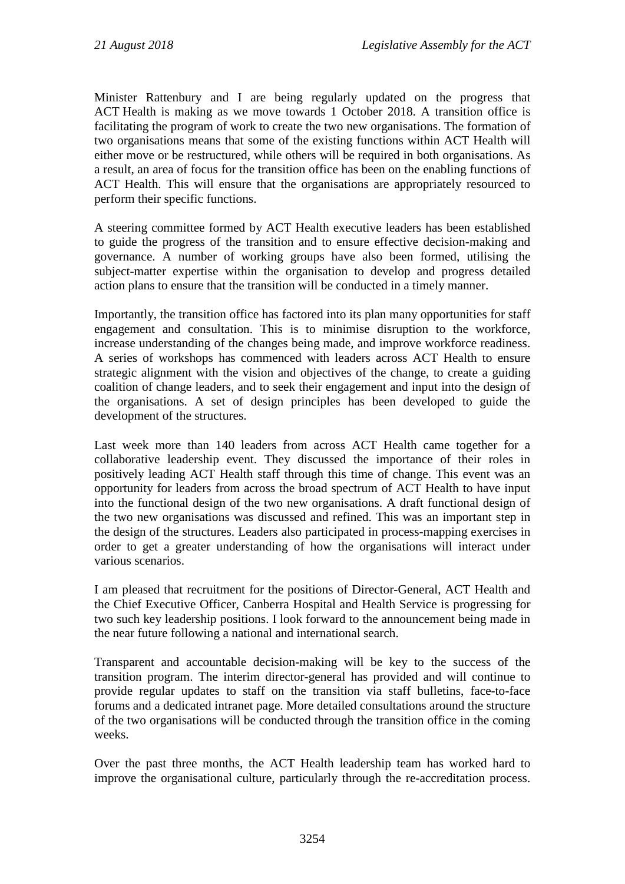Minister Rattenbury and I are being regularly updated on the progress that ACT Health is making as we move towards 1 October 2018. A transition office is facilitating the program of work to create the two new organisations. The formation of two organisations means that some of the existing functions within ACT Health will either move or be restructured, while others will be required in both organisations. As a result, an area of focus for the transition office has been on the enabling functions of ACT Health. This will ensure that the organisations are appropriately resourced to perform their specific functions.

A steering committee formed by ACT Health executive leaders has been established to guide the progress of the transition and to ensure effective decision-making and governance. A number of working groups have also been formed, utilising the subject-matter expertise within the organisation to develop and progress detailed action plans to ensure that the transition will be conducted in a timely manner.

Importantly, the transition office has factored into its plan many opportunities for staff engagement and consultation. This is to minimise disruption to the workforce, increase understanding of the changes being made, and improve workforce readiness. A series of workshops has commenced with leaders across ACT Health to ensure strategic alignment with the vision and objectives of the change, to create a guiding coalition of change leaders, and to seek their engagement and input into the design of the organisations. A set of design principles has been developed to guide the development of the structures.

Last week more than 140 leaders from across ACT Health came together for a collaborative leadership event. They discussed the importance of their roles in positively leading ACT Health staff through this time of change. This event was an opportunity for leaders from across the broad spectrum of ACT Health to have input into the functional design of the two new organisations. A draft functional design of the two new organisations was discussed and refined. This was an important step in the design of the structures. Leaders also participated in process-mapping exercises in order to get a greater understanding of how the organisations will interact under various scenarios.

I am pleased that recruitment for the positions of Director-General, ACT Health and the Chief Executive Officer, Canberra Hospital and Health Service is progressing for two such key leadership positions. I look forward to the announcement being made in the near future following a national and international search.

Transparent and accountable decision-making will be key to the success of the transition program. The interim director-general has provided and will continue to provide regular updates to staff on the transition via staff bulletins, face-to-face forums and a dedicated intranet page. More detailed consultations around the structure of the two organisations will be conducted through the transition office in the coming weeks.

Over the past three months, the ACT Health leadership team has worked hard to improve the organisational culture, particularly through the re-accreditation process.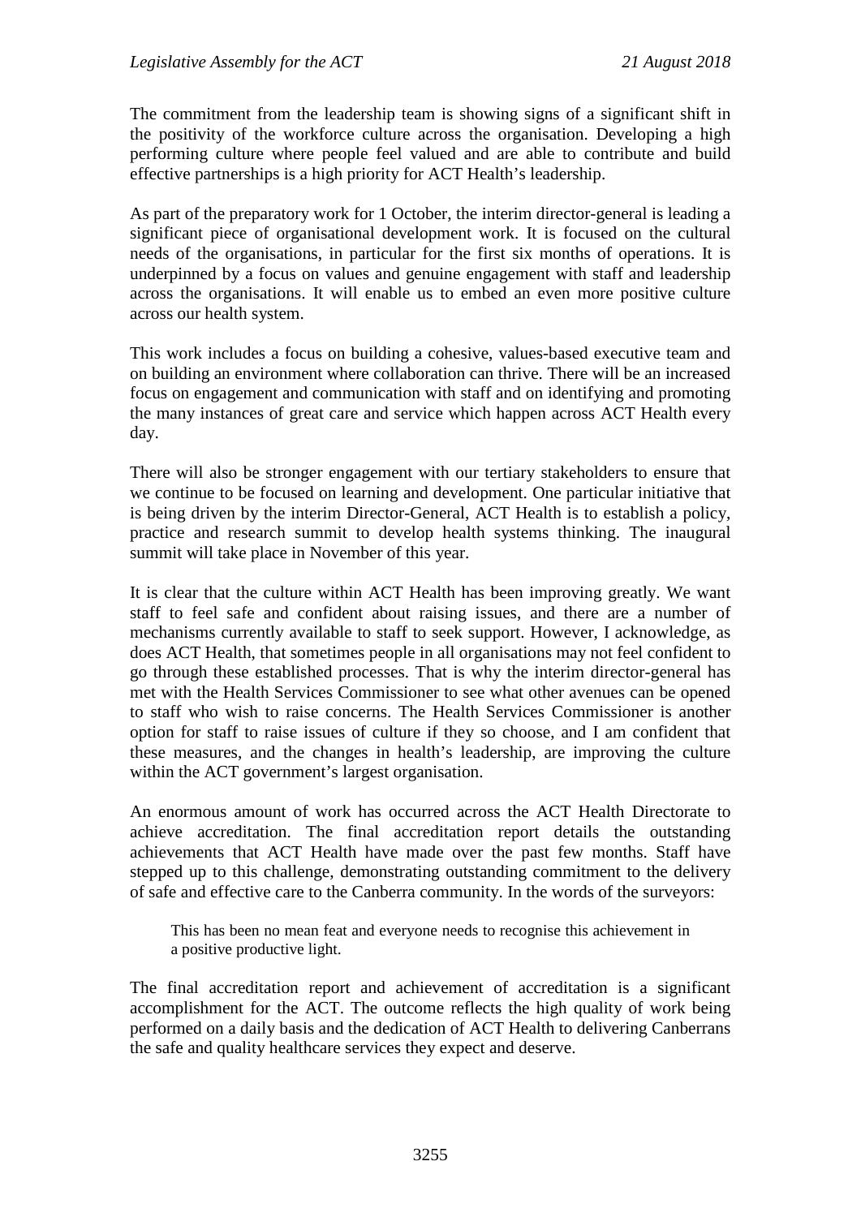The commitment from the leadership team is showing signs of a significant shift in the positivity of the workforce culture across the organisation. Developing a high performing culture where people feel valued and are able to contribute and build effective partnerships is a high priority for ACT Health's leadership.

As part of the preparatory work for 1 October, the interim director-general is leading a significant piece of organisational development work. It is focused on the cultural needs of the organisations, in particular for the first six months of operations. It is underpinned by a focus on values and genuine engagement with staff and leadership across the organisations. It will enable us to embed an even more positive culture across our health system.

This work includes a focus on building a cohesive, values-based executive team and on building an environment where collaboration can thrive. There will be an increased focus on engagement and communication with staff and on identifying and promoting the many instances of great care and service which happen across ACT Health every day.

There will also be stronger engagement with our tertiary stakeholders to ensure that we continue to be focused on learning and development. One particular initiative that is being driven by the interim Director-General, ACT Health is to establish a policy, practice and research summit to develop health systems thinking. The inaugural summit will take place in November of this year.

It is clear that the culture within ACT Health has been improving greatly. We want staff to feel safe and confident about raising issues, and there are a number of mechanisms currently available to staff to seek support. However, I acknowledge, as does ACT Health, that sometimes people in all organisations may not feel confident to go through these established processes. That is why the interim director-general has met with the Health Services Commissioner to see what other avenues can be opened to staff who wish to raise concerns. The Health Services Commissioner is another option for staff to raise issues of culture if they so choose, and I am confident that these measures, and the changes in health's leadership, are improving the culture within the ACT government's largest organisation.

An enormous amount of work has occurred across the ACT Health Directorate to achieve accreditation. The final accreditation report details the outstanding achievements that ACT Health have made over the past few months. Staff have stepped up to this challenge, demonstrating outstanding commitment to the delivery of safe and effective care to the Canberra community. In the words of the surveyors:

> This has been no mean feat and everyone needs to recognise this achievement in a positive productive light.

The final accreditation report and achievement of accreditation is a significant accomplishment for the ACT. The outcome reflects the high quality of work being performed on a daily basis and the dedication of ACT Health to delivering Canberrans the safe and quality healthcare services they expect and deserve.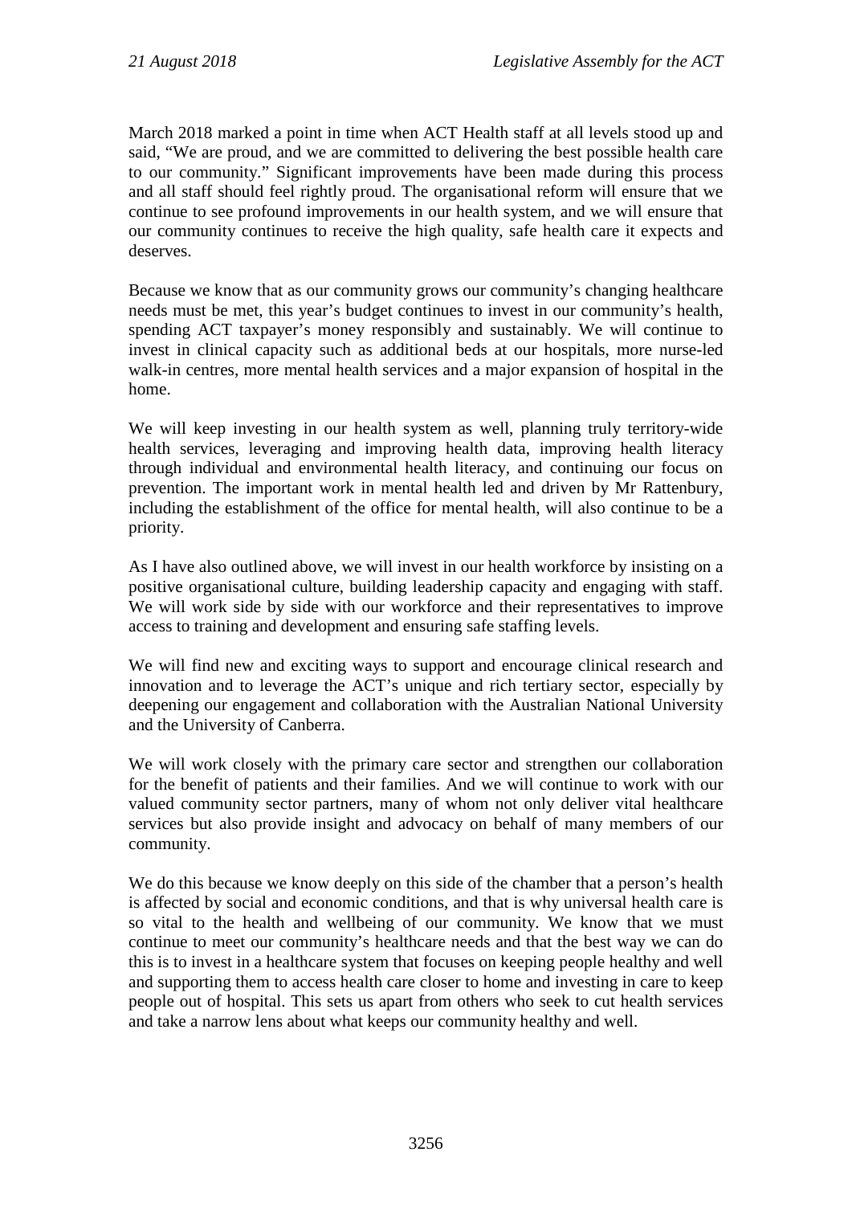March 2018 marked a point in time when ACT Health staff at all levels stood up and said, "We are proud, and we are committed to delivering the best possible health care to our community." Significant improvements have been made during this process and all staff should feel rightly proud. The organisational reform will ensure that we continue to see profound improvements in our health system, and we will ensure that our community continues to receive the high quality, safe health care it expects and deserves.

Because we know that as our community grows our community's changing healthcare needs must be met, this year's budget continues to invest in our community's health, spending ACT taxpayer's money responsibly and sustainably. We will continue to invest in clinical capacity such as additional beds at our hospitals, more nurse-led walk-in centres, more mental health services and a major expansion of hospital in the home.

We will keep investing in our health system as well, planning truly territory-wide health services, leveraging and improving health data, improving health literacy through individual and environmental health literacy, and continuing our focus on prevention. The important work in mental health led and driven by Mr Rattenbury, including the establishment of the office for mental health, will also continue to be a priority.

As I have also outlined above, we will invest in our health workforce by insisting on a positive organisational culture, building leadership capacity and engaging with staff. We will work side by side with our workforce and their representatives to improve access to training and development and ensuring safe staffing levels.

We will find new and exciting ways to support and encourage clinical research and innovation and to leverage the ACT's unique and rich tertiary sector, especially by deepening our engagement and collaboration with the Australian National University and the University of Canberra.

We will work closely with the primary care sector and strengthen our collaboration for the benefit of patients and their families. And we will continue to work with our valued community sector partners, many of whom not only deliver vital healthcare services but also provide insight and advocacy on behalf of many members of our community.

We do this because we know deeply on this side of the chamber that a person's health is affected by social and economic conditions, and that is why universal health care is so vital to the health and wellbeing of our community. We know that we must continue to meet our community's healthcare needs and that the best way we can do this is to invest in a healthcare system that focuses on keeping people healthy and well and supporting them to access health care closer to home and investing in care to keep people out of hospital. This sets us apart from others who seek to cut health services and take a narrow lens about what keeps our community healthy and well.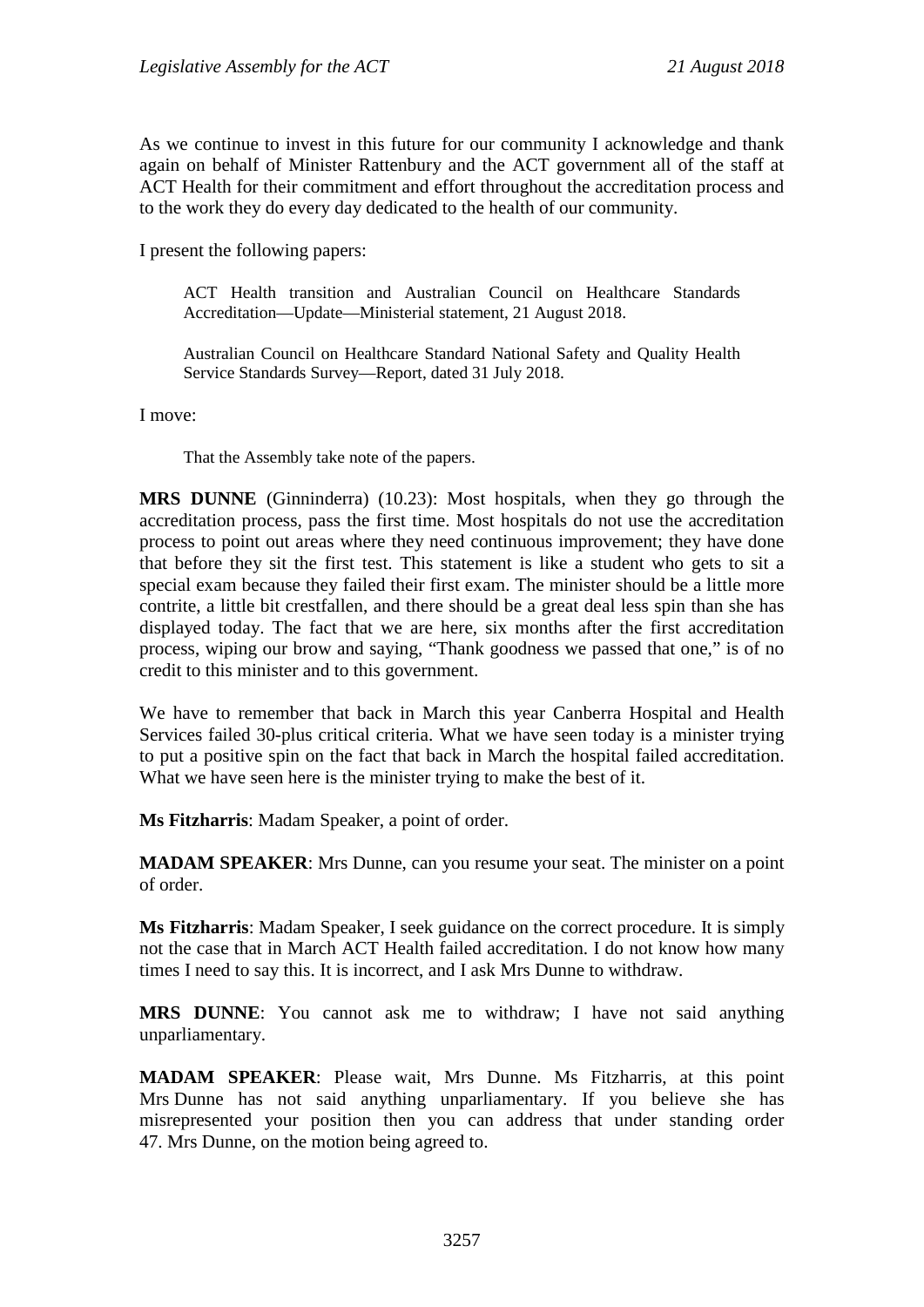As we continue to invest in this future for our community I acknowledge and thank again on behalf of Minister Rattenbury and the ACT government all of the staff at ACT Health for their commitment and effort throughout the accreditation process and to the work they do every day dedicated to the health of our community.

I present the following papers:

> ACT Health transition and Australian Council on Healthcare Standards Accreditation—Update—Ministerial statement, 21 August 2018.
>
> Australian Council on Healthcare Standard National Safety and Quality Health Service Standards Survey—Report, dated 31 July 2018.

I move:

> That the Assembly take note of the papers.

**MRS DUNNE** (Ginninderra) (10.23): Most hospitals, when they go through the accreditation process, pass the first time. Most hospitals do not use the accreditation process to point out areas where they need continuous improvement; they have done that before they sit the first test. This statement is like a student who gets to sit a special exam because they failed their first exam. The minister should be a little more contrite, a little bit crestfallen, and there should be a great deal less spin than she has displayed today. The fact that we are here, six months after the first accreditation process, wiping our brow and saying, "Thank goodness we passed that one," is of no credit to this minister and to this government.

We have to remember that back in March this year Canberra Hospital and Health Services failed 30-plus critical criteria. What we have seen today is a minister trying to put a positive spin on the fact that back in March the hospital failed accreditation. What we have seen here is the minister trying to make the best of it.

**Ms Fitzharris**: Madam Speaker, a point of order.

**MADAM SPEAKER**: Mrs Dunne, can you resume your seat. The minister on a point of order.

**Ms Fitzharris**: Madam Speaker, I seek guidance on the correct procedure. It is simply not the case that in March ACT Health failed accreditation. I do not know how many times I need to say this. It is incorrect, and I ask Mrs Dunne to withdraw.

**MRS DUNNE**: You cannot ask me to withdraw; I have not said anything unparliamentary.

**MADAM SPEAKER**: Please wait, Mrs Dunne. Ms Fitzharris, at this point Mrs Dunne has not said anything unparliamentary. If you believe she has misrepresented your position then you can address that under standing order 47. Mrs Dunne, on the motion being agreed to.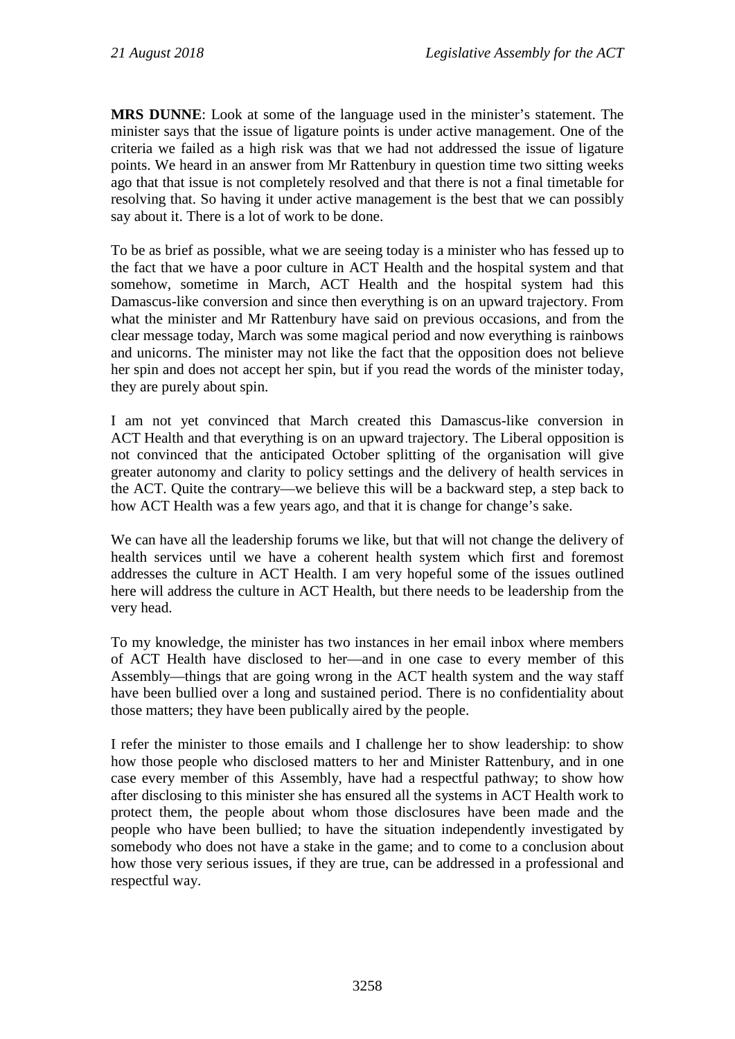**MRS DUNNE**: Look at some of the language used in the minister's statement. The minister says that the issue of ligature points is under active management. One of the criteria we failed as a high risk was that we had not addressed the issue of ligature points. We heard in an answer from Mr Rattenbury in question time two sitting weeks ago that that issue is not completely resolved and that there is not a final timetable for resolving that. So having it under active management is the best that we can possibly say about it. There is a lot of work to be done.

To be as brief as possible, what we are seeing today is a minister who has fessed up to the fact that we have a poor culture in ACT Health and the hospital system and that somehow, sometime in March, ACT Health and the hospital system had this Damascus-like conversion and since then everything is on an upward trajectory. From what the minister and Mr Rattenbury have said on previous occasions, and from the clear message today, March was some magical period and now everything is rainbows and unicorns. The minister may not like the fact that the opposition does not believe her spin and does not accept her spin, but if you read the words of the minister today, they are purely about spin.

I am not yet convinced that March created this Damascus-like conversion in ACT Health and that everything is on an upward trajectory. The Liberal opposition is not convinced that the anticipated October splitting of the organisation will give greater autonomy and clarity to policy settings and the delivery of health services in the ACT. Quite the contrary—we believe this will be a backward step, a step back to how ACT Health was a few years ago, and that it is change for change's sake.

We can have all the leadership forums we like, but that will not change the delivery of health services until we have a coherent health system which first and foremost addresses the culture in ACT Health. I am very hopeful some of the issues outlined here will address the culture in ACT Health, but there needs to be leadership from the very head.

To my knowledge, the minister has two instances in her email inbox where members of ACT Health have disclosed to her—and in one case to every member of this Assembly—things that are going wrong in the ACT health system and the way staff have been bullied over a long and sustained period. There is no confidentiality about those matters; they have been publically aired by the people.

I refer the minister to those emails and I challenge her to show leadership: to show how those people who disclosed matters to her and Minister Rattenbury, and in one case every member of this Assembly, have had a respectful pathway; to show how after disclosing to this minister she has ensured all the systems in ACT Health work to protect them, the people about whom those disclosures have been made and the people who have been bullied; to have the situation independently investigated by somebody who does not have a stake in the game; and to come to a conclusion about how those very serious issues, if they are true, can be addressed in a professional and respectful way.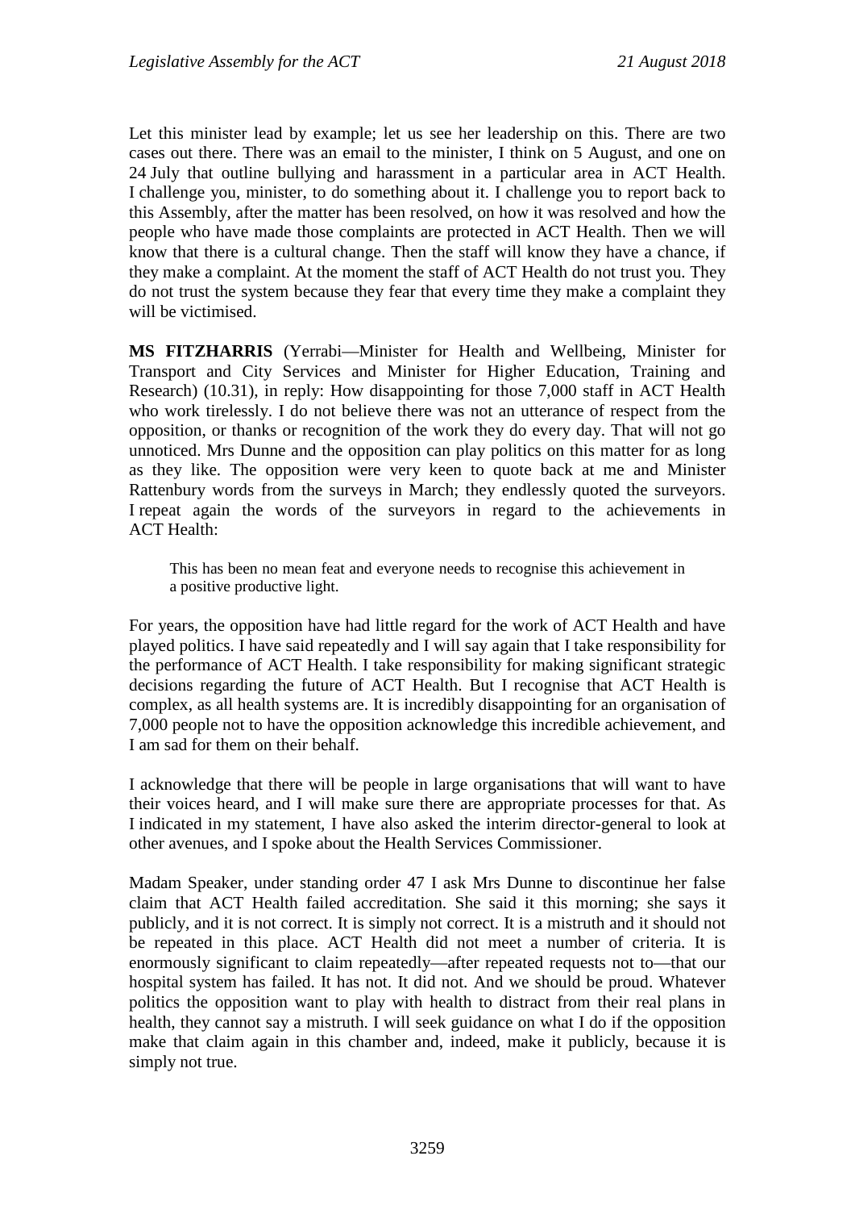Let this minister lead by example; let us see her leadership on this. There are two cases out there. There was an email to the minister, I think on 5 August, and one on 24 July that outline bullying and harassment in a particular area in ACT Health. I challenge you, minister, to do something about it. I challenge you to report back to this Assembly, after the matter has been resolved, on how it was resolved and how the people who have made those complaints are protected in ACT Health. Then we will know that there is a cultural change. Then the staff will know they have a chance, if they make a complaint. At the moment the staff of ACT Health do not trust you. They do not trust the system because they fear that every time they make a complaint they will be victimised.

**MS FITZHARRIS** (Yerrabi—Minister for Health and Wellbeing, Minister for Transport and City Services and Minister for Higher Education, Training and Research) (10.31), in reply: How disappointing for those 7,000 staff in ACT Health who work tirelessly. I do not believe there was not an utterance of respect from the opposition, or thanks or recognition of the work they do every day. That will not go unnoticed. Mrs Dunne and the opposition can play politics on this matter for as long as they like. The opposition were very keen to quote back at me and Minister Rattenbury words from the surveys in March; they endlessly quoted the surveyors. I repeat again the words of the surveyors in regard to the achievements in ACT Health:

> This has been no mean feat and everyone needs to recognise this achievement in a positive productive light.

For years, the opposition have had little regard for the work of ACT Health and have played politics. I have said repeatedly and I will say again that I take responsibility for the performance of ACT Health. I take responsibility for making significant strategic decisions regarding the future of ACT Health. But I recognise that ACT Health is complex, as all health systems are. It is incredibly disappointing for an organisation of 7,000 people not to have the opposition acknowledge this incredible achievement, and I am sad for them on their behalf.

I acknowledge that there will be people in large organisations that will want to have their voices heard, and I will make sure there are appropriate processes for that. As I indicated in my statement, I have also asked the interim director-general to look at other avenues, and I spoke about the Health Services Commissioner.

Madam Speaker, under standing order 47 I ask Mrs Dunne to discontinue her false claim that ACT Health failed accreditation. She said it this morning; she says it publicly, and it is not correct. It is simply not correct. It is a mistruth and it should not be repeated in this place. ACT Health did not meet a number of criteria. It is enormously significant to claim repeatedly—after repeated requests not to—that our hospital system has failed. It has not. It did not. And we should be proud. Whatever politics the opposition want to play with health to distract from their real plans in health, they cannot say a mistruth. I will seek guidance on what I do if the opposition make that claim again in this chamber and, indeed, make it publicly, because it is simply not true.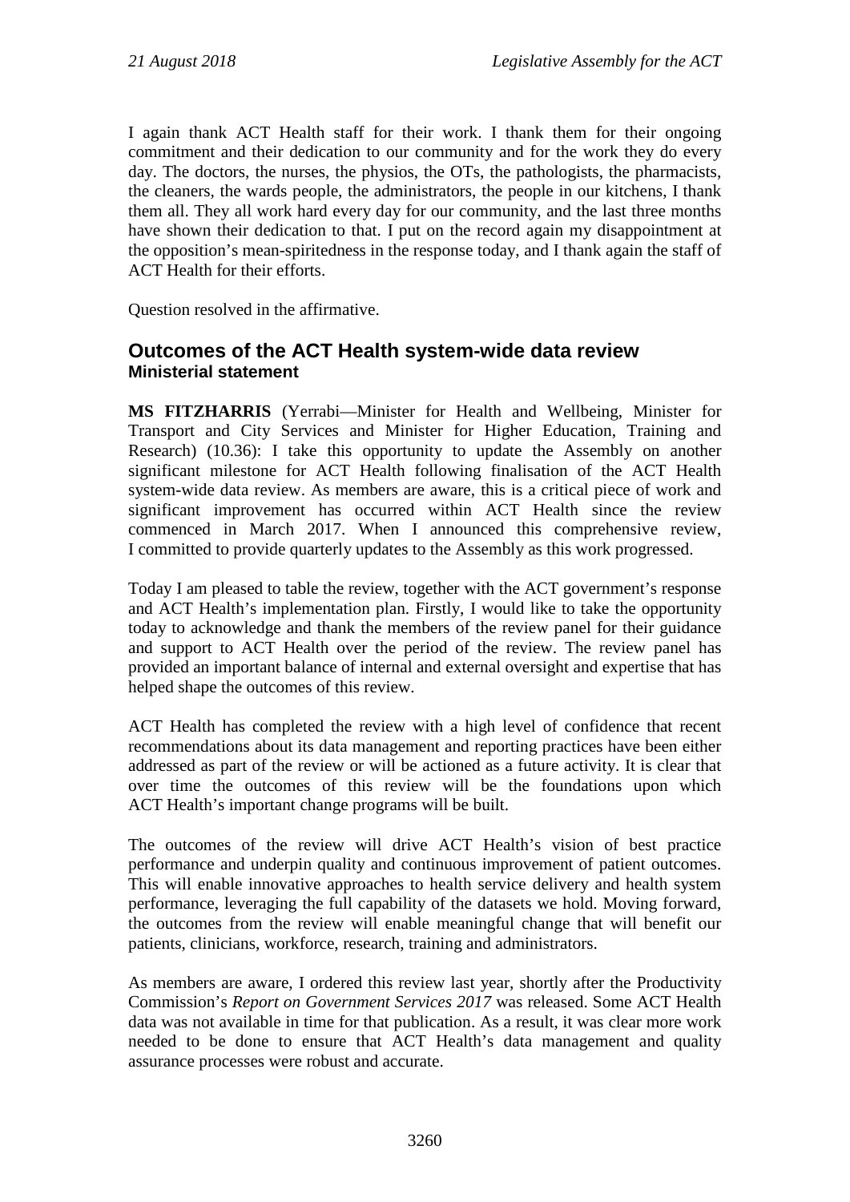I again thank ACT Health staff for their work. I thank them for their ongoing commitment and their dedication to our community and for the work they do every day. The doctors, the nurses, the physios, the OTs, the pathologists, the pharmacists, the cleaners, the wards people, the administrators, the people in our kitchens, I thank them all. They all work hard every day for our community, and the last three months have shown their dedication to that. I put on the record again my disappointment at the opposition's mean-spiritedness in the response today, and I thank again the staff of ACT Health for their efforts.

Question resolved in the affirmative.

## Outcomes of the ACT Health system-wide data review

### Ministerial statement

**MS FITZHARRIS** (Yerrabi—Minister for Health and Wellbeing, Minister for Transport and City Services and Minister for Higher Education, Training and Research) (10.36): I take this opportunity to update the Assembly on another significant milestone for ACT Health following finalisation of the ACT Health system-wide data review. As members are aware, this is a critical piece of work and significant improvement has occurred within ACT Health since the review commenced in March 2017. When I announced this comprehensive review, I committed to provide quarterly updates to the Assembly as this work progressed.

Today I am pleased to table the review, together with the ACT government's response and ACT Health's implementation plan. Firstly, I would like to take the opportunity today to acknowledge and thank the members of the review panel for their guidance and support to ACT Health over the period of the review. The review panel has provided an important balance of internal and external oversight and expertise that has helped shape the outcomes of this review.

ACT Health has completed the review with a high level of confidence that recent recommendations about its data management and reporting practices have been either addressed as part of the review or will be actioned as a future activity. It is clear that over time the outcomes of this review will be the foundations upon which ACT Health's important change programs will be built.

The outcomes of the review will drive ACT Health's vision of best practice performance and underpin quality and continuous improvement of patient outcomes. This will enable innovative approaches to health service delivery and health system performance, leveraging the full capability of the datasets we hold. Moving forward, the outcomes from the review will enable meaningful change that will benefit our patients, clinicians, workforce, research, training and administrators.

As members are aware, I ordered this review last year, shortly after the Productivity Commission's *Report on Government Services 2017* was released. Some ACT Health data was not available in time for that publication. As a result, it was clear more work needed to be done to ensure that ACT Health's data management and quality assurance processes were robust and accurate.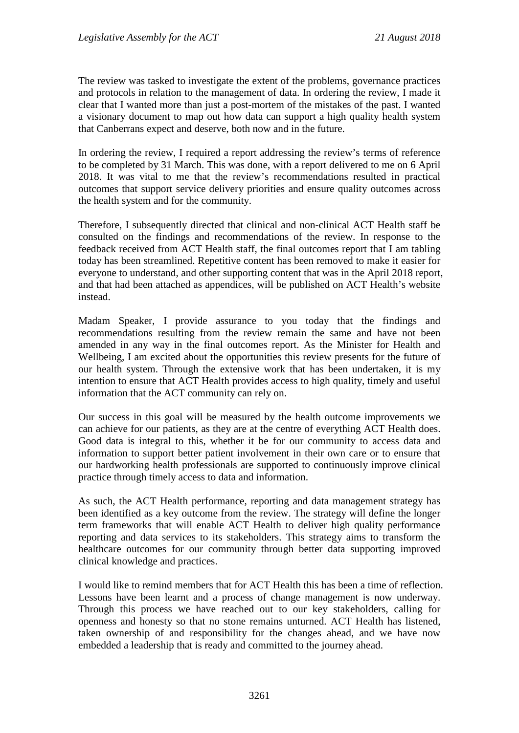The review was tasked to investigate the extent of the problems, governance practices and protocols in relation to the management of data. In ordering the review, I made it clear that I wanted more than just a post-mortem of the mistakes of the past. I wanted a visionary document to map out how data can support a high quality health system that Canberrans expect and deserve, both now and in the future.

In ordering the review, I required a report addressing the review's terms of reference to be completed by 31 March. This was done, with a report delivered to me on 6 April 2018. It was vital to me that the review's recommendations resulted in practical outcomes that support service delivery priorities and ensure quality outcomes across the health system and for the community.

Therefore, I subsequently directed that clinical and non-clinical ACT Health staff be consulted on the findings and recommendations of the review. In response to the feedback received from ACT Health staff, the final outcomes report that I am tabling today has been streamlined. Repetitive content has been removed to make it easier for everyone to understand, and other supporting content that was in the April 2018 report, and that had been attached as appendices, will be published on ACT Health's website instead.

Madam Speaker, I provide assurance to you today that the findings and recommendations resulting from the review remain the same and have not been amended in any way in the final outcomes report. As the Minister for Health and Wellbeing, I am excited about the opportunities this review presents for the future of our health system. Through the extensive work that has been undertaken, it is my intention to ensure that ACT Health provides access to high quality, timely and useful information that the ACT community can rely on.

Our success in this goal will be measured by the health outcome improvements we can achieve for our patients, as they are at the centre of everything ACT Health does. Good data is integral to this, whether it be for our community to access data and information to support better patient involvement in their own care or to ensure that our hardworking health professionals are supported to continuously improve clinical practice through timely access to data and information.

As such, the ACT Health performance, reporting and data management strategy has been identified as a key outcome from the review. The strategy will define the longer term frameworks that will enable ACT Health to deliver high quality performance reporting and data services to its stakeholders. This strategy aims to transform the healthcare outcomes for our community through better data supporting improved clinical knowledge and practices.

I would like to remind members that for ACT Health this has been a time of reflection. Lessons have been learnt and a process of change management is now underway. Through this process we have reached out to our key stakeholders, calling for openness and honesty so that no stone remains unturned. ACT Health has listened, taken ownership of and responsibility for the changes ahead, and we have now embedded a leadership that is ready and committed to the journey ahead.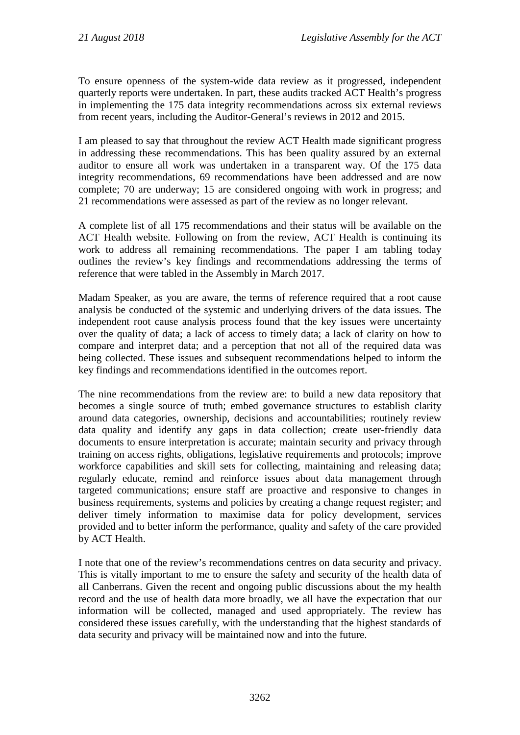To ensure openness of the system-wide data review as it progressed, independent quarterly reports were undertaken. In part, these audits tracked ACT Health's progress in implementing the 175 data integrity recommendations across six external reviews from recent years, including the Auditor-General's reviews in 2012 and 2015.

I am pleased to say that throughout the review ACT Health made significant progress in addressing these recommendations. This has been quality assured by an external auditor to ensure all work was undertaken in a transparent way. Of the 175 data integrity recommendations, 69 recommendations have been addressed and are now complete; 70 are underway; 15 are considered ongoing with work in progress; and 21 recommendations were assessed as part of the review as no longer relevant.

A complete list of all 175 recommendations and their status will be available on the ACT Health website. Following on from the review, ACT Health is continuing its work to address all remaining recommendations. The paper I am tabling today outlines the review's key findings and recommendations addressing the terms of reference that were tabled in the Assembly in March 2017.

Madam Speaker, as you are aware, the terms of reference required that a root cause analysis be conducted of the systemic and underlying drivers of the data issues. The independent root cause analysis process found that the key issues were uncertainty over the quality of data; a lack of access to timely data; a lack of clarity on how to compare and interpret data; and a perception that not all of the required data was being collected. These issues and subsequent recommendations helped to inform the key findings and recommendations identified in the outcomes report.

The nine recommendations from the review are: to build a new data repository that becomes a single source of truth; embed governance structures to establish clarity around data categories, ownership, decisions and accountabilities; routinely review data quality and identify any gaps in data collection; create user-friendly data documents to ensure interpretation is accurate; maintain security and privacy through training on access rights, obligations, legislative requirements and protocols; improve workforce capabilities and skill sets for collecting, maintaining and releasing data; regularly educate, remind and reinforce issues about data management through targeted communications; ensure staff are proactive and responsive to changes in business requirements, systems and policies by creating a change request register; and deliver timely information to maximise data for policy development, services provided and to better inform the performance, quality and safety of the care provided by ACT Health.

I note that one of the review's recommendations centres on data security and privacy. This is vitally important to me to ensure the safety and security of the health data of all Canberrans. Given the recent and ongoing public discussions about the my health record and the use of health data more broadly, we all have the expectation that our information will be collected, managed and used appropriately. The review has considered these issues carefully, with the understanding that the highest standards of data security and privacy will be maintained now and into the future.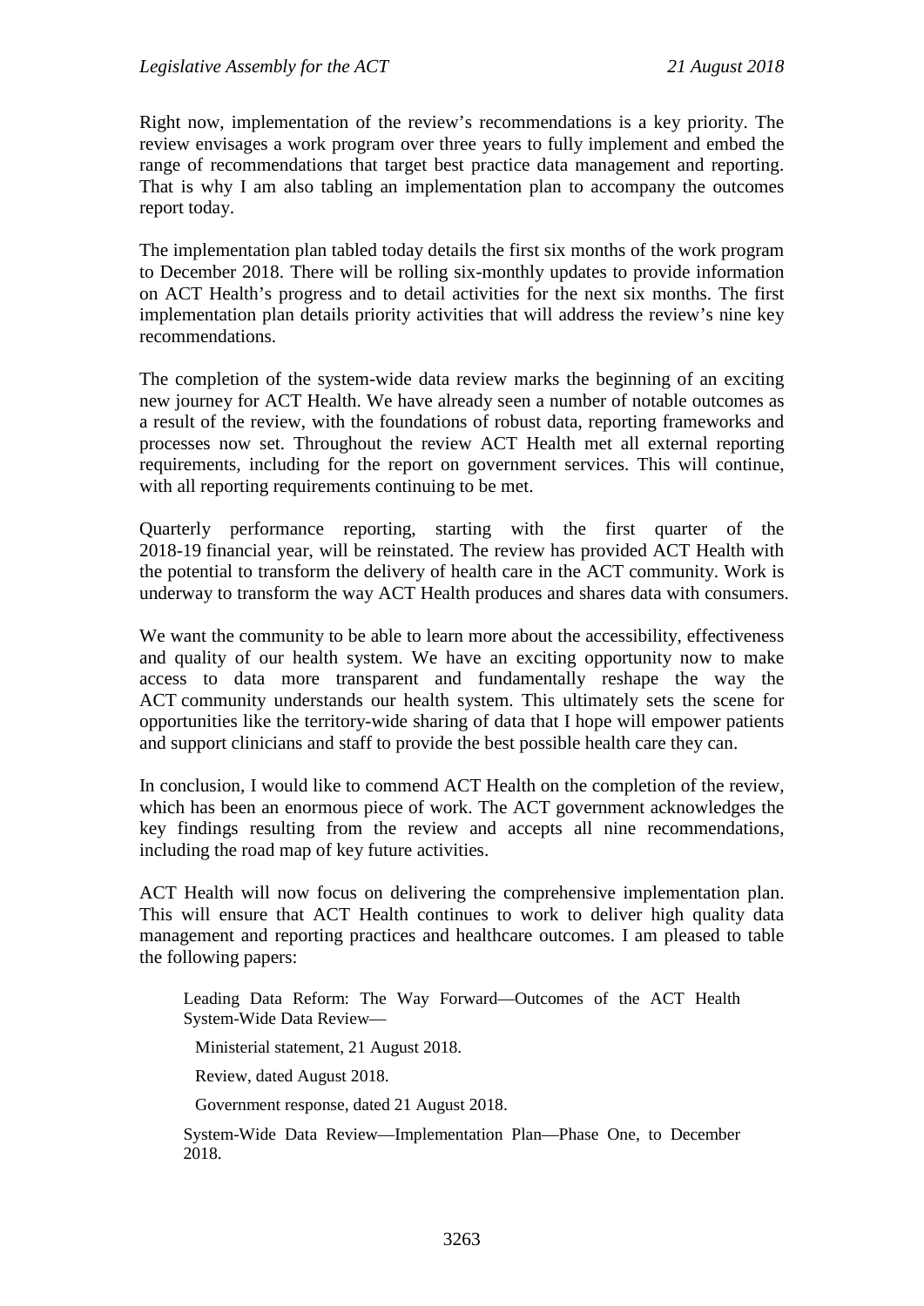Right now, implementation of the review's recommendations is a key priority. The review envisages a work program over three years to fully implement and embed the range of recommendations that target best practice data management and reporting. That is why I am also tabling an implementation plan to accompany the outcomes report today.

The implementation plan tabled today details the first six months of the work program to December 2018. There will be rolling six-monthly updates to provide information on ACT Health's progress and to detail activities for the next six months. The first implementation plan details priority activities that will address the review's nine key recommendations.

The completion of the system-wide data review marks the beginning of an exciting new journey for ACT Health. We have already seen a number of notable outcomes as a result of the review, with the foundations of robust data, reporting frameworks and processes now set. Throughout the review ACT Health met all external reporting requirements, including for the report on government services. This will continue, with all reporting requirements continuing to be met.

Quarterly performance reporting, starting with the first quarter of the 2018-19 financial year, will be reinstated. The review has provided ACT Health with the potential to transform the delivery of health care in the ACT community. Work is underway to transform the way ACT Health produces and shares data with consumers.

We want the community to be able to learn more about the accessibility, effectiveness and quality of our health system. We have an exciting opportunity now to make access to data more transparent and fundamentally reshape the way the ACT community understands our health system. This ultimately sets the scene for opportunities like the territory-wide sharing of data that I hope will empower patients and support clinicians and staff to provide the best possible health care they can.

In conclusion, I would like to commend ACT Health on the completion of the review, which has been an enormous piece of work. The ACT government acknowledges the key findings resulting from the review and accepts all nine recommendations, including the road map of key future activities.

ACT Health will now focus on delivering the comprehensive implementation plan. This will ensure that ACT Health continues to work to deliver high quality data management and reporting practices and healthcare outcomes. I am pleased to table the following papers:

> Leading Data Reform: The Way Forward—Outcomes of the ACT Health System-Wide Data Review—
>
> Ministerial statement, 21 August 2018.
>
> Review, dated August 2018.
>
> Government response, dated 21 August 2018.
>
> System-Wide Data Review—Implementation Plan—Phase One, to December 2018.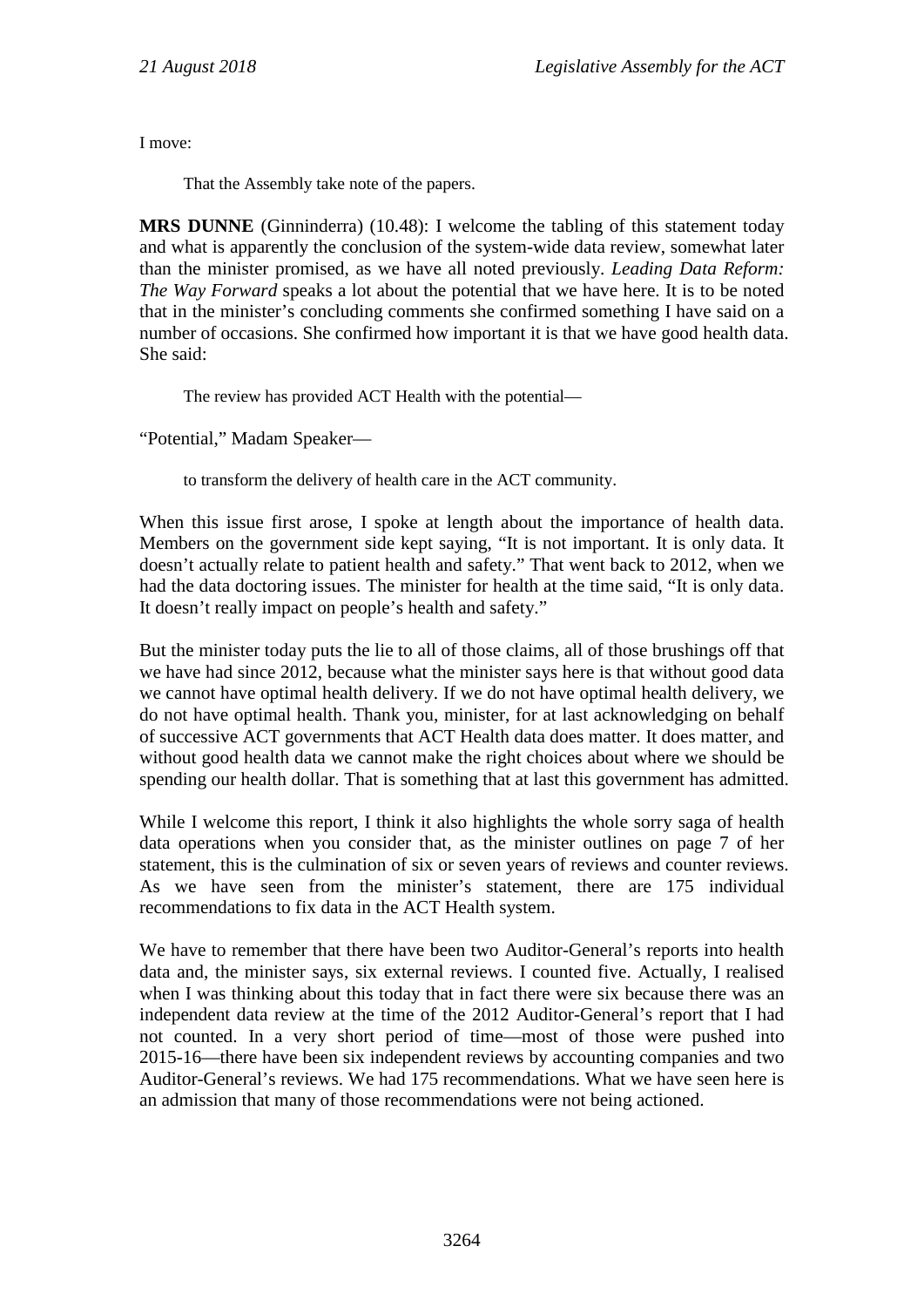I move:

> That the Assembly take note of the papers.

**MRS DUNNE** (Ginninderra) (10.48): I welcome the tabling of this statement today and what is apparently the conclusion of the system-wide data review, somewhat later than the minister promised, as we have all noted previously. *Leading Data Reform: The Way Forward* speaks a lot about the potential that we have here. It is to be noted that in the minister's concluding comments she confirmed something I have said on a number of occasions. She confirmed how important it is that we have good health data. She said:

> The review has provided ACT Health with the potential—

"Potential," Madam Speaker—

> to transform the delivery of health care in the ACT community.

When this issue first arose, I spoke at length about the importance of health data. Members on the government side kept saying, "It is not important. It is only data. It doesn't actually relate to patient health and safety." That went back to 2012, when we had the data doctoring issues. The minister for health at the time said, "It is only data. It doesn't really impact on people's health and safety."

But the minister today puts the lie to all of those claims, all of those brushings off that we have had since 2012, because what the minister says here is that without good data we cannot have optimal health delivery. If we do not have optimal health delivery, we do not have optimal health. Thank you, minister, for at last acknowledging on behalf of successive ACT governments that ACT Health data does matter. It does matter, and without good health data we cannot make the right choices about where we should be spending our health dollar. That is something that at last this government has admitted.

While I welcome this report, I think it also highlights the whole sorry saga of health data operations when you consider that, as the minister outlines on page 7 of her statement, this is the culmination of six or seven years of reviews and counter reviews. As we have seen from the minister's statement, there are 175 individual recommendations to fix data in the ACT Health system.

We have to remember that there have been two Auditor-General's reports into health data and, the minister says, six external reviews. I counted five. Actually, I realised when I was thinking about this today that in fact there were six because there was an independent data review at the time of the 2012 Auditor-General's report that I had not counted. In a very short period of time—most of those were pushed into 2015-16—there have been six independent reviews by accounting companies and two Auditor-General's reviews. We had 175 recommendations. What we have seen here is an admission that many of those recommendations were not being actioned.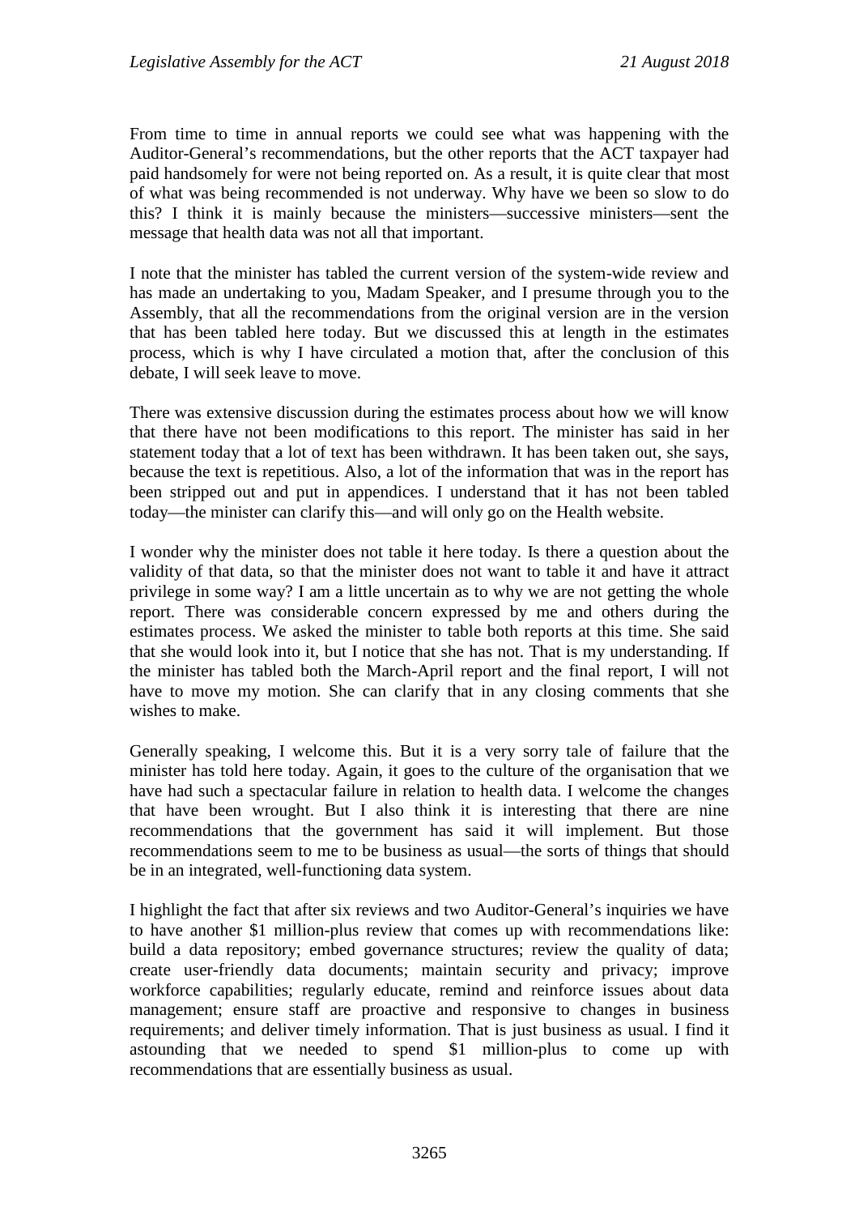From time to time in annual reports we could see what was happening with the Auditor-General's recommendations, but the other reports that the ACT taxpayer had paid handsomely for were not being reported on. As a result, it is quite clear that most of what was being recommended is not underway. Why have we been so slow to do this? I think it is mainly because the ministers—successive ministers—sent the message that health data was not all that important.

I note that the minister has tabled the current version of the system-wide review and has made an undertaking to you, Madam Speaker, and I presume through you to the Assembly, that all the recommendations from the original version are in the version that has been tabled here today. But we discussed this at length in the estimates process, which is why I have circulated a motion that, after the conclusion of this debate, I will seek leave to move.

There was extensive discussion during the estimates process about how we will know that there have not been modifications to this report. The minister has said in her statement today that a lot of text has been withdrawn. It has been taken out, she says, because the text is repetitious. Also, a lot of the information that was in the report has been stripped out and put in appendices. I understand that it has not been tabled today—the minister can clarify this—and will only go on the Health website.

I wonder why the minister does not table it here today. Is there a question about the validity of that data, so that the minister does not want to table it and have it attract privilege in some way? I am a little uncertain as to why we are not getting the whole report. There was considerable concern expressed by me and others during the estimates process. We asked the minister to table both reports at this time. She said that she would look into it, but I notice that she has not. That is my understanding. If the minister has tabled both the March-April report and the final report, I will not have to move my motion. She can clarify that in any closing comments that she wishes to make.

Generally speaking, I welcome this. But it is a very sorry tale of failure that the minister has told here today. Again, it goes to the culture of the organisation that we have had such a spectacular failure in relation to health data. I welcome the changes that have been wrought. But I also think it is interesting that there are nine recommendations that the government has said it will implement. But those recommendations seem to me to be business as usual—the sorts of things that should be in an integrated, well-functioning data system.

I highlight the fact that after six reviews and two Auditor-General's inquiries we have to have another $1 million-plus review that comes up with recommendations like: build a data repository; embed governance structures; review the quality of data; create user-friendly data documents; maintain security and privacy; improve workforce capabilities; regularly educate, remind and reinforce issues about data management; ensure staff are proactive and responsive to changes in business requirements; and deliver timely information. That is just business as usual. I find it astounding that we needed to spend $1 million-plus to come up with recommendations that are essentially business as usual.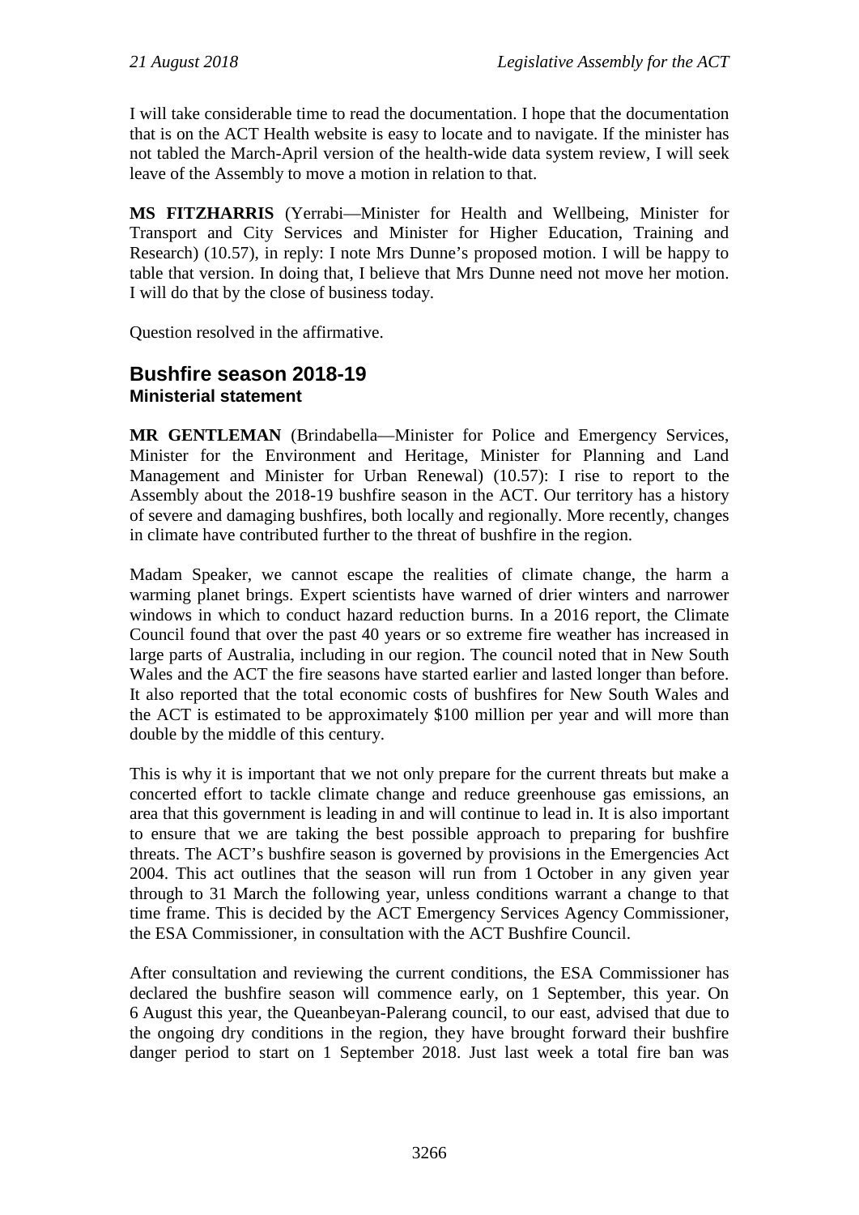I will take considerable time to read the documentation. I hope that the documentation that is on the ACT Health website is easy to locate and to navigate. If the minister has not tabled the March-April version of the health-wide data system review, I will seek leave of the Assembly to move a motion in relation to that.

**MS FITZHARRIS** (Yerrabi—Minister for Health and Wellbeing, Minister for Transport and City Services and Minister for Higher Education, Training and Research) (10.57), in reply: I note Mrs Dunne's proposed motion. I will be happy to table that version. In doing that, I believe that Mrs Dunne need not move her motion. I will do that by the close of business today.

Question resolved in the affirmative.

## Bushfire season 2018-19
### Ministerial statement

**MR GENTLEMAN** (Brindabella—Minister for Police and Emergency Services, Minister for the Environment and Heritage, Minister for Planning and Land Management and Minister for Urban Renewal) (10.57): I rise to report to the Assembly about the 2018-19 bushfire season in the ACT. Our territory has a history of severe and damaging bushfires, both locally and regionally. More recently, changes in climate have contributed further to the threat of bushfire in the region.

Madam Speaker, we cannot escape the realities of climate change, the harm a warming planet brings. Expert scientists have warned of drier winters and narrower windows in which to conduct hazard reduction burns. In a 2016 report, the Climate Council found that over the past 40 years or so extreme fire weather has increased in large parts of Australia, including in our region. The council noted that in New South Wales and the ACT the fire seasons have started earlier and lasted longer than before. It also reported that the total economic costs of bushfires for New South Wales and the ACT is estimated to be approximately $100 million per year and will more than double by the middle of this century.

This is why it is important that we not only prepare for the current threats but make a concerted effort to tackle climate change and reduce greenhouse gas emissions, an area that this government is leading in and will continue to lead in. It is also important to ensure that we are taking the best possible approach to preparing for bushfire threats. The ACT's bushfire season is governed by provisions in the Emergencies Act 2004. This act outlines that the season will run from 1 October in any given year through to 31 March the following year, unless conditions warrant a change to that time frame. This is decided by the ACT Emergency Services Agency Commissioner, the ESA Commissioner, in consultation with the ACT Bushfire Council.

After consultation and reviewing the current conditions, the ESA Commissioner has declared the bushfire season will commence early, on 1 September, this year. On 6 August this year, the Queanbeyan-Palerang council, to our east, advised that due to the ongoing dry conditions in the region, they have brought forward their bushfire danger period to start on 1 September 2018. Just last week a total fire ban was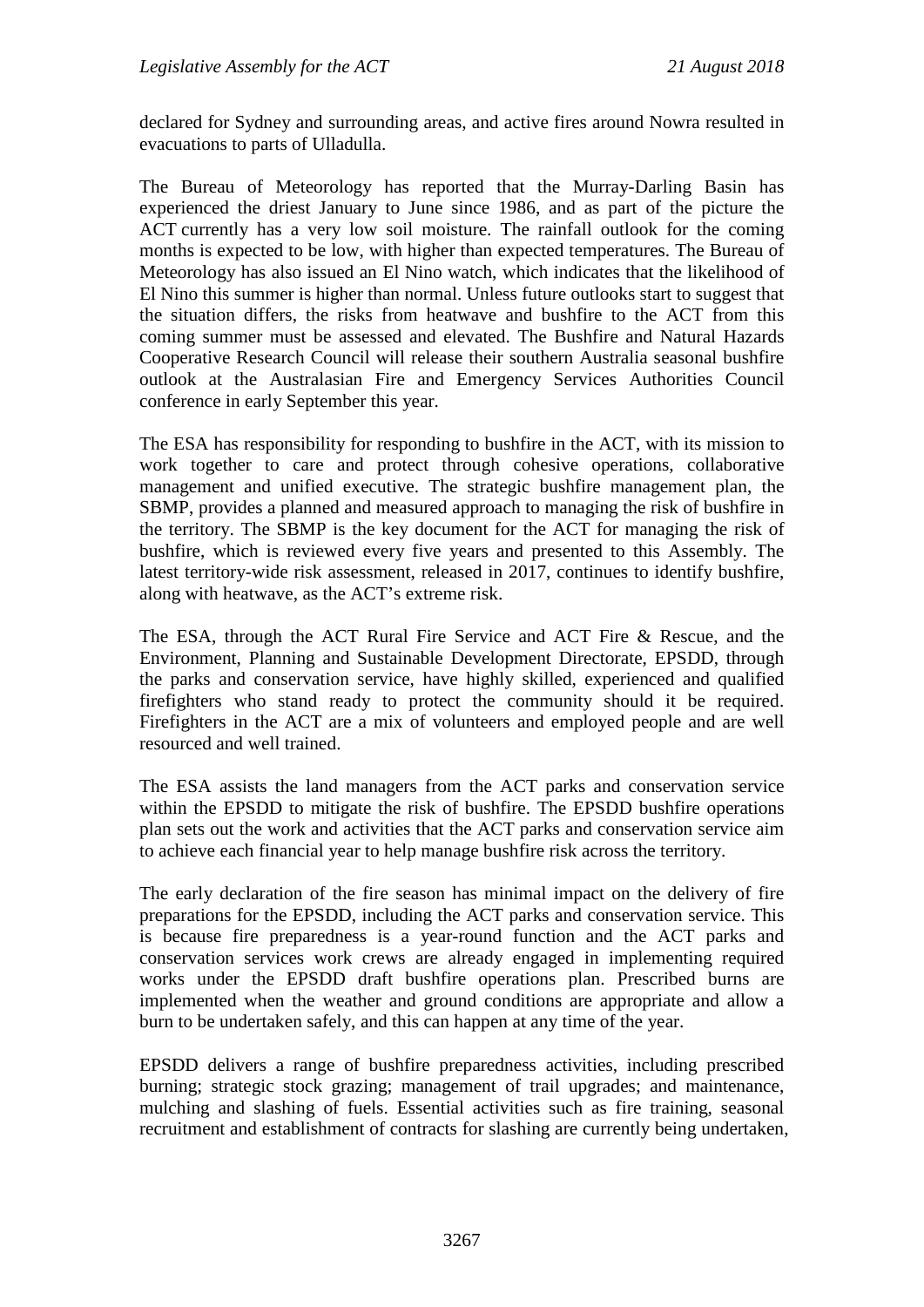declared for Sydney and surrounding areas, and active fires around Nowra resulted in evacuations to parts of Ulladulla.

The Bureau of Meteorology has reported that the Murray-Darling Basin has experienced the driest January to June since 1986, and as part of the picture the ACT currently has a very low soil moisture. The rainfall outlook for the coming months is expected to be low, with higher than expected temperatures. The Bureau of Meteorology has also issued an El Nino watch, which indicates that the likelihood of El Nino this summer is higher than normal. Unless future outlooks start to suggest that the situation differs, the risks from heatwave and bushfire to the ACT from this coming summer must be assessed and elevated. The Bushfire and Natural Hazards Cooperative Research Council will release their southern Australia seasonal bushfire outlook at the Australasian Fire and Emergency Services Authorities Council conference in early September this year.

The ESA has responsibility for responding to bushfire in the ACT, with its mission to work together to care and protect through cohesive operations, collaborative management and unified executive. The strategic bushfire management plan, the SBMP, provides a planned and measured approach to managing the risk of bushfire in the territory. The SBMP is the key document for the ACT for managing the risk of bushfire, which is reviewed every five years and presented to this Assembly. The latest territory-wide risk assessment, released in 2017, continues to identify bushfire, along with heatwave, as the ACT's extreme risk.

The ESA, through the ACT Rural Fire Service and ACT Fire & Rescue, and the Environment, Planning and Sustainable Development Directorate, EPSDD, through the parks and conservation service, have highly skilled, experienced and qualified firefighters who stand ready to protect the community should it be required. Firefighters in the ACT are a mix of volunteers and employed people and are well resourced and well trained.

The ESA assists the land managers from the ACT parks and conservation service within the EPSDD to mitigate the risk of bushfire. The EPSDD bushfire operations plan sets out the work and activities that the ACT parks and conservation service aim to achieve each financial year to help manage bushfire risk across the territory.

The early declaration of the fire season has minimal impact on the delivery of fire preparations for the EPSDD, including the ACT parks and conservation service. This is because fire preparedness is a year-round function and the ACT parks and conservation services work crews are already engaged in implementing required works under the EPSDD draft bushfire operations plan. Prescribed burns are implemented when the weather and ground conditions are appropriate and allow a burn to be undertaken safely, and this can happen at any time of the year.

EPSDD delivers a range of bushfire preparedness activities, including prescribed burning; strategic stock grazing; management of trail upgrades; and maintenance, mulching and slashing of fuels. Essential activities such as fire training, seasonal recruitment and establishment of contracts for slashing are currently being undertaken,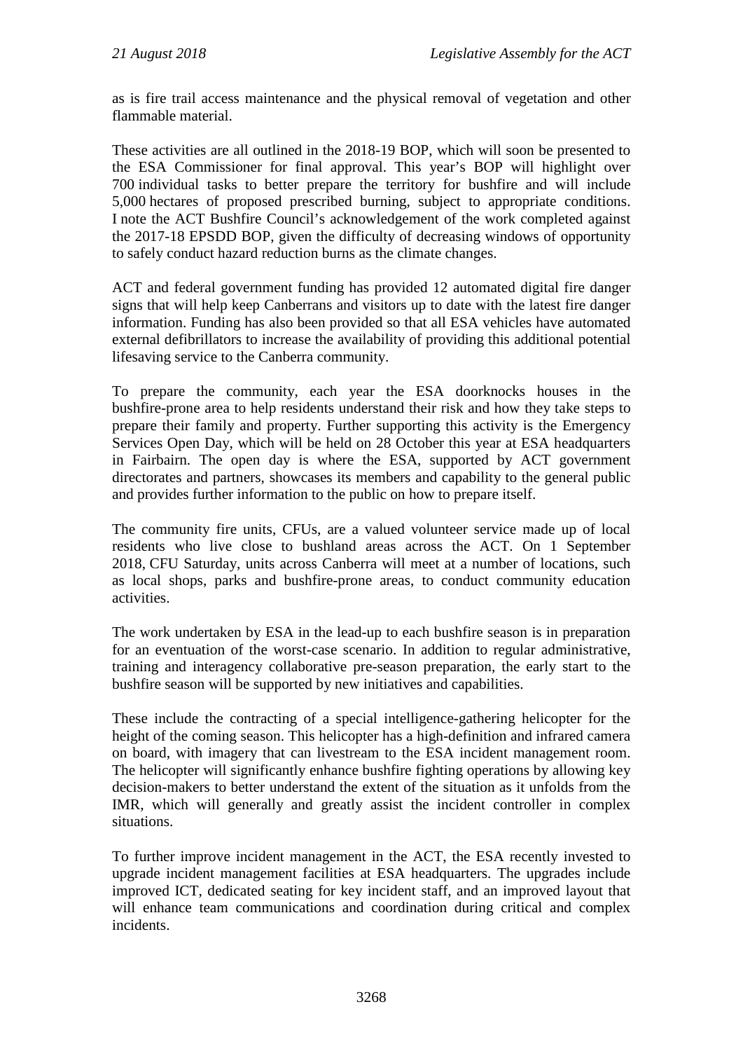as is fire trail access maintenance and the physical removal of vegetation and other flammable material.

These activities are all outlined in the 2018-19 BOP, which will soon be presented to the ESA Commissioner for final approval. This year's BOP will highlight over 700 individual tasks to better prepare the territory for bushfire and will include 5,000 hectares of proposed prescribed burning, subject to appropriate conditions. I note the ACT Bushfire Council's acknowledgement of the work completed against the 2017-18 EPSDD BOP, given the difficulty of decreasing windows of opportunity to safely conduct hazard reduction burns as the climate changes.

ACT and federal government funding has provided 12 automated digital fire danger signs that will help keep Canberrans and visitors up to date with the latest fire danger information. Funding has also been provided so that all ESA vehicles have automated external defibrillators to increase the availability of providing this additional potential lifesaving service to the Canberra community.

To prepare the community, each year the ESA doorknocks houses in the bushfire-prone area to help residents understand their risk and how they take steps to prepare their family and property. Further supporting this activity is the Emergency Services Open Day, which will be held on 28 October this year at ESA headquarters in Fairbairn. The open day is where the ESA, supported by ACT government directorates and partners, showcases its members and capability to the general public and provides further information to the public on how to prepare itself.

The community fire units, CFUs, are a valued volunteer service made up of local residents who live close to bushland areas across the ACT. On 1 September 2018, CFU Saturday, units across Canberra will meet at a number of locations, such as local shops, parks and bushfire-prone areas, to conduct community education activities.

The work undertaken by ESA in the lead-up to each bushfire season is in preparation for an eventuation of the worst-case scenario. In addition to regular administrative, training and interagency collaborative pre-season preparation, the early start to the bushfire season will be supported by new initiatives and capabilities.

These include the contracting of a special intelligence-gathering helicopter for the height of the coming season. This helicopter has a high-definition and infrared camera on board, with imagery that can livestream to the ESA incident management room. The helicopter will significantly enhance bushfire fighting operations by allowing key decision-makers to better understand the extent of the situation as it unfolds from the IMR, which will generally and greatly assist the incident controller in complex situations.

To further improve incident management in the ACT, the ESA recently invested to upgrade incident management facilities at ESA headquarters. The upgrades include improved ICT, dedicated seating for key incident staff, and an improved layout that will enhance team communications and coordination during critical and complex incidents.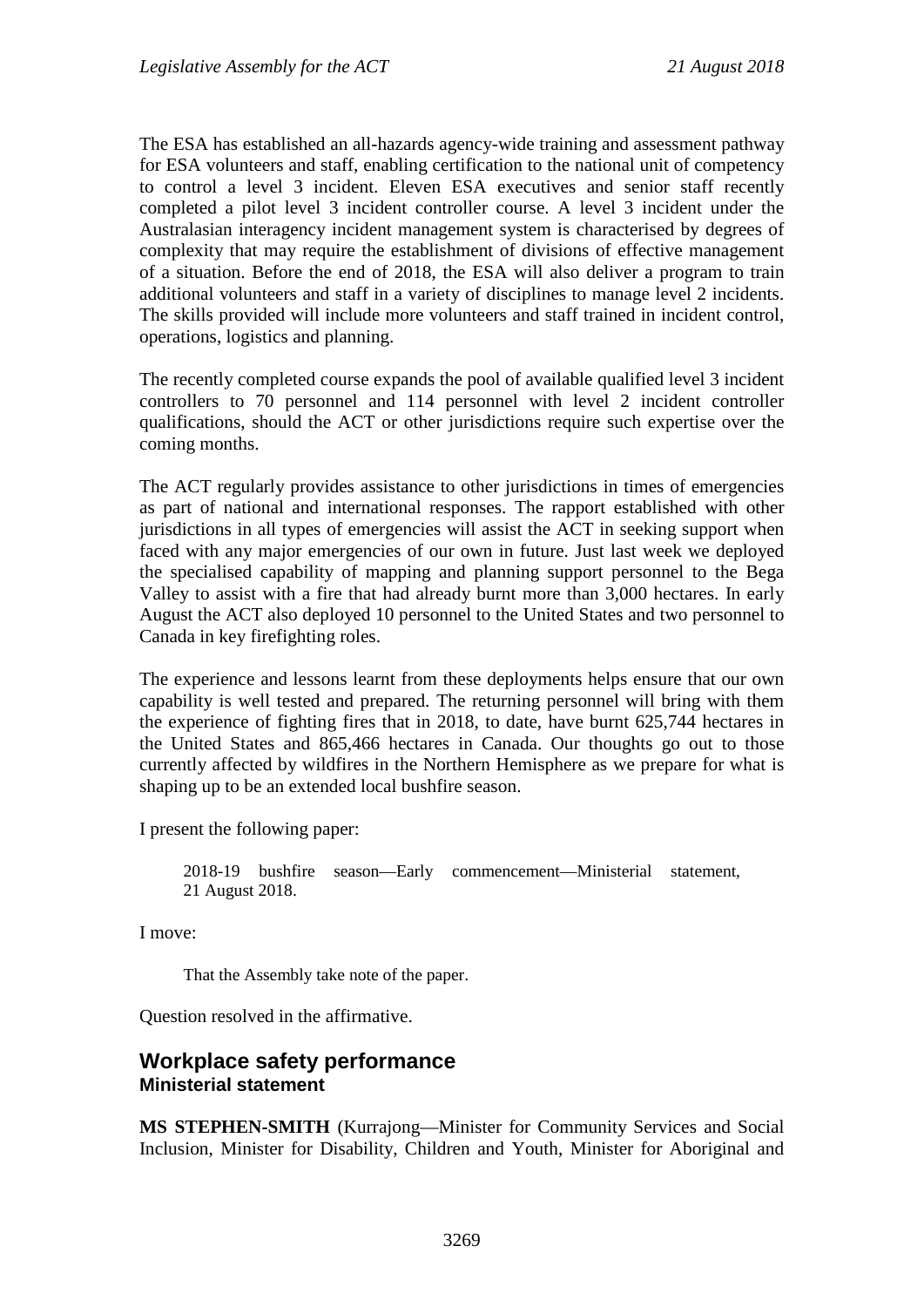The ESA has established an all-hazards agency-wide training and assessment pathway for ESA volunteers and staff, enabling certification to the national unit of competency to control a level 3 incident. Eleven ESA executives and senior staff recently completed a pilot level 3 incident controller course. A level 3 incident under the Australasian interagency incident management system is characterised by degrees of complexity that may require the establishment of divisions of effective management of a situation. Before the end of 2018, the ESA will also deliver a program to train additional volunteers and staff in a variety of disciplines to manage level 2 incidents. The skills provided will include more volunteers and staff trained in incident control, operations, logistics and planning.

The recently completed course expands the pool of available qualified level 3 incident controllers to 70 personnel and 114 personnel with level 2 incident controller qualifications, should the ACT or other jurisdictions require such expertise over the coming months.

The ACT regularly provides assistance to other jurisdictions in times of emergencies as part of national and international responses. The rapport established with other jurisdictions in all types of emergencies will assist the ACT in seeking support when faced with any major emergencies of our own in future. Just last week we deployed the specialised capability of mapping and planning support personnel to the Bega Valley to assist with a fire that had already burnt more than 3,000 hectares. In early August the ACT also deployed 10 personnel to the United States and two personnel to Canada in key firefighting roles.

The experience and lessons learnt from these deployments helps ensure that our own capability is well tested and prepared. The returning personnel will bring with them the experience of fighting fires that in 2018, to date, have burnt 625,744 hectares in the United States and 865,466 hectares in Canada. Our thoughts go out to those currently affected by wildfires in the Northern Hemisphere as we prepare for what is shaping up to be an extended local bushfire season.

I present the following paper:

> 2018-19 bushfire season—Early commencement—Ministerial statement, 21 August 2018.

I move:

> That the Assembly take note of the paper.

Question resolved in the affirmative.

## Workplace safety performance
### Ministerial statement

**MS STEPHEN-SMITH** (Kurrajong—Minister for Community Services and Social Inclusion, Minister for Disability, Children and Youth, Minister for Aboriginal and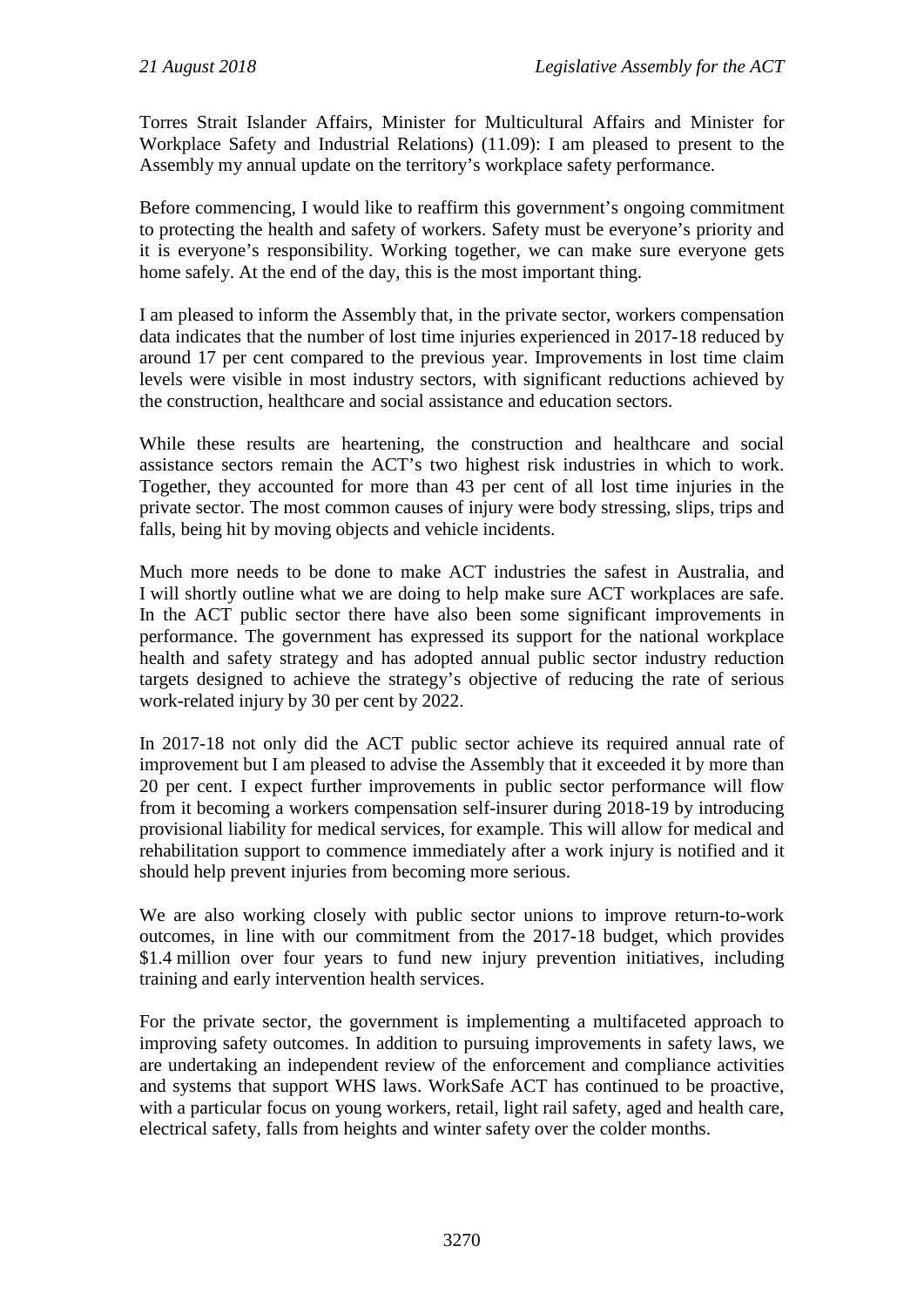Torres Strait Islander Affairs, Minister for Multicultural Affairs and Minister for Workplace Safety and Industrial Relations) (11.09): I am pleased to present to the Assembly my annual update on the territory's workplace safety performance.

Before commencing, I would like to reaffirm this government's ongoing commitment to protecting the health and safety of workers. Safety must be everyone's priority and it is everyone's responsibility. Working together, we can make sure everyone gets home safely. At the end of the day, this is the most important thing.

I am pleased to inform the Assembly that, in the private sector, workers compensation data indicates that the number of lost time injuries experienced in 2017-18 reduced by around 17 per cent compared to the previous year. Improvements in lost time claim levels were visible in most industry sectors, with significant reductions achieved by the construction, healthcare and social assistance and education sectors.

While these results are heartening, the construction and healthcare and social assistance sectors remain the ACT's two highest risk industries in which to work. Together, they accounted for more than 43 per cent of all lost time injuries in the private sector. The most common causes of injury were body stressing, slips, trips and falls, being hit by moving objects and vehicle incidents.

Much more needs to be done to make ACT industries the safest in Australia, and I will shortly outline what we are doing to help make sure ACT workplaces are safe. In the ACT public sector there have also been some significant improvements in performance. The government has expressed its support for the national workplace health and safety strategy and has adopted annual public sector industry reduction targets designed to achieve the strategy's objective of reducing the rate of serious work-related injury by 30 per cent by 2022.

In 2017-18 not only did the ACT public sector achieve its required annual rate of improvement but I am pleased to advise the Assembly that it exceeded it by more than 20 per cent. I expect further improvements in public sector performance will flow from it becoming a workers compensation self-insurer during 2018-19 by introducing provisional liability for medical services, for example. This will allow for medical and rehabilitation support to commence immediately after a work injury is notified and it should help prevent injuries from becoming more serious.

We are also working closely with public sector unions to improve return-to-work outcomes, in line with our commitment from the 2017-18 budget, which provides $1.4 million over four years to fund new injury prevention initiatives, including training and early intervention health services.

For the private sector, the government is implementing a multifaceted approach to improving safety outcomes. In addition to pursuing improvements in safety laws, we are undertaking an independent review of the enforcement and compliance activities and systems that support WHS laws. WorkSafe ACT has continued to be proactive, with a particular focus on young workers, retail, light rail safety, aged and health care, electrical safety, falls from heights and winter safety over the colder months.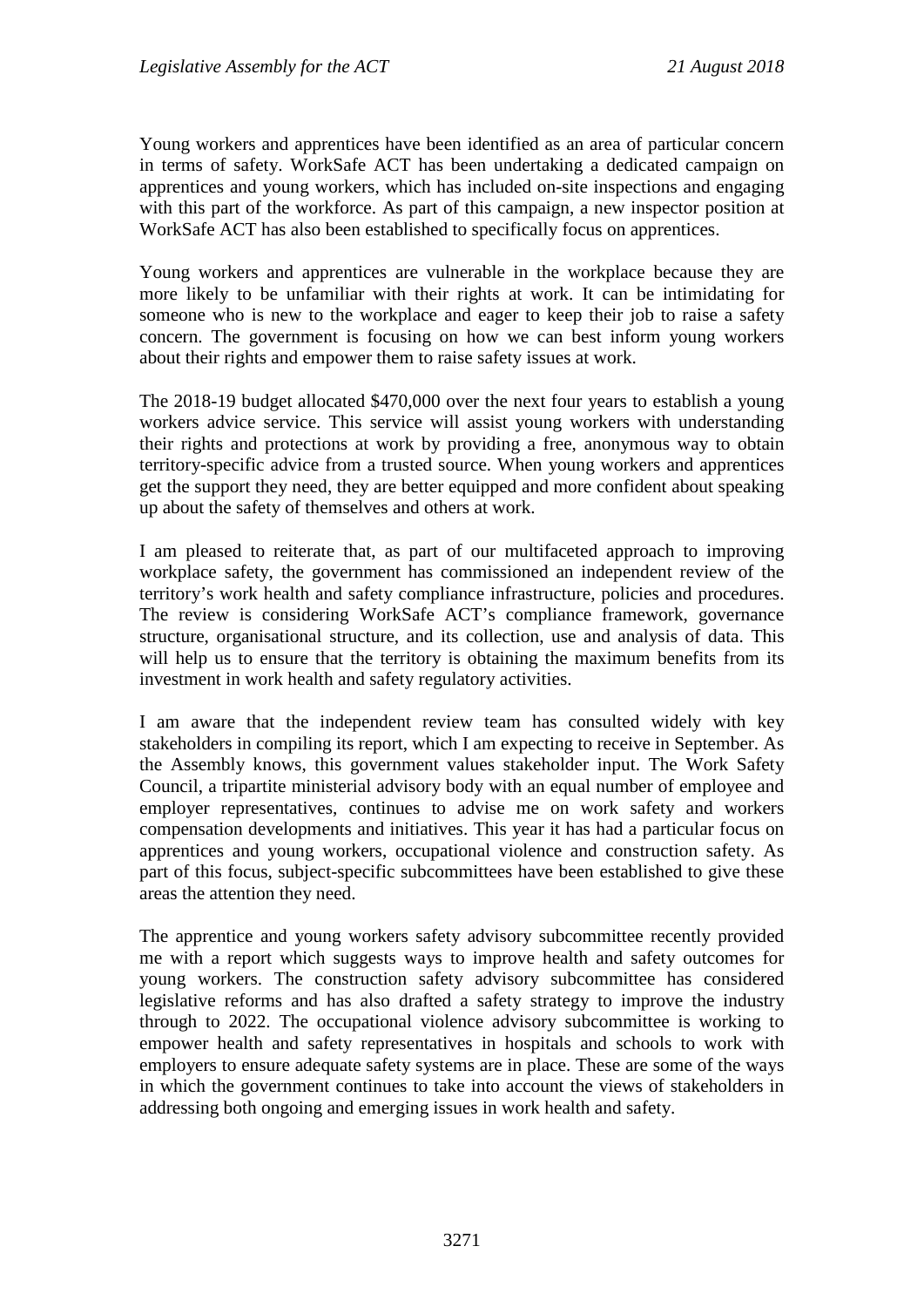Young workers and apprentices have been identified as an area of particular concern in terms of safety. WorkSafe ACT has been undertaking a dedicated campaign on apprentices and young workers, which has included on-site inspections and engaging with this part of the workforce. As part of this campaign, a new inspector position at WorkSafe ACT has also been established to specifically focus on apprentices.

Young workers and apprentices are vulnerable in the workplace because they are more likely to be unfamiliar with their rights at work. It can be intimidating for someone who is new to the workplace and eager to keep their job to raise a safety concern. The government is focusing on how we can best inform young workers about their rights and empower them to raise safety issues at work.

The 2018-19 budget allocated $470,000 over the next four years to establish a young workers advice service. This service will assist young workers with understanding their rights and protections at work by providing a free, anonymous way to obtain territory-specific advice from a trusted source. When young workers and apprentices get the support they need, they are better equipped and more confident about speaking up about the safety of themselves and others at work.

I am pleased to reiterate that, as part of our multifaceted approach to improving workplace safety, the government has commissioned an independent review of the territory's work health and safety compliance infrastructure, policies and procedures. The review is considering WorkSafe ACT's compliance framework, governance structure, organisational structure, and its collection, use and analysis of data. This will help us to ensure that the territory is obtaining the maximum benefits from its investment in work health and safety regulatory activities.

I am aware that the independent review team has consulted widely with key stakeholders in compiling its report, which I am expecting to receive in September. As the Assembly knows, this government values stakeholder input. The Work Safety Council, a tripartite ministerial advisory body with an equal number of employee and employer representatives, continues to advise me on work safety and workers compensation developments and initiatives. This year it has had a particular focus on apprentices and young workers, occupational violence and construction safety. As part of this focus, subject-specific subcommittees have been established to give these areas the attention they need.

The apprentice and young workers safety advisory subcommittee recently provided me with a report which suggests ways to improve health and safety outcomes for young workers. The construction safety advisory subcommittee has considered legislative reforms and has also drafted a safety strategy to improve the industry through to 2022. The occupational violence advisory subcommittee is working to empower health and safety representatives in hospitals and schools to work with employers to ensure adequate safety systems are in place. These are some of the ways in which the government continues to take into account the views of stakeholders in addressing both ongoing and emerging issues in work health and safety.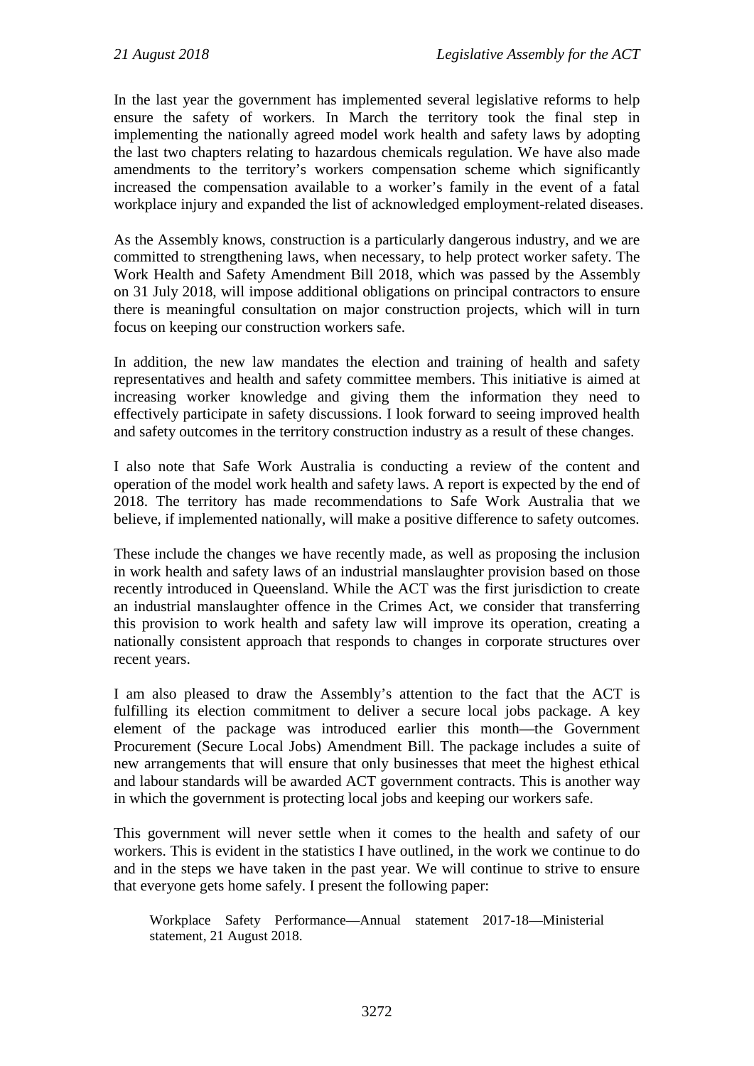In the last year the government has implemented several legislative reforms to help ensure the safety of workers. In March the territory took the final step in implementing the nationally agreed model work health and safety laws by adopting the last two chapters relating to hazardous chemicals regulation. We have also made amendments to the territory's workers compensation scheme which significantly increased the compensation available to a worker's family in the event of a fatal workplace injury and expanded the list of acknowledged employment-related diseases.

As the Assembly knows, construction is a particularly dangerous industry, and we are committed to strengthening laws, when necessary, to help protect worker safety. The Work Health and Safety Amendment Bill 2018, which was passed by the Assembly on 31 July 2018, will impose additional obligations on principal contractors to ensure there is meaningful consultation on major construction projects, which will in turn focus on keeping our construction workers safe.

In addition, the new law mandates the election and training of health and safety representatives and health and safety committee members. This initiative is aimed at increasing worker knowledge and giving them the information they need to effectively participate in safety discussions. I look forward to seeing improved health and safety outcomes in the territory construction industry as a result of these changes.

I also note that Safe Work Australia is conducting a review of the content and operation of the model work health and safety laws. A report is expected by the end of 2018. The territory has made recommendations to Safe Work Australia that we believe, if implemented nationally, will make a positive difference to safety outcomes.

These include the changes we have recently made, as well as proposing the inclusion in work health and safety laws of an industrial manslaughter provision based on those recently introduced in Queensland. While the ACT was the first jurisdiction to create an industrial manslaughter offence in the Crimes Act, we consider that transferring this provision to work health and safety law will improve its operation, creating a nationally consistent approach that responds to changes in corporate structures over recent years.

I am also pleased to draw the Assembly's attention to the fact that the ACT is fulfilling its election commitment to deliver a secure local jobs package. A key element of the package was introduced earlier this month—the Government Procurement (Secure Local Jobs) Amendment Bill. The package includes a suite of new arrangements that will ensure that only businesses that meet the highest ethical and labour standards will be awarded ACT government contracts. This is another way in which the government is protecting local jobs and keeping our workers safe.

This government will never settle when it comes to the health and safety of our workers. This is evident in the statistics I have outlined, in the work we continue to do and in the steps we have taken in the past year. We will continue to strive to ensure that everyone gets home safely. I present the following paper:

> Workplace Safety Performance—Annual statement 2017-18—Ministerial statement, 21 August 2018.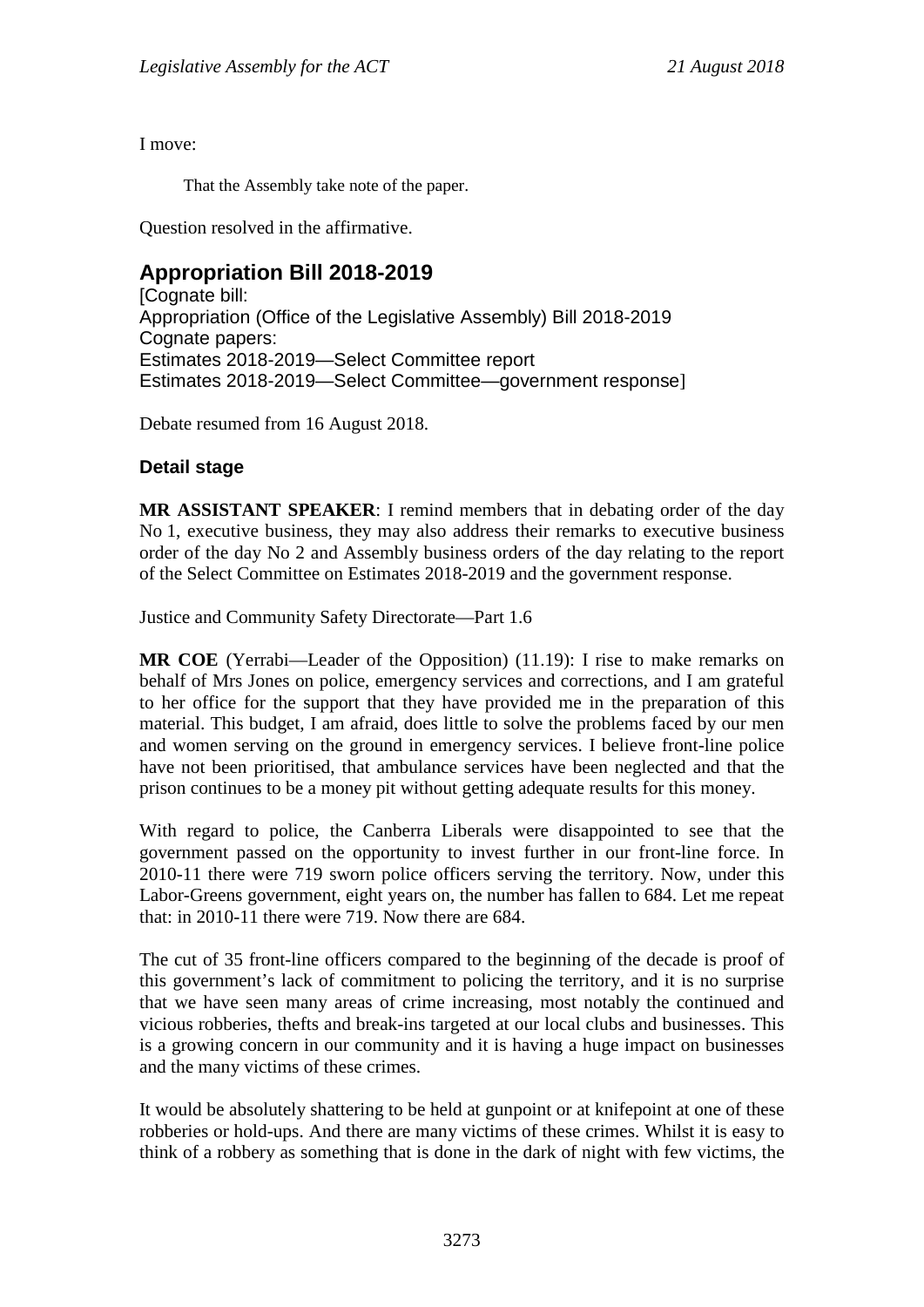I move:

> That the Assembly take note of the paper.

Question resolved in the affirmative.

## Appropriation Bill 2018-2019

[Cognate bill:
Appropriation (Office of the Legislative Assembly) Bill 2018-2019
Cognate papers:
Estimates 2018-2019—Select Committee report
Estimates 2018-2019—Select Committee—government response]

Debate resumed from 16 August 2018.

### Detail stage

**MR ASSISTANT SPEAKER**: I remind members that in debating order of the day No 1, executive business, they may also address their remarks to executive business order of the day No 2 and Assembly business orders of the day relating to the report of the Select Committee on Estimates 2018-2019 and the government response.

Justice and Community Safety Directorate—Part 1.6

**MR COE** (Yerrabi—Leader of the Opposition) (11.19): I rise to make remarks on behalf of Mrs Jones on police, emergency services and corrections, and I am grateful to her office for the support that they have provided me in the preparation of this material. This budget, I am afraid, does little to solve the problems faced by our men and women serving on the ground in emergency services. I believe front-line police have not been prioritised, that ambulance services have been neglected and that the prison continues to be a money pit without getting adequate results for this money.

With regard to police, the Canberra Liberals were disappointed to see that the government passed on the opportunity to invest further in our front-line force. In 2010-11 there were 719 sworn police officers serving the territory. Now, under this Labor-Greens government, eight years on, the number has fallen to 684. Let me repeat that: in 2010-11 there were 719. Now there are 684.

The cut of 35 front-line officers compared to the beginning of the decade is proof of this government's lack of commitment to policing the territory, and it is no surprise that we have seen many areas of crime increasing, most notably the continued and vicious robberies, thefts and break-ins targeted at our local clubs and businesses. This is a growing concern in our community and it is having a huge impact on businesses and the many victims of these crimes.

It would be absolutely shattering to be held at gunpoint or at knifepoint at one of these robberies or hold-ups. And there are many victims of these crimes. Whilst it is easy to think of a robbery as something that is done in the dark of night with few victims, the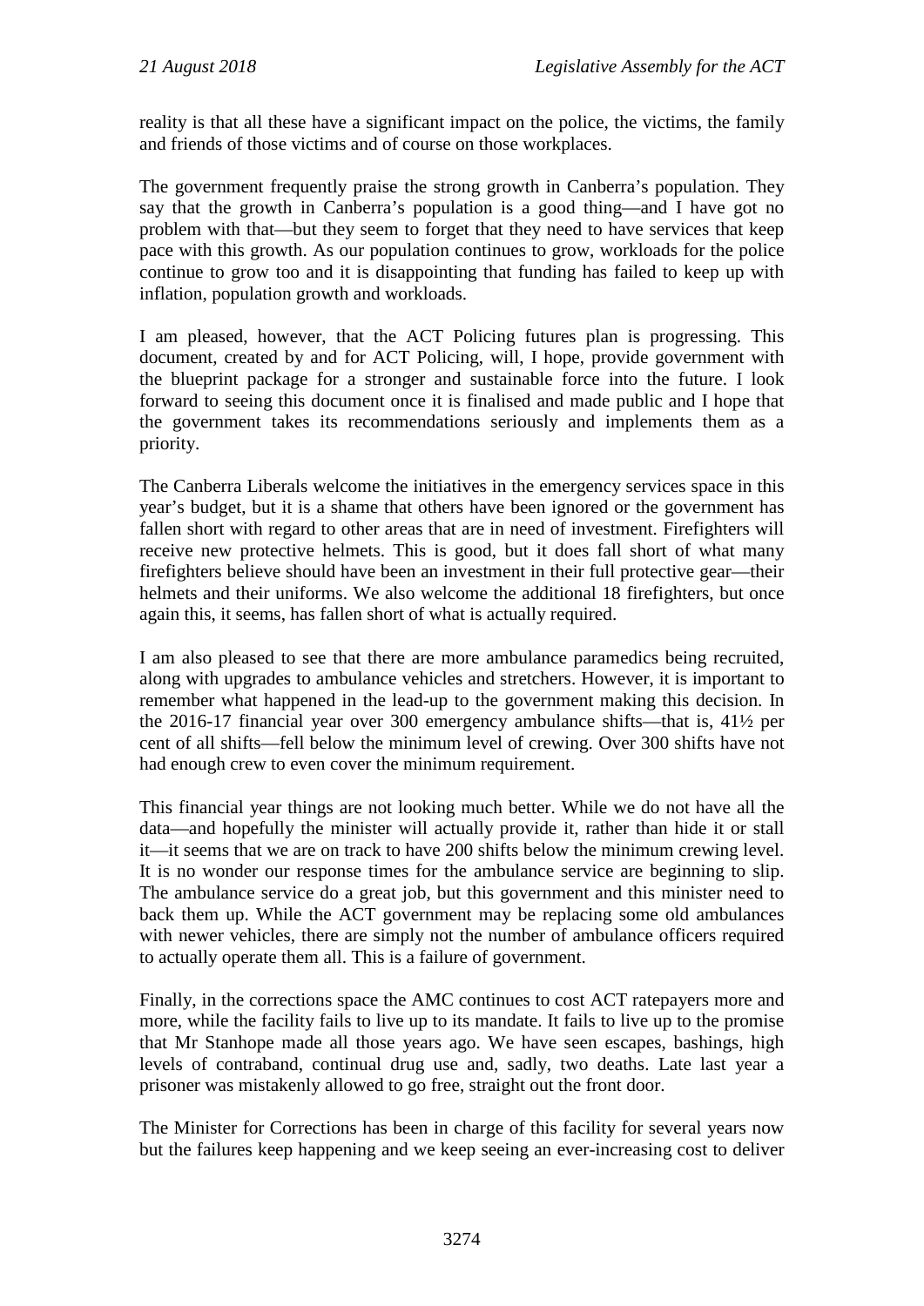reality is that all these have a significant impact on the police, the victims, the family and friends of those victims and of course on those workplaces.

The government frequently praise the strong growth in Canberra's population. They say that the growth in Canberra's population is a good thing—and I have got no problem with that—but they seem to forget that they need to have services that keep pace with this growth. As our population continues to grow, workloads for the police continue to grow too and it is disappointing that funding has failed to keep up with inflation, population growth and workloads.

I am pleased, however, that the ACT Policing futures plan is progressing. This document, created by and for ACT Policing, will, I hope, provide government with the blueprint package for a stronger and sustainable force into the future. I look forward to seeing this document once it is finalised and made public and I hope that the government takes its recommendations seriously and implements them as a priority.

The Canberra Liberals welcome the initiatives in the emergency services space in this year's budget, but it is a shame that others have been ignored or the government has fallen short with regard to other areas that are in need of investment. Firefighters will receive new protective helmets. This is good, but it does fall short of what many firefighters believe should have been an investment in their full protective gear—their helmets and their uniforms. We also welcome the additional 18 firefighters, but once again this, it seems, has fallen short of what is actually required.

I am also pleased to see that there are more ambulance paramedics being recruited, along with upgrades to ambulance vehicles and stretchers. However, it is important to remember what happened in the lead-up to the government making this decision. In the 2016-17 financial year over 300 emergency ambulance shifts—that is, 41½ per cent of all shifts—fell below the minimum level of crewing. Over 300 shifts have not had enough crew to even cover the minimum requirement.

This financial year things are not looking much better. While we do not have all the data—and hopefully the minister will actually provide it, rather than hide it or stall it—it seems that we are on track to have 200 shifts below the minimum crewing level. It is no wonder our response times for the ambulance service are beginning to slip. The ambulance service do a great job, but this government and this minister need to back them up. While the ACT government may be replacing some old ambulances with newer vehicles, there are simply not the number of ambulance officers required to actually operate them all. This is a failure of government.

Finally, in the corrections space the AMC continues to cost ACT ratepayers more and more, while the facility fails to live up to its mandate. It fails to live up to the promise that Mr Stanhope made all those years ago. We have seen escapes, bashings, high levels of contraband, continual drug use and, sadly, two deaths. Late last year a prisoner was mistakenly allowed to go free, straight out the front door.

The Minister for Corrections has been in charge of this facility for several years now but the failures keep happening and we keep seeing an ever-increasing cost to deliver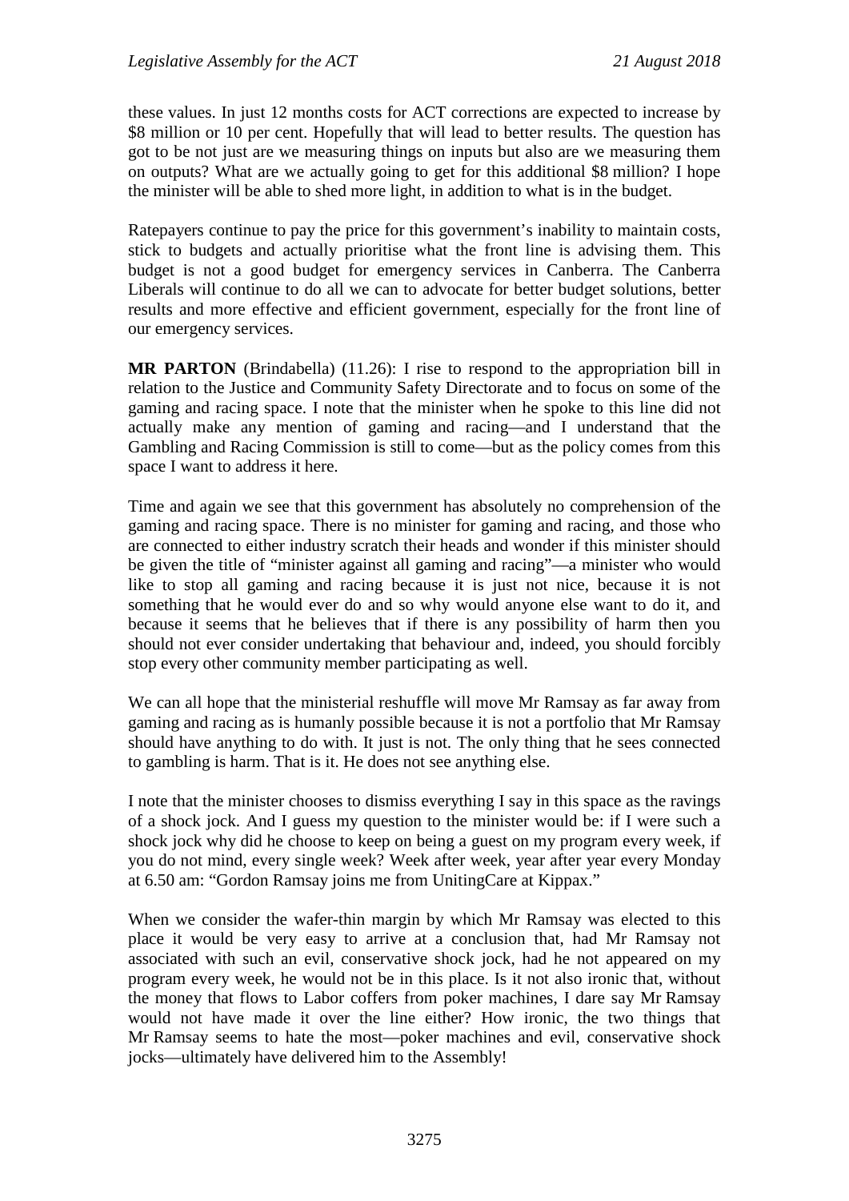these values. In just 12 months costs for ACT corrections are expected to increase by $8 million or 10 per cent. Hopefully that will lead to better results. The question has got to be not just are we measuring things on inputs but also are we measuring them on outputs? What are we actually going to get for this additional $8 million? I hope the minister will be able to shed more light, in addition to what is in the budget.

Ratepayers continue to pay the price for this government's inability to maintain costs, stick to budgets and actually prioritise what the front line is advising them. This budget is not a good budget for emergency services in Canberra. The Canberra Liberals will continue to do all we can to advocate for better budget solutions, better results and more effective and efficient government, especially for the front line of our emergency services.

**MR PARTON** (Brindabella) (11.26): I rise to respond to the appropriation bill in relation to the Justice and Community Safety Directorate and to focus on some of the gaming and racing space. I note that the minister when he spoke to this line did not actually make any mention of gaming and racing—and I understand that the Gambling and Racing Commission is still to come—but as the policy comes from this space I want to address it here.

Time and again we see that this government has absolutely no comprehension of the gaming and racing space. There is no minister for gaming and racing, and those who are connected to either industry scratch their heads and wonder if this minister should be given the title of "minister against all gaming and racing"—a minister who would like to stop all gaming and racing because it is just not nice, because it is not something that he would ever do and so why would anyone else want to do it, and because it seems that he believes that if there is any possibility of harm then you should not ever consider undertaking that behaviour and, indeed, you should forcibly stop every other community member participating as well.

We can all hope that the ministerial reshuffle will move Mr Ramsay as far away from gaming and racing as is humanly possible because it is not a portfolio that Mr Ramsay should have anything to do with. It just is not. The only thing that he sees connected to gambling is harm. That is it. He does not see anything else.

I note that the minister chooses to dismiss everything I say in this space as the ravings of a shock jock. And I guess my question to the minister would be: if I were such a shock jock why did he choose to keep on being a guest on my program every week, if you do not mind, every single week? Week after week, year after year every Monday at 6.50 am: "Gordon Ramsay joins me from UnitingCare at Kippax."

When we consider the wafer-thin margin by which Mr Ramsay was elected to this place it would be very easy to arrive at a conclusion that, had Mr Ramsay not associated with such an evil, conservative shock jock, had he not appeared on my program every week, he would not be in this place. Is it not also ironic that, without the money that flows to Labor coffers from poker machines, I dare say Mr Ramsay would not have made it over the line either? How ironic, the two things that Mr Ramsay seems to hate the most—poker machines and evil, conservative shock jocks—ultimately have delivered him to the Assembly!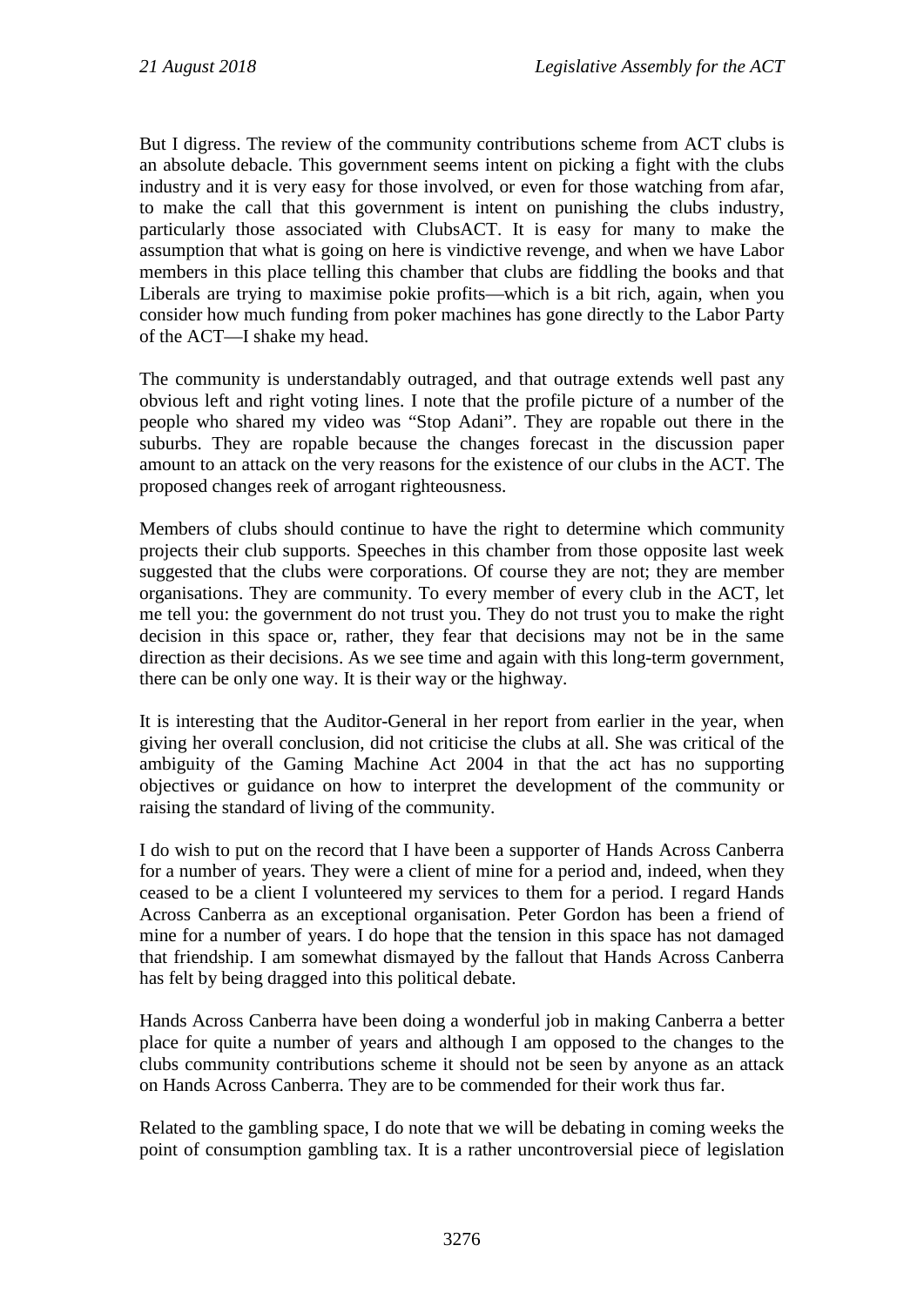But I digress. The review of the community contributions scheme from ACT clubs is an absolute debacle. This government seems intent on picking a fight with the clubs industry and it is very easy for those involved, or even for those watching from afar, to make the call that this government is intent on punishing the clubs industry, particularly those associated with ClubsACT. It is easy for many to make the assumption that what is going on here is vindictive revenge, and when we have Labor members in this place telling this chamber that clubs are fiddling the books and that Liberals are trying to maximise pokie profits—which is a bit rich, again, when you consider how much funding from poker machines has gone directly to the Labor Party of the ACT—I shake my head.

The community is understandably outraged, and that outrage extends well past any obvious left and right voting lines. I note that the profile picture of a number of the people who shared my video was "Stop Adani". They are ropable out there in the suburbs. They are ropable because the changes forecast in the discussion paper amount to an attack on the very reasons for the existence of our clubs in the ACT. The proposed changes reek of arrogant righteousness.

Members of clubs should continue to have the right to determine which community projects their club supports. Speeches in this chamber from those opposite last week suggested that the clubs were corporations. Of course they are not; they are member organisations. They are community. To every member of every club in the ACT, let me tell you: the government do not trust you. They do not trust you to make the right decision in this space or, rather, they fear that decisions may not be in the same direction as their decisions. As we see time and again with this long-term government, there can be only one way. It is their way or the highway.

It is interesting that the Auditor-General in her report from earlier in the year, when giving her overall conclusion, did not criticise the clubs at all. She was critical of the ambiguity of the Gaming Machine Act 2004 in that the act has no supporting objectives or guidance on how to interpret the development of the community or raising the standard of living of the community.

I do wish to put on the record that I have been a supporter of Hands Across Canberra for a number of years. They were a client of mine for a period and, indeed, when they ceased to be a client I volunteered my services to them for a period. I regard Hands Across Canberra as an exceptional organisation. Peter Gordon has been a friend of mine for a number of years. I do hope that the tension in this space has not damaged that friendship. I am somewhat dismayed by the fallout that Hands Across Canberra has felt by being dragged into this political debate.

Hands Across Canberra have been doing a wonderful job in making Canberra a better place for quite a number of years and although I am opposed to the changes to the clubs community contributions scheme it should not be seen by anyone as an attack on Hands Across Canberra. They are to be commended for their work thus far.

Related to the gambling space, I do note that we will be debating in coming weeks the point of consumption gambling tax. It is a rather uncontroversial piece of legislation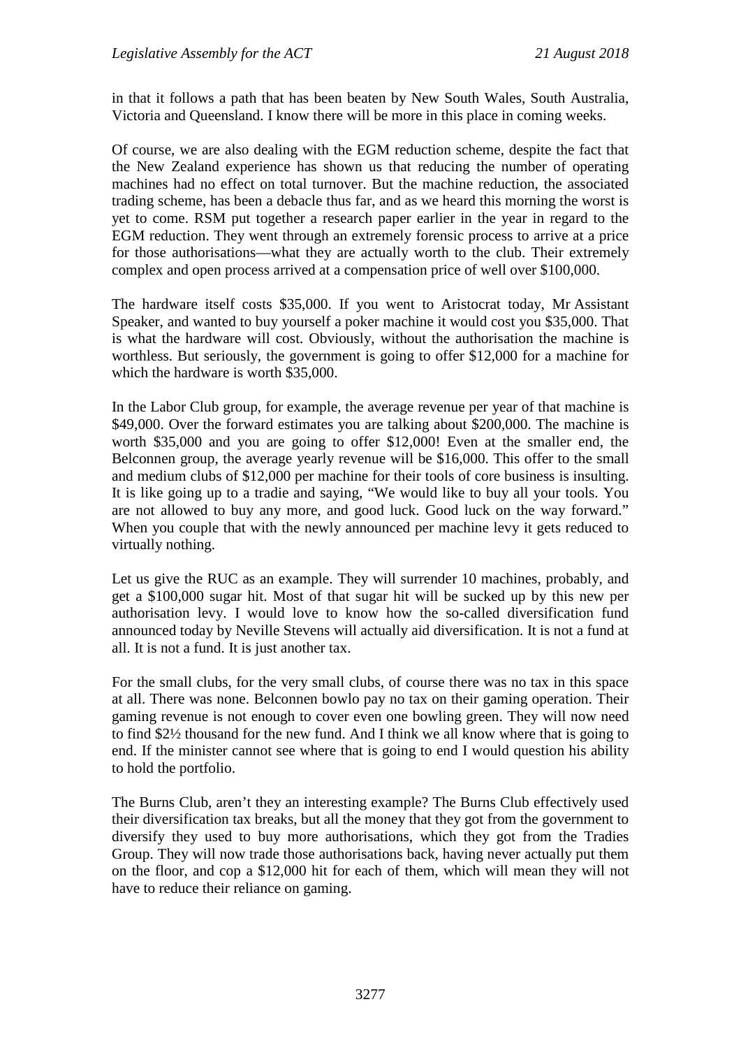in that it follows a path that has been beaten by New South Wales, South Australia, Victoria and Queensland. I know there will be more in this place in coming weeks.

Of course, we are also dealing with the EGM reduction scheme, despite the fact that the New Zealand experience has shown us that reducing the number of operating machines had no effect on total turnover. But the machine reduction, the associated trading scheme, has been a debacle thus far, and as we heard this morning the worst is yet to come. RSM put together a research paper earlier in the year in regard to the EGM reduction. They went through an extremely forensic process to arrive at a price for those authorisations—what they are actually worth to the club. Their extremely complex and open process arrived at a compensation price of well over $100,000.

The hardware itself costs $35,000. If you went to Aristocrat today, Mr Assistant Speaker, and wanted to buy yourself a poker machine it would cost you $35,000. That is what the hardware will cost. Obviously, without the authorisation the machine is worthless. But seriously, the government is going to offer $12,000 for a machine for which the hardware is worth $35,000.

In the Labor Club group, for example, the average revenue per year of that machine is $49,000. Over the forward estimates you are talking about $200,000. The machine is worth $35,000 and you are going to offer $12,000! Even at the smaller end, the Belconnen group, the average yearly revenue will be $16,000. This offer to the small and medium clubs of $12,000 per machine for their tools of core business is insulting. It is like going up to a tradie and saying, "We would like to buy all your tools. You are not allowed to buy any more, and good luck. Good luck on the way forward." When you couple that with the newly announced per machine levy it gets reduced to virtually nothing.

Let us give the RUC as an example. They will surrender 10 machines, probably, and get a $100,000 sugar hit. Most of that sugar hit will be sucked up by this new per authorisation levy. I would love to know how the so-called diversification fund announced today by Neville Stevens will actually aid diversification. It is not a fund at all. It is not a fund. It is just another tax.

For the small clubs, for the very small clubs, of course there was no tax in this space at all. There was none. Belconnen bowlo pay no tax on their gaming operation. Their gaming revenue is not enough to cover even one bowling green. They will now need to find $2½ thousand for the new fund. And I think we all know where that is going to end. If the minister cannot see where that is going to end I would question his ability to hold the portfolio.

The Burns Club, aren't they an interesting example? The Burns Club effectively used their diversification tax breaks, but all the money that they got from the government to diversify they used to buy more authorisations, which they got from the Tradies Group. They will now trade those authorisations back, having never actually put them on the floor, and cop a $12,000 hit for each of them, which will mean they will not have to reduce their reliance on gaming.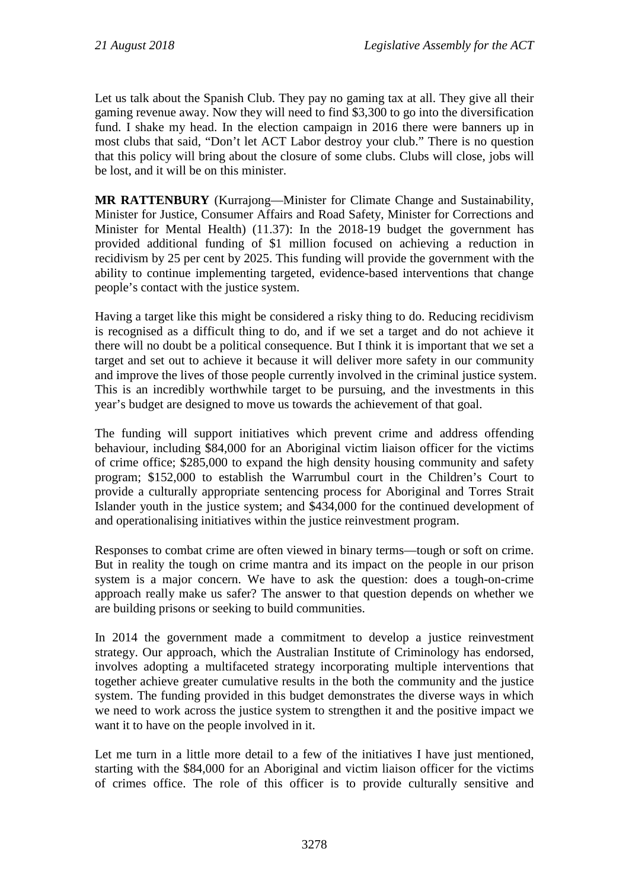Let us talk about the Spanish Club. They pay no gaming tax at all. They give all their gaming revenue away. Now they will need to find $3,300 to go into the diversification fund. I shake my head. In the election campaign in 2016 there were banners up in most clubs that said, "Don't let ACT Labor destroy your club." There is no question that this policy will bring about the closure of some clubs. Clubs will close, jobs will be lost, and it will be on this minister.

**MR RATTENBURY** (Kurrajong—Minister for Climate Change and Sustainability, Minister for Justice, Consumer Affairs and Road Safety, Minister for Corrections and Minister for Mental Health) (11.37): In the 2018-19 budget the government has provided additional funding of $1 million focused on achieving a reduction in recidivism by 25 per cent by 2025. This funding will provide the government with the ability to continue implementing targeted, evidence-based interventions that change people's contact with the justice system.

Having a target like this might be considered a risky thing to do. Reducing recidivism is recognised as a difficult thing to do, and if we set a target and do not achieve it there will no doubt be a political consequence. But I think it is important that we set a target and set out to achieve it because it will deliver more safety in our community and improve the lives of those people currently involved in the criminal justice system. This is an incredibly worthwhile target to be pursuing, and the investments in this year's budget are designed to move us towards the achievement of that goal.

The funding will support initiatives which prevent crime and address offending behaviour, including $84,000 for an Aboriginal victim liaison officer for the victims of crime office; $285,000 to expand the high density housing community and safety program; $152,000 to establish the Warrumbul court in the Children's Court to provide a culturally appropriate sentencing process for Aboriginal and Torres Strait Islander youth in the justice system; and $434,000 for the continued development of and operationalising initiatives within the justice reinvestment program.

Responses to combat crime are often viewed in binary terms—tough or soft on crime. But in reality the tough on crime mantra and its impact on the people in our prison system is a major concern. We have to ask the question: does a tough-on-crime approach really make us safer? The answer to that question depends on whether we are building prisons or seeking to build communities.

In 2014 the government made a commitment to develop a justice reinvestment strategy. Our approach, which the Australian Institute of Criminology has endorsed, involves adopting a multifaceted strategy incorporating multiple interventions that together achieve greater cumulative results in the both the community and the justice system. The funding provided in this budget demonstrates the diverse ways in which we need to work across the justice system to strengthen it and the positive impact we want it to have on the people involved in it.

Let me turn in a little more detail to a few of the initiatives I have just mentioned, starting with the $84,000 for an Aboriginal and victim liaison officer for the victims of crimes office. The role of this officer is to provide culturally sensitive and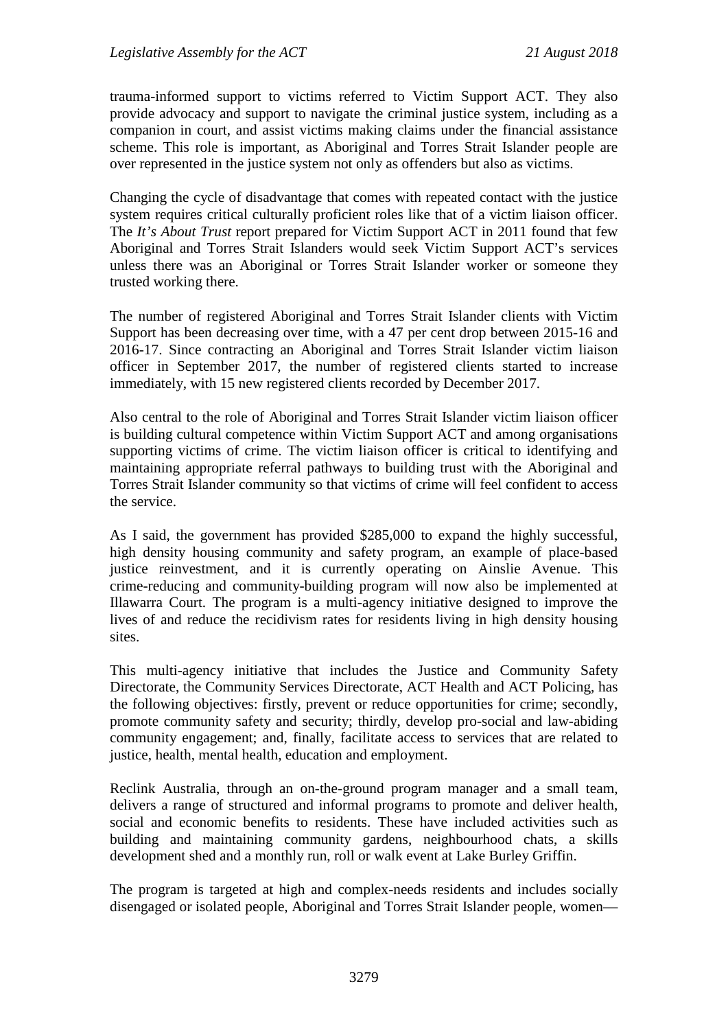trauma-informed support to victims referred to Victim Support ACT. They also provide advocacy and support to navigate the criminal justice system, including as a companion in court, and assist victims making claims under the financial assistance scheme. This role is important, as Aboriginal and Torres Strait Islander people are over represented in the justice system not only as offenders but also as victims.

Changing the cycle of disadvantage that comes with repeated contact with the justice system requires critical culturally proficient roles like that of a victim liaison officer. The *It's About Trust* report prepared for Victim Support ACT in 2011 found that few Aboriginal and Torres Strait Islanders would seek Victim Support ACT's services unless there was an Aboriginal or Torres Strait Islander worker or someone they trusted working there.

The number of registered Aboriginal and Torres Strait Islander clients with Victim Support has been decreasing over time, with a 47 per cent drop between 2015-16 and 2016-17. Since contracting an Aboriginal and Torres Strait Islander victim liaison officer in September 2017, the number of registered clients started to increase immediately, with 15 new registered clients recorded by December 2017.

Also central to the role of Aboriginal and Torres Strait Islander victim liaison officer is building cultural competence within Victim Support ACT and among organisations supporting victims of crime. The victim liaison officer is critical to identifying and maintaining appropriate referral pathways to building trust with the Aboriginal and Torres Strait Islander community so that victims of crime will feel confident to access the service.

As I said, the government has provided $285,000 to expand the highly successful, high density housing community and safety program, an example of place-based justice reinvestment, and it is currently operating on Ainslie Avenue. This crime-reducing and community-building program will now also be implemented at Illawarra Court. The program is a multi-agency initiative designed to improve the lives of and reduce the recidivism rates for residents living in high density housing sites.

This multi-agency initiative that includes the Justice and Community Safety Directorate, the Community Services Directorate, ACT Health and ACT Policing, has the following objectives: firstly, prevent or reduce opportunities for crime; secondly, promote community safety and security; thirdly, develop pro-social and law-abiding community engagement; and, finally, facilitate access to services that are related to justice, health, mental health, education and employment.

Reclink Australia, through an on-the-ground program manager and a small team, delivers a range of structured and informal programs to promote and deliver health, social and economic benefits to residents. These have included activities such as building and maintaining community gardens, neighbourhood chats, a skills development shed and a monthly run, roll or walk event at Lake Burley Griffin.

The program is targeted at high and complex-needs residents and includes socially disengaged or isolated people, Aboriginal and Torres Strait Islander people, women—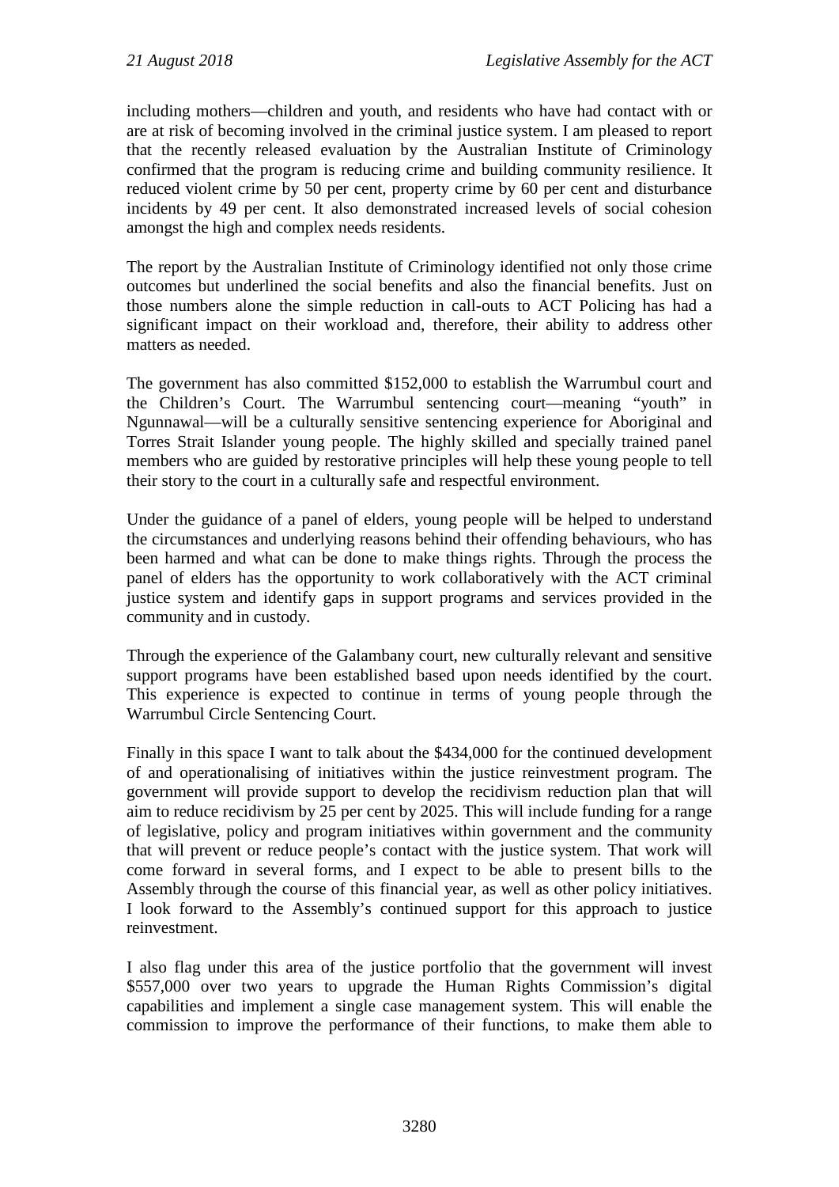including mothers—children and youth, and residents who have had contact with or are at risk of becoming involved in the criminal justice system. I am pleased to report that the recently released evaluation by the Australian Institute of Criminology confirmed that the program is reducing crime and building community resilience. It reduced violent crime by 50 per cent, property crime by 60 per cent and disturbance incidents by 49 per cent. It also demonstrated increased levels of social cohesion amongst the high and complex needs residents.

The report by the Australian Institute of Criminology identified not only those crime outcomes but underlined the social benefits and also the financial benefits. Just on those numbers alone the simple reduction in call-outs to ACT Policing has had a significant impact on their workload and, therefore, their ability to address other matters as needed.

The government has also committed $152,000 to establish the Warrumbul court and the Children's Court. The Warrumbul sentencing court—meaning "youth" in Ngunnawal—will be a culturally sensitive sentencing experience for Aboriginal and Torres Strait Islander young people. The highly skilled and specially trained panel members who are guided by restorative principles will help these young people to tell their story to the court in a culturally safe and respectful environment.

Under the guidance of a panel of elders, young people will be helped to understand the circumstances and underlying reasons behind their offending behaviours, who has been harmed and what can be done to make things rights. Through the process the panel of elders has the opportunity to work collaboratively with the ACT criminal justice system and identify gaps in support programs and services provided in the community and in custody.

Through the experience of the Galambany court, new culturally relevant and sensitive support programs have been established based upon needs identified by the court. This experience is expected to continue in terms of young people through the Warrumbul Circle Sentencing Court.

Finally in this space I want to talk about the $434,000 for the continued development of and operationalising of initiatives within the justice reinvestment program. The government will provide support to develop the recidivism reduction plan that will aim to reduce recidivism by 25 per cent by 2025. This will include funding for a range of legislative, policy and program initiatives within government and the community that will prevent or reduce people's contact with the justice system. That work will come forward in several forms, and I expect to be able to present bills to the Assembly through the course of this financial year, as well as other policy initiatives. I look forward to the Assembly's continued support for this approach to justice reinvestment.

I also flag under this area of the justice portfolio that the government will invest $557,000 over two years to upgrade the Human Rights Commission's digital capabilities and implement a single case management system. This will enable the commission to improve the performance of their functions, to make them able to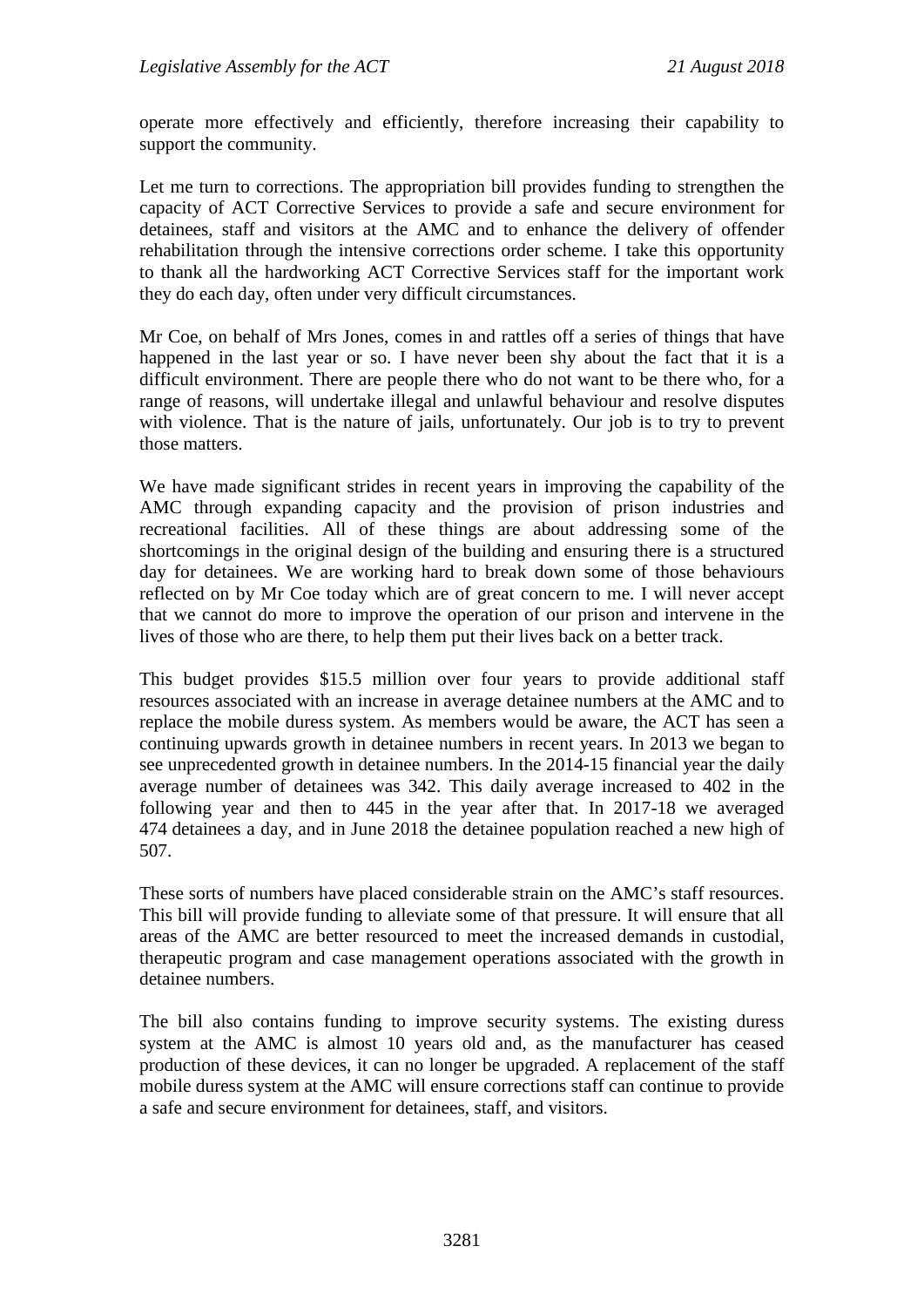operate more effectively and efficiently, therefore increasing their capability to support the community.

Let me turn to corrections. The appropriation bill provides funding to strengthen the capacity of ACT Corrective Services to provide a safe and secure environment for detainees, staff and visitors at the AMC and to enhance the delivery of offender rehabilitation through the intensive corrections order scheme. I take this opportunity to thank all the hardworking ACT Corrective Services staff for the important work they do each day, often under very difficult circumstances.

Mr Coe, on behalf of Mrs Jones, comes in and rattles off a series of things that have happened in the last year or so. I have never been shy about the fact that it is a difficult environment. There are people there who do not want to be there who, for a range of reasons, will undertake illegal and unlawful behaviour and resolve disputes with violence. That is the nature of jails, unfortunately. Our job is to try to prevent those matters.

We have made significant strides in recent years in improving the capability of the AMC through expanding capacity and the provision of prison industries and recreational facilities. All of these things are about addressing some of the shortcomings in the original design of the building and ensuring there is a structured day for detainees. We are working hard to break down some of those behaviours reflected on by Mr Coe today which are of great concern to me. I will never accept that we cannot do more to improve the operation of our prison and intervene in the lives of those who are there, to help them put their lives back on a better track.

This budget provides $15.5 million over four years to provide additional staff resources associated with an increase in average detainee numbers at the AMC and to replace the mobile duress system. As members would be aware, the ACT has seen a continuing upwards growth in detainee numbers in recent years. In 2013 we began to see unprecedented growth in detainee numbers. In the 2014-15 financial year the daily average number of detainees was 342. This daily average increased to 402 in the following year and then to 445 in the year after that. In 2017-18 we averaged 474 detainees a day, and in June 2018 the detainee population reached a new high of 507.

These sorts of numbers have placed considerable strain on the AMC's staff resources. This bill will provide funding to alleviate some of that pressure. It will ensure that all areas of the AMC are better resourced to meet the increased demands in custodial, therapeutic program and case management operations associated with the growth in detainee numbers.

The bill also contains funding to improve security systems. The existing duress system at the AMC is almost 10 years old and, as the manufacturer has ceased production of these devices, it can no longer be upgraded. A replacement of the staff mobile duress system at the AMC will ensure corrections staff can continue to provide a safe and secure environment for detainees, staff, and visitors.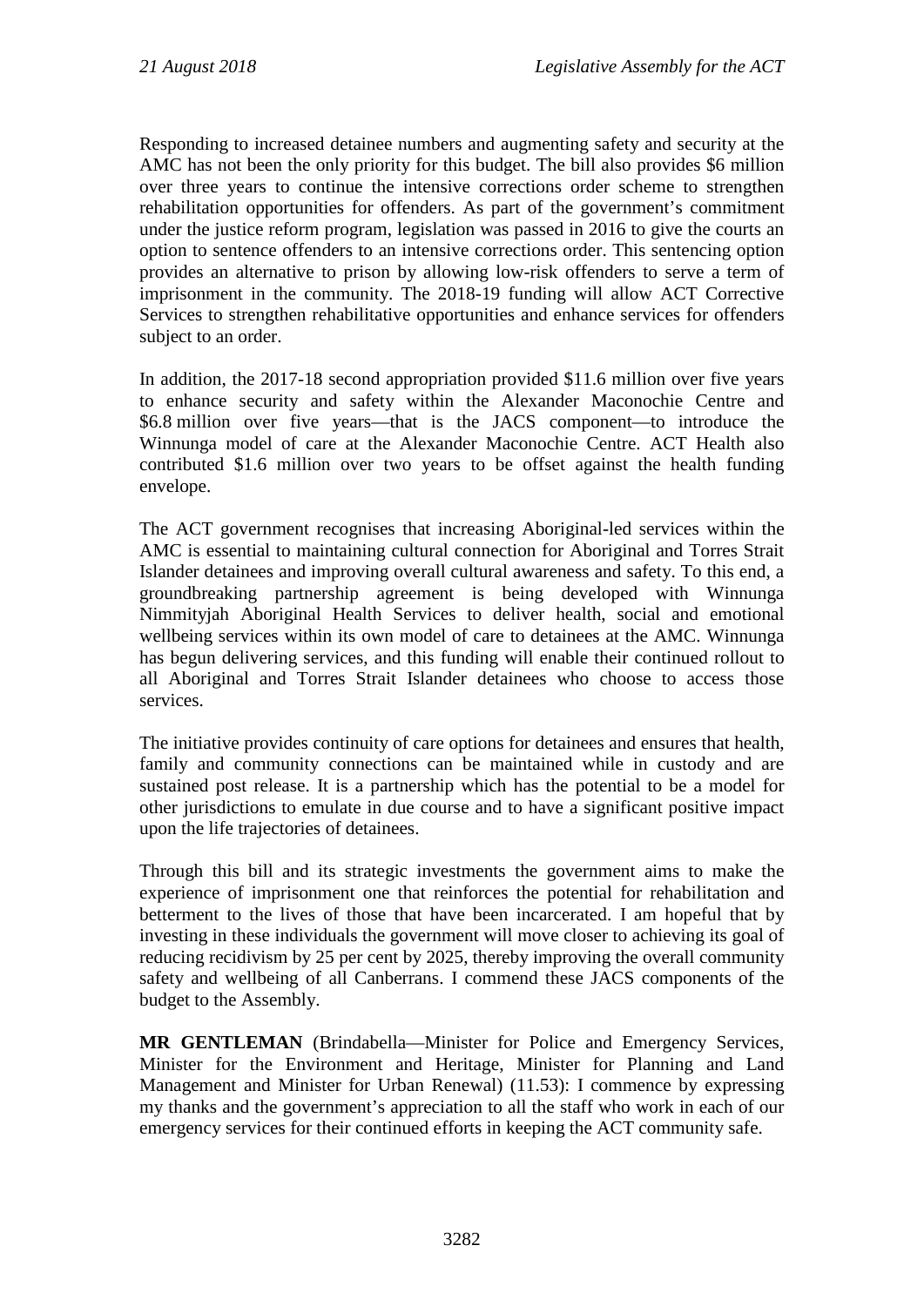Responding to increased detainee numbers and augmenting safety and security at the AMC has not been the only priority for this budget. The bill also provides $6 million over three years to continue the intensive corrections order scheme to strengthen rehabilitation opportunities for offenders. As part of the government's commitment under the justice reform program, legislation was passed in 2016 to give the courts an option to sentence offenders to an intensive corrections order. This sentencing option provides an alternative to prison by allowing low-risk offenders to serve a term of imprisonment in the community. The 2018-19 funding will allow ACT Corrective Services to strengthen rehabilitative opportunities and enhance services for offenders subject to an order.

In addition, the 2017-18 second appropriation provided $11.6 million over five years to enhance security and safety within the Alexander Maconochie Centre and $6.8 million over five years—that is the JACS component—to introduce the Winnunga model of care at the Alexander Maconochie Centre. ACT Health also contributed $1.6 million over two years to be offset against the health funding envelope.

The ACT government recognises that increasing Aboriginal-led services within the AMC is essential to maintaining cultural connection for Aboriginal and Torres Strait Islander detainees and improving overall cultural awareness and safety. To this end, a groundbreaking partnership agreement is being developed with Winnunga Nimmityjah Aboriginal Health Services to deliver health, social and emotional wellbeing services within its own model of care to detainees at the AMC. Winnunga has begun delivering services, and this funding will enable their continued rollout to all Aboriginal and Torres Strait Islander detainees who choose to access those services.

The initiative provides continuity of care options for detainees and ensures that health, family and community connections can be maintained while in custody and are sustained post release. It is a partnership which has the potential to be a model for other jurisdictions to emulate in due course and to have a significant positive impact upon the life trajectories of detainees.

Through this bill and its strategic investments the government aims to make the experience of imprisonment one that reinforces the potential for rehabilitation and betterment to the lives of those that have been incarcerated. I am hopeful that by investing in these individuals the government will move closer to achieving its goal of reducing recidivism by 25 per cent by 2025, thereby improving the overall community safety and wellbeing of all Canberrans. I commend these JACS components of the budget to the Assembly.

**MR GENTLEMAN** (Brindabella—Minister for Police and Emergency Services, Minister for the Environment and Heritage, Minister for Planning and Land Management and Minister for Urban Renewal) (11.53): I commence by expressing my thanks and the government's appreciation to all the staff who work in each of our emergency services for their continued efforts in keeping the ACT community safe.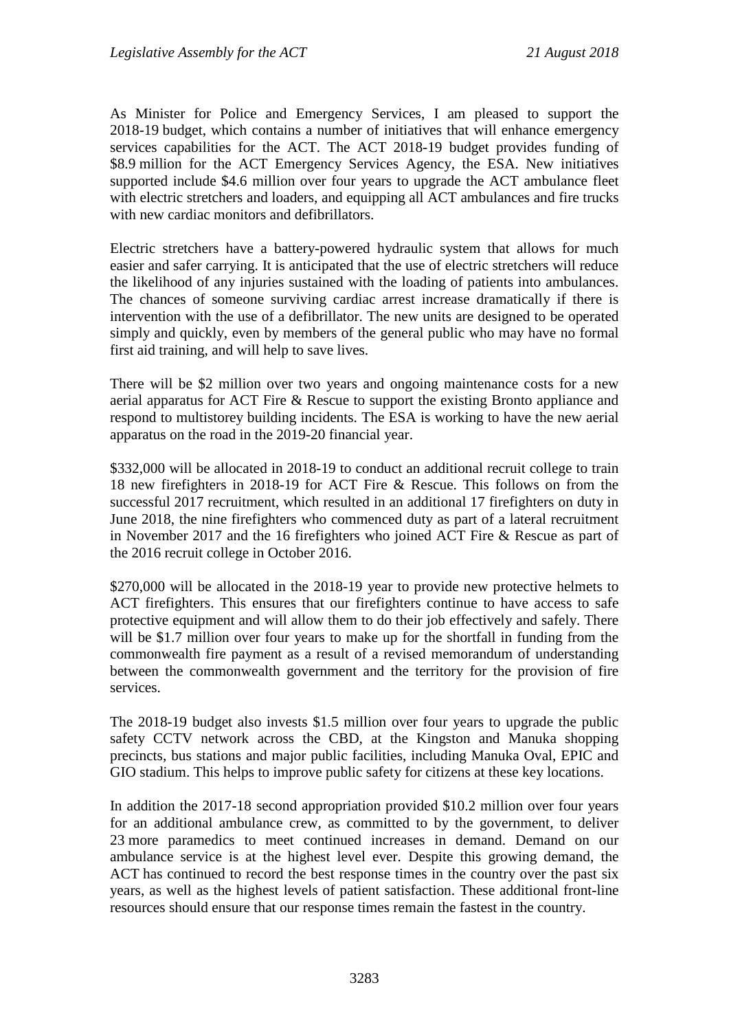As Minister for Police and Emergency Services, I am pleased to support the 2018-19 budget, which contains a number of initiatives that will enhance emergency services capabilities for the ACT. The ACT 2018-19 budget provides funding of $8.9 million for the ACT Emergency Services Agency, the ESA. New initiatives supported include $4.6 million over four years to upgrade the ACT ambulance fleet with electric stretchers and loaders, and equipping all ACT ambulances and fire trucks with new cardiac monitors and defibrillators.

Electric stretchers have a battery-powered hydraulic system that allows for much easier and safer carrying. It is anticipated that the use of electric stretchers will reduce the likelihood of any injuries sustained with the loading of patients into ambulances. The chances of someone surviving cardiac arrest increase dramatically if there is intervention with the use of a defibrillator. The new units are designed to be operated simply and quickly, even by members of the general public who may have no formal first aid training, and will help to save lives.

There will be $2 million over two years and ongoing maintenance costs for a new aerial apparatus for ACT Fire & Rescue to support the existing Bronto appliance and respond to multistorey building incidents. The ESA is working to have the new aerial apparatus on the road in the 2019-20 financial year.

$332,000 will be allocated in 2018-19 to conduct an additional recruit college to train 18 new firefighters in 2018-19 for ACT Fire & Rescue. This follows on from the successful 2017 recruitment, which resulted in an additional 17 firefighters on duty in June 2018, the nine firefighters who commenced duty as part of a lateral recruitment in November 2017 and the 16 firefighters who joined ACT Fire & Rescue as part of the 2016 recruit college in October 2016.

$270,000 will be allocated in the 2018-19 year to provide new protective helmets to ACT firefighters. This ensures that our firefighters continue to have access to safe protective equipment and will allow them to do their job effectively and safely. There will be $1.7 million over four years to make up for the shortfall in funding from the commonwealth fire payment as a result of a revised memorandum of understanding between the commonwealth government and the territory for the provision of fire services.

The 2018-19 budget also invests $1.5 million over four years to upgrade the public safety CCTV network across the CBD, at the Kingston and Manuka shopping precincts, bus stations and major public facilities, including Manuka Oval, EPIC and GIO stadium. This helps to improve public safety for citizens at these key locations.

In addition the 2017-18 second appropriation provided $10.2 million over four years for an additional ambulance crew, as committed to by the government, to deliver 23 more paramedics to meet continued increases in demand. Demand on our ambulance service is at the highest level ever. Despite this growing demand, the ACT has continued to record the best response times in the country over the past six years, as well as the highest levels of patient satisfaction. These additional front-line resources should ensure that our response times remain the fastest in the country.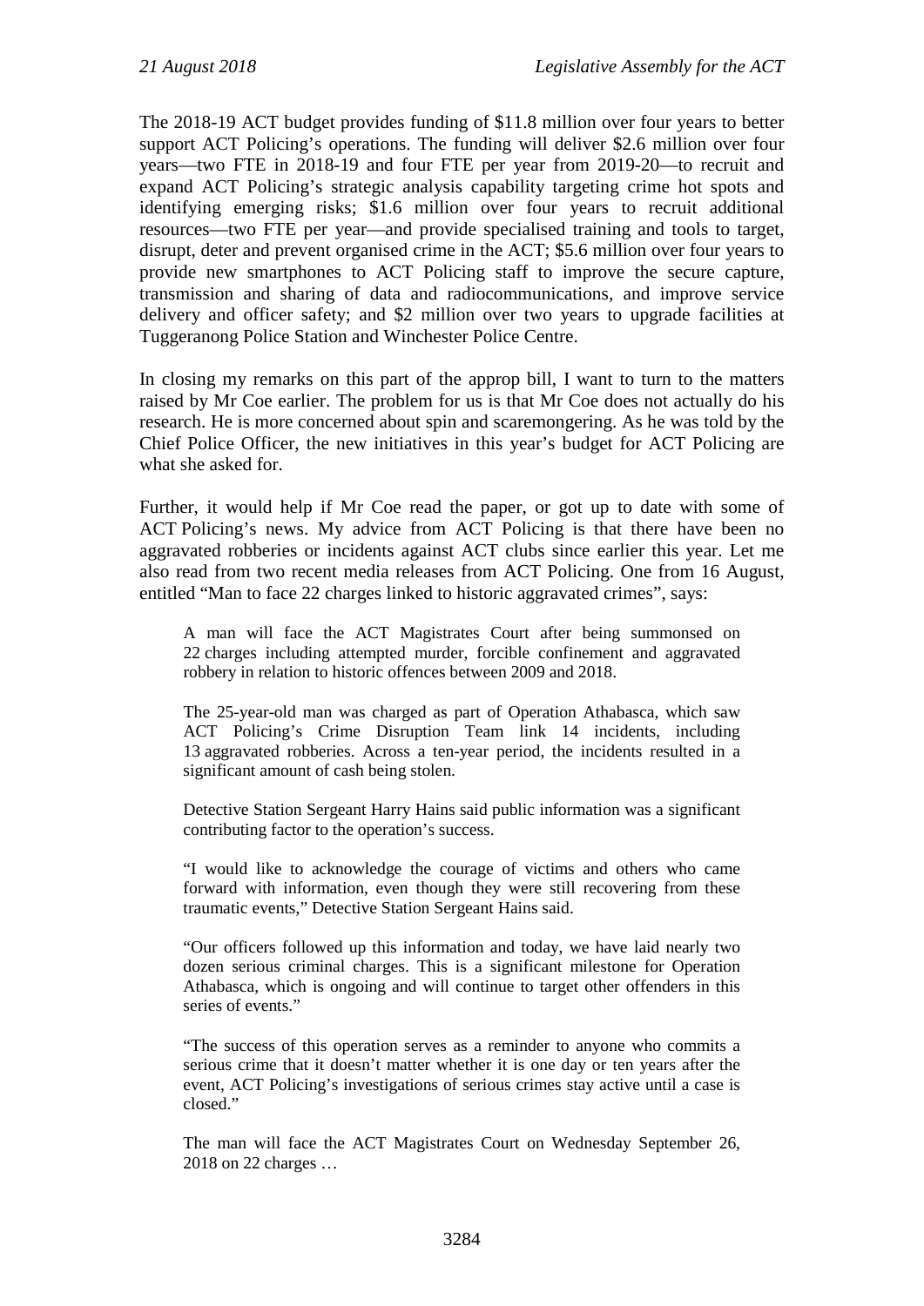The 2018-19 ACT budget provides funding of $11.8 million over four years to better support ACT Policing's operations. The funding will deliver $2.6 million over four years—two FTE in 2018-19 and four FTE per year from 2019-20—to recruit and expand ACT Policing's strategic analysis capability targeting crime hot spots and identifying emerging risks; $1.6 million over four years to recruit additional resources—two FTE per year—and provide specialised training and tools to target, disrupt, deter and prevent organised crime in the ACT; $5.6 million over four years to provide new smartphones to ACT Policing staff to improve the secure capture, transmission and sharing of data and radiocommunications, and improve service delivery and officer safety; and $2 million over two years to upgrade facilities at Tuggeranong Police Station and Winchester Police Centre.

In closing my remarks on this part of the approp bill, I want to turn to the matters raised by Mr Coe earlier. The problem for us is that Mr Coe does not actually do his research. He is more concerned about spin and scaremongering. As he was told by the Chief Police Officer, the new initiatives in this year's budget for ACT Policing are what she asked for.

Further, it would help if Mr Coe read the paper, or got up to date with some of ACT Policing's news. My advice from ACT Policing is that there have been no aggravated robberies or incidents against ACT clubs since earlier this year. Let me also read from two recent media releases from ACT Policing. One from 16 August, entitled "Man to face 22 charges linked to historic aggravated crimes", says:

> A man will face the ACT Magistrates Court after being summonsed on 22 charges including attempted murder, forcible confinement and aggravated robbery in relation to historic offences between 2009 and 2018.
>
> The 25-year-old man was charged as part of Operation Athabasca, which saw ACT Policing's Crime Disruption Team link 14 incidents, including 13 aggravated robberies. Across a ten-year period, the incidents resulted in a significant amount of cash being stolen.
>
> Detective Station Sergeant Harry Hains said public information was a significant contributing factor to the operation's success.
>
> "I would like to acknowledge the courage of victims and others who came forward with information, even though they were still recovering from these traumatic events," Detective Station Sergeant Hains said.
>
> "Our officers followed up this information and today, we have laid nearly two dozen serious criminal charges. This is a significant milestone for Operation Athabasca, which is ongoing and will continue to target other offenders in this series of events."
>
> "The success of this operation serves as a reminder to anyone who commits a serious crime that it doesn't matter whether it is one day or ten years after the event, ACT Policing's investigations of serious crimes stay active until a case is closed."
>
> The man will face the ACT Magistrates Court on Wednesday September 26, 2018 on 22 charges …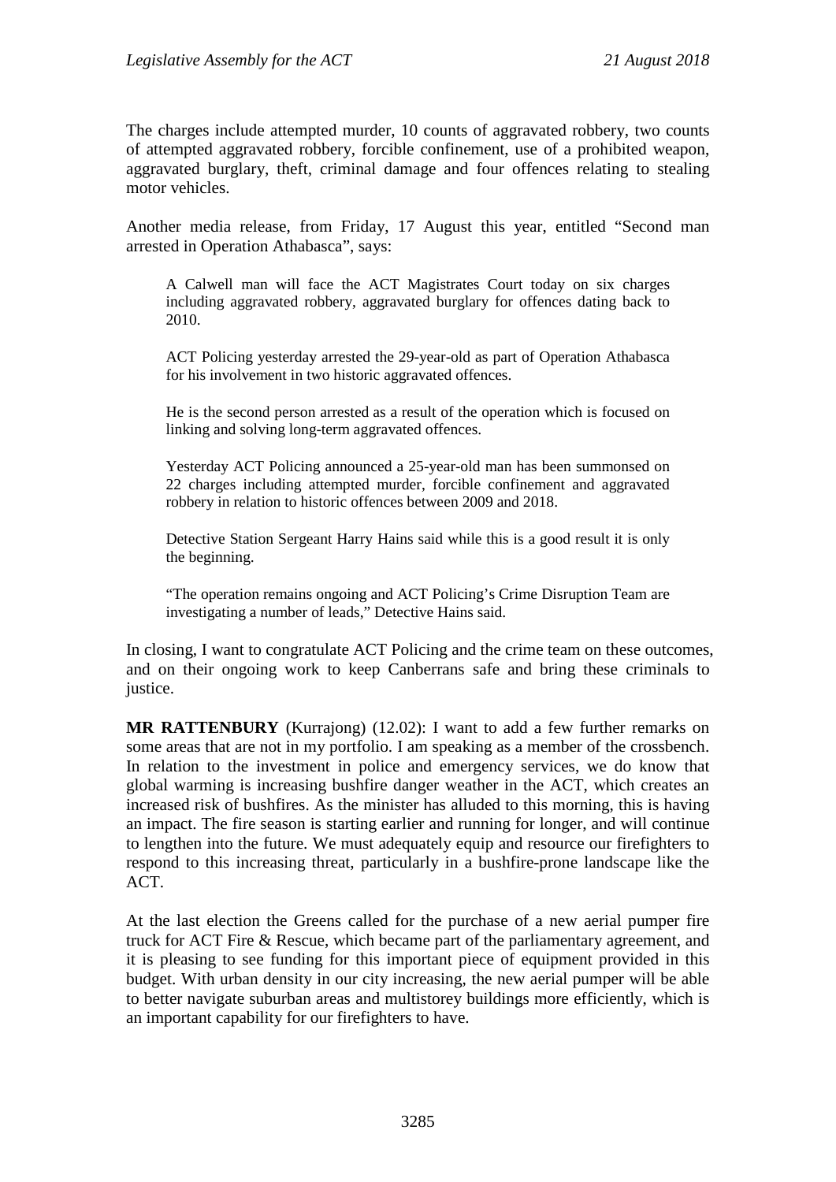The charges include attempted murder, 10 counts of aggravated robbery, two counts of attempted aggravated robbery, forcible confinement, use of a prohibited weapon, aggravated burglary, theft, criminal damage and four offences relating to stealing motor vehicles.

Another media release, from Friday, 17 August this year, entitled "Second man arrested in Operation Athabasca", says:

> A Calwell man will face the ACT Magistrates Court today on six charges including aggravated robbery, aggravated burglary for offences dating back to 2010.
>
> ACT Policing yesterday arrested the 29-year-old as part of Operation Athabasca for his involvement in two historic aggravated offences.
>
> He is the second person arrested as a result of the operation which is focused on linking and solving long-term aggravated offences.
>
> Yesterday ACT Policing announced a 25-year-old man has been summonsed on 22 charges including attempted murder, forcible confinement and aggravated robbery in relation to historic offences between 2009 and 2018.
>
> Detective Station Sergeant Harry Hains said while this is a good result it is only the beginning.
>
> "The operation remains ongoing and ACT Policing's Crime Disruption Team are investigating a number of leads," Detective Hains said.

In closing, I want to congratulate ACT Policing and the crime team on these outcomes, and on their ongoing work to keep Canberrans safe and bring these criminals to justice.

**MR RATTENBURY** (Kurrajong) (12.02): I want to add a few further remarks on some areas that are not in my portfolio. I am speaking as a member of the crossbench. In relation to the investment in police and emergency services, we do know that global warming is increasing bushfire danger weather in the ACT, which creates an increased risk of bushfires. As the minister has alluded to this morning, this is having an impact. The fire season is starting earlier and running for longer, and will continue to lengthen into the future. We must adequately equip and resource our firefighters to respond to this increasing threat, particularly in a bushfire-prone landscape like the ACT.

At the last election the Greens called for the purchase of a new aerial pumper fire truck for ACT Fire & Rescue, which became part of the parliamentary agreement, and it is pleasing to see funding for this important piece of equipment provided in this budget. With urban density in our city increasing, the new aerial pumper will be able to better navigate suburban areas and multistorey buildings more efficiently, which is an important capability for our firefighters to have.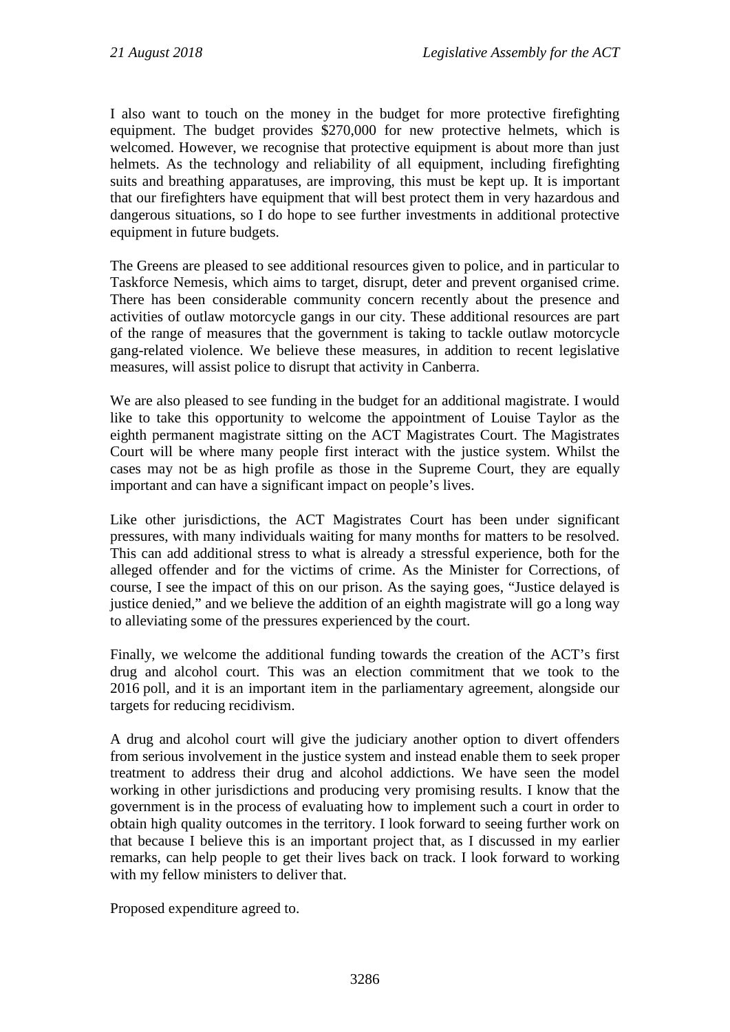I also want to touch on the money in the budget for more protective firefighting equipment. The budget provides $270,000 for new protective helmets, which is welcomed. However, we recognise that protective equipment is about more than just helmets. As the technology and reliability of all equipment, including firefighting suits and breathing apparatuses, are improving, this must be kept up. It is important that our firefighters have equipment that will best protect them in very hazardous and dangerous situations, so I do hope to see further investments in additional protective equipment in future budgets.

The Greens are pleased to see additional resources given to police, and in particular to Taskforce Nemesis, which aims to target, disrupt, deter and prevent organised crime. There has been considerable community concern recently about the presence and activities of outlaw motorcycle gangs in our city. These additional resources are part of the range of measures that the government is taking to tackle outlaw motorcycle gang-related violence. We believe these measures, in addition to recent legislative measures, will assist police to disrupt that activity in Canberra.

We are also pleased to see funding in the budget for an additional magistrate. I would like to take this opportunity to welcome the appointment of Louise Taylor as the eighth permanent magistrate sitting on the ACT Magistrates Court. The Magistrates Court will be where many people first interact with the justice system. Whilst the cases may not be as high profile as those in the Supreme Court, they are equally important and can have a significant impact on people's lives.

Like other jurisdictions, the ACT Magistrates Court has been under significant pressures, with many individuals waiting for many months for matters to be resolved. This can add additional stress to what is already a stressful experience, both for the alleged offender and for the victims of crime. As the Minister for Corrections, of course, I see the impact of this on our prison. As the saying goes, "Justice delayed is justice denied," and we believe the addition of an eighth magistrate will go a long way to alleviating some of the pressures experienced by the court.

Finally, we welcome the additional funding towards the creation of the ACT's first drug and alcohol court. This was an election commitment that we took to the 2016 poll, and it is an important item in the parliamentary agreement, alongside our targets for reducing recidivism.

A drug and alcohol court will give the judiciary another option to divert offenders from serious involvement in the justice system and instead enable them to seek proper treatment to address their drug and alcohol addictions. We have seen the model working in other jurisdictions and producing very promising results. I know that the government is in the process of evaluating how to implement such a court in order to obtain high quality outcomes in the territory. I look forward to seeing further work on that because I believe this is an important project that, as I discussed in my earlier remarks, can help people to get their lives back on track. I look forward to working with my fellow ministers to deliver that.

Proposed expenditure agreed to.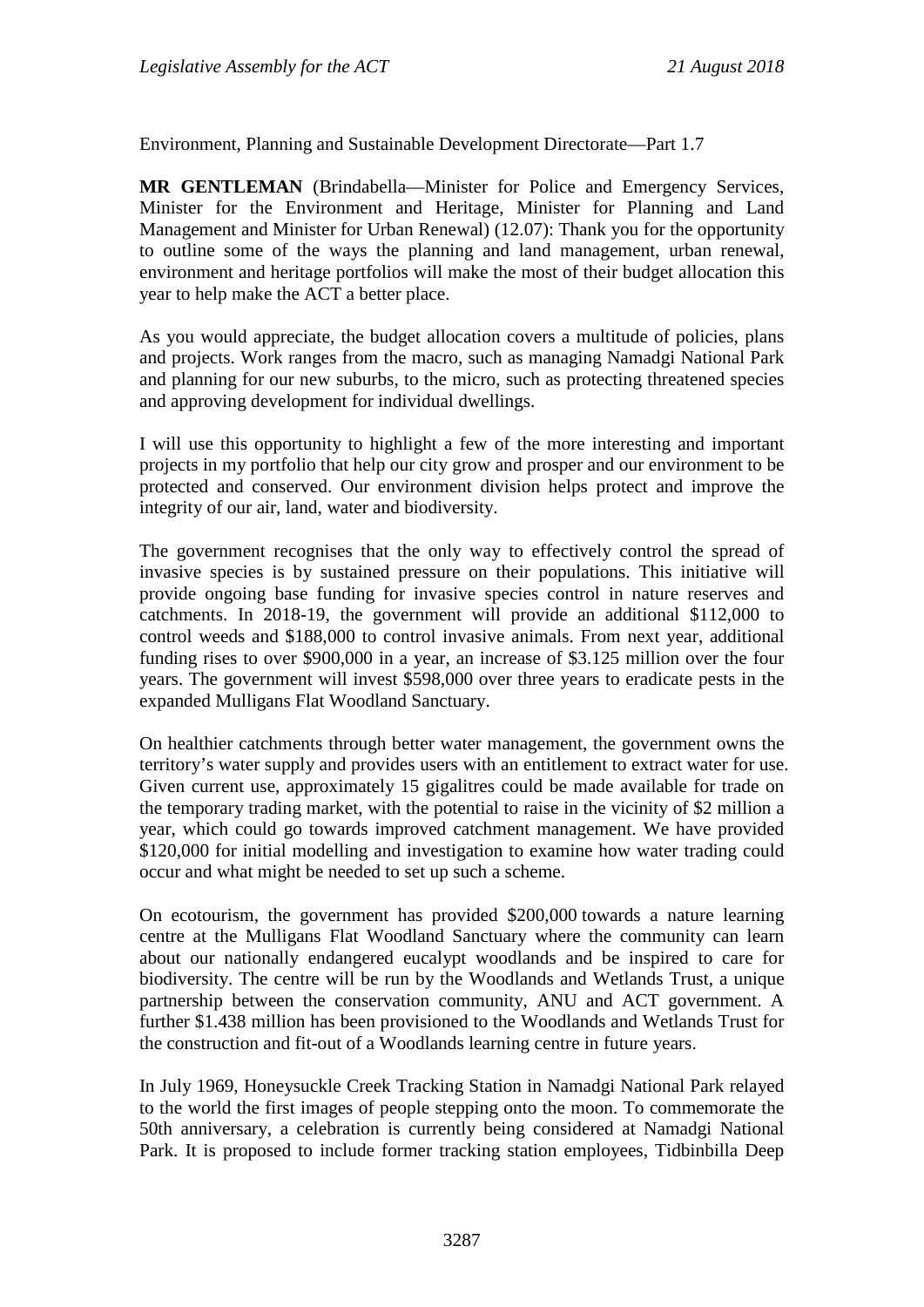Environment, Planning and Sustainable Development Directorate—Part 1.7

**MR GENTLEMAN** (Brindabella—Minister for Police and Emergency Services, Minister for the Environment and Heritage, Minister for Planning and Land Management and Minister for Urban Renewal) (12.07): Thank you for the opportunity to outline some of the ways the planning and land management, urban renewal, environment and heritage portfolios will make the most of their budget allocation this year to help make the ACT a better place.

As you would appreciate, the budget allocation covers a multitude of policies, plans and projects. Work ranges from the macro, such as managing Namadgi National Park and planning for our new suburbs, to the micro, such as protecting threatened species and approving development for individual dwellings.

I will use this opportunity to highlight a few of the more interesting and important projects in my portfolio that help our city grow and prosper and our environment to be protected and conserved. Our environment division helps protect and improve the integrity of our air, land, water and biodiversity.

The government recognises that the only way to effectively control the spread of invasive species is by sustained pressure on their populations. This initiative will provide ongoing base funding for invasive species control in nature reserves and catchments. In 2018-19, the government will provide an additional $112,000 to control weeds and $188,000 to control invasive animals. From next year, additional funding rises to over $900,000 in a year, an increase of $3.125 million over the four years. The government will invest $598,000 over three years to eradicate pests in the expanded Mulligans Flat Woodland Sanctuary.

On healthier catchments through better water management, the government owns the territory's water supply and provides users with an entitlement to extract water for use. Given current use, approximately 15 gigalitres could be made available for trade on the temporary trading market, with the potential to raise in the vicinity of $2 million a year, which could go towards improved catchment management. We have provided $120,000 for initial modelling and investigation to examine how water trading could occur and what might be needed to set up such a scheme.

On ecotourism, the government has provided $200,000 towards a nature learning centre at the Mulligans Flat Woodland Sanctuary where the community can learn about our nationally endangered eucalypt woodlands and be inspired to care for biodiversity. The centre will be run by the Woodlands and Wetlands Trust, a unique partnership between the conservation community, ANU and ACT government. A further $1.438 million has been provisioned to the Woodlands and Wetlands Trust for the construction and fit-out of a Woodlands learning centre in future years.

In July 1969, Honeysuckle Creek Tracking Station in Namadgi National Park relayed to the world the first images of people stepping onto the moon. To commemorate the 50th anniversary, a celebration is currently being considered at Namadgi National Park. It is proposed to include former tracking station employees, Tidbinbilla Deep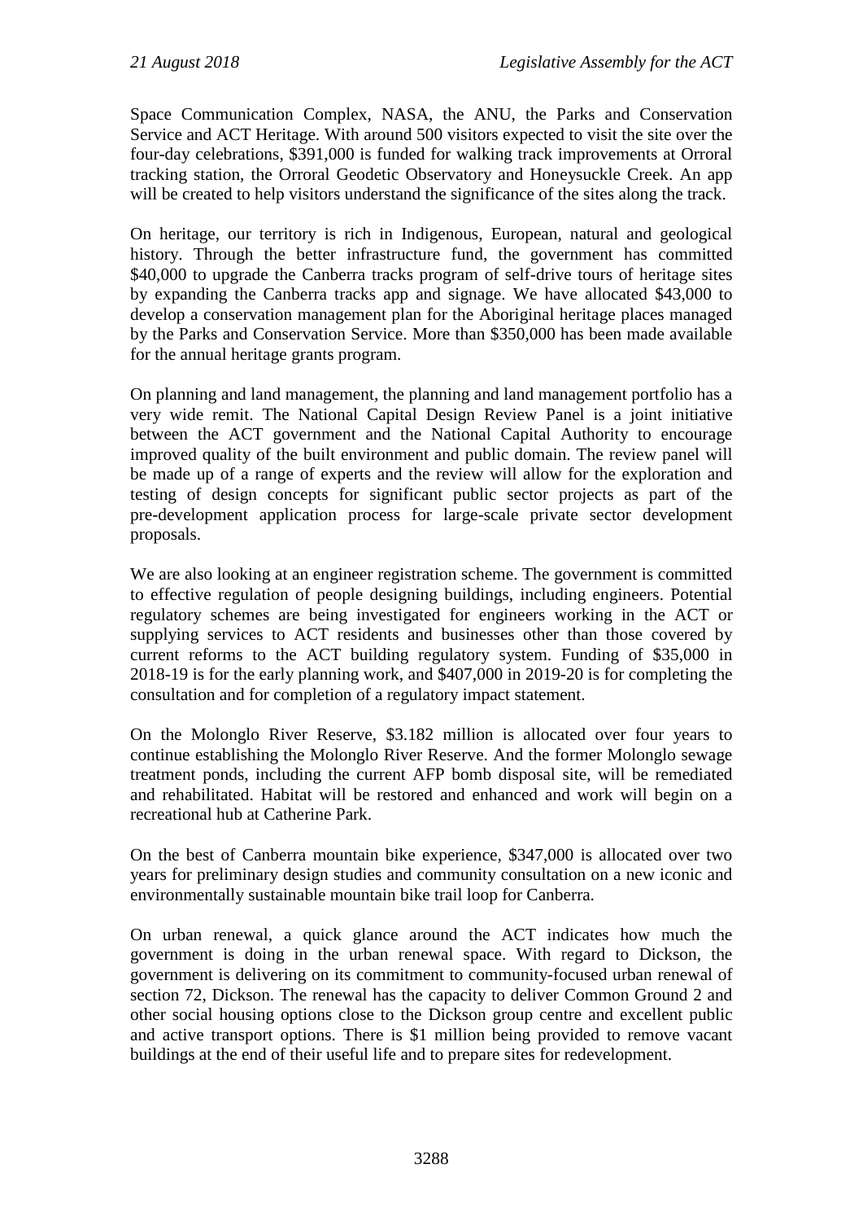Space Communication Complex, NASA, the ANU, the Parks and Conservation Service and ACT Heritage. With around 500 visitors expected to visit the site over the four-day celebrations, $391,000 is funded for walking track improvements at Orroral tracking station, the Orroral Geodetic Observatory and Honeysuckle Creek. An app will be created to help visitors understand the significance of the sites along the track.

On heritage, our territory is rich in Indigenous, European, natural and geological history. Through the better infrastructure fund, the government has committed $40,000 to upgrade the Canberra tracks program of self-drive tours of heritage sites by expanding the Canberra tracks app and signage. We have allocated $43,000 to develop a conservation management plan for the Aboriginal heritage places managed by the Parks and Conservation Service. More than $350,000 has been made available for the annual heritage grants program.

On planning and land management, the planning and land management portfolio has a very wide remit. The National Capital Design Review Panel is a joint initiative between the ACT government and the National Capital Authority to encourage improved quality of the built environment and public domain. The review panel will be made up of a range of experts and the review will allow for the exploration and testing of design concepts for significant public sector projects as part of the pre-development application process for large-scale private sector development proposals.

We are also looking at an engineer registration scheme. The government is committed to effective regulation of people designing buildings, including engineers. Potential regulatory schemes are being investigated for engineers working in the ACT or supplying services to ACT residents and businesses other than those covered by current reforms to the ACT building regulatory system. Funding of $35,000 in 2018-19 is for the early planning work, and $407,000 in 2019-20 is for completing the consultation and for completion of a regulatory impact statement.

On the Molonglo River Reserve, $3.182 million is allocated over four years to continue establishing the Molonglo River Reserve. And the former Molonglo sewage treatment ponds, including the current AFP bomb disposal site, will be remediated and rehabilitated. Habitat will be restored and enhanced and work will begin on a recreational hub at Catherine Park.

On the best of Canberra mountain bike experience, $347,000 is allocated over two years for preliminary design studies and community consultation on a new iconic and environmentally sustainable mountain bike trail loop for Canberra.

On urban renewal, a quick glance around the ACT indicates how much the government is doing in the urban renewal space. With regard to Dickson, the government is delivering on its commitment to community-focused urban renewal of section 72, Dickson. The renewal has the capacity to deliver Common Ground 2 and other social housing options close to the Dickson group centre and excellent public and active transport options. There is $1 million being provided to remove vacant buildings at the end of their useful life and to prepare sites for redevelopment.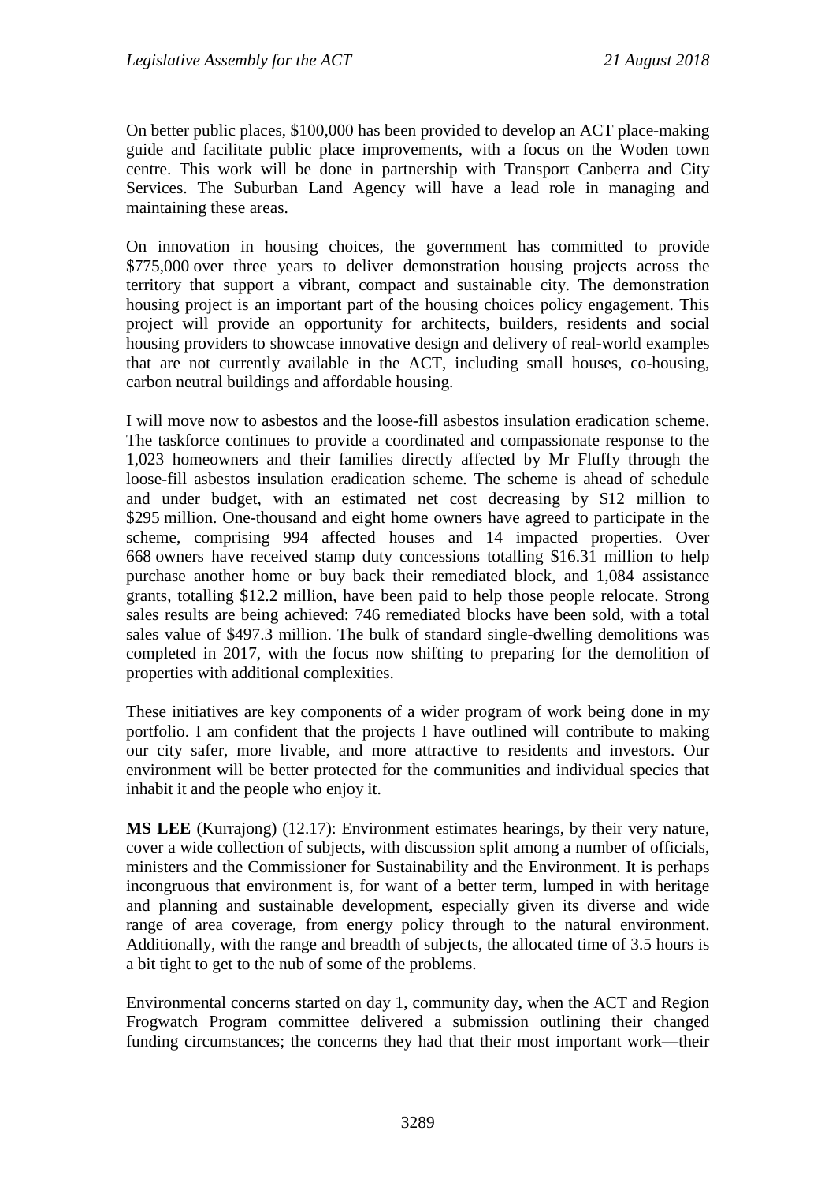On better public places, $100,000 has been provided to develop an ACT place-making guide and facilitate public place improvements, with a focus on the Woden town centre. This work will be done in partnership with Transport Canberra and City Services. The Suburban Land Agency will have a lead role in managing and maintaining these areas.

On innovation in housing choices, the government has committed to provide $775,000 over three years to deliver demonstration housing projects across the territory that support a vibrant, compact and sustainable city. The demonstration housing project is an important part of the housing choices policy engagement. This project will provide an opportunity for architects, builders, residents and social housing providers to showcase innovative design and delivery of real-world examples that are not currently available in the ACT, including small houses, co-housing, carbon neutral buildings and affordable housing.

I will move now to asbestos and the loose-fill asbestos insulation eradication scheme. The taskforce continues to provide a coordinated and compassionate response to the 1,023 homeowners and their families directly affected by Mr Fluffy through the loose-fill asbestos insulation eradication scheme. The scheme is ahead of schedule and under budget, with an estimated net cost decreasing by $12 million to $295 million. One-thousand and eight home owners have agreed to participate in the scheme, comprising 994 affected houses and 14 impacted properties. Over 668 owners have received stamp duty concessions totalling $16.31 million to help purchase another home or buy back their remediated block, and 1,084 assistance grants, totalling $12.2 million, have been paid to help those people relocate. Strong sales results are being achieved: 746 remediated blocks have been sold, with a total sales value of $497.3 million. The bulk of standard single-dwelling demolitions was completed in 2017, with the focus now shifting to preparing for the demolition of properties with additional complexities.

These initiatives are key components of a wider program of work being done in my portfolio. I am confident that the projects I have outlined will contribute to making our city safer, more livable, and more attractive to residents and investors. Our environment will be better protected for the communities and individual species that inhabit it and the people who enjoy it.

**MS LEE** (Kurrajong) (12.17): Environment estimates hearings, by their very nature, cover a wide collection of subjects, with discussion split among a number of officials, ministers and the Commissioner for Sustainability and the Environment. It is perhaps incongruous that environment is, for want of a better term, lumped in with heritage and planning and sustainable development, especially given its diverse and wide range of area coverage, from energy policy through to the natural environment. Additionally, with the range and breadth of subjects, the allocated time of 3.5 hours is a bit tight to get to the nub of some of the problems.

Environmental concerns started on day 1, community day, when the ACT and Region Frogwatch Program committee delivered a submission outlining their changed funding circumstances; the concerns they had that their most important work—their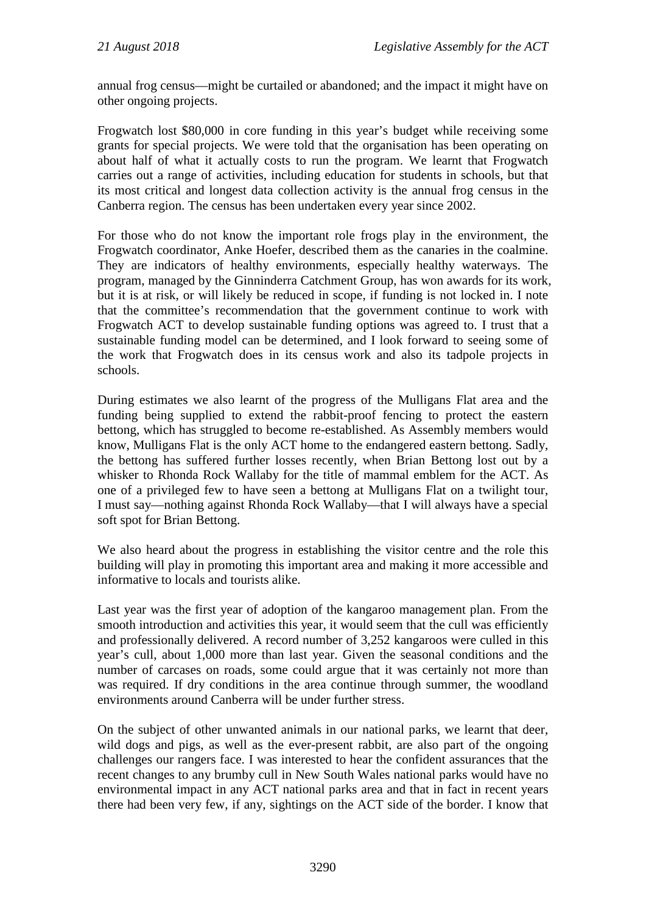annual frog census—might be curtailed or abandoned; and the impact it might have on other ongoing projects.

Frogwatch lost $80,000 in core funding in this year's budget while receiving some grants for special projects. We were told that the organisation has been operating on about half of what it actually costs to run the program. We learnt that Frogwatch carries out a range of activities, including education for students in schools, but that its most critical and longest data collection activity is the annual frog census in the Canberra region. The census has been undertaken every year since 2002.

For those who do not know the important role frogs play in the environment, the Frogwatch coordinator, Anke Hoefer, described them as the canaries in the coalmine. They are indicators of healthy environments, especially healthy waterways. The program, managed by the Ginninderra Catchment Group, has won awards for its work, but it is at risk, or will likely be reduced in scope, if funding is not locked in. I note that the committee's recommendation that the government continue to work with Frogwatch ACT to develop sustainable funding options was agreed to. I trust that a sustainable funding model can be determined, and I look forward to seeing some of the work that Frogwatch does in its census work and also its tadpole projects in schools.

During estimates we also learnt of the progress of the Mulligans Flat area and the funding being supplied to extend the rabbit-proof fencing to protect the eastern bettong, which has struggled to become re-established. As Assembly members would know, Mulligans Flat is the only ACT home to the endangered eastern bettong. Sadly, the bettong has suffered further losses recently, when Brian Bettong lost out by a whisker to Rhonda Rock Wallaby for the title of mammal emblem for the ACT. As one of a privileged few to have seen a bettong at Mulligans Flat on a twilight tour, I must say—nothing against Rhonda Rock Wallaby—that I will always have a special soft spot for Brian Bettong.

We also heard about the progress in establishing the visitor centre and the role this building will play in promoting this important area and making it more accessible and informative to locals and tourists alike.

Last year was the first year of adoption of the kangaroo management plan. From the smooth introduction and activities this year, it would seem that the cull was efficiently and professionally delivered. A record number of 3,252 kangaroos were culled in this year's cull, about 1,000 more than last year. Given the seasonal conditions and the number of carcases on roads, some could argue that it was certainly not more than was required. If dry conditions in the area continue through summer, the woodland environments around Canberra will be under further stress.

On the subject of other unwanted animals in our national parks, we learnt that deer, wild dogs and pigs, as well as the ever-present rabbit, are also part of the ongoing challenges our rangers face. I was interested to hear the confident assurances that the recent changes to any brumby cull in New South Wales national parks would have no environmental impact in any ACT national parks area and that in fact in recent years there had been very few, if any, sightings on the ACT side of the border. I know that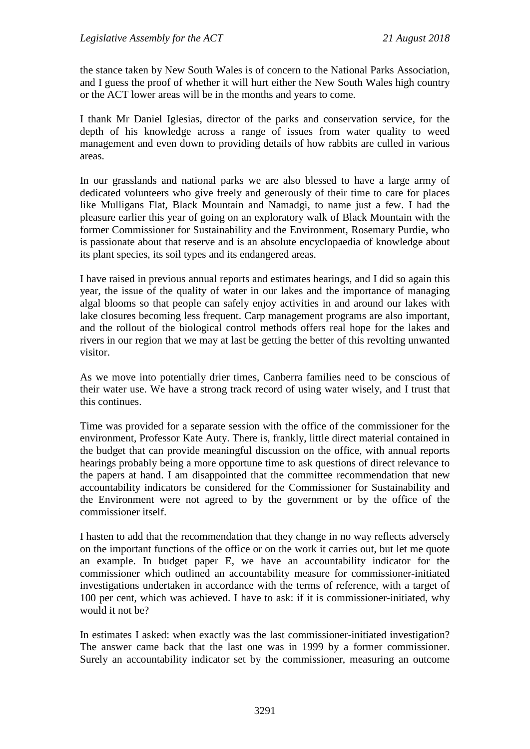the stance taken by New South Wales is of concern to the National Parks Association, and I guess the proof of whether it will hurt either the New South Wales high country or the ACT lower areas will be in the months and years to come.

I thank Mr Daniel Iglesias, director of the parks and conservation service, for the depth of his knowledge across a range of issues from water quality to weed management and even down to providing details of how rabbits are culled in various areas.

In our grasslands and national parks we are also blessed to have a large army of dedicated volunteers who give freely and generously of their time to care for places like Mulligans Flat, Black Mountain and Namadgi, to name just a few. I had the pleasure earlier this year of going on an exploratory walk of Black Mountain with the former Commissioner for Sustainability and the Environment, Rosemary Purdie, who is passionate about that reserve and is an absolute encyclopaedia of knowledge about its plant species, its soil types and its endangered areas.

I have raised in previous annual reports and estimates hearings, and I did so again this year, the issue of the quality of water in our lakes and the importance of managing algal blooms so that people can safely enjoy activities in and around our lakes with lake closures becoming less frequent. Carp management programs are also important, and the rollout of the biological control methods offers real hope for the lakes and rivers in our region that we may at last be getting the better of this revolting unwanted visitor.

As we move into potentially drier times, Canberra families need to be conscious of their water use. We have a strong track record of using water wisely, and I trust that this continues.

Time was provided for a separate session with the office of the commissioner for the environment, Professor Kate Auty. There is, frankly, little direct material contained in the budget that can provide meaningful discussion on the office, with annual reports hearings probably being a more opportune time to ask questions of direct relevance to the papers at hand. I am disappointed that the committee recommendation that new accountability indicators be considered for the Commissioner for Sustainability and the Environment were not agreed to by the government or by the office of the commissioner itself.

I hasten to add that the recommendation that they change in no way reflects adversely on the important functions of the office or on the work it carries out, but let me quote an example. In budget paper E, we have an accountability indicator for the commissioner which outlined an accountability measure for commissioner-initiated investigations undertaken in accordance with the terms of reference, with a target of 100 per cent, which was achieved. I have to ask: if it is commissioner-initiated, why would it not be?

In estimates I asked: when exactly was the last commissioner-initiated investigation? The answer came back that the last one was in 1999 by a former commissioner. Surely an accountability indicator set by the commissioner, measuring an outcome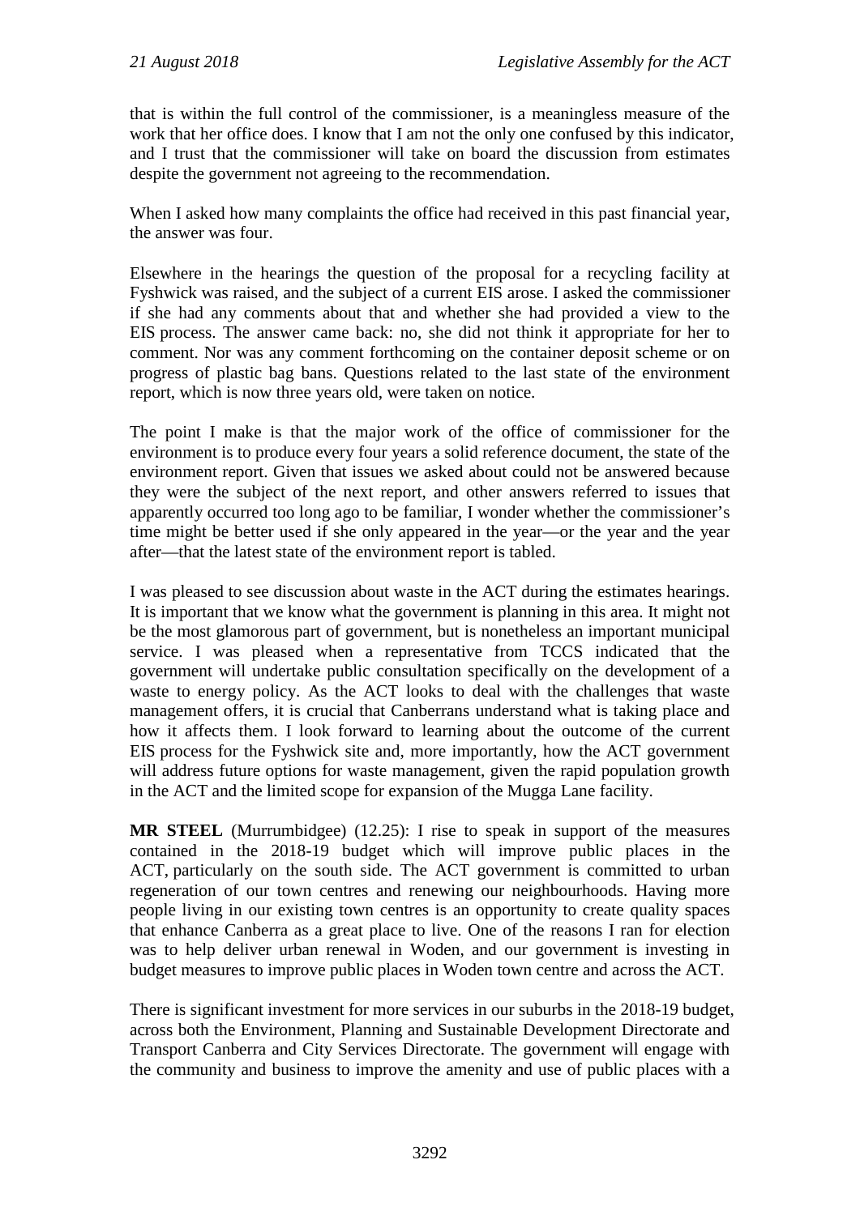that is within the full control of the commissioner, is a meaningless measure of the work that her office does. I know that I am not the only one confused by this indicator, and I trust that the commissioner will take on board the discussion from estimates despite the government not agreeing to the recommendation.

When I asked how many complaints the office had received in this past financial year, the answer was four.

Elsewhere in the hearings the question of the proposal for a recycling facility at Fyshwick was raised, and the subject of a current EIS arose. I asked the commissioner if she had any comments about that and whether she had provided a view to the EIS process. The answer came back: no, she did not think it appropriate for her to comment. Nor was any comment forthcoming on the container deposit scheme or on progress of plastic bag bans. Questions related to the last state of the environment report, which is now three years old, were taken on notice.

The point I make is that the major work of the office of commissioner for the environment is to produce every four years a solid reference document, the state of the environment report. Given that issues we asked about could not be answered because they were the subject of the next report, and other answers referred to issues that apparently occurred too long ago to be familiar, I wonder whether the commissioner's time might be better used if she only appeared in the year—or the year and the year after—that the latest state of the environment report is tabled.

I was pleased to see discussion about waste in the ACT during the estimates hearings. It is important that we know what the government is planning in this area. It might not be the most glamorous part of government, but is nonetheless an important municipal service. I was pleased when a representative from TCCS indicated that the government will undertake public consultation specifically on the development of a waste to energy policy. As the ACT looks to deal with the challenges that waste management offers, it is crucial that Canberrans understand what is taking place and how it affects them. I look forward to learning about the outcome of the current EIS process for the Fyshwick site and, more importantly, how the ACT government will address future options for waste management, given the rapid population growth in the ACT and the limited scope for expansion of the Mugga Lane facility.

**MR STEEL** (Murrumbidgee) (12.25): I rise to speak in support of the measures contained in the 2018-19 budget which will improve public places in the ACT, particularly on the south side. The ACT government is committed to urban regeneration of our town centres and renewing our neighbourhoods. Having more people living in our existing town centres is an opportunity to create quality spaces that enhance Canberra as a great place to live. One of the reasons I ran for election was to help deliver urban renewal in Woden, and our government is investing in budget measures to improve public places in Woden town centre and across the ACT.

There is significant investment for more services in our suburbs in the 2018-19 budget, across both the Environment, Planning and Sustainable Development Directorate and Transport Canberra and City Services Directorate. The government will engage with the community and business to improve the amenity and use of public places with a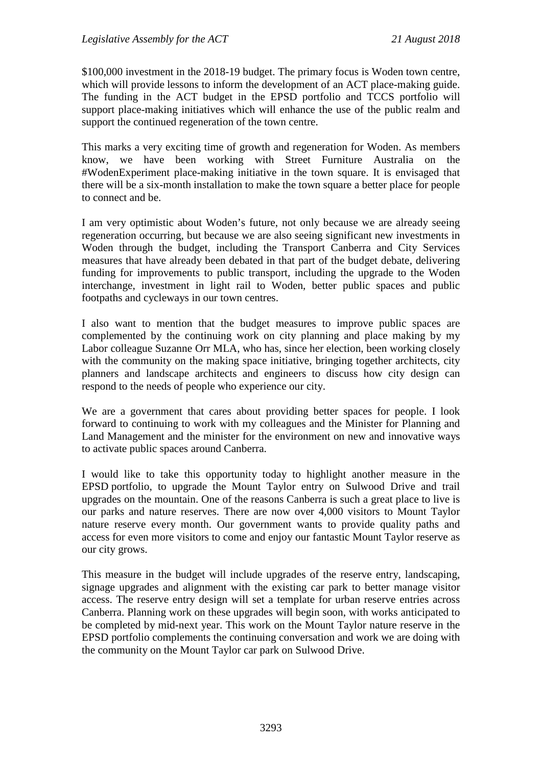$100,000 investment in the 2018-19 budget. The primary focus is Woden town centre, which will provide lessons to inform the development of an ACT place-making guide. The funding in the ACT budget in the EPSD portfolio and TCCS portfolio will support place-making initiatives which will enhance the use of the public realm and support the continued regeneration of the town centre.

This marks a very exciting time of growth and regeneration for Woden. As members know, we have been working with Street Furniture Australia on the #WodenExperiment place-making initiative in the town square. It is envisaged that there will be a six-month installation to make the town square a better place for people to connect and be.

I am very optimistic about Woden's future, not only because we are already seeing regeneration occurring, but because we are also seeing significant new investments in Woden through the budget, including the Transport Canberra and City Services measures that have already been debated in that part of the budget debate, delivering funding for improvements to public transport, including the upgrade to the Woden interchange, investment in light rail to Woden, better public spaces and public footpaths and cycleways in our town centres.

I also want to mention that the budget measures to improve public spaces are complemented by the continuing work on city planning and place making by my Labor colleague Suzanne Orr MLA, who has, since her election, been working closely with the community on the making space initiative, bringing together architects, city planners and landscape architects and engineers to discuss how city design can respond to the needs of people who experience our city.

We are a government that cares about providing better spaces for people. I look forward to continuing to work with my colleagues and the Minister for Planning and Land Management and the minister for the environment on new and innovative ways to activate public spaces around Canberra.

I would like to take this opportunity today to highlight another measure in the EPSD portfolio, to upgrade the Mount Taylor entry on Sulwood Drive and trail upgrades on the mountain. One of the reasons Canberra is such a great place to live is our parks and nature reserves. There are now over 4,000 visitors to Mount Taylor nature reserve every month. Our government wants to provide quality paths and access for even more visitors to come and enjoy our fantastic Mount Taylor reserve as our city grows.

This measure in the budget will include upgrades of the reserve entry, landscaping, signage upgrades and alignment with the existing car park to better manage visitor access. The reserve entry design will set a template for urban reserve entries across Canberra. Planning work on these upgrades will begin soon, with works anticipated to be completed by mid-next year. This work on the Mount Taylor nature reserve in the EPSD portfolio complements the continuing conversation and work we are doing with the community on the Mount Taylor car park on Sulwood Drive.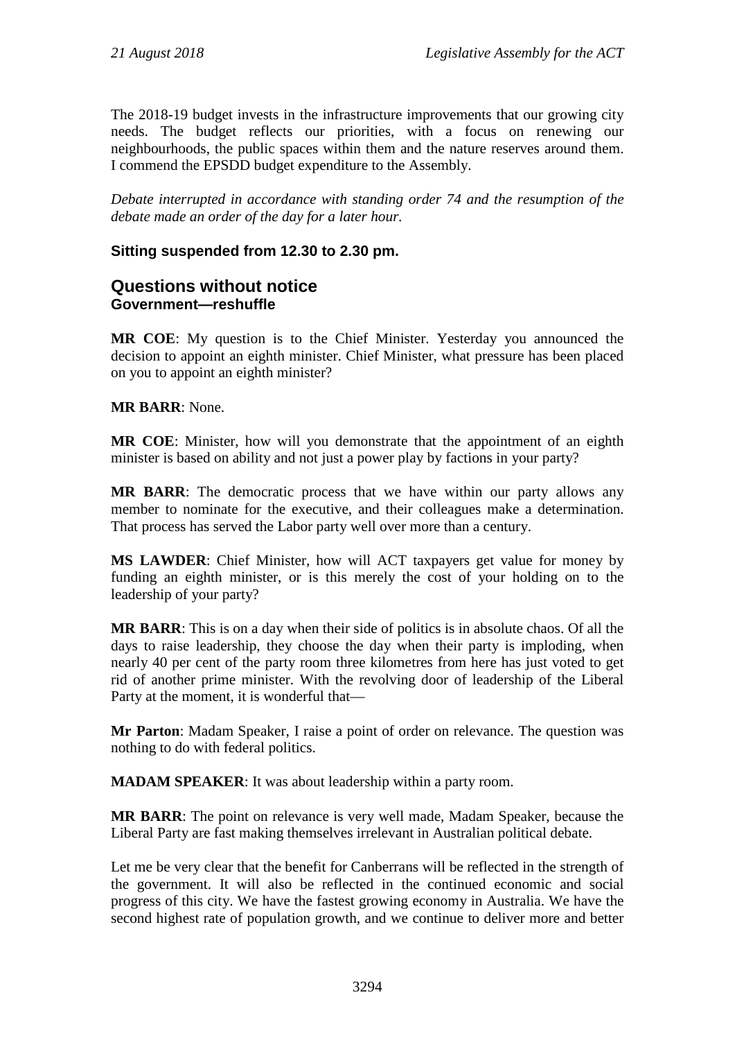The 2018-19 budget invests in the infrastructure improvements that our growing city needs. The budget reflects our priorities, with a focus on renewing our neighbourhoods, the public spaces within them and the nature reserves around them. I commend the EPSDD budget expenditure to the Assembly.

*Debate interrupted in accordance with standing order 74 and the resumption of the debate made an order of the day for a later hour.*

**Sitting suspended from 12.30 to 2.30 pm.**

## Questions without notice

### Government—reshuffle

**MR COE**: My question is to the Chief Minister. Yesterday you announced the decision to appoint an eighth minister. Chief Minister, what pressure has been placed on you to appoint an eighth minister?

**MR BARR**: None.

**MR COE**: Minister, how will you demonstrate that the appointment of an eighth minister is based on ability and not just a power play by factions in your party?

**MR BARR**: The democratic process that we have within our party allows any member to nominate for the executive, and their colleagues make a determination. That process has served the Labor party well over more than a century.

**MS LAWDER**: Chief Minister, how will ACT taxpayers get value for money by funding an eighth minister, or is this merely the cost of your holding on to the leadership of your party?

**MR BARR**: This is on a day when their side of politics is in absolute chaos. Of all the days to raise leadership, they choose the day when their party is imploding, when nearly 40 per cent of the party room three kilometres from here has just voted to get rid of another prime minister. With the revolving door of leadership of the Liberal Party at the moment, it is wonderful that—

**Mr Parton**: Madam Speaker, I raise a point of order on relevance. The question was nothing to do with federal politics.

**MADAM SPEAKER**: It was about leadership within a party room.

**MR BARR**: The point on relevance is very well made, Madam Speaker, because the Liberal Party are fast making themselves irrelevant in Australian political debate.

Let me be very clear that the benefit for Canberrans will be reflected in the strength of the government. It will also be reflected in the continued economic and social progress of this city. We have the fastest growing economy in Australia. We have the second highest rate of population growth, and we continue to deliver more and better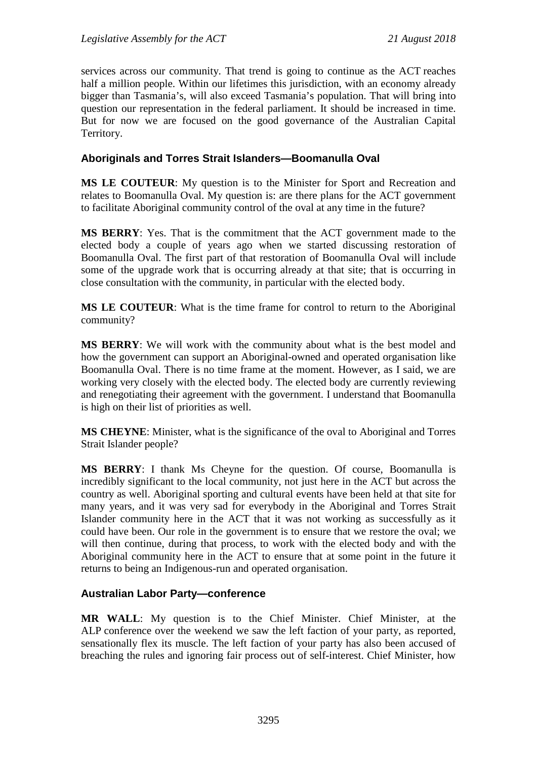services across our community. That trend is going to continue as the ACT reaches half a million people. Within our lifetimes this jurisdiction, with an economy already bigger than Tasmania's, will also exceed Tasmania's population. That will bring into question our representation in the federal parliament. It should be increased in time. But for now we are focused on the good governance of the Australian Capital Territory.

### Aboriginals and Torres Strait Islanders—Boomanulla Oval

**MS LE COUTEUR**: My question is to the Minister for Sport and Recreation and relates to Boomanulla Oval. My question is: are there plans for the ACT government to facilitate Aboriginal community control of the oval at any time in the future?

**MS BERRY**: Yes. That is the commitment that the ACT government made to the elected body a couple of years ago when we started discussing restoration of Boomanulla Oval. The first part of that restoration of Boomanulla Oval will include some of the upgrade work that is occurring already at that site; that is occurring in close consultation with the community, in particular with the elected body.

**MS LE COUTEUR**: What is the time frame for control to return to the Aboriginal community?

**MS BERRY**: We will work with the community about what is the best model and how the government can support an Aboriginal-owned and operated organisation like Boomanulla Oval. There is no time frame at the moment. However, as I said, we are working very closely with the elected body. The elected body are currently reviewing and renegotiating their agreement with the government. I understand that Boomanulla is high on their list of priorities as well.

**MS CHEYNE**: Minister, what is the significance of the oval to Aboriginal and Torres Strait Islander people?

**MS BERRY**: I thank Ms Cheyne for the question. Of course, Boomanulla is incredibly significant to the local community, not just here in the ACT but across the country as well. Aboriginal sporting and cultural events have been held at that site for many years, and it was very sad for everybody in the Aboriginal and Torres Strait Islander community here in the ACT that it was not working as successfully as it could have been. Our role in the government is to ensure that we restore the oval; we will then continue, during that process, to work with the elected body and with the Aboriginal community here in the ACT to ensure that at some point in the future it returns to being an Indigenous-run and operated organisation.

### Australian Labor Party—conference

**MR WALL**: My question is to the Chief Minister. Chief Minister, at the ALP conference over the weekend we saw the left faction of your party, as reported, sensationally flex its muscle. The left faction of your party has also been accused of breaching the rules and ignoring fair process out of self-interest. Chief Minister, how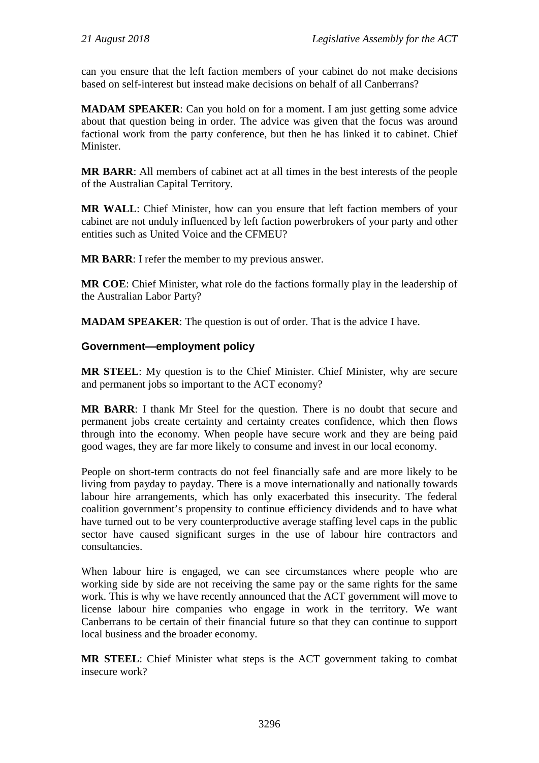can you ensure that the left faction members of your cabinet do not make decisions based on self-interest but instead make decisions on behalf of all Canberrans?

**MADAM SPEAKER**: Can you hold on for a moment. I am just getting some advice about that question being in order. The advice was given that the focus was around factional work from the party conference, but then he has linked it to cabinet. Chief Minister.

**MR BARR**: All members of cabinet act at all times in the best interests of the people of the Australian Capital Territory.

**MR WALL**: Chief Minister, how can you ensure that left faction members of your cabinet are not unduly influenced by left faction powerbrokers of your party and other entities such as United Voice and the CFMEU?

**MR BARR**: I refer the member to my previous answer.

**MR COE**: Chief Minister, what role do the factions formally play in the leadership of the Australian Labor Party?

**MADAM SPEAKER**: The question is out of order. That is the advice I have.

### Government—employment policy

**MR STEEL**: My question is to the Chief Minister. Chief Minister, why are secure and permanent jobs so important to the ACT economy?

**MR BARR**: I thank Mr Steel for the question. There is no doubt that secure and permanent jobs create certainty and certainty creates confidence, which then flows through into the economy. When people have secure work and they are being paid good wages, they are far more likely to consume and invest in our local economy.

People on short-term contracts do not feel financially safe and are more likely to be living from payday to payday. There is a move internationally and nationally towards labour hire arrangements, which has only exacerbated this insecurity. The federal coalition government's propensity to continue efficiency dividends and to have what have turned out to be very counterproductive average staffing level caps in the public sector have caused significant surges in the use of labour hire contractors and consultancies.

When labour hire is engaged, we can see circumstances where people who are working side by side are not receiving the same pay or the same rights for the same work. This is why we have recently announced that the ACT government will move to license labour hire companies who engage in work in the territory. We want Canberrans to be certain of their financial future so that they can continue to support local business and the broader economy.

**MR STEEL**: Chief Minister what steps is the ACT government taking to combat insecure work?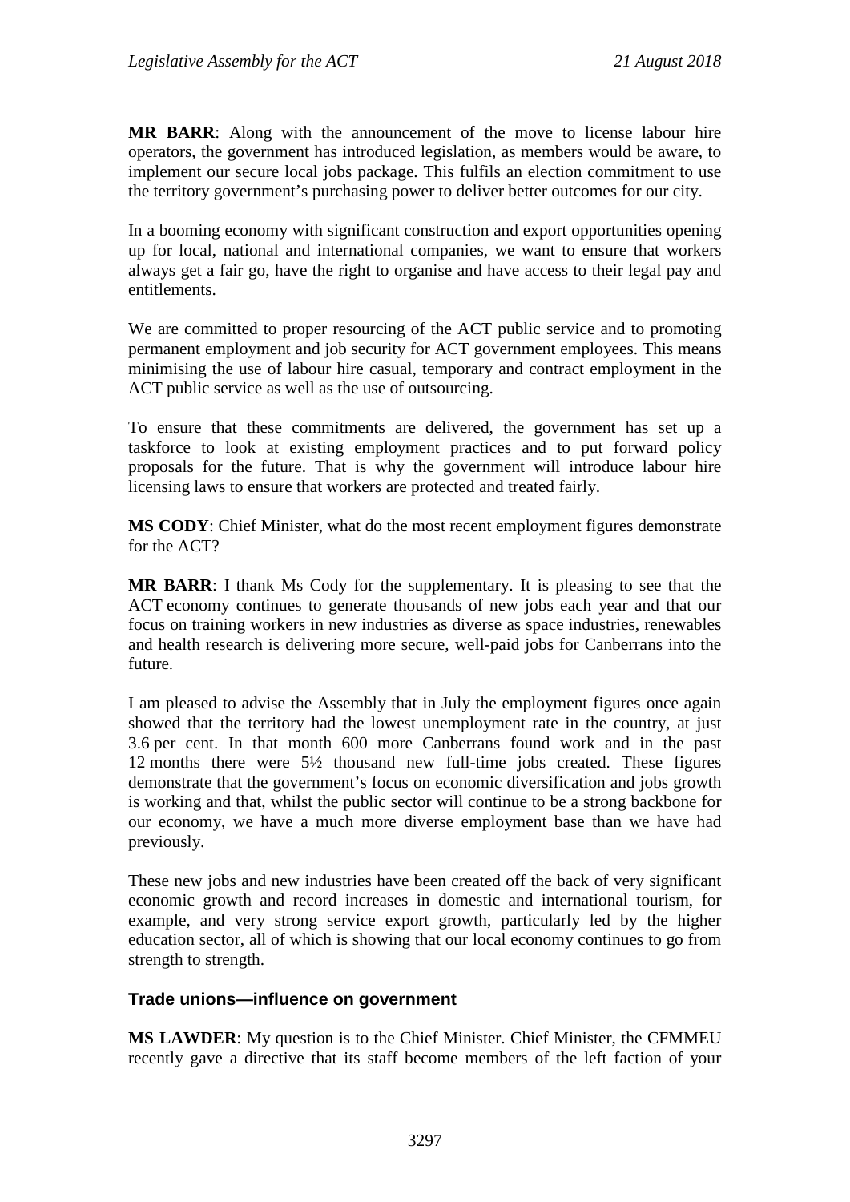**MR BARR**: Along with the announcement of the move to license labour hire operators, the government has introduced legislation, as members would be aware, to implement our secure local jobs package. This fulfils an election commitment to use the territory government's purchasing power to deliver better outcomes for our city.

In a booming economy with significant construction and export opportunities opening up for local, national and international companies, we want to ensure that workers always get a fair go, have the right to organise and have access to their legal pay and entitlements.

We are committed to proper resourcing of the ACT public service and to promoting permanent employment and job security for ACT government employees. This means minimising the use of labour hire casual, temporary and contract employment in the ACT public service as well as the use of outsourcing.

To ensure that these commitments are delivered, the government has set up a taskforce to look at existing employment practices and to put forward policy proposals for the future. That is why the government will introduce labour hire licensing laws to ensure that workers are protected and treated fairly.

**MS CODY**: Chief Minister, what do the most recent employment figures demonstrate for the ACT?

**MR BARR**: I thank Ms Cody for the supplementary. It is pleasing to see that the ACT economy continues to generate thousands of new jobs each year and that our focus on training workers in new industries as diverse as space industries, renewables and health research is delivering more secure, well-paid jobs for Canberrans into the future.

I am pleased to advise the Assembly that in July the employment figures once again showed that the territory had the lowest unemployment rate in the country, at just 3.6 per cent. In that month 600 more Canberrans found work and in the past 12 months there were 5½ thousand new full-time jobs created. These figures demonstrate that the government's focus on economic diversification and jobs growth is working and that, whilst the public sector will continue to be a strong backbone for our economy, we have a much more diverse employment base than we have had previously.

These new jobs and new industries have been created off the back of very significant economic growth and record increases in domestic and international tourism, for example, and very strong service export growth, particularly led by the higher education sector, all of which is showing that our local economy continues to go from strength to strength.

## Trade unions—influence on government

**MS LAWDER**: My question is to the Chief Minister. Chief Minister, the CFMMEU recently gave a directive that its staff become members of the left faction of your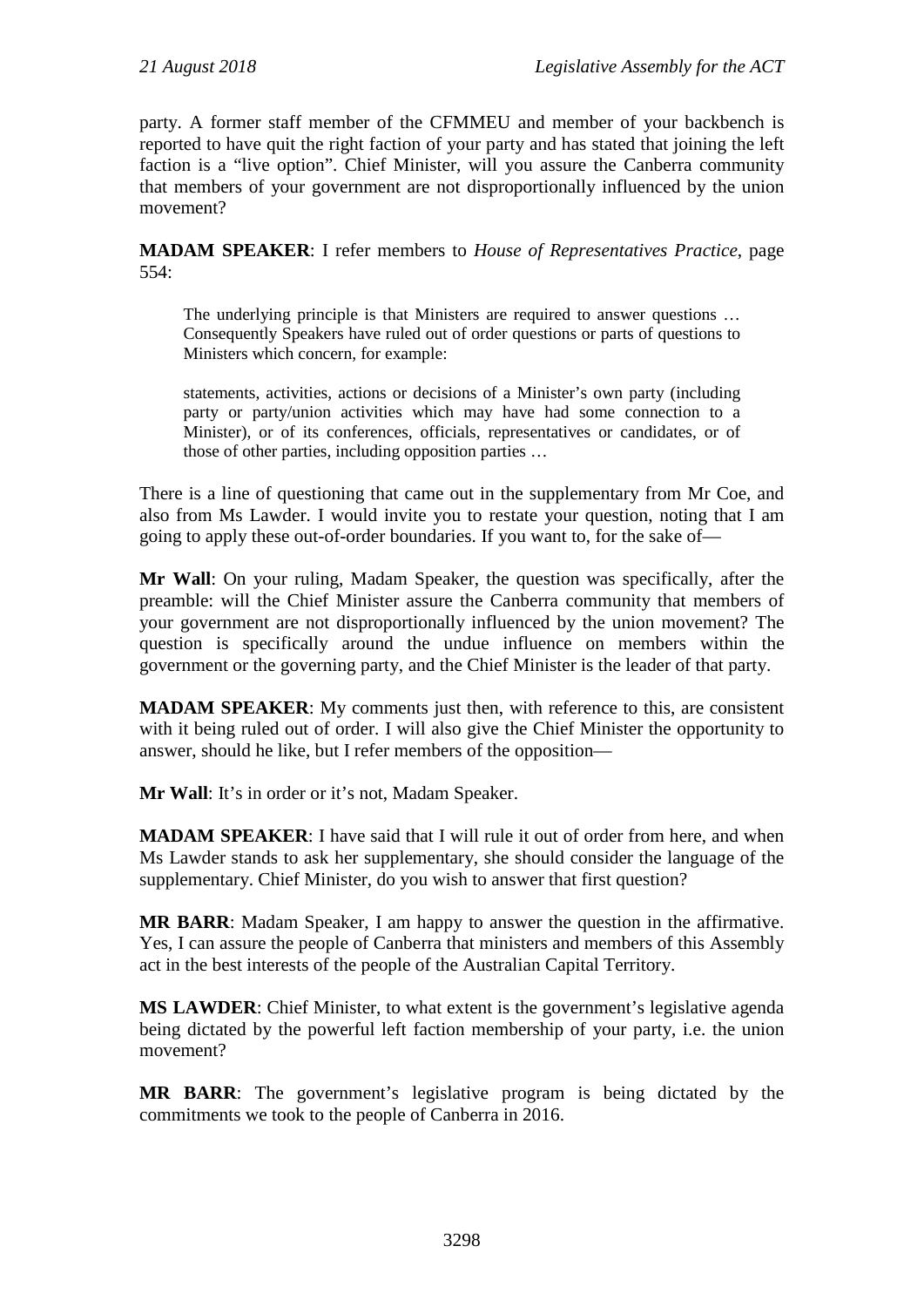party. A former staff member of the CFMMEU and member of your backbench is reported to have quit the right faction of your party and has stated that joining the left faction is a "live option". Chief Minister, will you assure the Canberra community that members of your government are not disproportionally influenced by the union movement?

**MADAM SPEAKER**: I refer members to *House of Representatives Practice*, page 554:

> The underlying principle is that Ministers are required to answer questions … Consequently Speakers have ruled out of order questions or parts of questions to Ministers which concern, for example:
>
> statements, activities, actions or decisions of a Minister's own party (including party or party/union activities which may have had some connection to a Minister), or of its conferences, officials, representatives or candidates, or of those of other parties, including opposition parties …

There is a line of questioning that came out in the supplementary from Mr Coe, and also from Ms Lawder. I would invite you to restate your question, noting that I am going to apply these out-of-order boundaries. If you want to, for the sake of—

**Mr Wall**: On your ruling, Madam Speaker, the question was specifically, after the preamble: will the Chief Minister assure the Canberra community that members of your government are not disproportionally influenced by the union movement? The question is specifically around the undue influence on members within the government or the governing party, and the Chief Minister is the leader of that party.

**MADAM SPEAKER**: My comments just then, with reference to this, are consistent with it being ruled out of order. I will also give the Chief Minister the opportunity to answer, should he like, but I refer members of the opposition—

**Mr Wall**: It's in order or it's not, Madam Speaker.

**MADAM SPEAKER**: I have said that I will rule it out of order from here, and when Ms Lawder stands to ask her supplementary, she should consider the language of the supplementary. Chief Minister, do you wish to answer that first question?

**MR BARR**: Madam Speaker, I am happy to answer the question in the affirmative. Yes, I can assure the people of Canberra that ministers and members of this Assembly act in the best interests of the people of the Australian Capital Territory.

**MS LAWDER**: Chief Minister, to what extent is the government's legislative agenda being dictated by the powerful left faction membership of your party, i.e. the union movement?

**MR BARR**: The government's legislative program is being dictated by the commitments we took to the people of Canberra in 2016.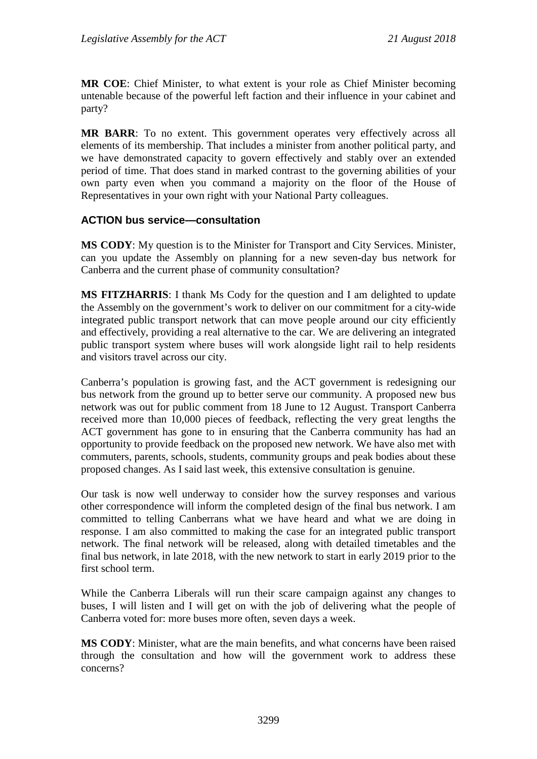**MR COE**: Chief Minister, to what extent is your role as Chief Minister becoming untenable because of the powerful left faction and their influence in your cabinet and party?

**MR BARR**: To no extent. This government operates very effectively across all elements of its membership. That includes a minister from another political party, and we have demonstrated capacity to govern effectively and stably over an extended period of time. That does stand in marked contrast to the governing abilities of your own party even when you command a majority on the floor of the House of Representatives in your own right with your National Party colleagues.

### ACTION bus service—consultation

**MS CODY**: My question is to the Minister for Transport and City Services. Minister, can you update the Assembly on planning for a new seven-day bus network for Canberra and the current phase of community consultation?

**MS FITZHARRIS**: I thank Ms Cody for the question and I am delighted to update the Assembly on the government's work to deliver on our commitment for a city-wide integrated public transport network that can move people around our city efficiently and effectively, providing a real alternative to the car. We are delivering an integrated public transport system where buses will work alongside light rail to help residents and visitors travel across our city.

Canberra's population is growing fast, and the ACT government is redesigning our bus network from the ground up to better serve our community. A proposed new bus network was out for public comment from 18 June to 12 August. Transport Canberra received more than 10,000 pieces of feedback, reflecting the very great lengths the ACT government has gone to in ensuring that the Canberra community has had an opportunity to provide feedback on the proposed new network. We have also met with commuters, parents, schools, students, community groups and peak bodies about these proposed changes. As I said last week, this extensive consultation is genuine.

Our task is now well underway to consider how the survey responses and various other correspondence will inform the completed design of the final bus network. I am committed to telling Canberrans what we have heard and what we are doing in response. I am also committed to making the case for an integrated public transport network. The final network will be released, along with detailed timetables and the final bus network, in late 2018, with the new network to start in early 2019 prior to the first school term.

While the Canberra Liberals will run their scare campaign against any changes to buses, I will listen and I will get on with the job of delivering what the people of Canberra voted for: more buses more often, seven days a week.

**MS CODY**: Minister, what are the main benefits, and what concerns have been raised through the consultation and how will the government work to address these concerns?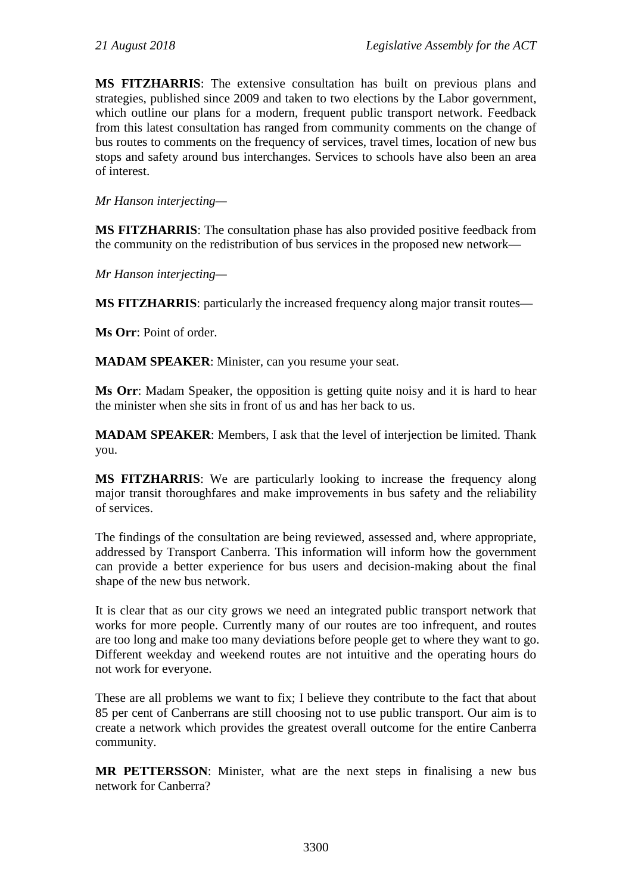**MS FITZHARRIS**: The extensive consultation has built on previous plans and strategies, published since 2009 and taken to two elections by the Labor government, which outline our plans for a modern, frequent public transport network. Feedback from this latest consultation has ranged from community comments on the change of bus routes to comments on the frequency of services, travel times, location of new bus stops and safety around bus interchanges. Services to schools have also been an area of interest.

*Mr Hanson interjecting—*

**MS FITZHARRIS**: The consultation phase has also provided positive feedback from the community on the redistribution of bus services in the proposed new network—

*Mr Hanson interjecting—*

**MS FITZHARRIS**: particularly the increased frequency along major transit routes—

**Ms Orr**: Point of order.

**MADAM SPEAKER**: Minister, can you resume your seat.

**Ms Orr**: Madam Speaker, the opposition is getting quite noisy and it is hard to hear the minister when she sits in front of us and has her back to us.

**MADAM SPEAKER**: Members, I ask that the level of interjection be limited. Thank you.

**MS FITZHARRIS**: We are particularly looking to increase the frequency along major transit thoroughfares and make improvements in bus safety and the reliability of services.

The findings of the consultation are being reviewed, assessed and, where appropriate, addressed by Transport Canberra. This information will inform how the government can provide a better experience for bus users and decision-making about the final shape of the new bus network.

It is clear that as our city grows we need an integrated public transport network that works for more people. Currently many of our routes are too infrequent, and routes are too long and make too many deviations before people get to where they want to go. Different weekday and weekend routes are not intuitive and the operating hours do not work for everyone.

These are all problems we want to fix; I believe they contribute to the fact that about 85 per cent of Canberrans are still choosing not to use public transport. Our aim is to create a network which provides the greatest overall outcome for the entire Canberra community.

**MR PETTERSSON**: Minister, what are the next steps in finalising a new bus network for Canberra?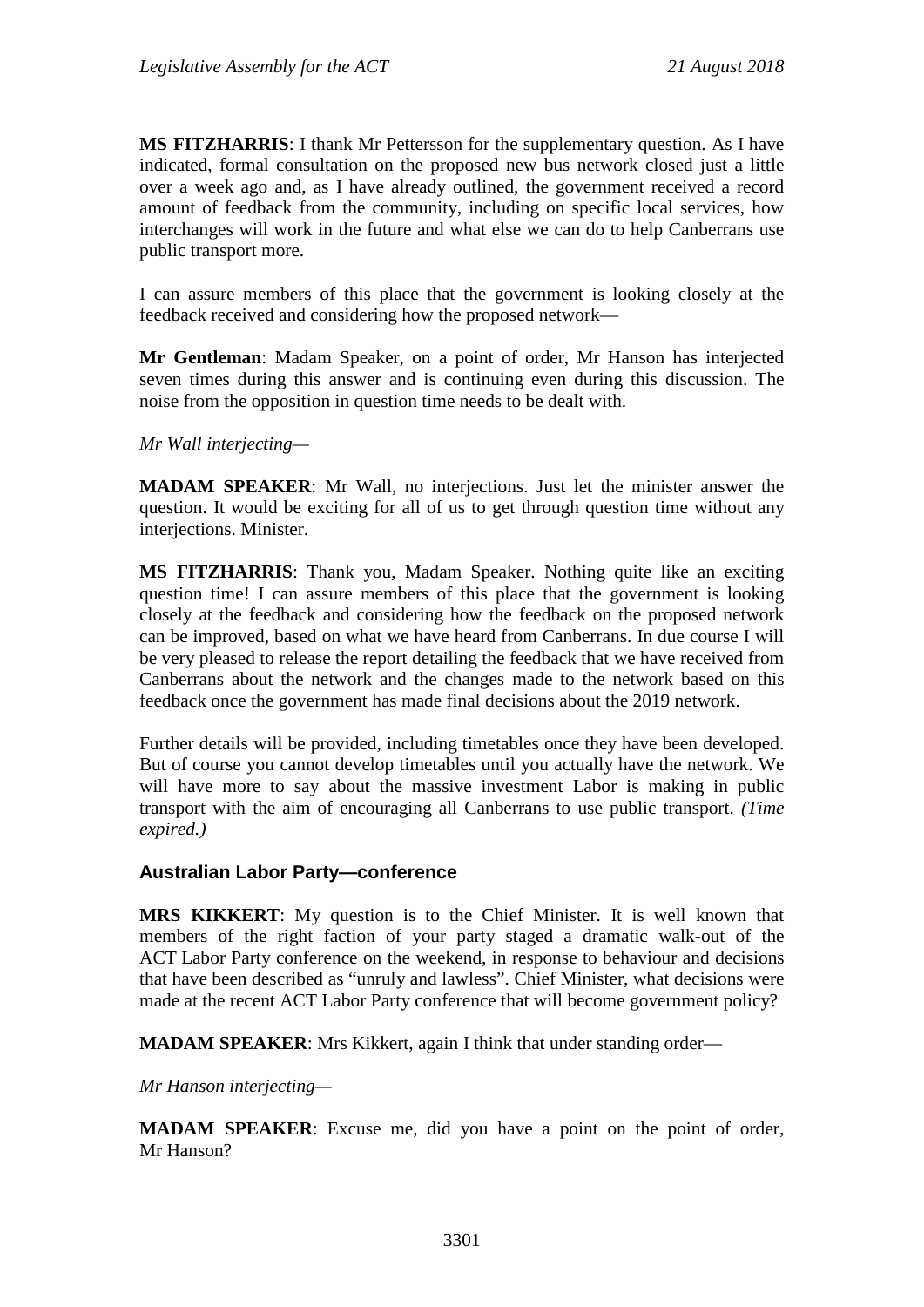**MS FITZHARRIS**: I thank Mr Pettersson for the supplementary question. As I have indicated, formal consultation on the proposed new bus network closed just a little over a week ago and, as I have already outlined, the government received a record amount of feedback from the community, including on specific local services, how interchanges will work in the future and what else we can do to help Canberrans use public transport more.

I can assure members of this place that the government is looking closely at the feedback received and considering how the proposed network—

**Mr Gentleman**: Madam Speaker, on a point of order, Mr Hanson has interjected seven times during this answer and is continuing even during this discussion. The noise from the opposition in question time needs to be dealt with.

*Mr Wall interjecting*—

**MADAM SPEAKER**: Mr Wall, no interjections. Just let the minister answer the question. It would be exciting for all of us to get through question time without any interjections. Minister.

**MS FITZHARRIS**: Thank you, Madam Speaker. Nothing quite like an exciting question time! I can assure members of this place that the government is looking closely at the feedback and considering how the feedback on the proposed network can be improved, based on what we have heard from Canberrans. In due course I will be very pleased to release the report detailing the feedback that we have received from Canberrans about the network and the changes made to the network based on this feedback once the government has made final decisions about the 2019 network.

Further details will be provided, including timetables once they have been developed. But of course you cannot develop timetables until you actually have the network. We will have more to say about the massive investment Labor is making in public transport with the aim of encouraging all Canberrans to use public transport. *(Time expired.)*

### Australian Labor Party—conference

**MRS KIKKERT**: My question is to the Chief Minister. It is well known that members of the right faction of your party staged a dramatic walk-out of the ACT Labor Party conference on the weekend, in response to behaviour and decisions that have been described as "unruly and lawless". Chief Minister, what decisions were made at the recent ACT Labor Party conference that will become government policy?

**MADAM SPEAKER**: Mrs Kikkert, again I think that under standing order—

*Mr Hanson interjecting*—

**MADAM SPEAKER**: Excuse me, did you have a point on the point of order, Mr Hanson?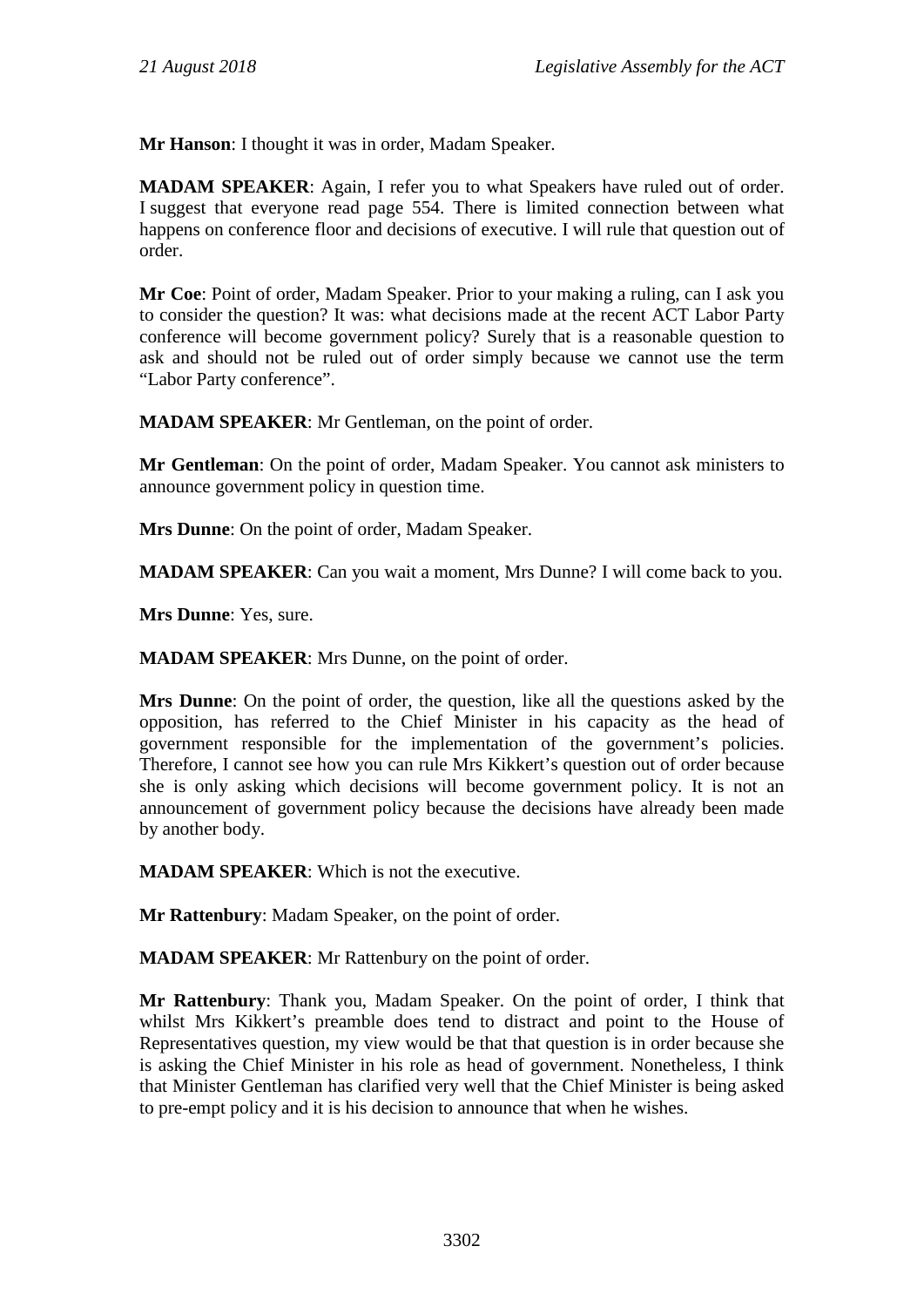**Mr Hanson**: I thought it was in order, Madam Speaker.

**MADAM SPEAKER**: Again, I refer you to what Speakers have ruled out of order. I suggest that everyone read page 554. There is limited connection between what happens on conference floor and decisions of executive. I will rule that question out of order.

**Mr Coe**: Point of order, Madam Speaker. Prior to your making a ruling, can I ask you to consider the question? It was: what decisions made at the recent ACT Labor Party conference will become government policy? Surely that is a reasonable question to ask and should not be ruled out of order simply because we cannot use the term "Labor Party conference".

**MADAM SPEAKER**: Mr Gentleman, on the point of order.

**Mr Gentleman**: On the point of order, Madam Speaker. You cannot ask ministers to announce government policy in question time.

**Mrs Dunne**: On the point of order, Madam Speaker.

**MADAM SPEAKER**: Can you wait a moment, Mrs Dunne? I will come back to you.

**Mrs Dunne**: Yes, sure.

**MADAM SPEAKER**: Mrs Dunne, on the point of order.

**Mrs Dunne**: On the point of order, the question, like all the questions asked by the opposition, has referred to the Chief Minister in his capacity as the head of government responsible for the implementation of the government's policies. Therefore, I cannot see how you can rule Mrs Kikkert's question out of order because she is only asking which decisions will become government policy. It is not an announcement of government policy because the decisions have already been made by another body.

**MADAM SPEAKER**: Which is not the executive.

**Mr Rattenbury**: Madam Speaker, on the point of order.

**MADAM SPEAKER**: Mr Rattenbury on the point of order.

**Mr Rattenbury**: Thank you, Madam Speaker. On the point of order, I think that whilst Mrs Kikkert's preamble does tend to distract and point to the House of Representatives question, my view would be that that question is in order because she is asking the Chief Minister in his role as head of government. Nonetheless, I think that Minister Gentleman has clarified very well that the Chief Minister is being asked to pre-empt policy and it is his decision to announce that when he wishes.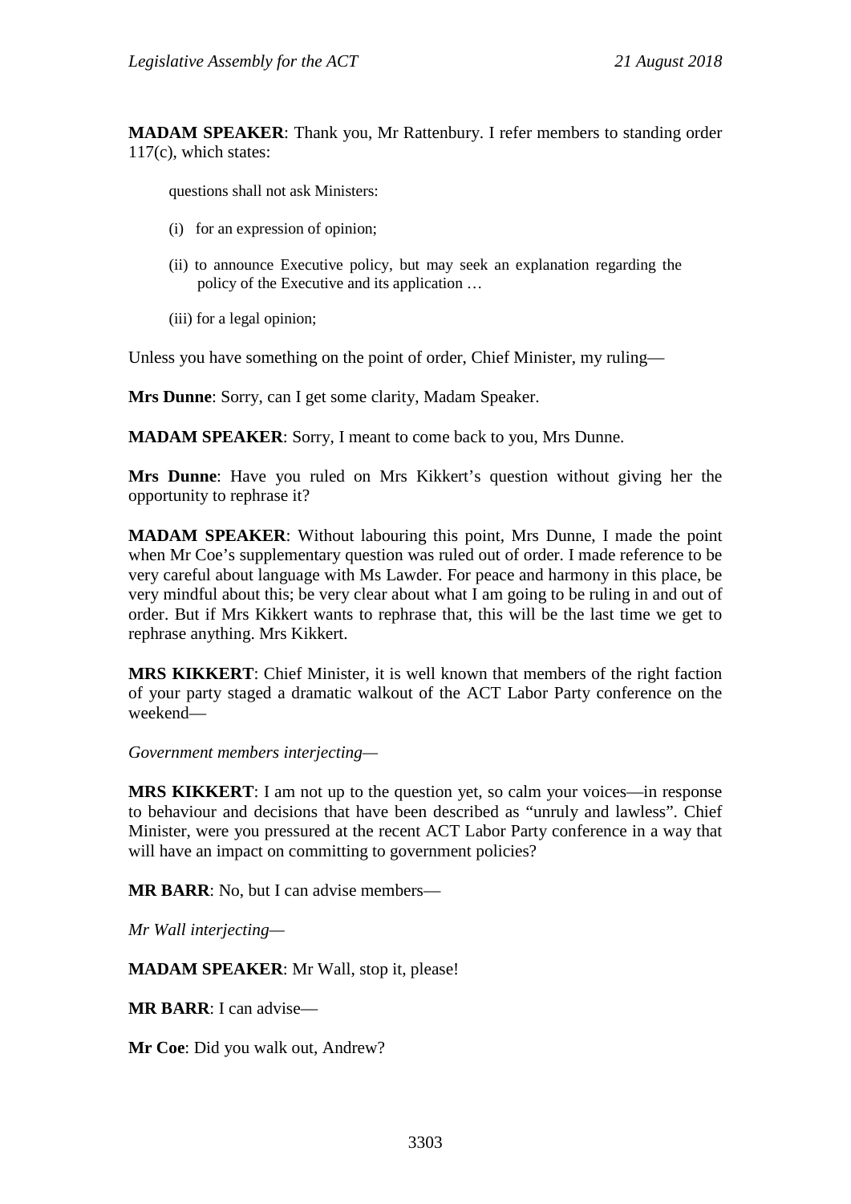**MADAM SPEAKER**: Thank you, Mr Rattenbury. I refer members to standing order 117(c), which states:

> questions shall not ask Ministers:
>
> (i) for an expression of opinion;
>
> (ii) to announce Executive policy, but may seek an explanation regarding the policy of the Executive and its application …
>
> (iii) for a legal opinion;

Unless you have something on the point of order, Chief Minister, my ruling—

**Mrs Dunne**: Sorry, can I get some clarity, Madam Speaker.

**MADAM SPEAKER**: Sorry, I meant to come back to you, Mrs Dunne.

**Mrs Dunne**: Have you ruled on Mrs Kikkert's question without giving her the opportunity to rephrase it?

**MADAM SPEAKER**: Without labouring this point, Mrs Dunne, I made the point when Mr Coe's supplementary question was ruled out of order. I made reference to be very careful about language with Ms Lawder. For peace and harmony in this place, be very mindful about this; be very clear about what I am going to be ruling in and out of order. But if Mrs Kikkert wants to rephrase that, this will be the last time we get to rephrase anything. Mrs Kikkert.

**MRS KIKKERT**: Chief Minister, it is well known that members of the right faction of your party staged a dramatic walkout of the ACT Labor Party conference on the weekend—

*Government members interjecting*—

**MRS KIKKERT**: I am not up to the question yet, so calm your voices—in response to behaviour and decisions that have been described as "unruly and lawless". Chief Minister, were you pressured at the recent ACT Labor Party conference in a way that will have an impact on committing to government policies?

**MR BARR**: No, but I can advise members—

*Mr Wall interjecting*—

**MADAM SPEAKER**: Mr Wall, stop it, please!

**MR BARR**: I can advise—

**Mr Coe**: Did you walk out, Andrew?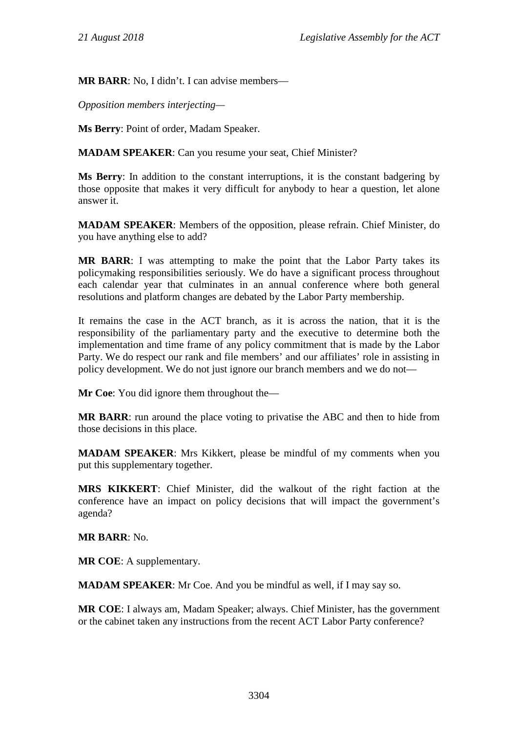**MR BARR**: No, I didn't. I can advise members—

*Opposition members interjecting*—

**Ms Berry**: Point of order, Madam Speaker.

**MADAM SPEAKER**: Can you resume your seat, Chief Minister?

**Ms Berry**: In addition to the constant interruptions, it is the constant badgering by those opposite that makes it very difficult for anybody to hear a question, let alone answer it.

**MADAM SPEAKER**: Members of the opposition, please refrain. Chief Minister, do you have anything else to add?

**MR BARR**: I was attempting to make the point that the Labor Party takes its policymaking responsibilities seriously. We do have a significant process throughout each calendar year that culminates in an annual conference where both general resolutions and platform changes are debated by the Labor Party membership.

It remains the case in the ACT branch, as it is across the nation, that it is the responsibility of the parliamentary party and the executive to determine both the implementation and time frame of any policy commitment that is made by the Labor Party. We do respect our rank and file members' and our affiliates' role in assisting in policy development. We do not just ignore our branch members and we do not—

**Mr Coe**: You did ignore them throughout the—

**MR BARR**: run around the place voting to privatise the ABC and then to hide from those decisions in this place.

**MADAM SPEAKER**: Mrs Kikkert, please be mindful of my comments when you put this supplementary together.

**MRS KIKKERT**: Chief Minister, did the walkout of the right faction at the conference have an impact on policy decisions that will impact the government's agenda?

**MR BARR**: No.

**MR COE**: A supplementary.

**MADAM SPEAKER**: Mr Coe. And you be mindful as well, if I may say so.

**MR COE**: I always am, Madam Speaker; always. Chief Minister, has the government or the cabinet taken any instructions from the recent ACT Labor Party conference?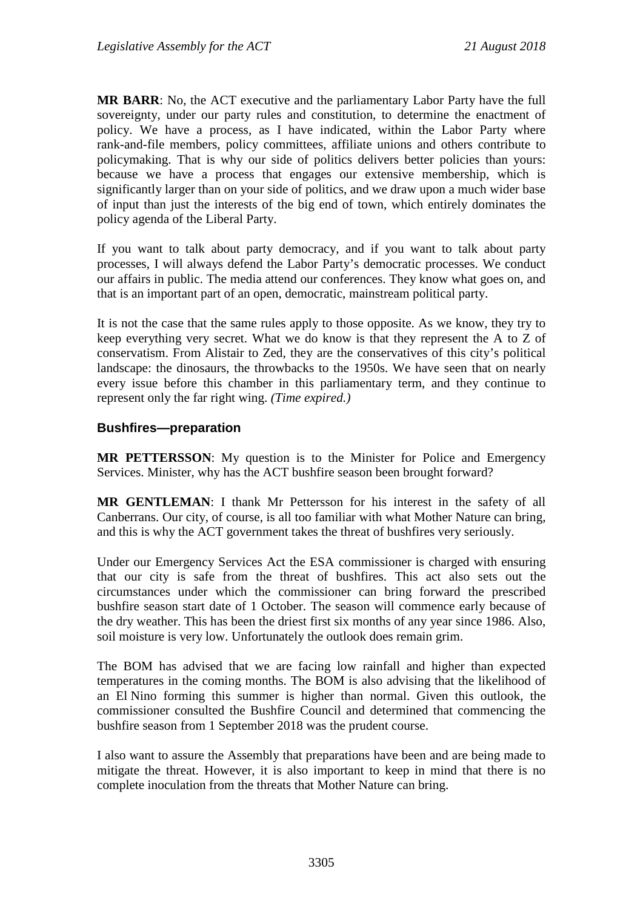**MR BARR**: No, the ACT executive and the parliamentary Labor Party have the full sovereignty, under our party rules and constitution, to determine the enactment of policy. We have a process, as I have indicated, within the Labor Party where rank-and-file members, policy committees, affiliate unions and others contribute to policymaking. That is why our side of politics delivers better policies than yours: because we have a process that engages our extensive membership, which is significantly larger than on your side of politics, and we draw upon a much wider base of input than just the interests of the big end of town, which entirely dominates the policy agenda of the Liberal Party.

If you want to talk about party democracy, and if you want to talk about party processes, I will always defend the Labor Party's democratic processes. We conduct our affairs in public. The media attend our conferences. They know what goes on, and that is an important part of an open, democratic, mainstream political party.

It is not the case that the same rules apply to those opposite. As we know, they try to keep everything very secret. What we do know is that they represent the A to Z of conservatism. From Alistair to Zed, they are the conservatives of this city's political landscape: the dinosaurs, the throwbacks to the 1950s. We have seen that on nearly every issue before this chamber in this parliamentary term, and they continue to represent only the far right wing. *(Time expired.)*

### Bushfires—preparation

**MR PETTERSSON**: My question is to the Minister for Police and Emergency Services. Minister, why has the ACT bushfire season been brought forward?

**MR GENTLEMAN**: I thank Mr Pettersson for his interest in the safety of all Canberrans. Our city, of course, is all too familiar with what Mother Nature can bring, and this is why the ACT government takes the threat of bushfires very seriously.

Under our Emergency Services Act the ESA commissioner is charged with ensuring that our city is safe from the threat of bushfires. This act also sets out the circumstances under which the commissioner can bring forward the prescribed bushfire season start date of 1 October. The season will commence early because of the dry weather. This has been the driest first six months of any year since 1986. Also, soil moisture is very low. Unfortunately the outlook does remain grim.

The BOM has advised that we are facing low rainfall and higher than expected temperatures in the coming months. The BOM is also advising that the likelihood of an El Nino forming this summer is higher than normal. Given this outlook, the commissioner consulted the Bushfire Council and determined that commencing the bushfire season from 1 September 2018 was the prudent course.

I also want to assure the Assembly that preparations have been and are being made to mitigate the threat. However, it is also important to keep in mind that there is no complete inoculation from the threats that Mother Nature can bring.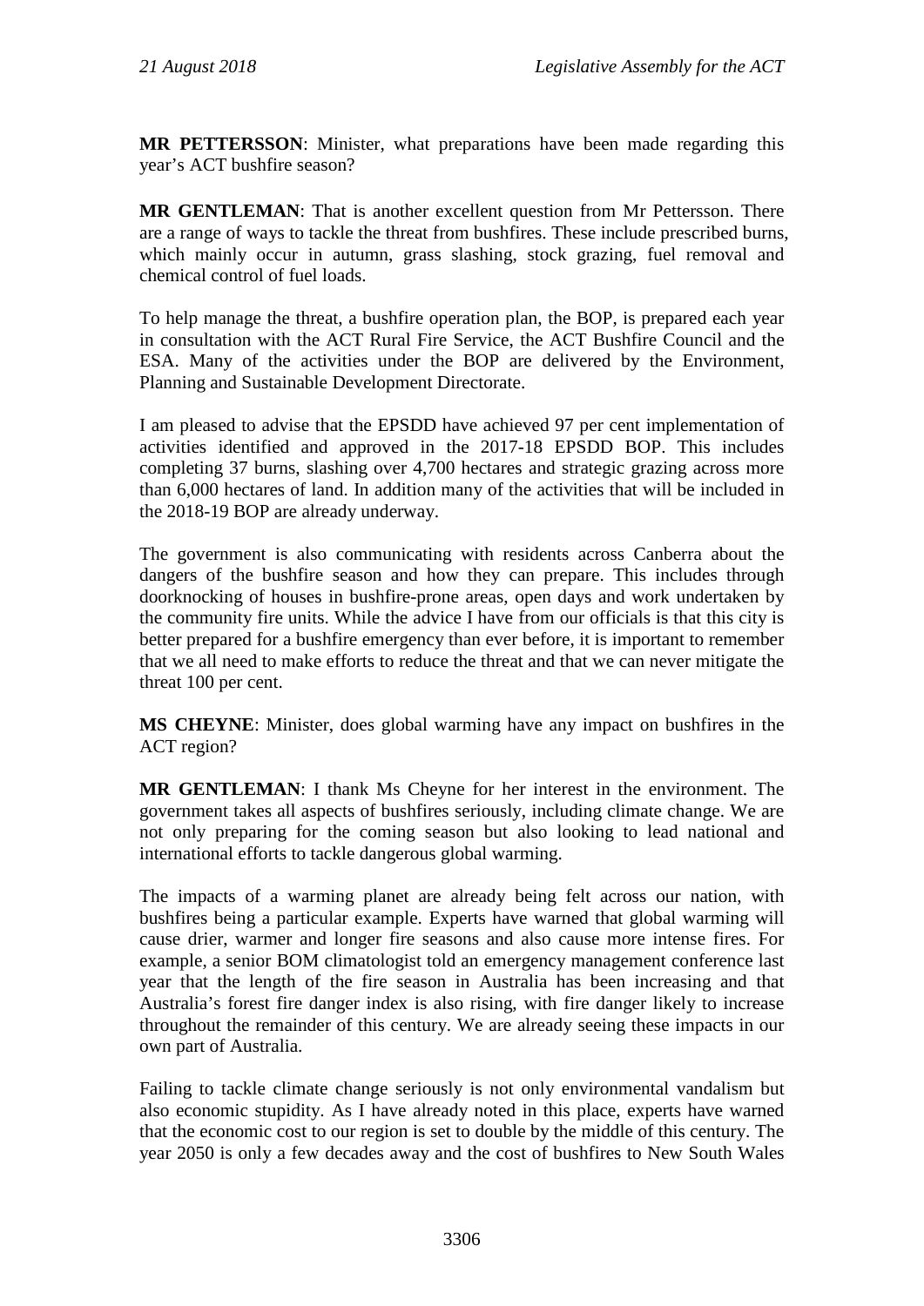**MR PETTERSSON**: Minister, what preparations have been made regarding this year's ACT bushfire season?

**MR GENTLEMAN**: That is another excellent question from Mr Pettersson. There are a range of ways to tackle the threat from bushfires. These include prescribed burns, which mainly occur in autumn, grass slashing, stock grazing, fuel removal and chemical control of fuel loads.

To help manage the threat, a bushfire operation plan, the BOP, is prepared each year in consultation with the ACT Rural Fire Service, the ACT Bushfire Council and the ESA. Many of the activities under the BOP are delivered by the Environment, Planning and Sustainable Development Directorate.

I am pleased to advise that the EPSDD have achieved 97 per cent implementation of activities identified and approved in the 2017-18 EPSDD BOP. This includes completing 37 burns, slashing over 4,700 hectares and strategic grazing across more than 6,000 hectares of land. In addition many of the activities that will be included in the 2018-19 BOP are already underway.

The government is also communicating with residents across Canberra about the dangers of the bushfire season and how they can prepare. This includes through doorknocking of houses in bushfire-prone areas, open days and work undertaken by the community fire units. While the advice I have from our officials is that this city is better prepared for a bushfire emergency than ever before, it is important to remember that we all need to make efforts to reduce the threat and that we can never mitigate the threat 100 per cent.

**MS CHEYNE**: Minister, does global warming have any impact on bushfires in the ACT region?

**MR GENTLEMAN**: I thank Ms Cheyne for her interest in the environment. The government takes all aspects of bushfires seriously, including climate change. We are not only preparing for the coming season but also looking to lead national and international efforts to tackle dangerous global warming.

The impacts of a warming planet are already being felt across our nation, with bushfires being a particular example. Experts have warned that global warming will cause drier, warmer and longer fire seasons and also cause more intense fires. For example, a senior BOM climatologist told an emergency management conference last year that the length of the fire season in Australia has been increasing and that Australia's forest fire danger index is also rising, with fire danger likely to increase throughout the remainder of this century. We are already seeing these impacts in our own part of Australia.

Failing to tackle climate change seriously is not only environmental vandalism but also economic stupidity. As I have already noted in this place, experts have warned that the economic cost to our region is set to double by the middle of this century. The year 2050 is only a few decades away and the cost of bushfires to New South Wales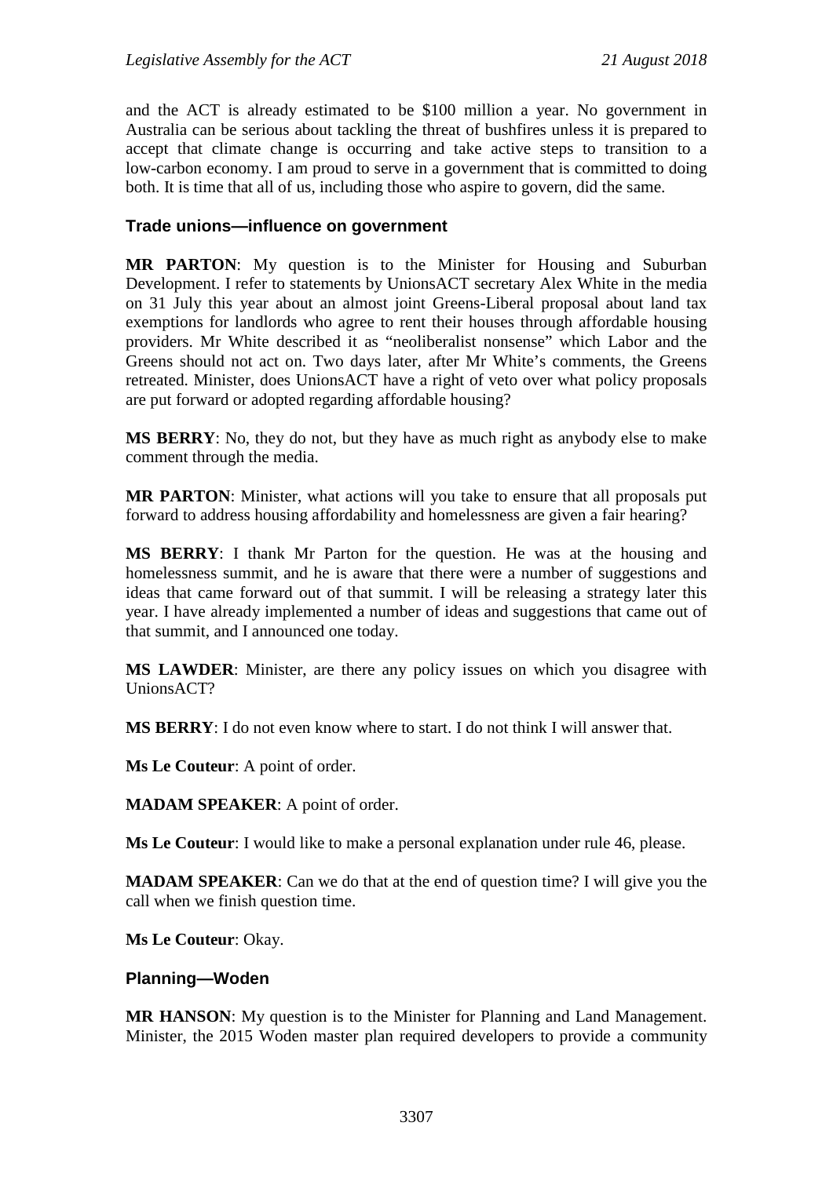and the ACT is already estimated to be $100 million a year. No government in Australia can be serious about tackling the threat of bushfires unless it is prepared to accept that climate change is occurring and take active steps to transition to a low-carbon economy. I am proud to serve in a government that is committed to doing both. It is time that all of us, including those who aspire to govern, did the same.

### Trade unions—influence on government

**MR PARTON**: My question is to the Minister for Housing and Suburban Development. I refer to statements by UnionsACT secretary Alex White in the media on 31 July this year about an almost joint Greens-Liberal proposal about land tax exemptions for landlords who agree to rent their houses through affordable housing providers. Mr White described it as "neoliberalist nonsense" which Labor and the Greens should not act on. Two days later, after Mr White's comments, the Greens retreated. Minister, does UnionsACT have a right of veto over what policy proposals are put forward or adopted regarding affordable housing?

**MS BERRY**: No, they do not, but they have as much right as anybody else to make comment through the media.

**MR PARTON**: Minister, what actions will you take to ensure that all proposals put forward to address housing affordability and homelessness are given a fair hearing?

**MS BERRY**: I thank Mr Parton for the question. He was at the housing and homelessness summit, and he is aware that there were a number of suggestions and ideas that came forward out of that summit. I will be releasing a strategy later this year. I have already implemented a number of ideas and suggestions that came out of that summit, and I announced one today.

**MS LAWDER**: Minister, are there any policy issues on which you disagree with UnionsACT?

**MS BERRY**: I do not even know where to start. I do not think I will answer that.

**Ms Le Couteur**: A point of order.

**MADAM SPEAKER**: A point of order.

**Ms Le Couteur**: I would like to make a personal explanation under rule 46, please.

**MADAM SPEAKER**: Can we do that at the end of question time? I will give you the call when we finish question time.

**Ms Le Couteur**: Okay.

### Planning—Woden

**MR HANSON**: My question is to the Minister for Planning and Land Management. Minister, the 2015 Woden master plan required developers to provide a community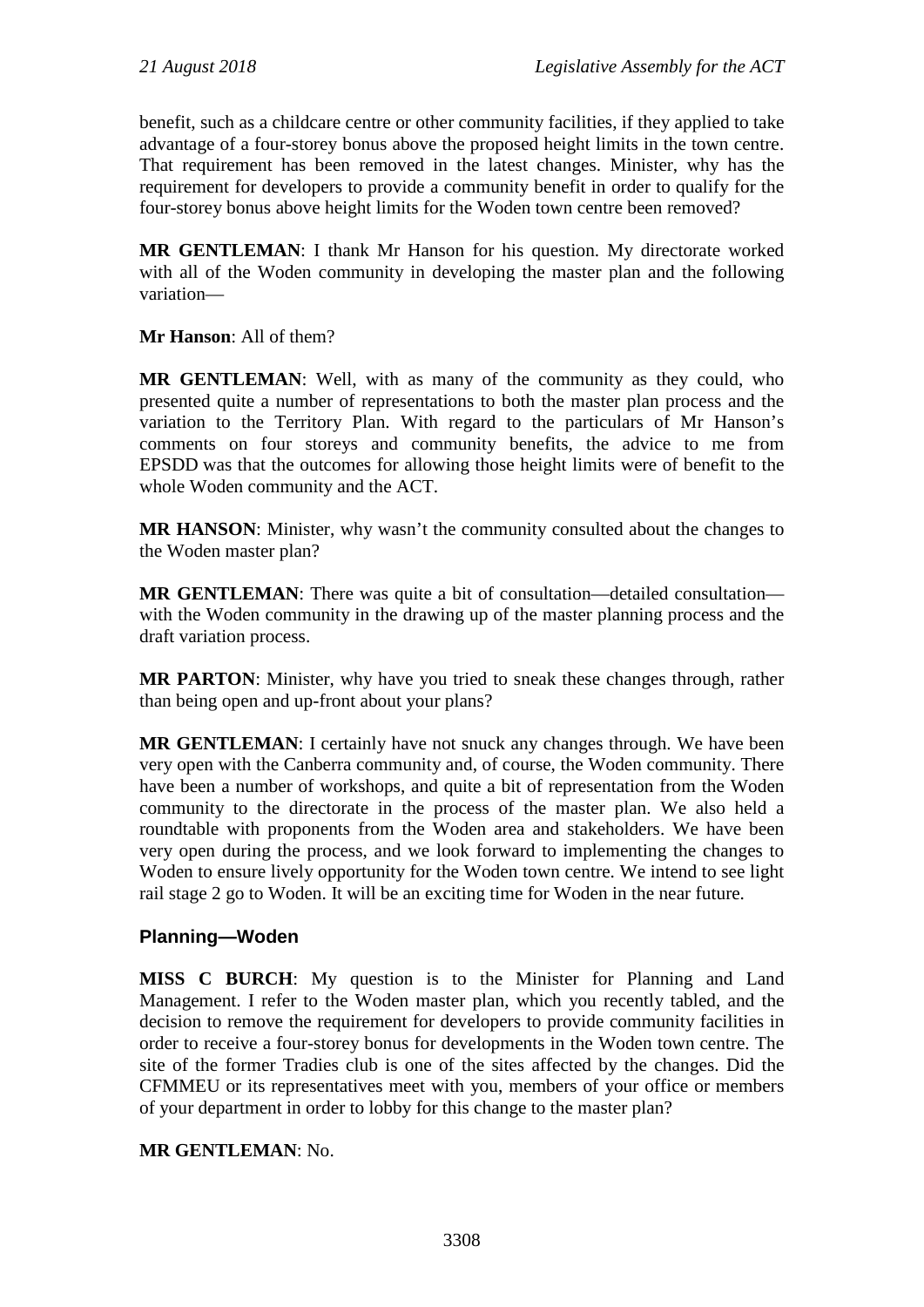benefit, such as a childcare centre or other community facilities, if they applied to take advantage of a four-storey bonus above the proposed height limits in the town centre. That requirement has been removed in the latest changes. Minister, why has the requirement for developers to provide a community benefit in order to qualify for the four-storey bonus above height limits for the Woden town centre been removed?

**MR GENTLEMAN**: I thank Mr Hanson for his question. My directorate worked with all of the Woden community in developing the master plan and the following variation—

**Mr Hanson**: All of them?

**MR GENTLEMAN**: Well, with as many of the community as they could, who presented quite a number of representations to both the master plan process and the variation to the Territory Plan. With regard to the particulars of Mr Hanson's comments on four storeys and community benefits, the advice to me from EPSDD was that the outcomes for allowing those height limits were of benefit to the whole Woden community and the ACT.

**MR HANSON**: Minister, why wasn't the community consulted about the changes to the Woden master plan?

**MR GENTLEMAN**: There was quite a bit of consultation—detailed consultation—with the Woden community in the drawing up of the master planning process and the draft variation process.

**MR PARTON**: Minister, why have you tried to sneak these changes through, rather than being open and up-front about your plans?

**MR GENTLEMAN**: I certainly have not snuck any changes through. We have been very open with the Canberra community and, of course, the Woden community. There have been a number of workshops, and quite a bit of representation from the Woden community to the directorate in the process of the master plan. We also held a roundtable with proponents from the Woden area and stakeholders. We have been very open during the process, and we look forward to implementing the changes to Woden to ensure lively opportunity for the Woden town centre. We intend to see light rail stage 2 go to Woden. It will be an exciting time for Woden in the near future.

## Planning—Woden

**MISS C BURCH**: My question is to the Minister for Planning and Land Management. I refer to the Woden master plan, which you recently tabled, and the decision to remove the requirement for developers to provide community facilities in order to receive a four-storey bonus for developments in the Woden town centre. The site of the former Tradies club is one of the sites affected by the changes. Did the CFMMEU or its representatives meet with you, members of your office or members of your department in order to lobby for this change to the master plan?

**MR GENTLEMAN**: No.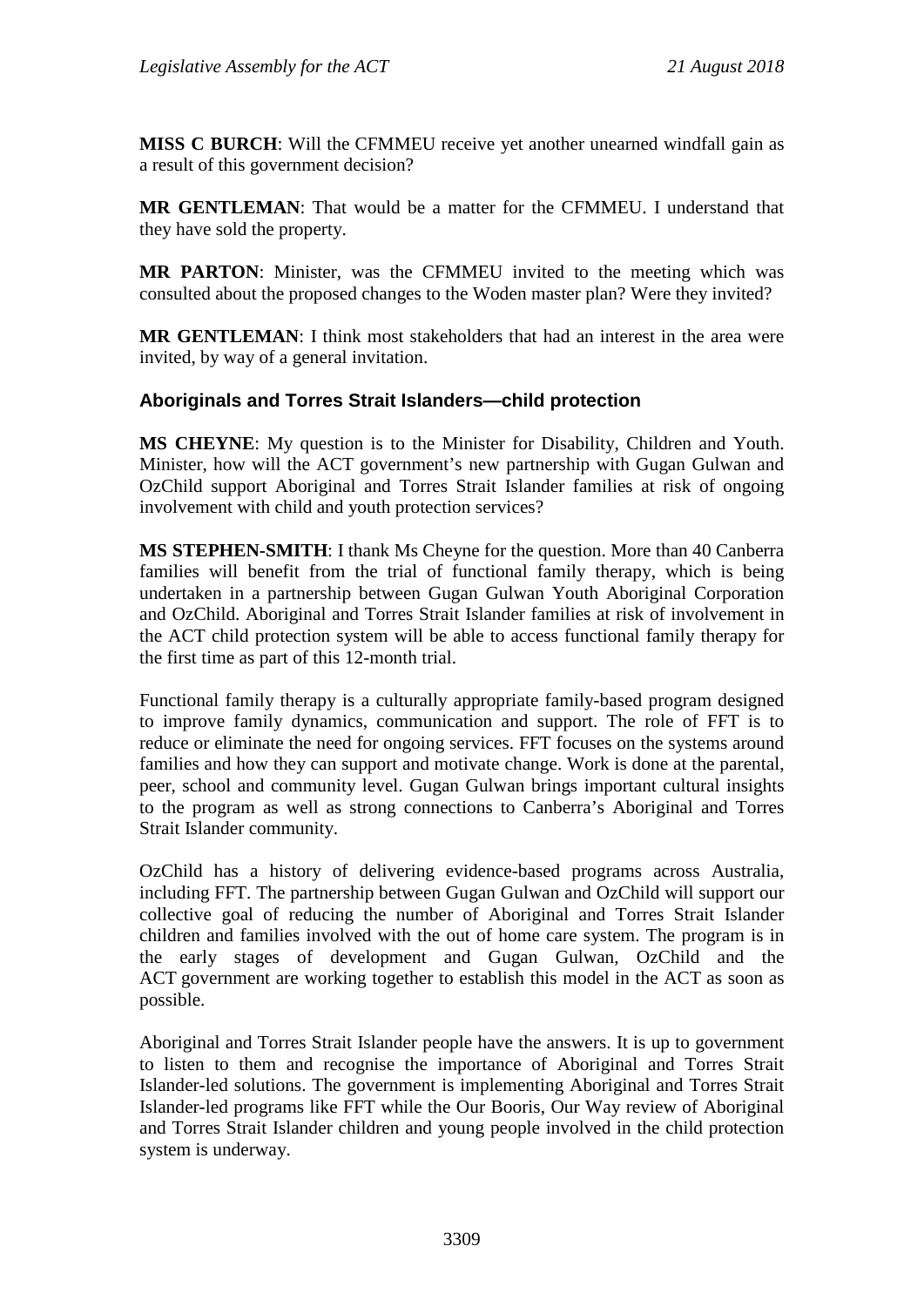**MISS C BURCH**: Will the CFMMEU receive yet another unearned windfall gain as a result of this government decision?

**MR GENTLEMAN**: That would be a matter for the CFMMEU. I understand that they have sold the property.

**MR PARTON**: Minister, was the CFMMEU invited to the meeting which was consulted about the proposed changes to the Woden master plan? Were they invited?

**MR GENTLEMAN**: I think most stakeholders that had an interest in the area were invited, by way of a general invitation.

### Aboriginals and Torres Strait Islanders—child protection

**MS CHEYNE**: My question is to the Minister for Disability, Children and Youth. Minister, how will the ACT government's new partnership with Gugan Gulwan and OzChild support Aboriginal and Torres Strait Islander families at risk of ongoing involvement with child and youth protection services?

**MS STEPHEN-SMITH**: I thank Ms Cheyne for the question. More than 40 Canberra families will benefit from the trial of functional family therapy, which is being undertaken in a partnership between Gugan Gulwan Youth Aboriginal Corporation and OzChild. Aboriginal and Torres Strait Islander families at risk of involvement in the ACT child protection system will be able to access functional family therapy for the first time as part of this 12-month trial.

Functional family therapy is a culturally appropriate family-based program designed to improve family dynamics, communication and support. The role of FFT is to reduce or eliminate the need for ongoing services. FFT focuses on the systems around families and how they can support and motivate change. Work is done at the parental, peer, school and community level. Gugan Gulwan brings important cultural insights to the program as well as strong connections to Canberra's Aboriginal and Torres Strait Islander community.

OzChild has a history of delivering evidence-based programs across Australia, including FFT. The partnership between Gugan Gulwan and OzChild will support our collective goal of reducing the number of Aboriginal and Torres Strait Islander children and families involved with the out of home care system. The program is in the early stages of development and Gugan Gulwan, OzChild and the ACT government are working together to establish this model in the ACT as soon as possible.

Aboriginal and Torres Strait Islander people have the answers. It is up to government to listen to them and recognise the importance of Aboriginal and Torres Strait Islander-led solutions. The government is implementing Aboriginal and Torres Strait Islander-led programs like FFT while the Our Booris, Our Way review of Aboriginal and Torres Strait Islander children and young people involved in the child protection system is underway.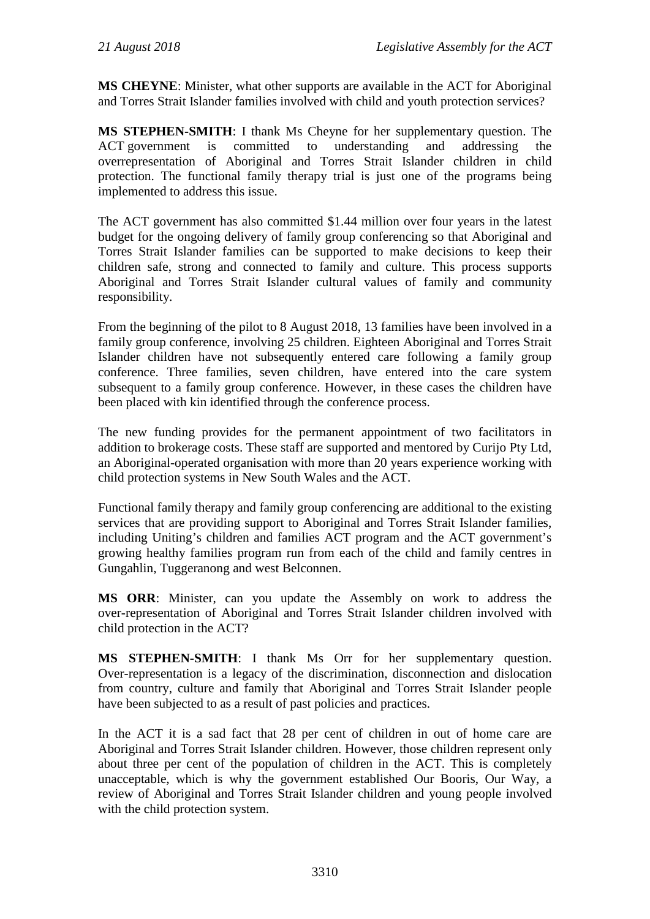**MS CHEYNE**: Minister, what other supports are available in the ACT for Aboriginal and Torres Strait Islander families involved with child and youth protection services?

**MS STEPHEN-SMITH**: I thank Ms Cheyne for her supplementary question. The ACT government is committed to understanding and addressing the overrepresentation of Aboriginal and Torres Strait Islander children in child protection. The functional family therapy trial is just one of the programs being implemented to address this issue.

The ACT government has also committed $1.44 million over four years in the latest budget for the ongoing delivery of family group conferencing so that Aboriginal and Torres Strait Islander families can be supported to make decisions to keep their children safe, strong and connected to family and culture. This process supports Aboriginal and Torres Strait Islander cultural values of family and community responsibility.

From the beginning of the pilot to 8 August 2018, 13 families have been involved in a family group conference, involving 25 children. Eighteen Aboriginal and Torres Strait Islander children have not subsequently entered care following a family group conference. Three families, seven children, have entered into the care system subsequent to a family group conference. However, in these cases the children have been placed with kin identified through the conference process.

The new funding provides for the permanent appointment of two facilitators in addition to brokerage costs. These staff are supported and mentored by Curijo Pty Ltd, an Aboriginal-operated organisation with more than 20 years experience working with child protection systems in New South Wales and the ACT.

Functional family therapy and family group conferencing are additional to the existing services that are providing support to Aboriginal and Torres Strait Islander families, including Uniting's children and families ACT program and the ACT government's growing healthy families program run from each of the child and family centres in Gungahlin, Tuggeranong and west Belconnen.

**MS ORR**: Minister, can you update the Assembly on work to address the over-representation of Aboriginal and Torres Strait Islander children involved with child protection in the ACT?

**MS STEPHEN-SMITH**: I thank Ms Orr for her supplementary question. Over-representation is a legacy of the discrimination, disconnection and dislocation from country, culture and family that Aboriginal and Torres Strait Islander people have been subjected to as a result of past policies and practices.

In the ACT it is a sad fact that 28 per cent of children in out of home care are Aboriginal and Torres Strait Islander children. However, those children represent only about three per cent of the population of children in the ACT. This is completely unacceptable, which is why the government established Our Booris, Our Way, a review of Aboriginal and Torres Strait Islander children and young people involved with the child protection system.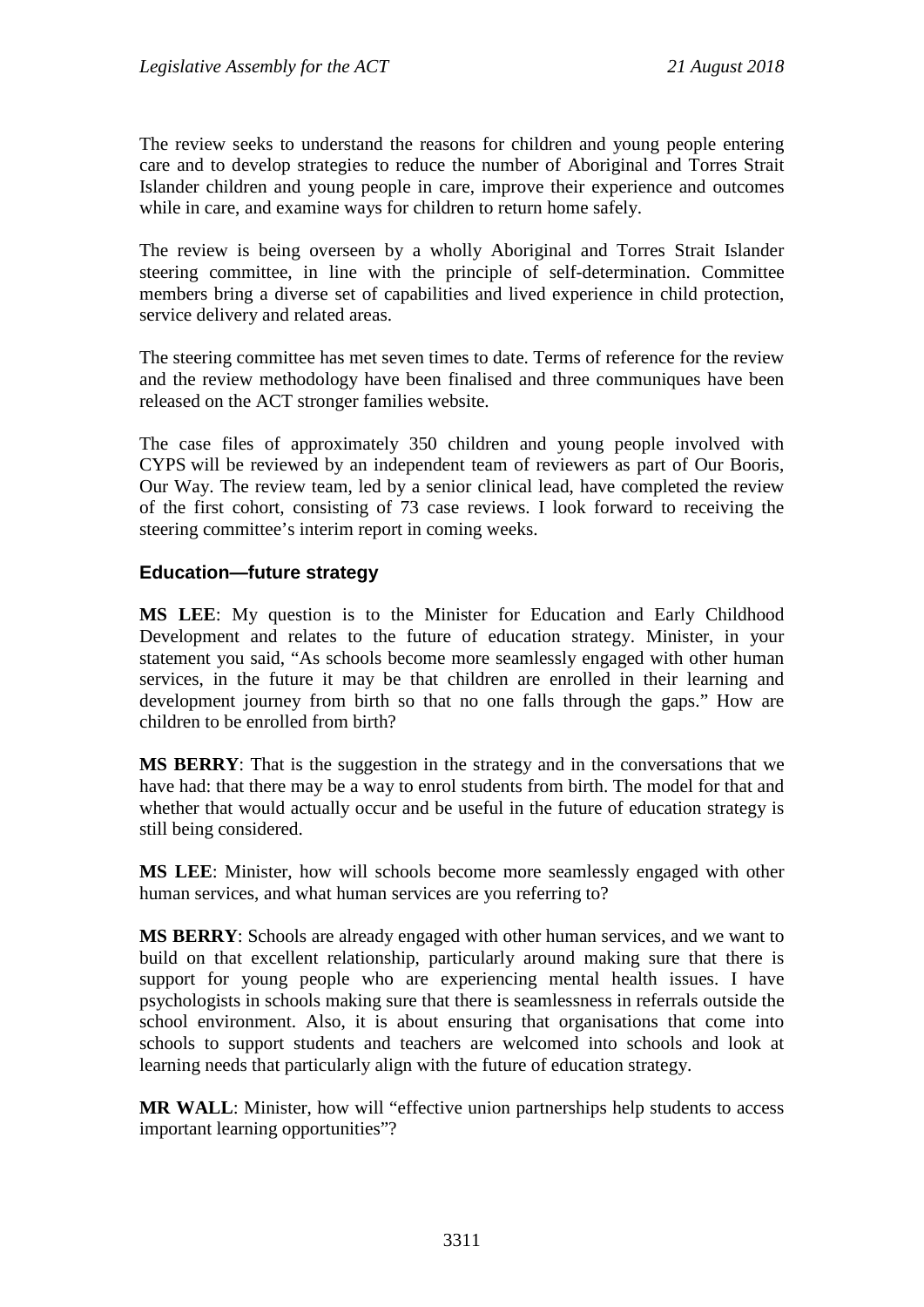The review seeks to understand the reasons for children and young people entering care and to develop strategies to reduce the number of Aboriginal and Torres Strait Islander children and young people in care, improve their experience and outcomes while in care, and examine ways for children to return home safely.

The review is being overseen by a wholly Aboriginal and Torres Strait Islander steering committee, in line with the principle of self-determination. Committee members bring a diverse set of capabilities and lived experience in child protection, service delivery and related areas.

The steering committee has met seven times to date. Terms of reference for the review and the review methodology have been finalised and three communiques have been released on the ACT stronger families website.

The case files of approximately 350 children and young people involved with CYPS will be reviewed by an independent team of reviewers as part of Our Booris, Our Way. The review team, led by a senior clinical lead, have completed the review of the first cohort, consisting of 73 case reviews. I look forward to receiving the steering committee's interim report in coming weeks.

## Education—future strategy

**MS LEE**: My question is to the Minister for Education and Early Childhood Development and relates to the future of education strategy. Minister, in your statement you said, "As schools become more seamlessly engaged with other human services, in the future it may be that children are enrolled in their learning and development journey from birth so that no one falls through the gaps." How are children to be enrolled from birth?

**MS BERRY**: That is the suggestion in the strategy and in the conversations that we have had: that there may be a way to enrol students from birth. The model for that and whether that would actually occur and be useful in the future of education strategy is still being considered.

**MS LEE**: Minister, how will schools become more seamlessly engaged with other human services, and what human services are you referring to?

**MS BERRY**: Schools are already engaged with other human services, and we want to build on that excellent relationship, particularly around making sure that there is support for young people who are experiencing mental health issues. I have psychologists in schools making sure that there is seamlessness in referrals outside the school environment. Also, it is about ensuring that organisations that come into schools to support students and teachers are welcomed into schools and look at learning needs that particularly align with the future of education strategy.

**MR WALL**: Minister, how will "effective union partnerships help students to access important learning opportunities"?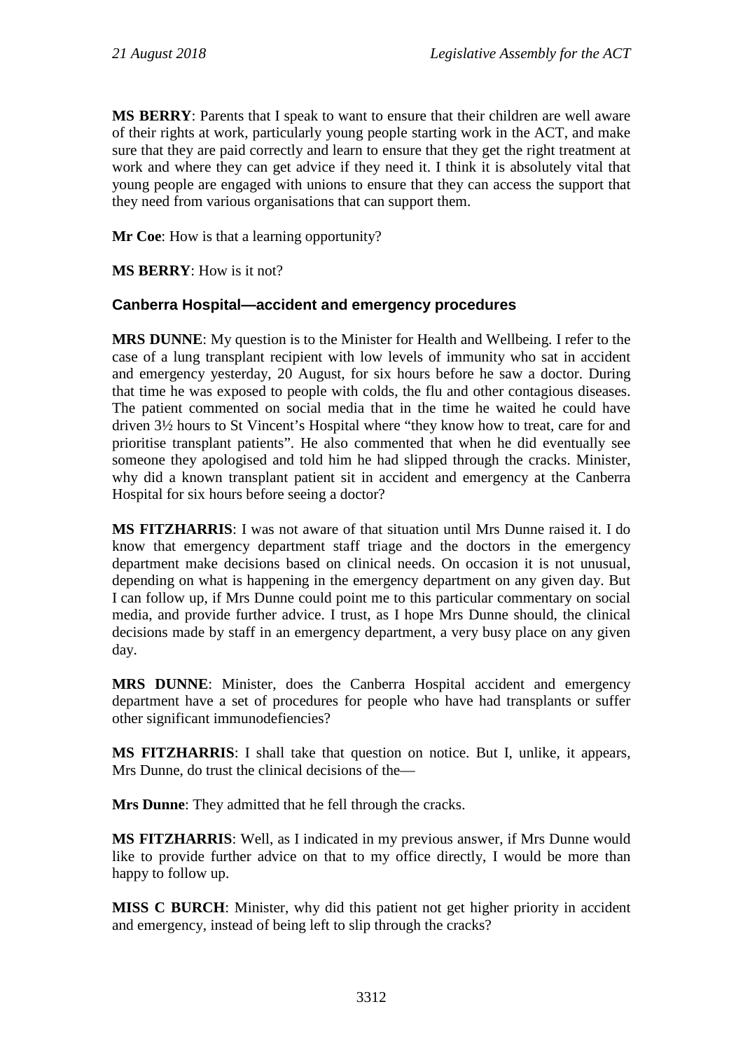**MS BERRY**: Parents that I speak to want to ensure that their children are well aware of their rights at work, particularly young people starting work in the ACT, and make sure that they are paid correctly and learn to ensure that they get the right treatment at work and where they can get advice if they need it. I think it is absolutely vital that young people are engaged with unions to ensure that they can access the support that they need from various organisations that can support them.

**Mr Coe**: How is that a learning opportunity?

**MS BERRY**: How is it not?

### Canberra Hospital—accident and emergency procedures

**MRS DUNNE**: My question is to the Minister for Health and Wellbeing. I refer to the case of a lung transplant recipient with low levels of immunity who sat in accident and emergency yesterday, 20 August, for six hours before he saw a doctor. During that time he was exposed to people with colds, the flu and other contagious diseases. The patient commented on social media that in the time he waited he could have driven 3½ hours to St Vincent's Hospital where "they know how to treat, care for and prioritise transplant patients". He also commented that when he did eventually see someone they apologised and told him he had slipped through the cracks. Minister, why did a known transplant patient sit in accident and emergency at the Canberra Hospital for six hours before seeing a doctor?

**MS FITZHARRIS**: I was not aware of that situation until Mrs Dunne raised it. I do know that emergency department staff triage and the doctors in the emergency department make decisions based on clinical needs. On occasion it is not unusual, depending on what is happening in the emergency department on any given day. But I can follow up, if Mrs Dunne could point me to this particular commentary on social media, and provide further advice. I trust, as I hope Mrs Dunne should, the clinical decisions made by staff in an emergency department, a very busy place on any given day.

**MRS DUNNE**: Minister, does the Canberra Hospital accident and emergency department have a set of procedures for people who have had transplants or suffer other significant immunodefiencies?

**MS FITZHARRIS**: I shall take that question on notice. But I, unlike, it appears, Mrs Dunne, do trust the clinical decisions of the—

**Mrs Dunne**: They admitted that he fell through the cracks.

**MS FITZHARRIS**: Well, as I indicated in my previous answer, if Mrs Dunne would like to provide further advice on that to my office directly, I would be more than happy to follow up.

**MISS C BURCH**: Minister, why did this patient not get higher priority in accident and emergency, instead of being left to slip through the cracks?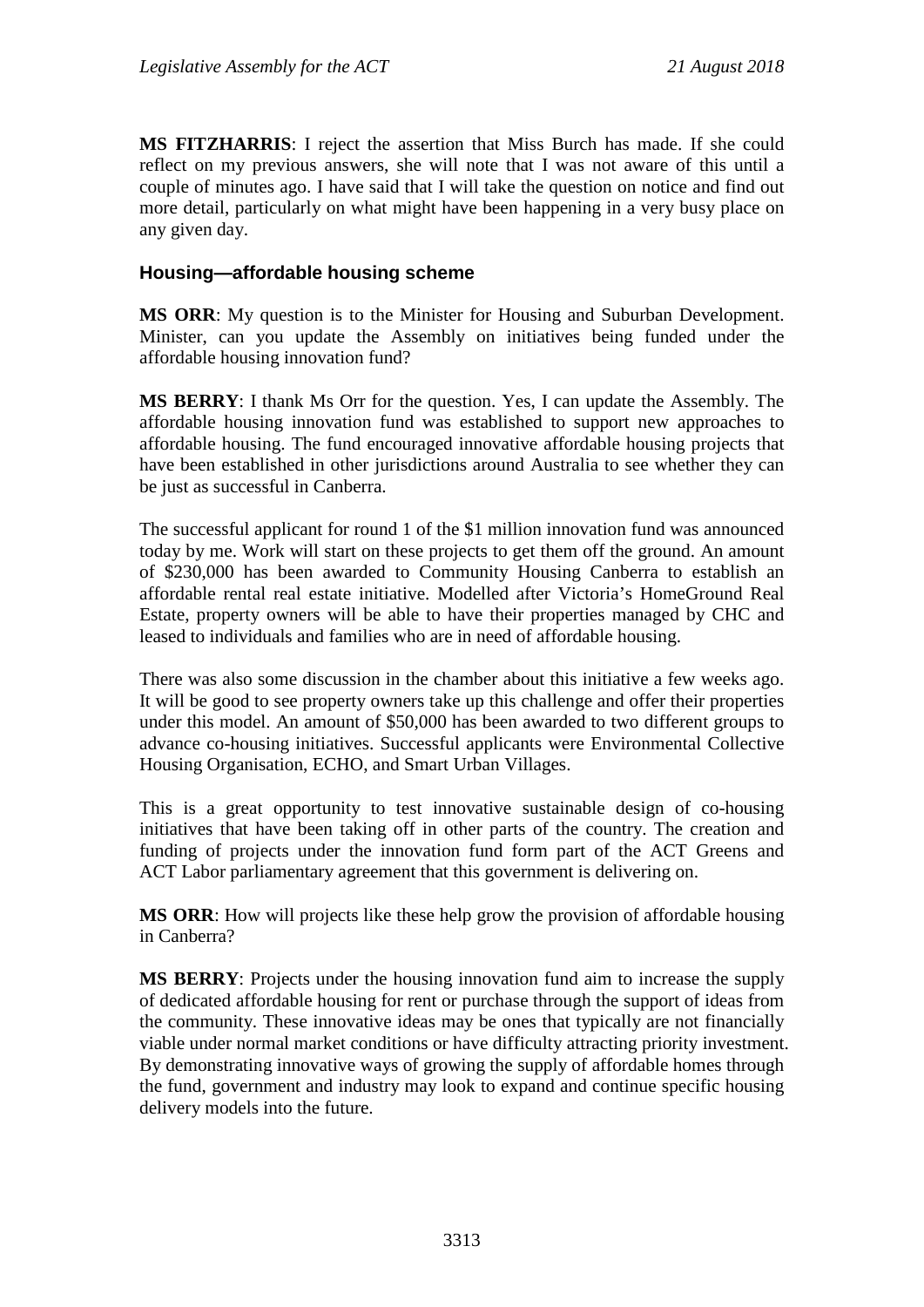**MS FITZHARRIS**: I reject the assertion that Miss Burch has made. If she could reflect on my previous answers, she will note that I was not aware of this until a couple of minutes ago. I have said that I will take the question on notice and find out more detail, particularly on what might have been happening in a very busy place on any given day.

### Housing—affordable housing scheme

**MS ORR**: My question is to the Minister for Housing and Suburban Development. Minister, can you update the Assembly on initiatives being funded under the affordable housing innovation fund?

**MS BERRY**: I thank Ms Orr for the question. Yes, I can update the Assembly. The affordable housing innovation fund was established to support new approaches to affordable housing. The fund encouraged innovative affordable housing projects that have been established in other jurisdictions around Australia to see whether they can be just as successful in Canberra.

The successful applicant for round 1 of the $1 million innovation fund was announced today by me. Work will start on these projects to get them off the ground. An amount of $230,000 has been awarded to Community Housing Canberra to establish an affordable rental real estate initiative. Modelled after Victoria's HomeGround Real Estate, property owners will be able to have their properties managed by CHC and leased to individuals and families who are in need of affordable housing.

There was also some discussion in the chamber about this initiative a few weeks ago. It will be good to see property owners take up this challenge and offer their properties under this model. An amount of $50,000 has been awarded to two different groups to advance co-housing initiatives. Successful applicants were Environmental Collective Housing Organisation, ECHO, and Smart Urban Villages.

This is a great opportunity to test innovative sustainable design of co-housing initiatives that have been taking off in other parts of the country. The creation and funding of projects under the innovation fund form part of the ACT Greens and ACT Labor parliamentary agreement that this government is delivering on.

**MS ORR**: How will projects like these help grow the provision of affordable housing in Canberra?

**MS BERRY**: Projects under the housing innovation fund aim to increase the supply of dedicated affordable housing for rent or purchase through the support of ideas from the community. These innovative ideas may be ones that typically are not financially viable under normal market conditions or have difficulty attracting priority investment. By demonstrating innovative ways of growing the supply of affordable homes through the fund, government and industry may look to expand and continue specific housing delivery models into the future.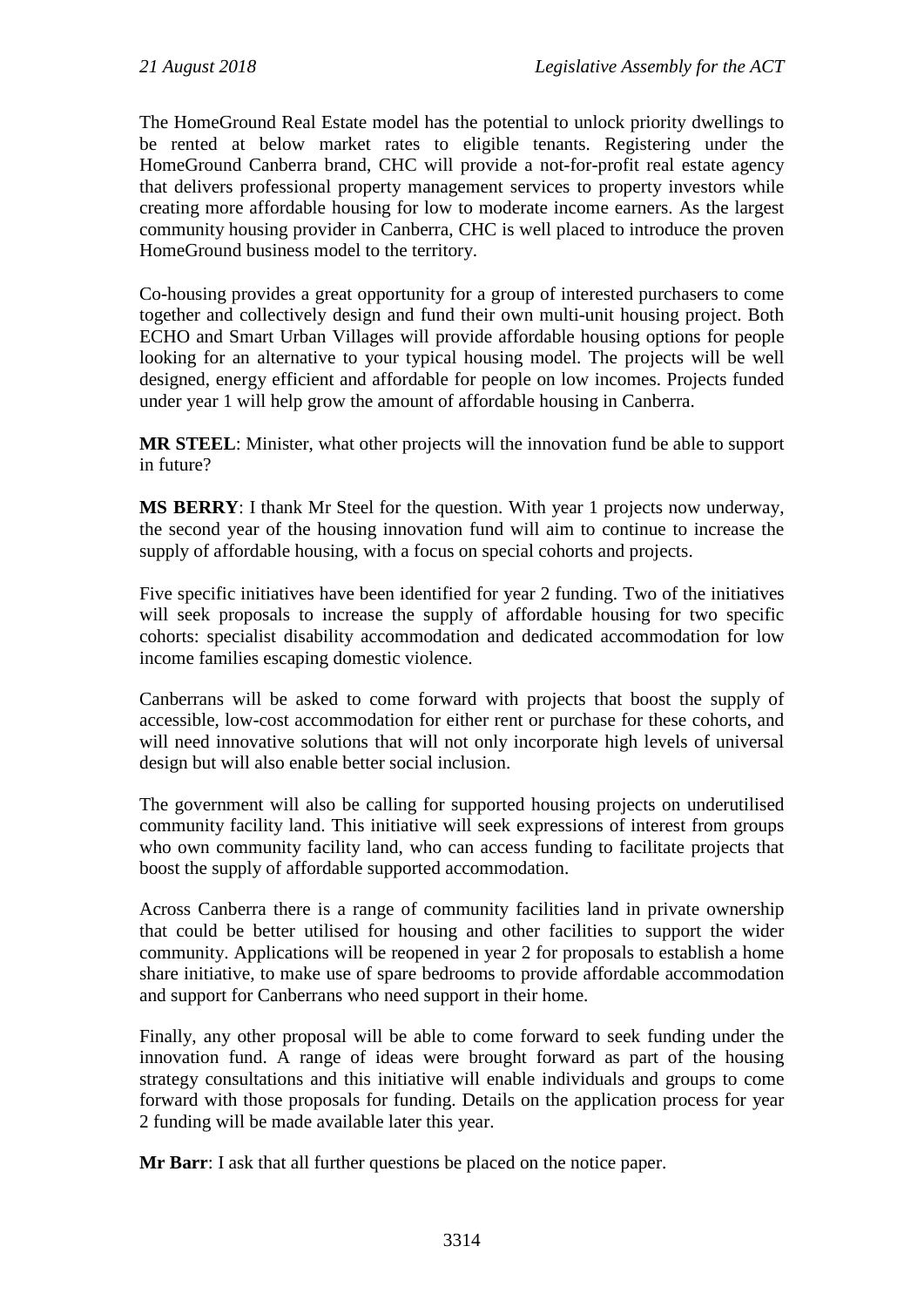The HomeGround Real Estate model has the potential to unlock priority dwellings to be rented at below market rates to eligible tenants. Registering under the HomeGround Canberra brand, CHC will provide a not-for-profit real estate agency that delivers professional property management services to property investors while creating more affordable housing for low to moderate income earners. As the largest community housing provider in Canberra, CHC is well placed to introduce the proven HomeGround business model to the territory.

Co-housing provides a great opportunity for a group of interested purchasers to come together and collectively design and fund their own multi-unit housing project. Both ECHO and Smart Urban Villages will provide affordable housing options for people looking for an alternative to your typical housing model. The projects will be well designed, energy efficient and affordable for people on low incomes. Projects funded under year 1 will help grow the amount of affordable housing in Canberra.

**MR STEEL**: Minister, what other projects will the innovation fund be able to support in future?

**MS BERRY**: I thank Mr Steel for the question. With year 1 projects now underway, the second year of the housing innovation fund will aim to continue to increase the supply of affordable housing, with a focus on special cohorts and projects.

Five specific initiatives have been identified for year 2 funding. Two of the initiatives will seek proposals to increase the supply of affordable housing for two specific cohorts: specialist disability accommodation and dedicated accommodation for low income families escaping domestic violence.

Canberrans will be asked to come forward with projects that boost the supply of accessible, low-cost accommodation for either rent or purchase for these cohorts, and will need innovative solutions that will not only incorporate high levels of universal design but will also enable better social inclusion.

The government will also be calling for supported housing projects on underutilised community facility land. This initiative will seek expressions of interest from groups who own community facility land, who can access funding to facilitate projects that boost the supply of affordable supported accommodation.

Across Canberra there is a range of community facilities land in private ownership that could be better utilised for housing and other facilities to support the wider community. Applications will be reopened in year 2 for proposals to establish a home share initiative, to make use of spare bedrooms to provide affordable accommodation and support for Canberrans who need support in their home.

Finally, any other proposal will be able to come forward to seek funding under the innovation fund. A range of ideas were brought forward as part of the housing strategy consultations and this initiative will enable individuals and groups to come forward with those proposals for funding. Details on the application process for year 2 funding will be made available later this year.

**Mr Barr**: I ask that all further questions be placed on the notice paper.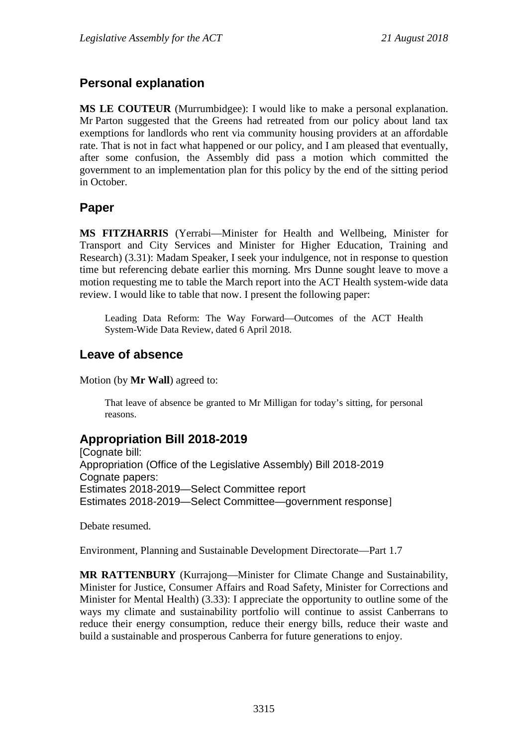## Personal explanation

**MS LE COUTEUR** (Murrumbidgee): I would like to make a personal explanation. Mr Parton suggested that the Greens had retreated from our policy about land tax exemptions for landlords who rent via community housing providers at an affordable rate. That is not in fact what happened or our policy, and I am pleased that eventually, after some confusion, the Assembly did pass a motion which committed the government to an implementation plan for this policy by the end of the sitting period in October.

## Paper

**MS FITZHARRIS** (Yerrabi—Minister for Health and Wellbeing, Minister for Transport and City Services and Minister for Higher Education, Training and Research) (3.31): Madam Speaker, I seek your indulgence, not in response to question time but referencing debate earlier this morning. Mrs Dunne sought leave to move a motion requesting me to table the March report into the ACT Health system-wide data review. I would like to table that now. I present the following paper:

> Leading Data Reform: The Way Forward—Outcomes of the ACT Health System-Wide Data Review, dated 6 April 2018.

## Leave of absence

Motion (by **Mr Wall**) agreed to:

> That leave of absence be granted to Mr Milligan for today's sitting, for personal reasons.

## Appropriation Bill 2018-2019

[Cognate bill:
Appropriation (Office of the Legislative Assembly) Bill 2018-2019
Cognate papers:
Estimates 2018-2019—Select Committee report
Estimates 2018-2019—Select Committee—government response]

Debate resumed.

Environment, Planning and Sustainable Development Directorate—Part 1.7

**MR RATTENBURY** (Kurrajong—Minister for Climate Change and Sustainability, Minister for Justice, Consumer Affairs and Road Safety, Minister for Corrections and Minister for Mental Health) (3.33): I appreciate the opportunity to outline some of the ways my climate and sustainability portfolio will continue to assist Canberrans to reduce their energy consumption, reduce their energy bills, reduce their waste and build a sustainable and prosperous Canberra for future generations to enjoy.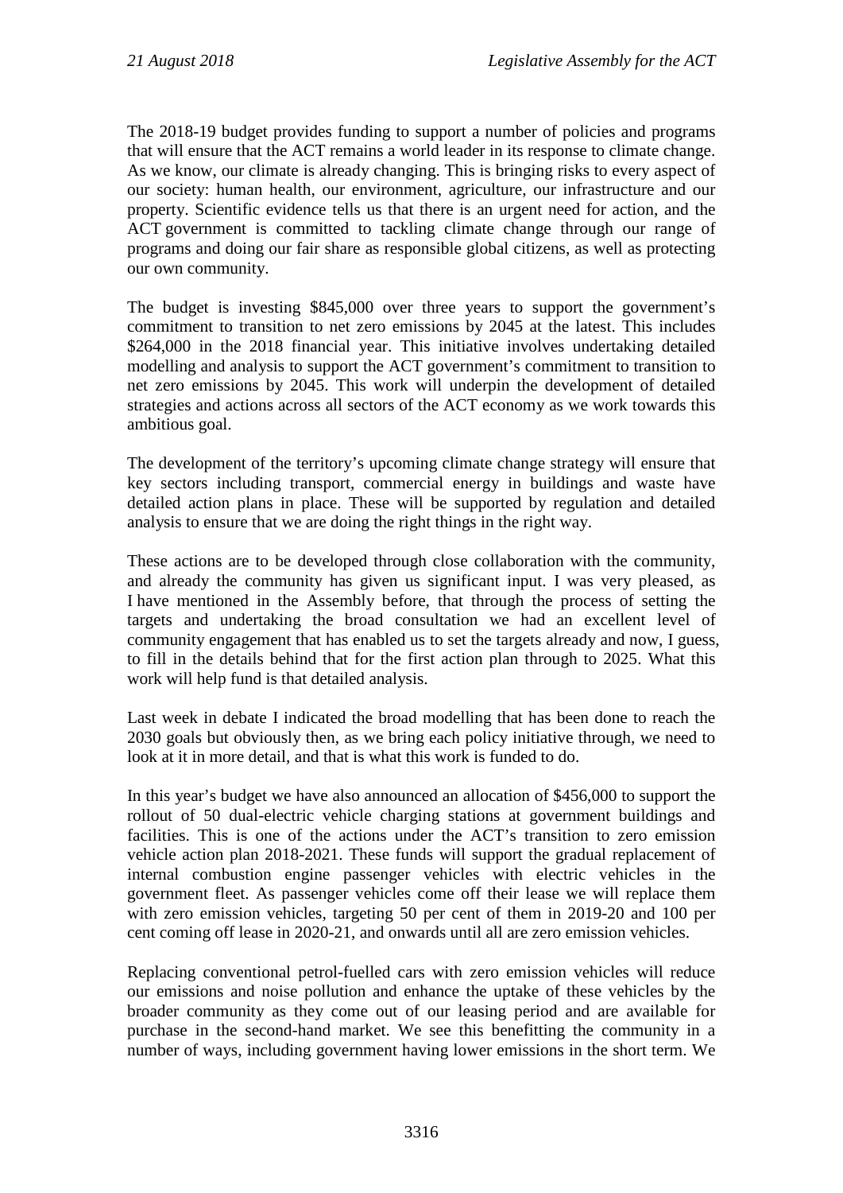The 2018-19 budget provides funding to support a number of policies and programs that will ensure that the ACT remains a world leader in its response to climate change. As we know, our climate is already changing. This is bringing risks to every aspect of our society: human health, our environment, agriculture, our infrastructure and our property. Scientific evidence tells us that there is an urgent need for action, and the ACT government is committed to tackling climate change through our range of programs and doing our fair share as responsible global citizens, as well as protecting our own community.

The budget is investing $845,000 over three years to support the government's commitment to transition to net zero emissions by 2045 at the latest. This includes $264,000 in the 2018 financial year. This initiative involves undertaking detailed modelling and analysis to support the ACT government's commitment to transition to net zero emissions by 2045. This work will underpin the development of detailed strategies and actions across all sectors of the ACT economy as we work towards this ambitious goal.

The development of the territory's upcoming climate change strategy will ensure that key sectors including transport, commercial energy in buildings and waste have detailed action plans in place. These will be supported by regulation and detailed analysis to ensure that we are doing the right things in the right way.

These actions are to be developed through close collaboration with the community, and already the community has given us significant input. I was very pleased, as I have mentioned in the Assembly before, that through the process of setting the targets and undertaking the broad consultation we had an excellent level of community engagement that has enabled us to set the targets already and now, I guess, to fill in the details behind that for the first action plan through to 2025. What this work will help fund is that detailed analysis.

Last week in debate I indicated the broad modelling that has been done to reach the 2030 goals but obviously then, as we bring each policy initiative through, we need to look at it in more detail, and that is what this work is funded to do.

In this year's budget we have also announced an allocation of $456,000 to support the rollout of 50 dual-electric vehicle charging stations at government buildings and facilities. This is one of the actions under the ACT's transition to zero emission vehicle action plan 2018-2021. These funds will support the gradual replacement of internal combustion engine passenger vehicles with electric vehicles in the government fleet. As passenger vehicles come off their lease we will replace them with zero emission vehicles, targeting 50 per cent of them in 2019-20 and 100 per cent coming off lease in 2020-21, and onwards until all are zero emission vehicles.

Replacing conventional petrol-fuelled cars with zero emission vehicles will reduce our emissions and noise pollution and enhance the uptake of these vehicles by the broader community as they come out of our leasing period and are available for purchase in the second-hand market. We see this benefitting the community in a number of ways, including government having lower emissions in the short term. We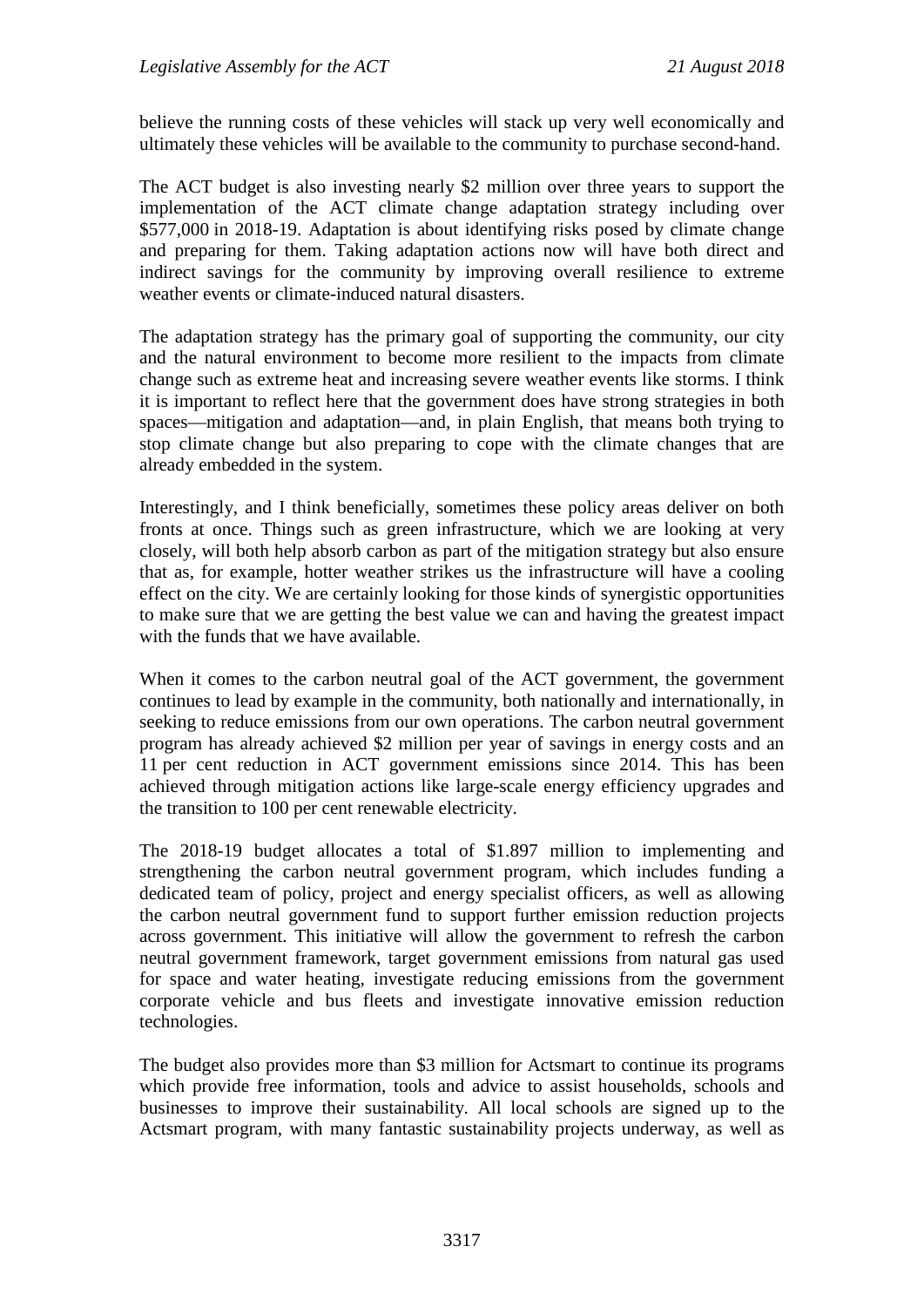believe the running costs of these vehicles will stack up very well economically and ultimately these vehicles will be available to the community to purchase second-hand.

The ACT budget is also investing nearly $2 million over three years to support the implementation of the ACT climate change adaptation strategy including over $577,000 in 2018-19. Adaptation is about identifying risks posed by climate change and preparing for them. Taking adaptation actions now will have both direct and indirect savings for the community by improving overall resilience to extreme weather events or climate-induced natural disasters.

The adaptation strategy has the primary goal of supporting the community, our city and the natural environment to become more resilient to the impacts from climate change such as extreme heat and increasing severe weather events like storms. I think it is important to reflect here that the government does have strong strategies in both spaces—mitigation and adaptation—and, in plain English, that means both trying to stop climate change but also preparing to cope with the climate changes that are already embedded in the system.

Interestingly, and I think beneficially, sometimes these policy areas deliver on both fronts at once. Things such as green infrastructure, which we are looking at very closely, will both help absorb carbon as part of the mitigation strategy but also ensure that as, for example, hotter weather strikes us the infrastructure will have a cooling effect on the city. We are certainly looking for those kinds of synergistic opportunities to make sure that we are getting the best value we can and having the greatest impact with the funds that we have available.

When it comes to the carbon neutral goal of the ACT government, the government continues to lead by example in the community, both nationally and internationally, in seeking to reduce emissions from our own operations. The carbon neutral government program has already achieved $2 million per year of savings in energy costs and an 11 per cent reduction in ACT government emissions since 2014. This has been achieved through mitigation actions like large-scale energy efficiency upgrades and the transition to 100 per cent renewable electricity.

The 2018-19 budget allocates a total of $1.897 million to implementing and strengthening the carbon neutral government program, which includes funding a dedicated team of policy, project and energy specialist officers, as well as allowing the carbon neutral government fund to support further emission reduction projects across government. This initiative will allow the government to refresh the carbon neutral government framework, target government emissions from natural gas used for space and water heating, investigate reducing emissions from the government corporate vehicle and bus fleets and investigate innovative emission reduction technologies.

The budget also provides more than $3 million for Actsmart to continue its programs which provide free information, tools and advice to assist households, schools and businesses to improve their sustainability. All local schools are signed up to the Actsmart program, with many fantastic sustainability projects underway, as well as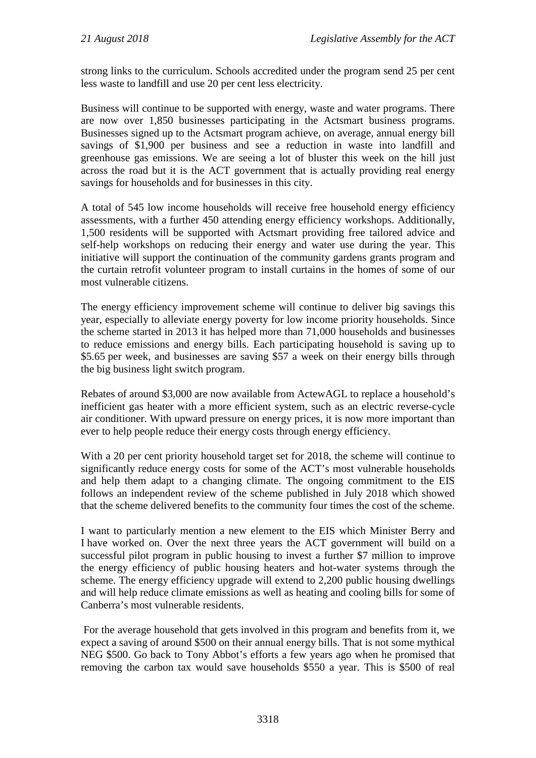strong links to the curriculum. Schools accredited under the program send 25 per cent less waste to landfill and use 20 per cent less electricity.

Business will continue to be supported with energy, waste and water programs. There are now over 1,850 businesses participating in the Actsmart business programs. Businesses signed up to the Actsmart program achieve, on average, annual energy bill savings of $1,900 per business and see a reduction in waste into landfill and greenhouse gas emissions. We are seeing a lot of bluster this week on the hill just across the road but it is the ACT government that is actually providing real energy savings for households and for businesses in this city.

A total of 545 low income households will receive free household energy efficiency assessments, with a further 450 attending energy efficiency workshops. Additionally, 1,500 residents will be supported with Actsmart providing free tailored advice and self-help workshops on reducing their energy and water use during the year. This initiative will support the continuation of the community gardens grants program and the curtain retrofit volunteer program to install curtains in the homes of some of our most vulnerable citizens.

The energy efficiency improvement scheme will continue to deliver big savings this year, especially to alleviate energy poverty for low income priority households. Since the scheme started in 2013 it has helped more than 71,000 households and businesses to reduce emissions and energy bills. Each participating household is saving up to $5.65 per week, and businesses are saving $57 a week on their energy bills through the big business light switch program.

Rebates of around $3,000 are now available from ActewAGL to replace a household's inefficient gas heater with a more efficient system, such as an electric reverse-cycle air conditioner. With upward pressure on energy prices, it is now more important than ever to help people reduce their energy costs through energy efficiency.

With a 20 per cent priority household target set for 2018, the scheme will continue to significantly reduce energy costs for some of the ACT's most vulnerable households and help them adapt to a changing climate. The ongoing commitment to the EIS follows an independent review of the scheme published in July 2018 which showed that the scheme delivered benefits to the community four times the cost of the scheme.

I want to particularly mention a new element to the EIS which Minister Berry and I have worked on. Over the next three years the ACT government will build on a successful pilot program in public housing to invest a further $7 million to improve the energy efficiency of public housing heaters and hot-water systems through the scheme. The energy efficiency upgrade will extend to 2,200 public housing dwellings and will help reduce climate emissions as well as heating and cooling bills for some of Canberra's most vulnerable residents.

For the average household that gets involved in this program and benefits from it, we expect a saving of around $500 on their annual energy bills. That is not some mythical NEG $500. Go back to Tony Abbot's efforts a few years ago when he promised that removing the carbon tax would save households $550 a year. This is $500 of real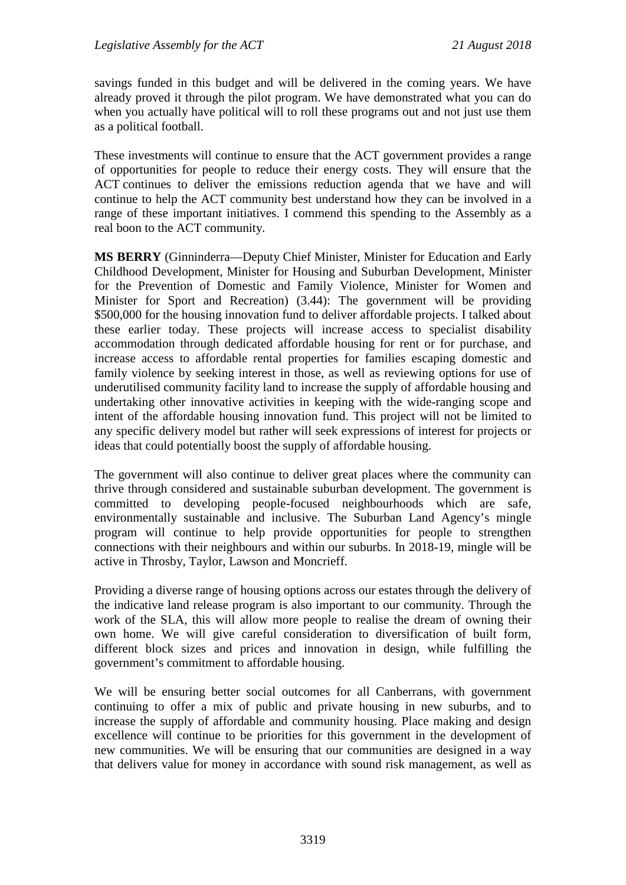savings funded in this budget and will be delivered in the coming years. We have already proved it through the pilot program. We have demonstrated what you can do when you actually have political will to roll these programs out and not just use them as a political football.

These investments will continue to ensure that the ACT government provides a range of opportunities for people to reduce their energy costs. They will ensure that the ACT continues to deliver the emissions reduction agenda that we have and will continue to help the ACT community best understand how they can be involved in a range of these important initiatives. I commend this spending to the Assembly as a real boon to the ACT community.

**MS BERRY** (Ginninderra—Deputy Chief Minister, Minister for Education and Early Childhood Development, Minister for Housing and Suburban Development, Minister for the Prevention of Domestic and Family Violence, Minister for Women and Minister for Sport and Recreation) (3.44): The government will be providing $500,000 for the housing innovation fund to deliver affordable projects. I talked about these earlier today. These projects will increase access to specialist disability accommodation through dedicated affordable housing for rent or for purchase, and increase access to affordable rental properties for families escaping domestic and family violence by seeking interest in those, as well as reviewing options for use of underutilised community facility land to increase the supply of affordable housing and undertaking other innovative activities in keeping with the wide-ranging scope and intent of the affordable housing innovation fund. This project will not be limited to any specific delivery model but rather will seek expressions of interest for projects or ideas that could potentially boost the supply of affordable housing.

The government will also continue to deliver great places where the community can thrive through considered and sustainable suburban development. The government is committed to developing people-focused neighbourhoods which are safe, environmentally sustainable and inclusive. The Suburban Land Agency's mingle program will continue to help provide opportunities for people to strengthen connections with their neighbours and within our suburbs. In 2018-19, mingle will be active in Throsby, Taylor, Lawson and Moncrieff.

Providing a diverse range of housing options across our estates through the delivery of the indicative land release program is also important to our community. Through the work of the SLA, this will allow more people to realise the dream of owning their own home. We will give careful consideration to diversification of built form, different block sizes and prices and innovation in design, while fulfilling the government's commitment to affordable housing.

We will be ensuring better social outcomes for all Canberrans, with government continuing to offer a mix of public and private housing in new suburbs, and to increase the supply of affordable and community housing. Place making and design excellence will continue to be priorities for this government in the development of new communities. We will be ensuring that our communities are designed in a way that delivers value for money in accordance with sound risk management, as well as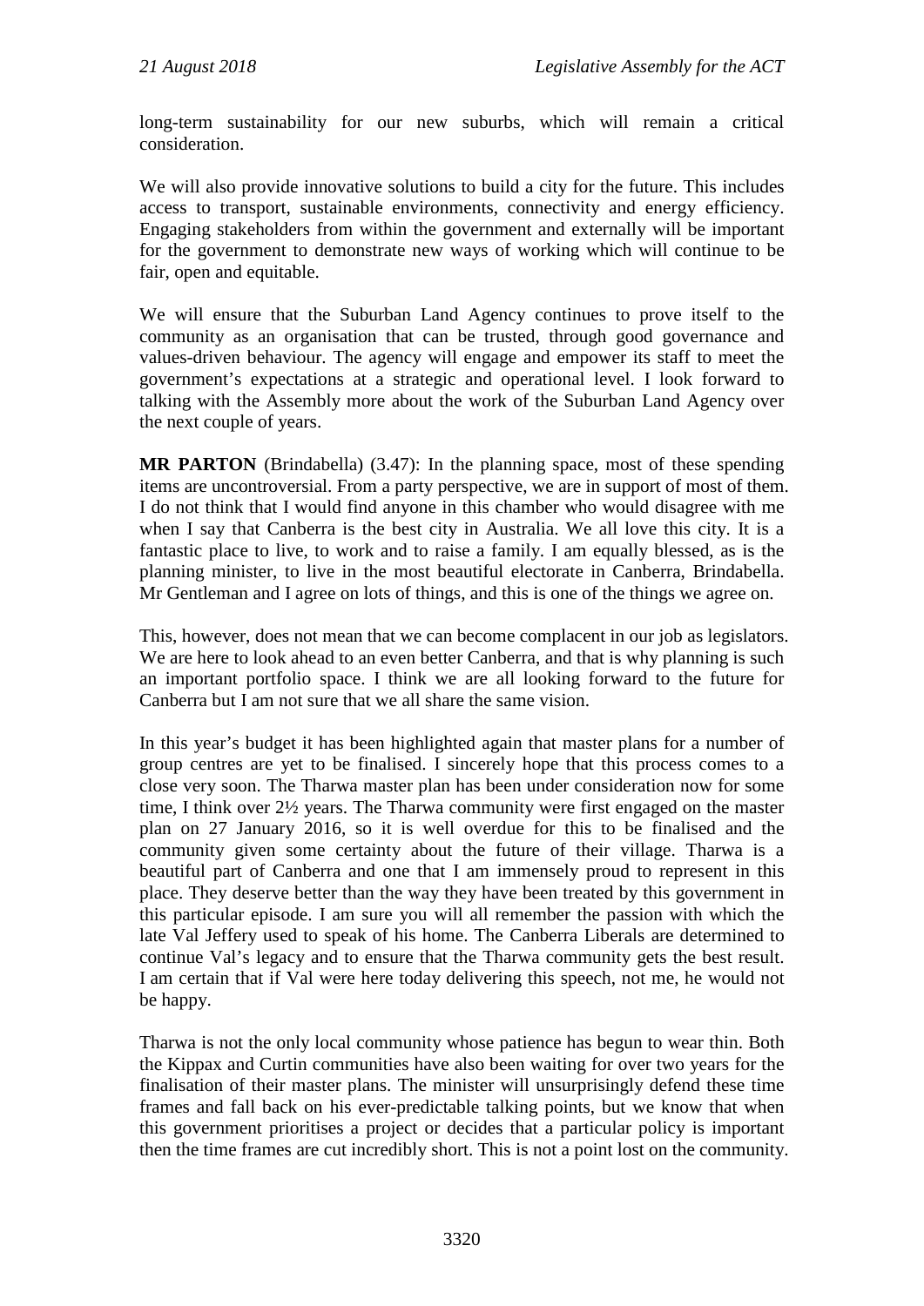long-term sustainability for our new suburbs, which will remain a critical consideration.

We will also provide innovative solutions to build a city for the future. This includes access to transport, sustainable environments, connectivity and energy efficiency. Engaging stakeholders from within the government and externally will be important for the government to demonstrate new ways of working which will continue to be fair, open and equitable.

We will ensure that the Suburban Land Agency continues to prove itself to the community as an organisation that can be trusted, through good governance and values-driven behaviour. The agency will engage and empower its staff to meet the government's expectations at a strategic and operational level. I look forward to talking with the Assembly more about the work of the Suburban Land Agency over the next couple of years.

**MR PARTON** (Brindabella) (3.47): In the planning space, most of these spending items are uncontroversial. From a party perspective, we are in support of most of them. I do not think that I would find anyone in this chamber who would disagree with me when I say that Canberra is the best city in Australia. We all love this city. It is a fantastic place to live, to work and to raise a family. I am equally blessed, as is the planning minister, to live in the most beautiful electorate in Canberra, Brindabella. Mr Gentleman and I agree on lots of things, and this is one of the things we agree on.

This, however, does not mean that we can become complacent in our job as legislators. We are here to look ahead to an even better Canberra, and that is why planning is such an important portfolio space. I think we are all looking forward to the future for Canberra but I am not sure that we all share the same vision.

In this year's budget it has been highlighted again that master plans for a number of group centres are yet to be finalised. I sincerely hope that this process comes to a close very soon. The Tharwa master plan has been under consideration now for some time, I think over 2½ years. The Tharwa community were first engaged on the master plan on 27 January 2016, so it is well overdue for this to be finalised and the community given some certainty about the future of their village. Tharwa is a beautiful part of Canberra and one that I am immensely proud to represent in this place. They deserve better than the way they have been treated by this government in this particular episode. I am sure you will all remember the passion with which the late Val Jeffery used to speak of his home. The Canberra Liberals are determined to continue Val's legacy and to ensure that the Tharwa community gets the best result. I am certain that if Val were here today delivering this speech, not me, he would not be happy.

Tharwa is not the only local community whose patience has begun to wear thin. Both the Kippax and Curtin communities have also been waiting for over two years for the finalisation of their master plans. The minister will unsurprisingly defend these time frames and fall back on his ever-predictable talking points, but we know that when this government prioritises a project or decides that a particular policy is important then the time frames are cut incredibly short. This is not a point lost on the community.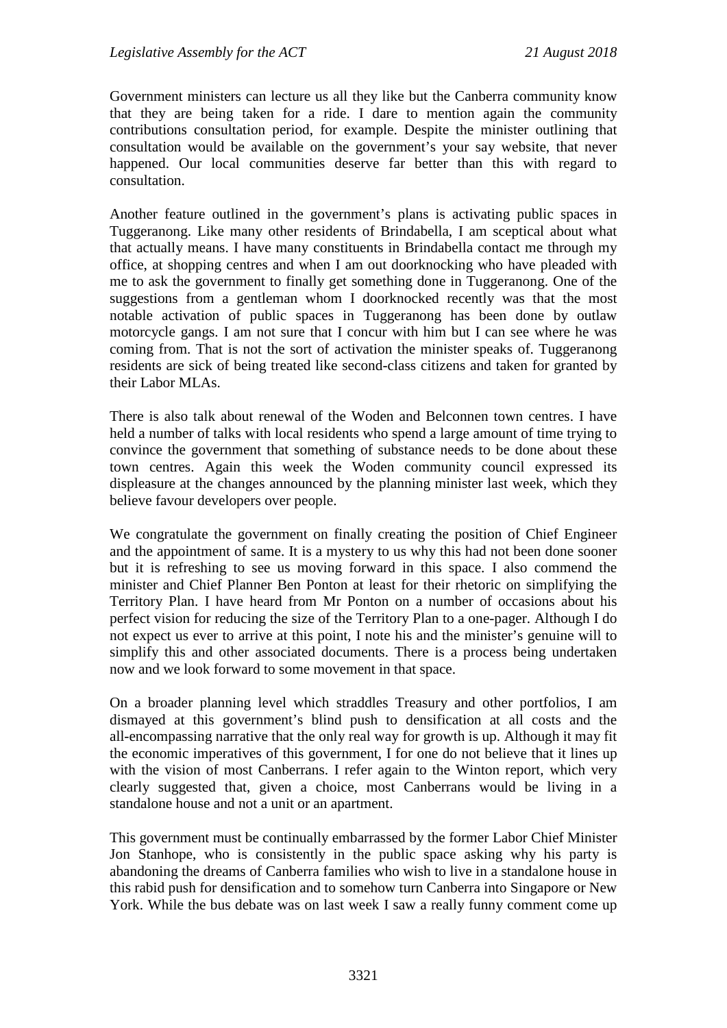Government ministers can lecture us all they like but the Canberra community know that they are being taken for a ride. I dare to mention again the community contributions consultation period, for example. Despite the minister outlining that consultation would be available on the government's your say website, that never happened. Our local communities deserve far better than this with regard to consultation.

Another feature outlined in the government's plans is activating public spaces in Tuggeranong. Like many other residents of Brindabella, I am sceptical about what that actually means. I have many constituents in Brindabella contact me through my office, at shopping centres and when I am out doorknocking who have pleaded with me to ask the government to finally get something done in Tuggeranong. One of the suggestions from a gentleman whom I doorknocked recently was that the most notable activation of public spaces in Tuggeranong has been done by outlaw motorcycle gangs. I am not sure that I concur with him but I can see where he was coming from. That is not the sort of activation the minister speaks of. Tuggeranong residents are sick of being treated like second-class citizens and taken for granted by their Labor MLAs.

There is also talk about renewal of the Woden and Belconnen town centres. I have held a number of talks with local residents who spend a large amount of time trying to convince the government that something of substance needs to be done about these town centres. Again this week the Woden community council expressed its displeasure at the changes announced by the planning minister last week, which they believe favour developers over people.

We congratulate the government on finally creating the position of Chief Engineer and the appointment of same. It is a mystery to us why this had not been done sooner but it is refreshing to see us moving forward in this space. I also commend the minister and Chief Planner Ben Ponton at least for their rhetoric on simplifying the Territory Plan. I have heard from Mr Ponton on a number of occasions about his perfect vision for reducing the size of the Territory Plan to a one-pager. Although I do not expect us ever to arrive at this point, I note his and the minister's genuine will to simplify this and other associated documents. There is a process being undertaken now and we look forward to some movement in that space.

On a broader planning level which straddles Treasury and other portfolios, I am dismayed at this government's blind push to densification at all costs and the all-encompassing narrative that the only real way for growth is up. Although it may fit the economic imperatives of this government, I for one do not believe that it lines up with the vision of most Canberrans. I refer again to the Winton report, which very clearly suggested that, given a choice, most Canberrans would be living in a standalone house and not a unit or an apartment.

This government must be continually embarrassed by the former Labor Chief Minister Jon Stanhope, who is consistently in the public space asking why his party is abandoning the dreams of Canberra families who wish to live in a standalone house in this rabid push for densification and to somehow turn Canberra into Singapore or New York. While the bus debate was on last week I saw a really funny comment come up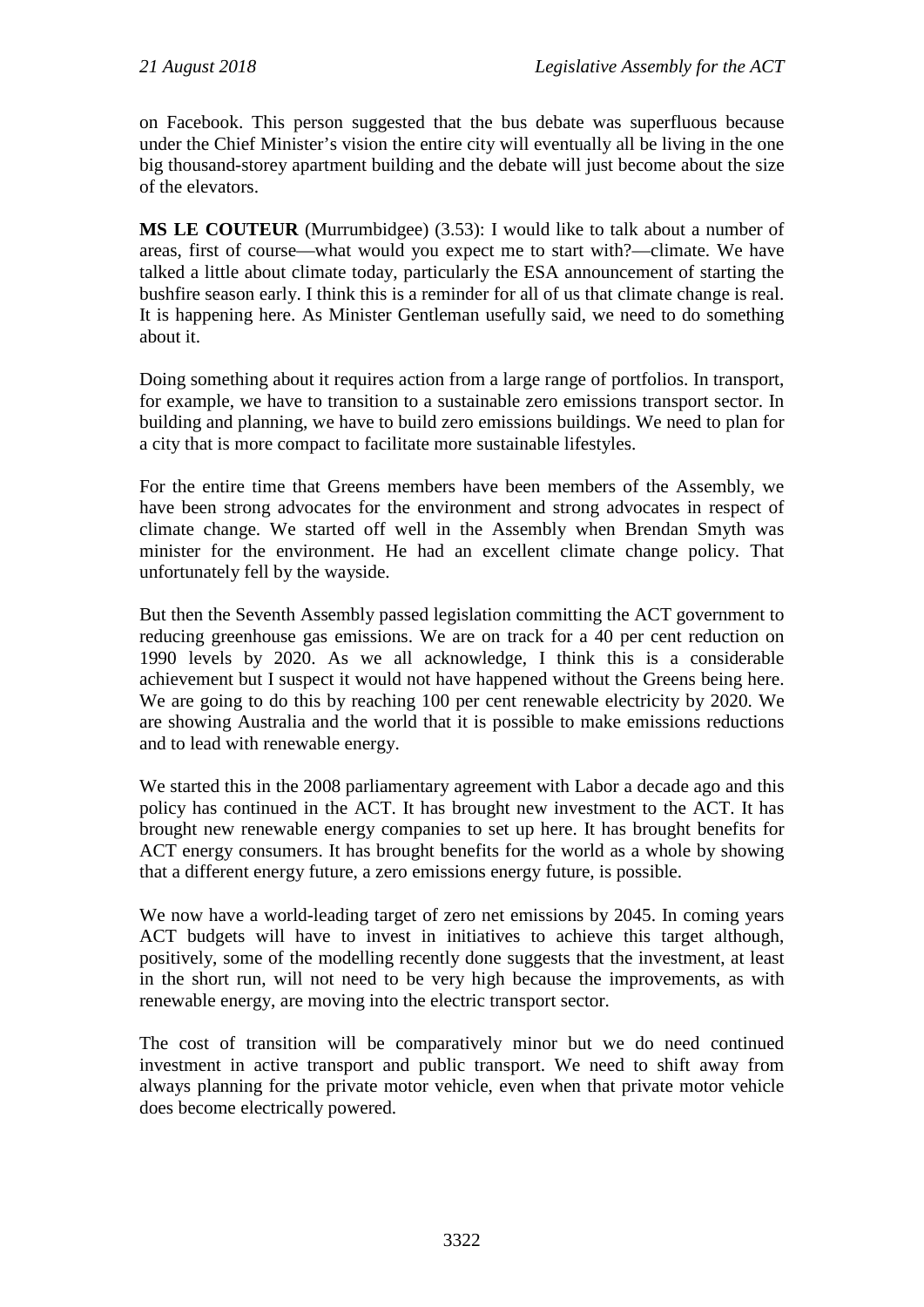on Facebook. This person suggested that the bus debate was superfluous because under the Chief Minister's vision the entire city will eventually all be living in the one big thousand-storey apartment building and the debate will just become about the size of the elevators.

**MS LE COUTEUR** (Murrumbidgee) (3.53): I would like to talk about a number of areas, first of course—what would you expect me to start with?—climate. We have talked a little about climate today, particularly the ESA announcement of starting the bushfire season early. I think this is a reminder for all of us that climate change is real. It is happening here. As Minister Gentleman usefully said, we need to do something about it.

Doing something about it requires action from a large range of portfolios. In transport, for example, we have to transition to a sustainable zero emissions transport sector. In building and planning, we have to build zero emissions buildings. We need to plan for a city that is more compact to facilitate more sustainable lifestyles.

For the entire time that Greens members have been members of the Assembly, we have been strong advocates for the environment and strong advocates in respect of climate change. We started off well in the Assembly when Brendan Smyth was minister for the environment. He had an excellent climate change policy. That unfortunately fell by the wayside.

But then the Seventh Assembly passed legislation committing the ACT government to reducing greenhouse gas emissions. We are on track for a 40 per cent reduction on 1990 levels by 2020. As we all acknowledge, I think this is a considerable achievement but I suspect it would not have happened without the Greens being here. We are going to do this by reaching 100 per cent renewable electricity by 2020. We are showing Australia and the world that it is possible to make emissions reductions and to lead with renewable energy.

We started this in the 2008 parliamentary agreement with Labor a decade ago and this policy has continued in the ACT. It has brought new investment to the ACT. It has brought new renewable energy companies to set up here. It has brought benefits for ACT energy consumers. It has brought benefits for the world as a whole by showing that a different energy future, a zero emissions energy future, is possible.

We now have a world-leading target of zero net emissions by 2045. In coming years ACT budgets will have to invest in initiatives to achieve this target although, positively, some of the modelling recently done suggests that the investment, at least in the short run, will not need to be very high because the improvements, as with renewable energy, are moving into the electric transport sector.

The cost of transition will be comparatively minor but we do need continued investment in active transport and public transport. We need to shift away from always planning for the private motor vehicle, even when that private motor vehicle does become electrically powered.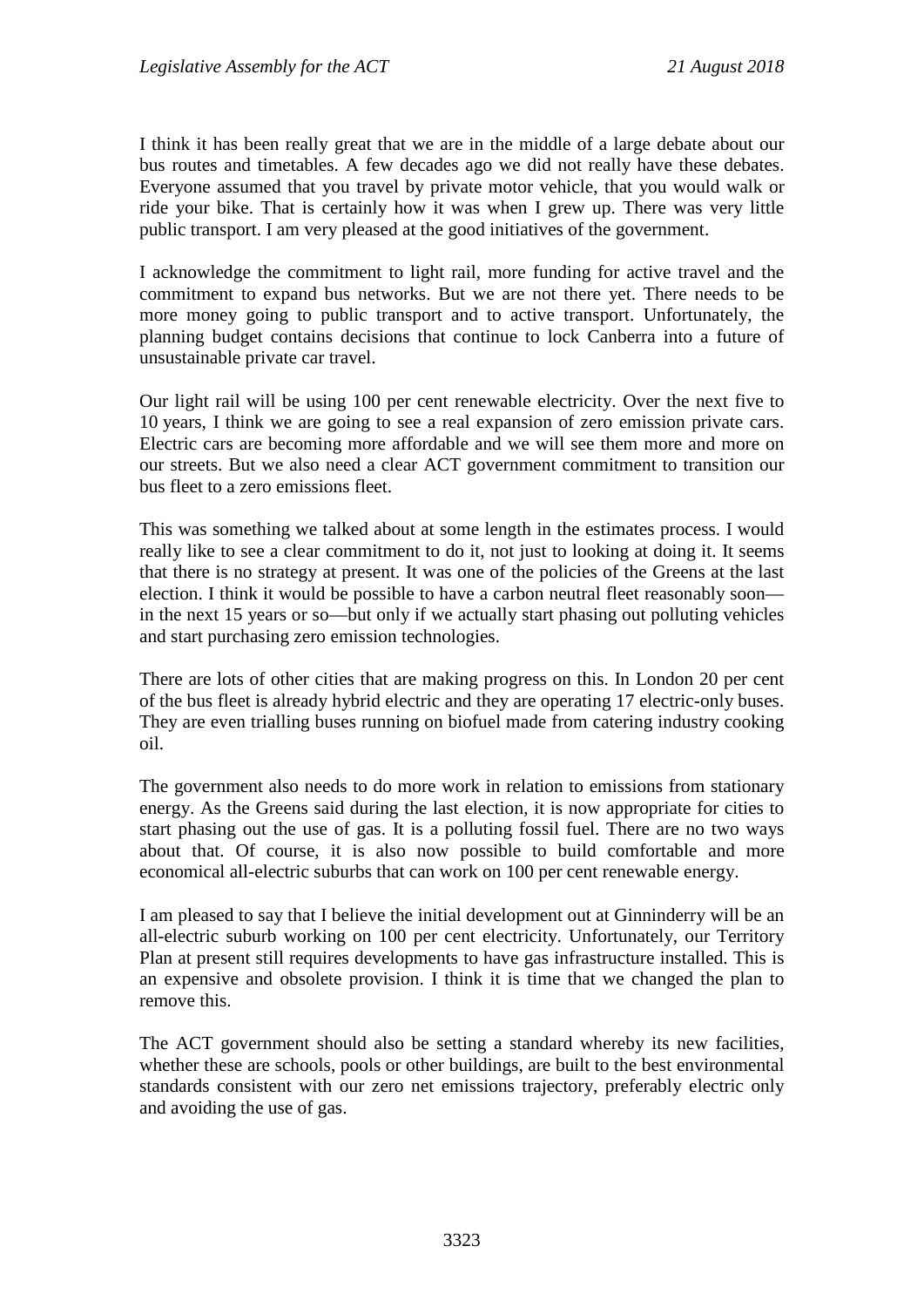I think it has been really great that we are in the middle of a large debate about our bus routes and timetables. A few decades ago we did not really have these debates. Everyone assumed that you travel by private motor vehicle, that you would walk or ride your bike. That is certainly how it was when I grew up. There was very little public transport. I am very pleased at the good initiatives of the government.

I acknowledge the commitment to light rail, more funding for active travel and the commitment to expand bus networks. But we are not there yet. There needs to be more money going to public transport and to active transport. Unfortunately, the planning budget contains decisions that continue to lock Canberra into a future of unsustainable private car travel.

Our light rail will be using 100 per cent renewable electricity. Over the next five to 10 years, I think we are going to see a real expansion of zero emission private cars. Electric cars are becoming more affordable and we will see them more and more on our streets. But we also need a clear ACT government commitment to transition our bus fleet to a zero emissions fleet.

This was something we talked about at some length in the estimates process. I would really like to see a clear commitment to do it, not just to looking at doing it. It seems that there is no strategy at present. It was one of the policies of the Greens at the last election. I think it would be possible to have a carbon neutral fleet reasonably soon—in the next 15 years or so—but only if we actually start phasing out polluting vehicles and start purchasing zero emission technologies.

There are lots of other cities that are making progress on this. In London 20 per cent of the bus fleet is already hybrid electric and they are operating 17 electric-only buses. They are even trialling buses running on biofuel made from catering industry cooking oil.

The government also needs to do more work in relation to emissions from stationary energy. As the Greens said during the last election, it is now appropriate for cities to start phasing out the use of gas. It is a polluting fossil fuel. There are no two ways about that. Of course, it is also now possible to build comfortable and more economical all-electric suburbs that can work on 100 per cent renewable energy.

I am pleased to say that I believe the initial development out at Ginninderry will be an all-electric suburb working on 100 per cent electricity. Unfortunately, our Territory Plan at present still requires developments to have gas infrastructure installed. This is an expensive and obsolete provision. I think it is time that we changed the plan to remove this.

The ACT government should also be setting a standard whereby its new facilities, whether these are schools, pools or other buildings, are built to the best environmental standards consistent with our zero net emissions trajectory, preferably electric only and avoiding the use of gas.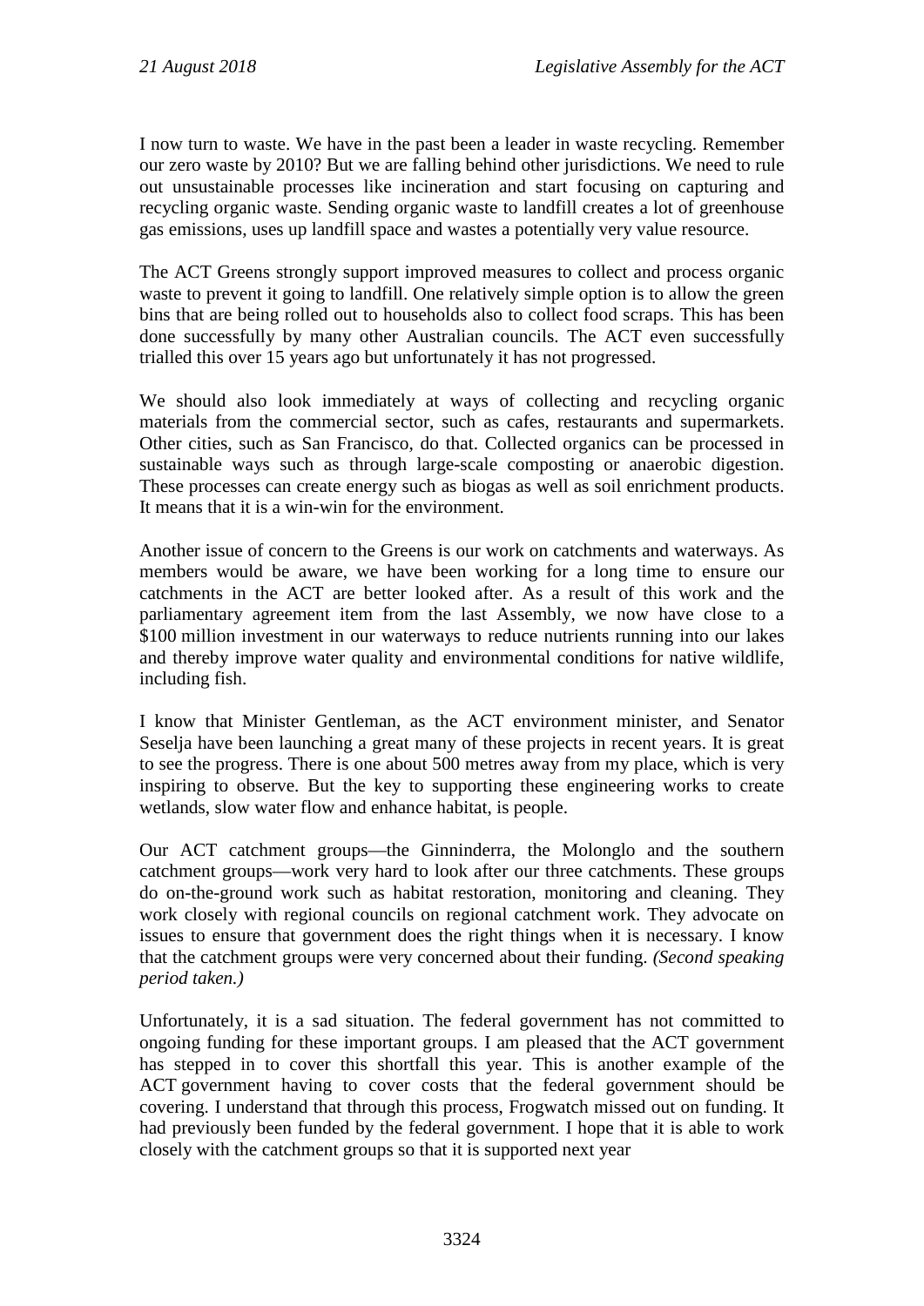I now turn to waste. We have in the past been a leader in waste recycling. Remember our zero waste by 2010? But we are falling behind other jurisdictions. We need to rule out unsustainable processes like incineration and start focusing on capturing and recycling organic waste. Sending organic waste to landfill creates a lot of greenhouse gas emissions, uses up landfill space and wastes a potentially very value resource.

The ACT Greens strongly support improved measures to collect and process organic waste to prevent it going to landfill. One relatively simple option is to allow the green bins that are being rolled out to households also to collect food scraps. This has been done successfully by many other Australian councils. The ACT even successfully trialled this over 15 years ago but unfortunately it has not progressed.

We should also look immediately at ways of collecting and recycling organic materials from the commercial sector, such as cafes, restaurants and supermarkets. Other cities, such as San Francisco, do that. Collected organics can be processed in sustainable ways such as through large-scale composting or anaerobic digestion. These processes can create energy such as biogas as well as soil enrichment products. It means that it is a win-win for the environment.

Another issue of concern to the Greens is our work on catchments and waterways. As members would be aware, we have been working for a long time to ensure our catchments in the ACT are better looked after. As a result of this work and the parliamentary agreement item from the last Assembly, we now have close to a $100 million investment in our waterways to reduce nutrients running into our lakes and thereby improve water quality and environmental conditions for native wildlife, including fish.

I know that Minister Gentleman, as the ACT environment minister, and Senator Seselja have been launching a great many of these projects in recent years. It is great to see the progress. There is one about 500 metres away from my place, which is very inspiring to observe. But the key to supporting these engineering works to create wetlands, slow water flow and enhance habitat, is people.

Our ACT catchment groups—the Ginninderra, the Molonglo and the southern catchment groups—work very hard to look after our three catchments. These groups do on-the-ground work such as habitat restoration, monitoring and cleaning. They work closely with regional councils on regional catchment work. They advocate on issues to ensure that government does the right things when it is necessary. I know that the catchment groups were very concerned about their funding. *(Second speaking period taken.)*

Unfortunately, it is a sad situation. The federal government has not committed to ongoing funding for these important groups. I am pleased that the ACT government has stepped in to cover this shortfall this year. This is another example of the ACT government having to cover costs that the federal government should be covering. I understand that through this process, Frogwatch missed out on funding. It had previously been funded by the federal government. I hope that it is able to work closely with the catchment groups so that it is supported next year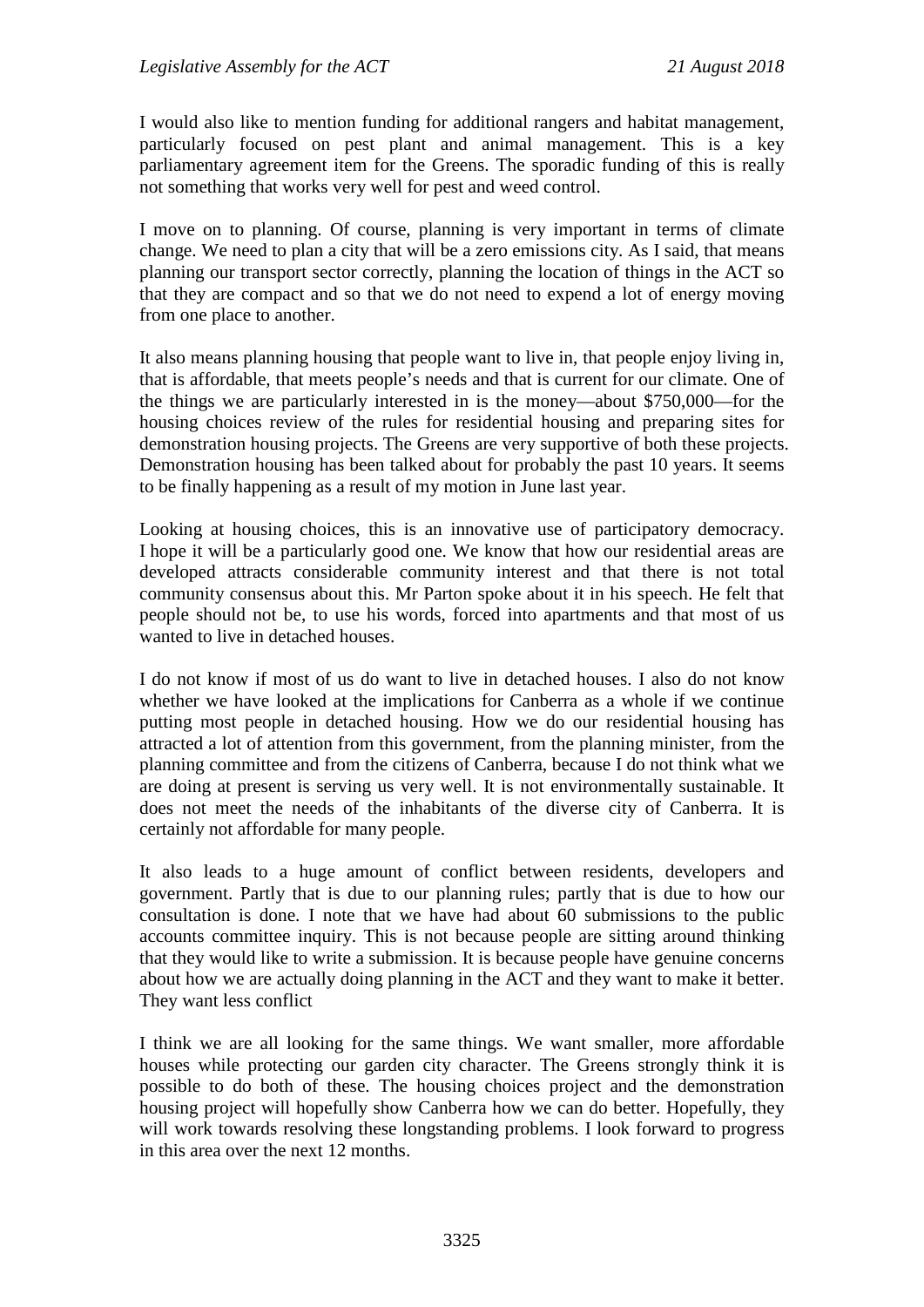I would also like to mention funding for additional rangers and habitat management, particularly focused on pest plant and animal management. This is a key parliamentary agreement item for the Greens. The sporadic funding of this is really not something that works very well for pest and weed control.

I move on to planning. Of course, planning is very important in terms of climate change. We need to plan a city that will be a zero emissions city. As I said, that means planning our transport sector correctly, planning the location of things in the ACT so that they are compact and so that we do not need to expend a lot of energy moving from one place to another.

It also means planning housing that people want to live in, that people enjoy living in, that is affordable, that meets people's needs and that is current for our climate. One of the things we are particularly interested in is the money—about $750,000—for the housing choices review of the rules for residential housing and preparing sites for demonstration housing projects. The Greens are very supportive of both these projects. Demonstration housing has been talked about for probably the past 10 years. It seems to be finally happening as a result of my motion in June last year.

Looking at housing choices, this is an innovative use of participatory democracy. I hope it will be a particularly good one. We know that how our residential areas are developed attracts considerable community interest and that there is not total community consensus about this. Mr Parton spoke about it in his speech. He felt that people should not be, to use his words, forced into apartments and that most of us wanted to live in detached houses.

I do not know if most of us do want to live in detached houses. I also do not know whether we have looked at the implications for Canberra as a whole if we continue putting most people in detached housing. How we do our residential housing has attracted a lot of attention from this government, from the planning minister, from the planning committee and from the citizens of Canberra, because I do not think what we are doing at present is serving us very well. It is not environmentally sustainable. It does not meet the needs of the inhabitants of the diverse city of Canberra. It is certainly not affordable for many people.

It also leads to a huge amount of conflict between residents, developers and government. Partly that is due to our planning rules; partly that is due to how our consultation is done. I note that we have had about 60 submissions to the public accounts committee inquiry. This is not because people are sitting around thinking that they would like to write a submission. It is because people have genuine concerns about how we are actually doing planning in the ACT and they want to make it better. They want less conflict

I think we are all looking for the same things. We want smaller, more affordable houses while protecting our garden city character. The Greens strongly think it is possible to do both of these. The housing choices project and the demonstration housing project will hopefully show Canberra how we can do better. Hopefully, they will work towards resolving these longstanding problems. I look forward to progress in this area over the next 12 months.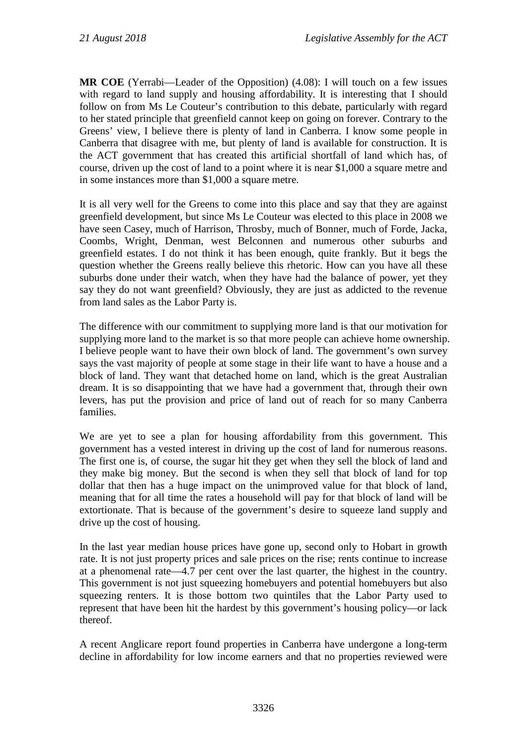**MR COE** (Yerrabi—Leader of the Opposition) (4.08): I will touch on a few issues with regard to land supply and housing affordability. It is interesting that I should follow on from Ms Le Couteur's contribution to this debate, particularly with regard to her stated principle that greenfield cannot keep on going on forever. Contrary to the Greens' view, I believe there is plenty of land in Canberra. I know some people in Canberra that disagree with me, but plenty of land is available for construction. It is the ACT government that has created this artificial shortfall of land which has, of course, driven up the cost of land to a point where it is near $1,000 a square metre and in some instances more than $1,000 a square metre.

It is all very well for the Greens to come into this place and say that they are against greenfield development, but since Ms Le Couteur was elected to this place in 2008 we have seen Casey, much of Harrison, Throsby, much of Bonner, much of Forde, Jacka, Coombs, Wright, Denman, west Belconnen and numerous other suburbs and greenfield estates. I do not think it has been enough, quite frankly. But it begs the question whether the Greens really believe this rhetoric. How can you have all these suburbs done under their watch, when they have had the balance of power, yet they say they do not want greenfield? Obviously, they are just as addicted to the revenue from land sales as the Labor Party is.

The difference with our commitment to supplying more land is that our motivation for supplying more land to the market is so that more people can achieve home ownership. I believe people want to have their own block of land. The government's own survey says the vast majority of people at some stage in their life want to have a house and a block of land. They want that detached home on land, which is the great Australian dream. It is so disappointing that we have had a government that, through their own levers, has put the provision and price of land out of reach for so many Canberra families.

We are yet to see a plan for housing affordability from this government. This government has a vested interest in driving up the cost of land for numerous reasons. The first one is, of course, the sugar hit they get when they sell the block of land and they make big money. But the second is when they sell that block of land for top dollar that then has a huge impact on the unimproved value for that block of land, meaning that for all time the rates a household will pay for that block of land will be extortionate. That is because of the government's desire to squeeze land supply and drive up the cost of housing.

In the last year median house prices have gone up, second only to Hobart in growth rate. It is not just property prices and sale prices on the rise; rents continue to increase at a phenomenal rate—4.7 per cent over the last quarter, the highest in the country. This government is not just squeezing homebuyers and potential homebuyers but also squeezing renters. It is those bottom two quintiles that the Labor Party used to represent that have been hit the hardest by this government's housing policy—or lack thereof.

A recent Anglicare report found properties in Canberra have undergone a long-term decline in affordability for low income earners and that no properties reviewed were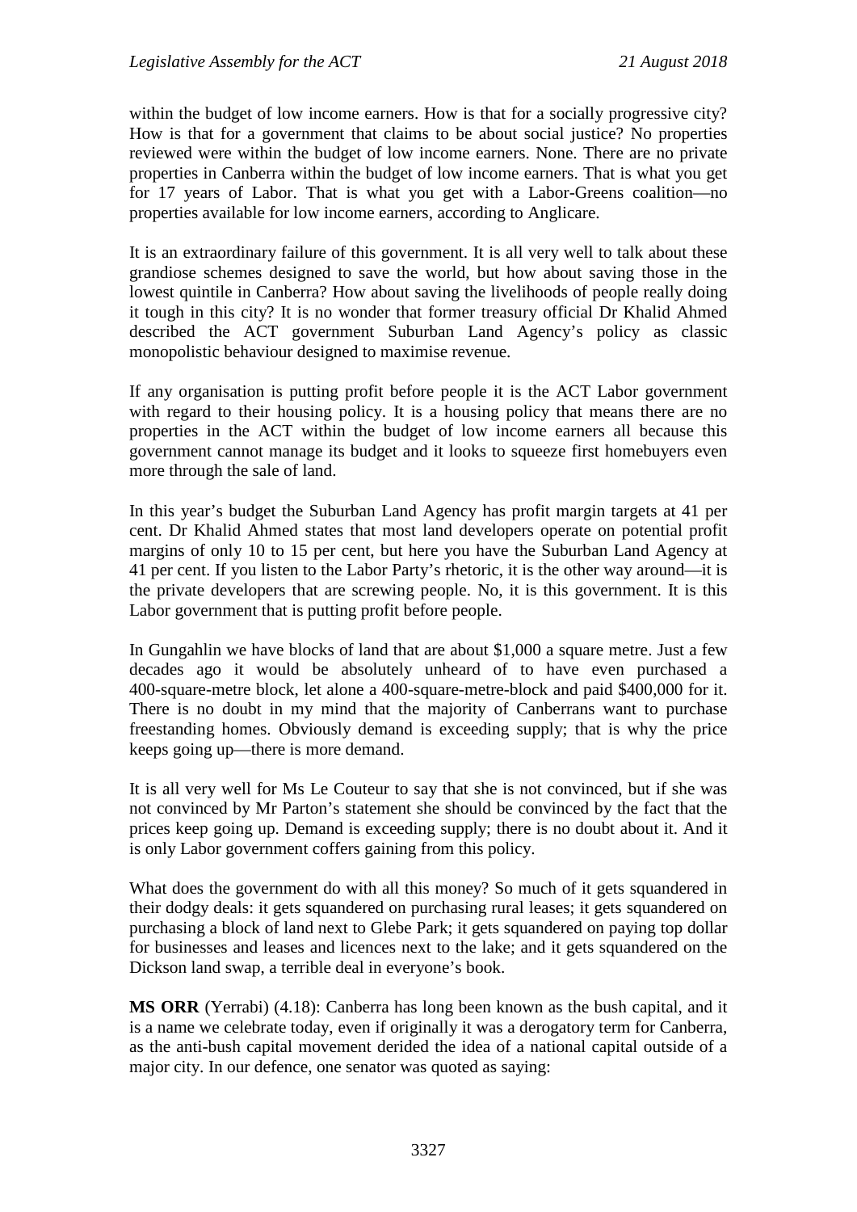within the budget of low income earners. How is that for a socially progressive city? How is that for a government that claims to be about social justice? No properties reviewed were within the budget of low income earners. None. There are no private properties in Canberra within the budget of low income earners. That is what you get for 17 years of Labor. That is what you get with a Labor-Greens coalition—no properties available for low income earners, according to Anglicare.

It is an extraordinary failure of this government. It is all very well to talk about these grandiose schemes designed to save the world, but how about saving those in the lowest quintile in Canberra? How about saving the livelihoods of people really doing it tough in this city? It is no wonder that former treasury official Dr Khalid Ahmed described the ACT government Suburban Land Agency's policy as classic monopolistic behaviour designed to maximise revenue.

If any organisation is putting profit before people it is the ACT Labor government with regard to their housing policy. It is a housing policy that means there are no properties in the ACT within the budget of low income earners all because this government cannot manage its budget and it looks to squeeze first homebuyers even more through the sale of land.

In this year's budget the Suburban Land Agency has profit margin targets at 41 per cent. Dr Khalid Ahmed states that most land developers operate on potential profit margins of only 10 to 15 per cent, but here you have the Suburban Land Agency at 41 per cent. If you listen to the Labor Party's rhetoric, it is the other way around—it is the private developers that are screwing people. No, it is this government. It is this Labor government that is putting profit before people.

In Gungahlin we have blocks of land that are about $1,000 a square metre. Just a few decades ago it would be absolutely unheard of to have even purchased a 400-square-metre block, let alone a 400-square-metre-block and paid $400,000 for it. There is no doubt in my mind that the majority of Canberrans want to purchase freestanding homes. Obviously demand is exceeding supply; that is why the price keeps going up—there is more demand.

It is all very well for Ms Le Couteur to say that she is not convinced, but if she was not convinced by Mr Parton's statement she should be convinced by the fact that the prices keep going up. Demand is exceeding supply; there is no doubt about it. And it is only Labor government coffers gaining from this policy.

What does the government do with all this money? So much of it gets squandered in their dodgy deals: it gets squandered on purchasing rural leases; it gets squandered on purchasing a block of land next to Glebe Park; it gets squandered on paying top dollar for businesses and leases and licences next to the lake; and it gets squandered on the Dickson land swap, a terrible deal in everyone's book.

**MS ORR** (Yerrabi) (4.18): Canberra has long been known as the bush capital, and it is a name we celebrate today, even if originally it was a derogatory term for Canberra, as the anti-bush capital movement derided the idea of a national capital outside of a major city. In our defence, one senator was quoted as saying: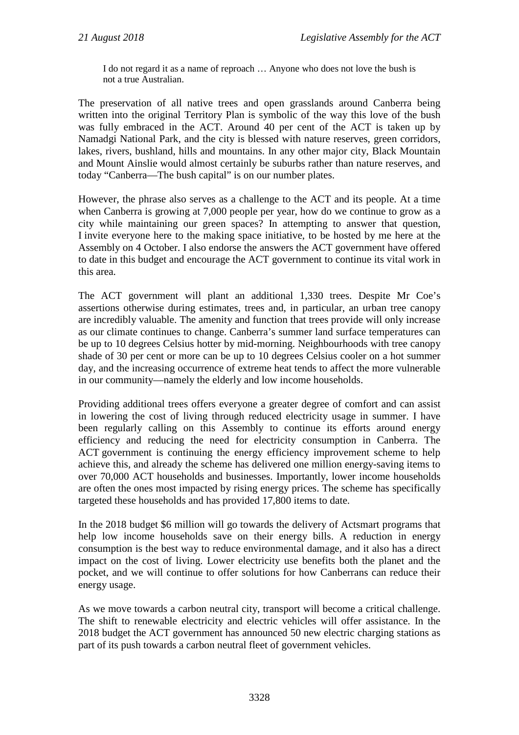> I do not regard it as a name of reproach … Anyone who does not love the bush is not a true Australian.

The preservation of all native trees and open grasslands around Canberra being written into the original Territory Plan is symbolic of the way this love of the bush was fully embraced in the ACT. Around 40 per cent of the ACT is taken up by Namadgi National Park, and the city is blessed with nature reserves, green corridors, lakes, rivers, bushland, hills and mountains. In any other major city, Black Mountain and Mount Ainslie would almost certainly be suburbs rather than nature reserves, and today "Canberra—The bush capital" is on our number plates.

However, the phrase also serves as a challenge to the ACT and its people. At a time when Canberra is growing at 7,000 people per year, how do we continue to grow as a city while maintaining our green spaces? In attempting to answer that question, I invite everyone here to the making space initiative, to be hosted by me here at the Assembly on 4 October. I also endorse the answers the ACT government have offered to date in this budget and encourage the ACT government to continue its vital work in this area.

The ACT government will plant an additional 1,330 trees. Despite Mr Coe's assertions otherwise during estimates, trees and, in particular, an urban tree canopy are incredibly valuable. The amenity and function that trees provide will only increase as our climate continues to change. Canberra's summer land surface temperatures can be up to 10 degrees Celsius hotter by mid-morning. Neighbourhoods with tree canopy shade of 30 per cent or more can be up to 10 degrees Celsius cooler on a hot summer day, and the increasing occurrence of extreme heat tends to affect the more vulnerable in our community—namely the elderly and low income households.

Providing additional trees offers everyone a greater degree of comfort and can assist in lowering the cost of living through reduced electricity usage in summer. I have been regularly calling on this Assembly to continue its efforts around energy efficiency and reducing the need for electricity consumption in Canberra. The ACT government is continuing the energy efficiency improvement scheme to help achieve this, and already the scheme has delivered one million energy-saving items to over 70,000 ACT households and businesses. Importantly, lower income households are often the ones most impacted by rising energy prices. The scheme has specifically targeted these households and has provided 17,800 items to date.

In the 2018 budget $6 million will go towards the delivery of Actsmart programs that help low income households save on their energy bills. A reduction in energy consumption is the best way to reduce environmental damage, and it also has a direct impact on the cost of living. Lower electricity use benefits both the planet and the pocket, and we will continue to offer solutions for how Canberrans can reduce their energy usage.

As we move towards a carbon neutral city, transport will become a critical challenge. The shift to renewable electricity and electric vehicles will offer assistance. In the 2018 budget the ACT government has announced 50 new electric charging stations as part of its push towards a carbon neutral fleet of government vehicles.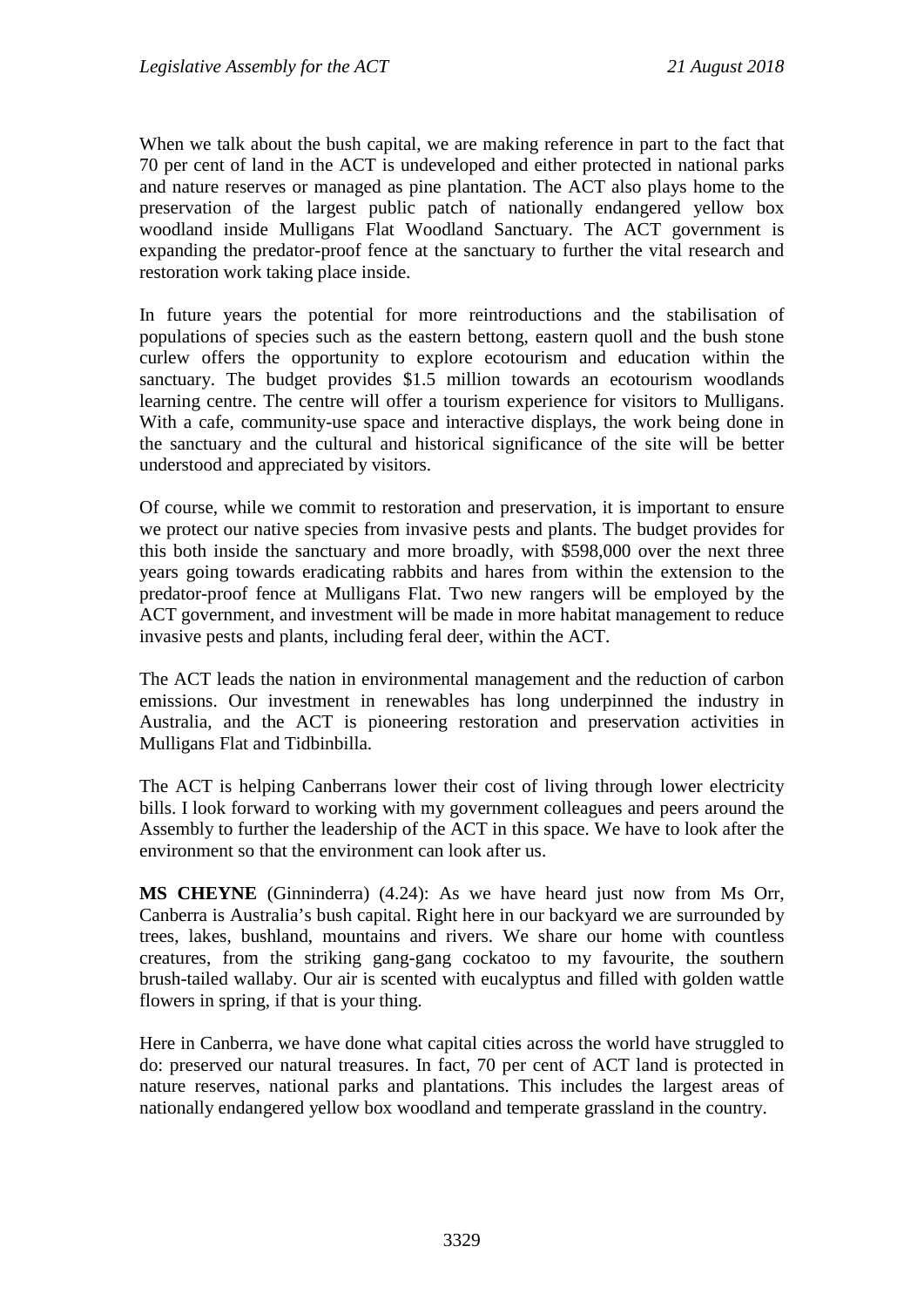When we talk about the bush capital, we are making reference in part to the fact that 70 per cent of land in the ACT is undeveloped and either protected in national parks and nature reserves or managed as pine plantation. The ACT also plays home to the preservation of the largest public patch of nationally endangered yellow box woodland inside Mulligans Flat Woodland Sanctuary. The ACT government is expanding the predator-proof fence at the sanctuary to further the vital research and restoration work taking place inside.

In future years the potential for more reintroductions and the stabilisation of populations of species such as the eastern bettong, eastern quoll and the bush stone curlew offers the opportunity to explore ecotourism and education within the sanctuary. The budget provides $1.5 million towards an ecotourism woodlands learning centre. The centre will offer a tourism experience for visitors to Mulligans. With a cafe, community-use space and interactive displays, the work being done in the sanctuary and the cultural and historical significance of the site will be better understood and appreciated by visitors.

Of course, while we commit to restoration and preservation, it is important to ensure we protect our native species from invasive pests and plants. The budget provides for this both inside the sanctuary and more broadly, with $598,000 over the next three years going towards eradicating rabbits and hares from within the extension to the predator-proof fence at Mulligans Flat. Two new rangers will be employed by the ACT government, and investment will be made in more habitat management to reduce invasive pests and plants, including feral deer, within the ACT.

The ACT leads the nation in environmental management and the reduction of carbon emissions. Our investment in renewables has long underpinned the industry in Australia, and the ACT is pioneering restoration and preservation activities in Mulligans Flat and Tidbinbilla.

The ACT is helping Canberrans lower their cost of living through lower electricity bills. I look forward to working with my government colleagues and peers around the Assembly to further the leadership of the ACT in this space. We have to look after the environment so that the environment can look after us.

**MS CHEYNE** (Ginninderra) (4.24): As we have heard just now from Ms Orr, Canberra is Australia's bush capital. Right here in our backyard we are surrounded by trees, lakes, bushland, mountains and rivers. We share our home with countless creatures, from the striking gang-gang cockatoo to my favourite, the southern brush-tailed wallaby. Our air is scented with eucalyptus and filled with golden wattle flowers in spring, if that is your thing.

Here in Canberra, we have done what capital cities across the world have struggled to do: preserved our natural treasures. In fact, 70 per cent of ACT land is protected in nature reserves, national parks and plantations. This includes the largest areas of nationally endangered yellow box woodland and temperate grassland in the country.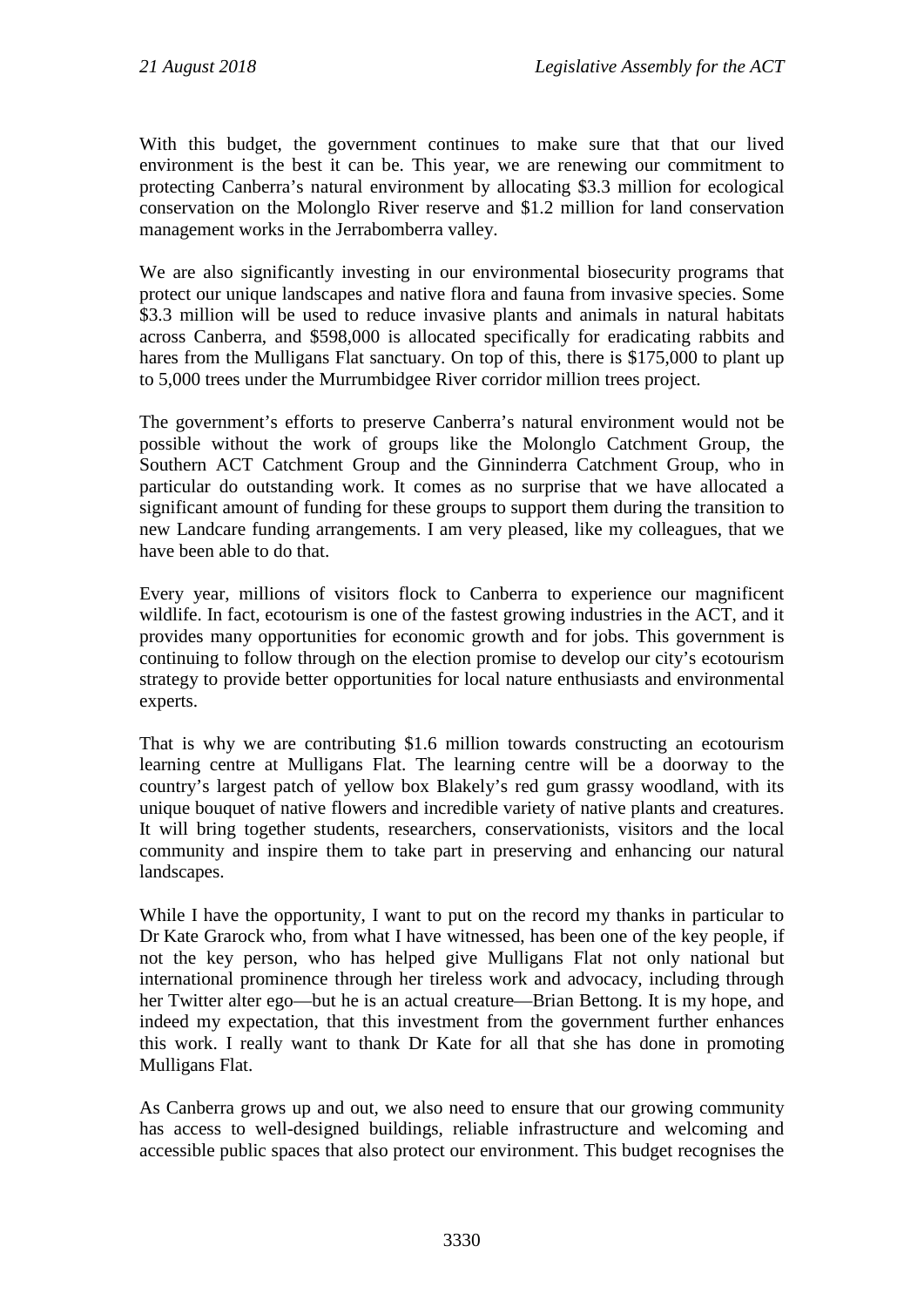With this budget, the government continues to make sure that that our lived environment is the best it can be. This year, we are renewing our commitment to protecting Canberra's natural environment by allocating $3.3 million for ecological conservation on the Molonglo River reserve and $1.2 million for land conservation management works in the Jerrabomberra valley.

We are also significantly investing in our environmental biosecurity programs that protect our unique landscapes and native flora and fauna from invasive species. Some $3.3 million will be used to reduce invasive plants and animals in natural habitats across Canberra, and $598,000 is allocated specifically for eradicating rabbits and hares from the Mulligans Flat sanctuary. On top of this, there is $175,000 to plant up to 5,000 trees under the Murrumbidgee River corridor million trees project.

The government's efforts to preserve Canberra's natural environment would not be possible without the work of groups like the Molonglo Catchment Group, the Southern ACT Catchment Group and the Ginninderra Catchment Group, who in particular do outstanding work. It comes as no surprise that we have allocated a significant amount of funding for these groups to support them during the transition to new Landcare funding arrangements. I am very pleased, like my colleagues, that we have been able to do that.

Every year, millions of visitors flock to Canberra to experience our magnificent wildlife. In fact, ecotourism is one of the fastest growing industries in the ACT, and it provides many opportunities for economic growth and for jobs. This government is continuing to follow through on the election promise to develop our city's ecotourism strategy to provide better opportunities for local nature enthusiasts and environmental experts.

That is why we are contributing $1.6 million towards constructing an ecotourism learning centre at Mulligans Flat. The learning centre will be a doorway to the country's largest patch of yellow box Blakely's red gum grassy woodland, with its unique bouquet of native flowers and incredible variety of native plants and creatures. It will bring together students, researchers, conservationists, visitors and the local community and inspire them to take part in preserving and enhancing our natural landscapes.

While I have the opportunity, I want to put on the record my thanks in particular to Dr Kate Grarock who, from what I have witnessed, has been one of the key people, if not the key person, who has helped give Mulligans Flat not only national but international prominence through her tireless work and advocacy, including through her Twitter alter ego—but he is an actual creature—Brian Bettong. It is my hope, and indeed my expectation, that this investment from the government further enhances this work. I really want to thank Dr Kate for all that she has done in promoting Mulligans Flat.

As Canberra grows up and out, we also need to ensure that our growing community has access to well-designed buildings, reliable infrastructure and welcoming and accessible public spaces that also protect our environment. This budget recognises the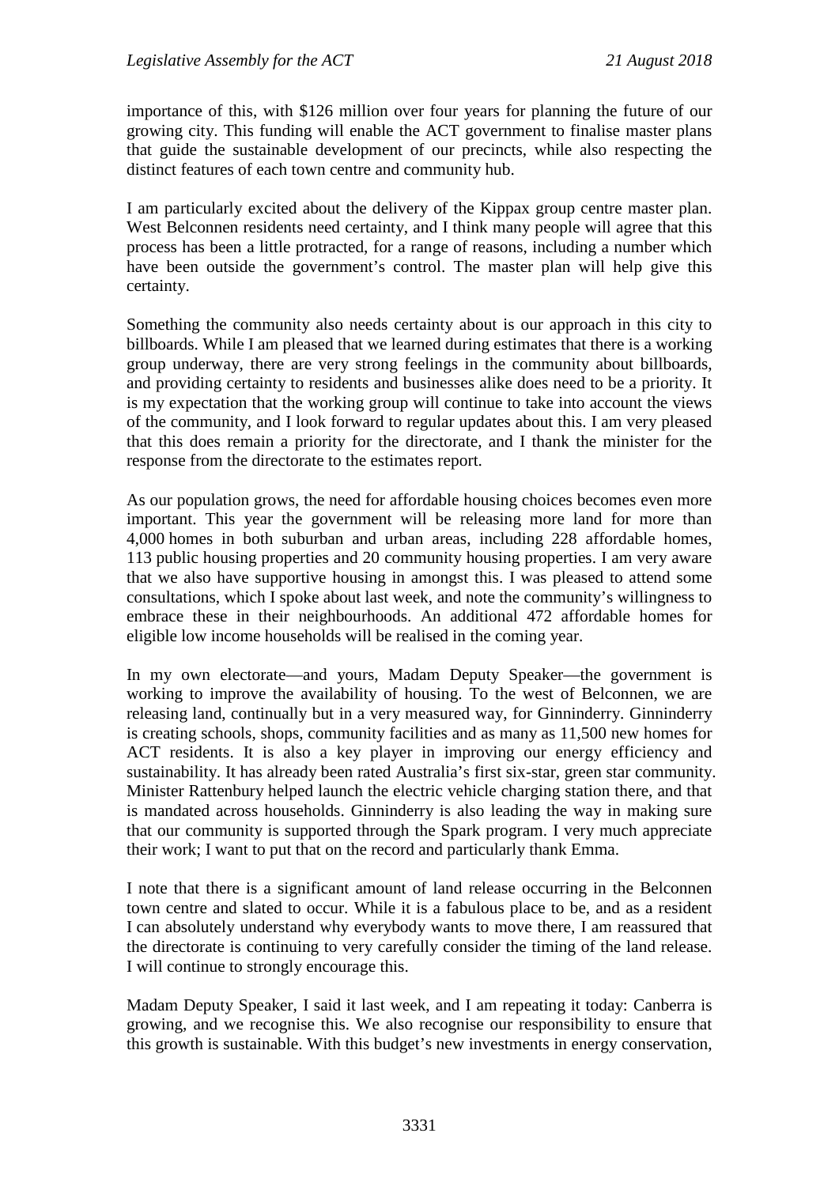importance of this, with $126 million over four years for planning the future of our growing city. This funding will enable the ACT government to finalise master plans that guide the sustainable development of our precincts, while also respecting the distinct features of each town centre and community hub.

I am particularly excited about the delivery of the Kippax group centre master plan. West Belconnen residents need certainty, and I think many people will agree that this process has been a little protracted, for a range of reasons, including a number which have been outside the government's control. The master plan will help give this certainty.

Something the community also needs certainty about is our approach in this city to billboards. While I am pleased that we learned during estimates that there is a working group underway, there are very strong feelings in the community about billboards, and providing certainty to residents and businesses alike does need to be a priority. It is my expectation that the working group will continue to take into account the views of the community, and I look forward to regular updates about this. I am very pleased that this does remain a priority for the directorate, and I thank the minister for the response from the directorate to the estimates report.

As our population grows, the need for affordable housing choices becomes even more important. This year the government will be releasing more land for more than 4,000 homes in both suburban and urban areas, including 228 affordable homes, 113 public housing properties and 20 community housing properties. I am very aware that we also have supportive housing in amongst this. I was pleased to attend some consultations, which I spoke about last week, and note the community's willingness to embrace these in their neighbourhoods. An additional 472 affordable homes for eligible low income households will be realised in the coming year.

In my own electorate—and yours, Madam Deputy Speaker—the government is working to improve the availability of housing. To the west of Belconnen, we are releasing land, continually but in a very measured way, for Ginninderry. Ginninderry is creating schools, shops, community facilities and as many as 11,500 new homes for ACT residents. It is also a key player in improving our energy efficiency and sustainability. It has already been rated Australia's first six-star, green star community. Minister Rattenbury helped launch the electric vehicle charging station there, and that is mandated across households. Ginninderry is also leading the way in making sure that our community is supported through the Spark program. I very much appreciate their work; I want to put that on the record and particularly thank Emma.

I note that there is a significant amount of land release occurring in the Belconnen town centre and slated to occur. While it is a fabulous place to be, and as a resident I can absolutely understand why everybody wants to move there, I am reassured that the directorate is continuing to very carefully consider the timing of the land release. I will continue to strongly encourage this.

Madam Deputy Speaker, I said it last week, and I am repeating it today: Canberra is growing, and we recognise this. We also recognise our responsibility to ensure that this growth is sustainable. With this budget's new investments in energy conservation,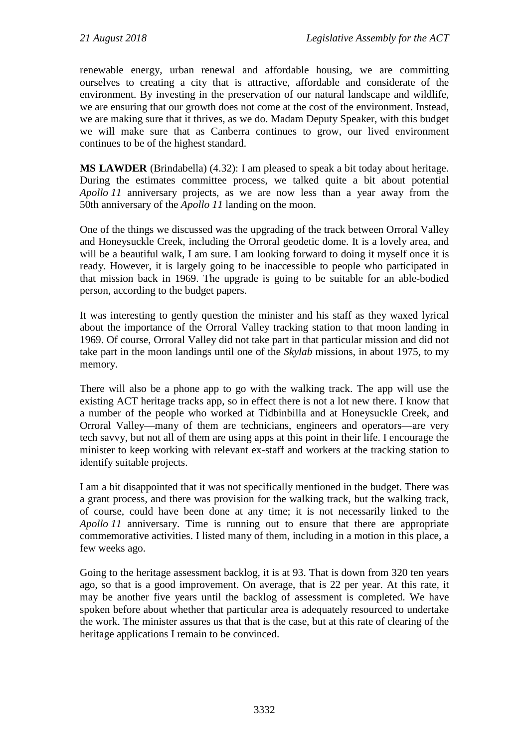renewable energy, urban renewal and affordable housing, we are committing ourselves to creating a city that is attractive, affordable and considerate of the environment. By investing in the preservation of our natural landscape and wildlife, we are ensuring that our growth does not come at the cost of the environment. Instead, we are making sure that it thrives, as we do. Madam Deputy Speaker, with this budget we will make sure that as Canberra continues to grow, our lived environment continues to be of the highest standard.

**MS LAWDER** (Brindabella) (4.32): I am pleased to speak a bit today about heritage. During the estimates committee process, we talked quite a bit about potential *Apollo 11* anniversary projects, as we are now less than a year away from the 50th anniversary of the *Apollo 11* landing on the moon.

One of the things we discussed was the upgrading of the track between Orroral Valley and Honeysuckle Creek, including the Orroral geodetic dome. It is a lovely area, and will be a beautiful walk, I am sure. I am looking forward to doing it myself once it is ready. However, it is largely going to be inaccessible to people who participated in that mission back in 1969. The upgrade is going to be suitable for an able-bodied person, according to the budget papers.

It was interesting to gently question the minister and his staff as they waxed lyrical about the importance of the Orroral Valley tracking station to that moon landing in 1969. Of course, Orroral Valley did not take part in that particular mission and did not take part in the moon landings until one of the *Skylab* missions, in about 1975, to my memory.

There will also be a phone app to go with the walking track. The app will use the existing ACT heritage tracks app, so in effect there is not a lot new there. I know that a number of the people who worked at Tidbinbilla and at Honeysuckle Creek, and Orroral Valley—many of them are technicians, engineers and operators—are very tech savvy, but not all of them are using apps at this point in their life. I encourage the minister to keep working with relevant ex-staff and workers at the tracking station to identify suitable projects.

I am a bit disappointed that it was not specifically mentioned in the budget. There was a grant process, and there was provision for the walking track, but the walking track, of course, could have been done at any time; it is not necessarily linked to the *Apollo 11* anniversary. Time is running out to ensure that there are appropriate commemorative activities. I listed many of them, including in a motion in this place, a few weeks ago.

Going to the heritage assessment backlog, it is at 93. That is down from 320 ten years ago, so that is a good improvement. On average, that is 22 per year. At this rate, it may be another five years until the backlog of assessment is completed. We have spoken before about whether that particular area is adequately resourced to undertake the work. The minister assures us that that is the case, but at this rate of clearing of the heritage applications I remain to be convinced.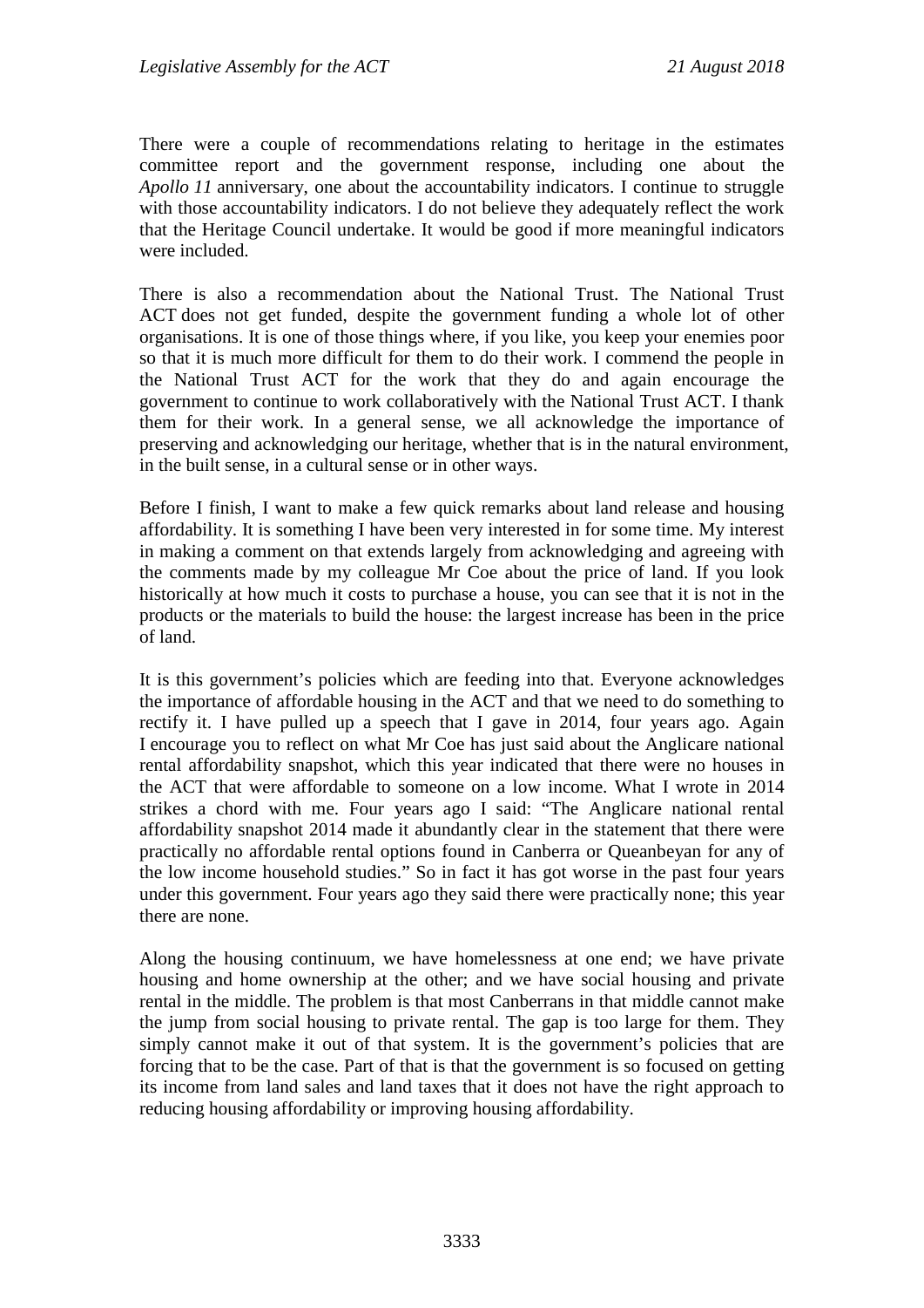There were a couple of recommendations relating to heritage in the estimates committee report and the government response, including one about the *Apollo 11* anniversary, one about the accountability indicators. I continue to struggle with those accountability indicators. I do not believe they adequately reflect the work that the Heritage Council undertake. It would be good if more meaningful indicators were included.

There is also a recommendation about the National Trust. The National Trust ACT does not get funded, despite the government funding a whole lot of other organisations. It is one of those things where, if you like, you keep your enemies poor so that it is much more difficult for them to do their work. I commend the people in the National Trust ACT for the work that they do and again encourage the government to continue to work collaboratively with the National Trust ACT. I thank them for their work. In a general sense, we all acknowledge the importance of preserving and acknowledging our heritage, whether that is in the natural environment, in the built sense, in a cultural sense or in other ways.

Before I finish, I want to make a few quick remarks about land release and housing affordability. It is something I have been very interested in for some time. My interest in making a comment on that extends largely from acknowledging and agreeing with the comments made by my colleague Mr Coe about the price of land. If you look historically at how much it costs to purchase a house, you can see that it is not in the products or the materials to build the house: the largest increase has been in the price of land.

It is this government's policies which are feeding into that. Everyone acknowledges the importance of affordable housing in the ACT and that we need to do something to rectify it. I have pulled up a speech that I gave in 2014, four years ago. Again I encourage you to reflect on what Mr Coe has just said about the Anglicare national rental affordability snapshot, which this year indicated that there were no houses in the ACT that were affordable to someone on a low income. What I wrote in 2014 strikes a chord with me. Four years ago I said: "The Anglicare national rental affordability snapshot 2014 made it abundantly clear in the statement that there were practically no affordable rental options found in Canberra or Queanbeyan for any of the low income household studies." So in fact it has got worse in the past four years under this government. Four years ago they said there were practically none; this year there are none.

Along the housing continuum, we have homelessness at one end; we have private housing and home ownership at the other; and we have social housing and private rental in the middle. The problem is that most Canberrans in that middle cannot make the jump from social housing to private rental. The gap is too large for them. They simply cannot make it out of that system. It is the government's policies that are forcing that to be the case. Part of that is that the government is so focused on getting its income from land sales and land taxes that it does not have the right approach to reducing housing affordability or improving housing affordability.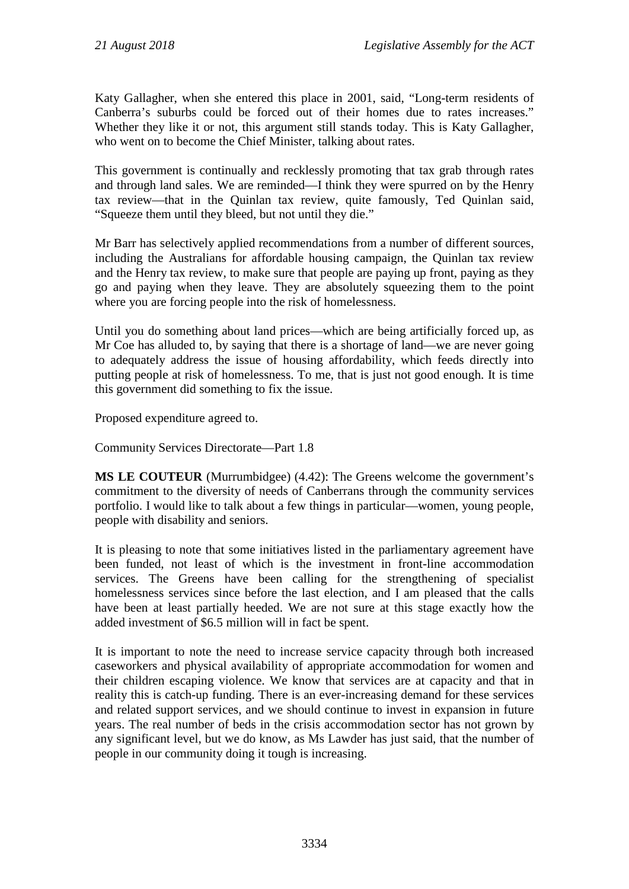Katy Gallagher, when she entered this place in 2001, said, "Long-term residents of Canberra's suburbs could be forced out of their homes due to rates increases." Whether they like it or not, this argument still stands today. This is Katy Gallagher, who went on to become the Chief Minister, talking about rates.

This government is continually and recklessly promoting that tax grab through rates and through land sales. We are reminded—I think they were spurred on by the Henry tax review—that in the Quinlan tax review, quite famously, Ted Quinlan said, "Squeeze them until they bleed, but not until they die."

Mr Barr has selectively applied recommendations from a number of different sources, including the Australians for affordable housing campaign, the Quinlan tax review and the Henry tax review, to make sure that people are paying up front, paying as they go and paying when they leave. They are absolutely squeezing them to the point where you are forcing people into the risk of homelessness.

Until you do something about land prices—which are being artificially forced up, as Mr Coe has alluded to, by saying that there is a shortage of land—we are never going to adequately address the issue of housing affordability, which feeds directly into putting people at risk of homelessness. To me, that is just not good enough. It is time this government did something to fix the issue.

Proposed expenditure agreed to.

Community Services Directorate—Part 1.8

**MS LE COUTEUR** (Murrumbidgee) (4.42): The Greens welcome the government's commitment to the diversity of needs of Canberrans through the community services portfolio. I would like to talk about a few things in particular—women, young people, people with disability and seniors.

It is pleasing to note that some initiatives listed in the parliamentary agreement have been funded, not least of which is the investment in front-line accommodation services. The Greens have been calling for the strengthening of specialist homelessness services since before the last election, and I am pleased that the calls have been at least partially heeded. We are not sure at this stage exactly how the added investment of $6.5 million will in fact be spent.

It is important to note the need to increase service capacity through both increased caseworkers and physical availability of appropriate accommodation for women and their children escaping violence. We know that services are at capacity and that in reality this is catch-up funding. There is an ever-increasing demand for these services and related support services, and we should continue to invest in expansion in future years. The real number of beds in the crisis accommodation sector has not grown by any significant level, but we do know, as Ms Lawder has just said, that the number of people in our community doing it tough is increasing.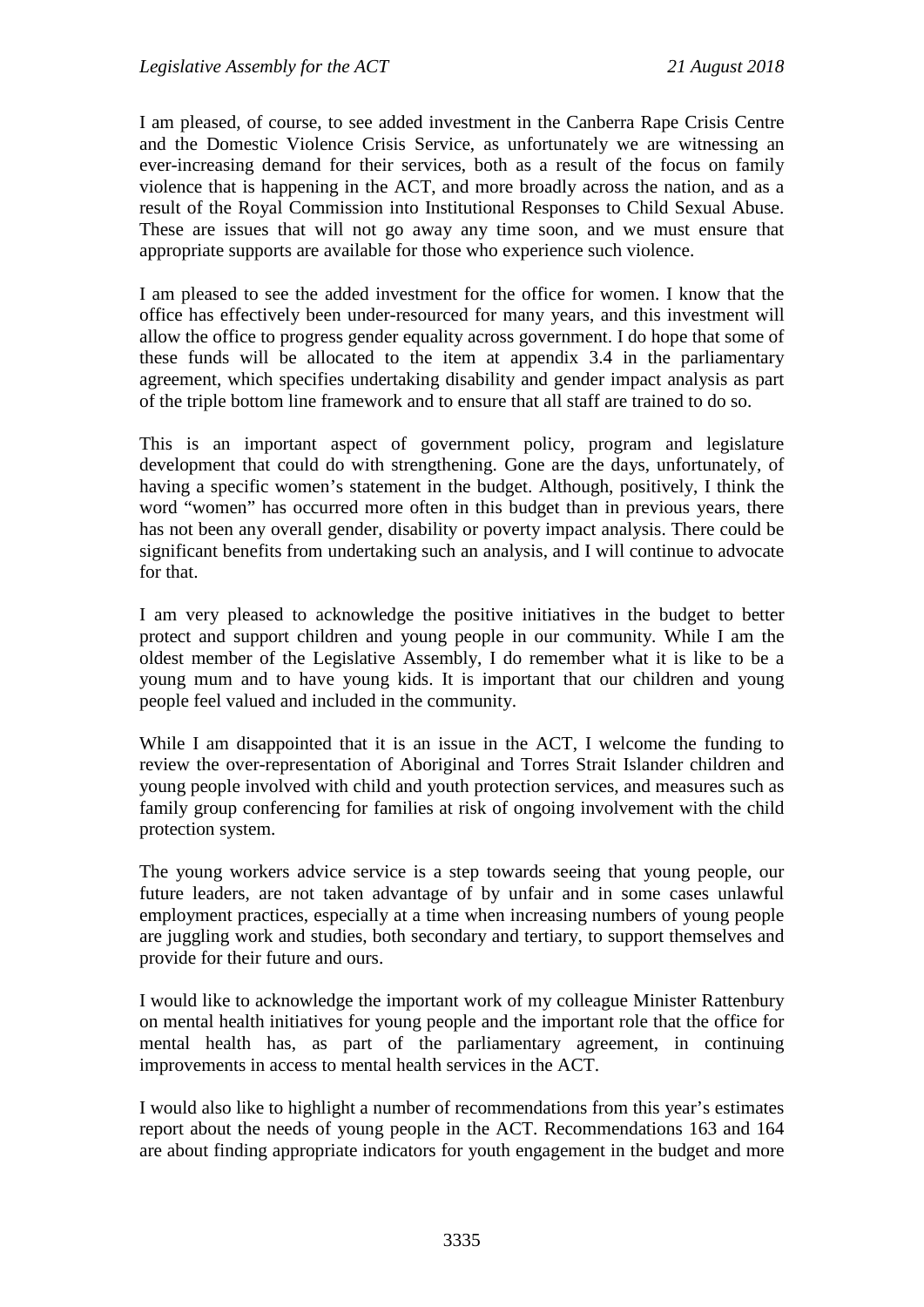I am pleased, of course, to see added investment in the Canberra Rape Crisis Centre and the Domestic Violence Crisis Service, as unfortunately we are witnessing an ever-increasing demand for their services, both as a result of the focus on family violence that is happening in the ACT, and more broadly across the nation, and as a result of the Royal Commission into Institutional Responses to Child Sexual Abuse. These are issues that will not go away any time soon, and we must ensure that appropriate supports are available for those who experience such violence.

I am pleased to see the added investment for the office for women. I know that the office has effectively been under-resourced for many years, and this investment will allow the office to progress gender equality across government. I do hope that some of these funds will be allocated to the item at appendix 3.4 in the parliamentary agreement, which specifies undertaking disability and gender impact analysis as part of the triple bottom line framework and to ensure that all staff are trained to do so.

This is an important aspect of government policy, program and legislature development that could do with strengthening. Gone are the days, unfortunately, of having a specific women's statement in the budget. Although, positively, I think the word "women" has occurred more often in this budget than in previous years, there has not been any overall gender, disability or poverty impact analysis. There could be significant benefits from undertaking such an analysis, and I will continue to advocate for that.

I am very pleased to acknowledge the positive initiatives in the budget to better protect and support children and young people in our community. While I am the oldest member of the Legislative Assembly, I do remember what it is like to be a young mum and to have young kids. It is important that our children and young people feel valued and included in the community.

While I am disappointed that it is an issue in the ACT, I welcome the funding to review the over-representation of Aboriginal and Torres Strait Islander children and young people involved with child and youth protection services, and measures such as family group conferencing for families at risk of ongoing involvement with the child protection system.

The young workers advice service is a step towards seeing that young people, our future leaders, are not taken advantage of by unfair and in some cases unlawful employment practices, especially at a time when increasing numbers of young people are juggling work and studies, both secondary and tertiary, to support themselves and provide for their future and ours.

I would like to acknowledge the important work of my colleague Minister Rattenbury on mental health initiatives for young people and the important role that the office for mental health has, as part of the parliamentary agreement, in continuing improvements in access to mental health services in the ACT.

I would also like to highlight a number of recommendations from this year's estimates report about the needs of young people in the ACT. Recommendations 163 and 164 are about finding appropriate indicators for youth engagement in the budget and more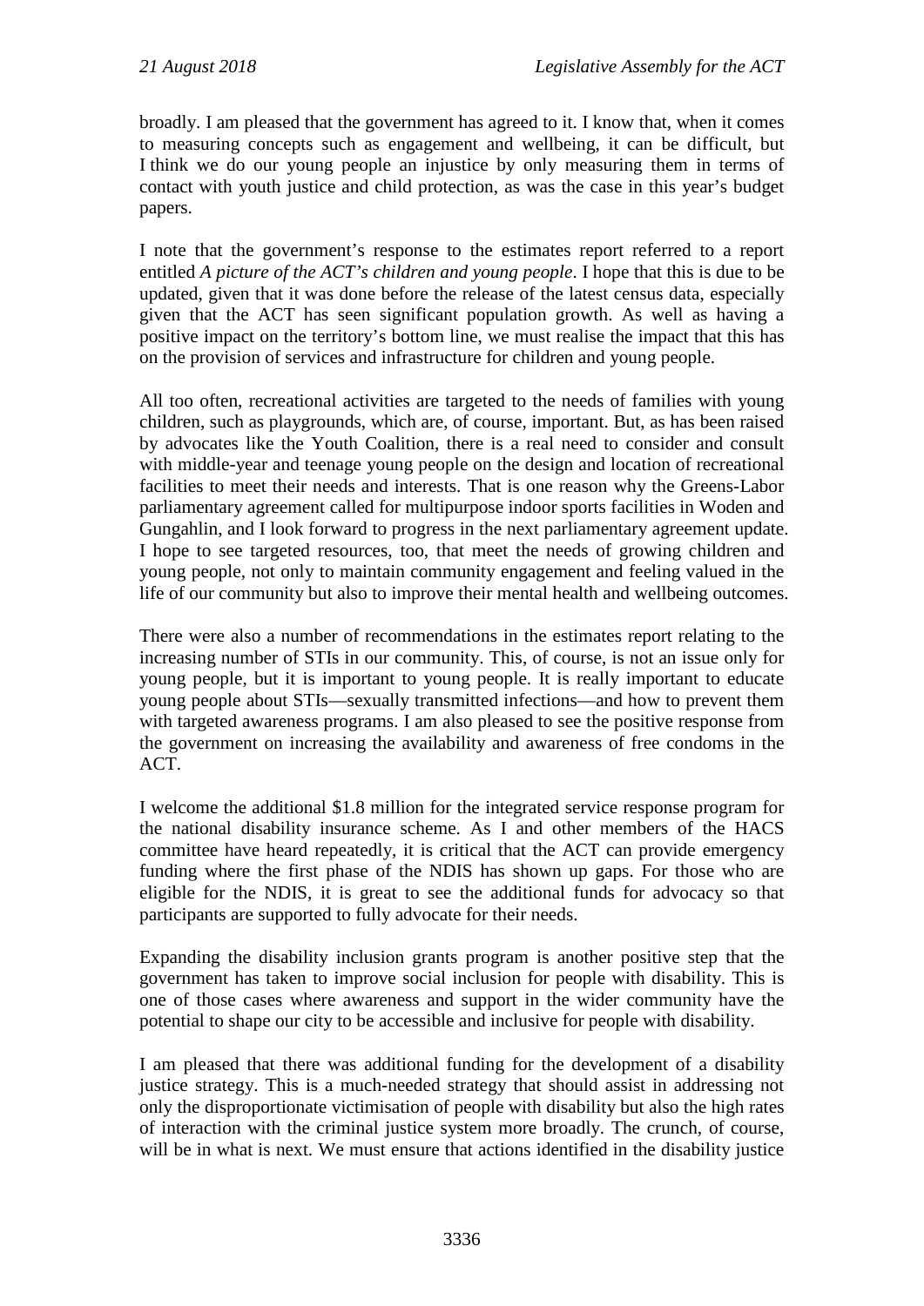broadly. I am pleased that the government has agreed to it. I know that, when it comes to measuring concepts such as engagement and wellbeing, it can be difficult, but I think we do our young people an injustice by only measuring them in terms of contact with youth justice and child protection, as was the case in this year's budget papers.

I note that the government's response to the estimates report referred to a report entitled *A picture of the ACT's children and young people*. I hope that this is due to be updated, given that it was done before the release of the latest census data, especially given that the ACT has seen significant population growth. As well as having a positive impact on the territory's bottom line, we must realise the impact that this has on the provision of services and infrastructure for children and young people.

All too often, recreational activities are targeted to the needs of families with young children, such as playgrounds, which are, of course, important. But, as has been raised by advocates like the Youth Coalition, there is a real need to consider and consult with middle-year and teenage young people on the design and location of recreational facilities to meet their needs and interests. That is one reason why the Greens-Labor parliamentary agreement called for multipurpose indoor sports facilities in Woden and Gungahlin, and I look forward to progress in the next parliamentary agreement update. I hope to see targeted resources, too, that meet the needs of growing children and young people, not only to maintain community engagement and feeling valued in the life of our community but also to improve their mental health and wellbeing outcomes.

There were also a number of recommendations in the estimates report relating to the increasing number of STIs in our community. This, of course, is not an issue only for young people, but it is important to young people. It is really important to educate young people about STIs—sexually transmitted infections—and how to prevent them with targeted awareness programs. I am also pleased to see the positive response from the government on increasing the availability and awareness of free condoms in the ACT.

I welcome the additional $1.8 million for the integrated service response program for the national disability insurance scheme. As I and other members of the HACS committee have heard repeatedly, it is critical that the ACT can provide emergency funding where the first phase of the NDIS has shown up gaps. For those who are eligible for the NDIS, it is great to see the additional funds for advocacy so that participants are supported to fully advocate for their needs.

Expanding the disability inclusion grants program is another positive step that the government has taken to improve social inclusion for people with disability. This is one of those cases where awareness and support in the wider community have the potential to shape our city to be accessible and inclusive for people with disability.

I am pleased that there was additional funding for the development of a disability justice strategy. This is a much-needed strategy that should assist in addressing not only the disproportionate victimisation of people with disability but also the high rates of interaction with the criminal justice system more broadly. The crunch, of course, will be in what is next. We must ensure that actions identified in the disability justice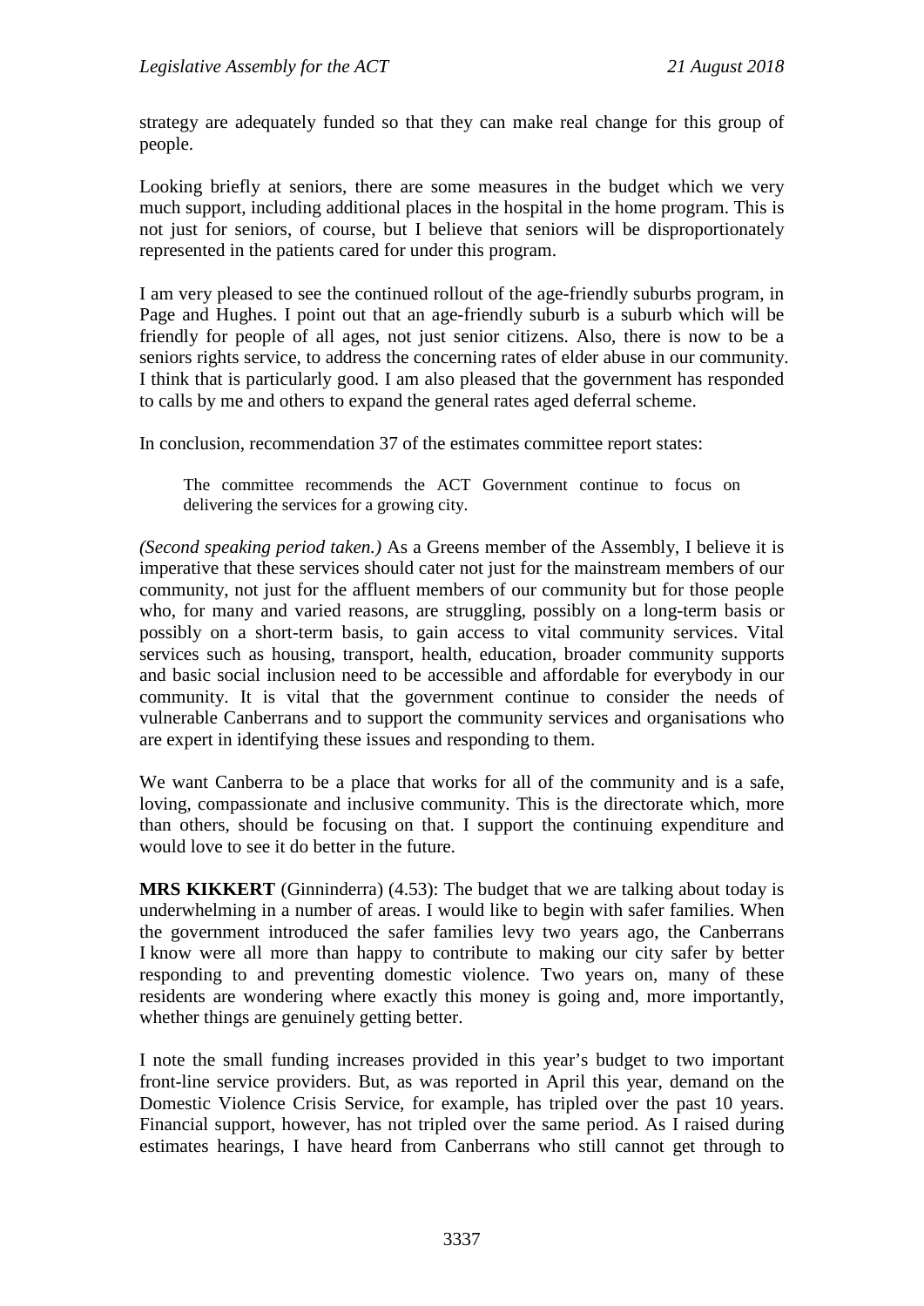strategy are adequately funded so that they can make real change for this group of people.

Looking briefly at seniors, there are some measures in the budget which we very much support, including additional places in the hospital in the home program. This is not just for seniors, of course, but I believe that seniors will be disproportionately represented in the patients cared for under this program.

I am very pleased to see the continued rollout of the age-friendly suburbs program, in Page and Hughes. I point out that an age-friendly suburb is a suburb which will be friendly for people of all ages, not just senior citizens. Also, there is now to be a seniors rights service, to address the concerning rates of elder abuse in our community. I think that is particularly good. I am also pleased that the government has responded to calls by me and others to expand the general rates aged deferral scheme.

In conclusion, recommendation 37 of the estimates committee report states:

> The committee recommends the ACT Government continue to focus on delivering the services for a growing city.

*(Second speaking period taken.)* As a Greens member of the Assembly, I believe it is imperative that these services should cater not just for the mainstream members of our community, not just for the affluent members of our community but for those people who, for many and varied reasons, are struggling, possibly on a long-term basis or possibly on a short-term basis, to gain access to vital community services. Vital services such as housing, transport, health, education, broader community supports and basic social inclusion need to be accessible and affordable for everybody in our community. It is vital that the government continue to consider the needs of vulnerable Canberrans and to support the community services and organisations who are expert in identifying these issues and responding to them.

We want Canberra to be a place that works for all of the community and is a safe, loving, compassionate and inclusive community. This is the directorate which, more than others, should be focusing on that. I support the continuing expenditure and would love to see it do better in the future.

**MRS KIKKERT** (Ginninderra) (4.53): The budget that we are talking about today is underwhelming in a number of areas. I would like to begin with safer families. When the government introduced the safer families levy two years ago, the Canberrans I know were all more than happy to contribute to making our city safer by better responding to and preventing domestic violence. Two years on, many of these residents are wondering where exactly this money is going and, more importantly, whether things are genuinely getting better.

I note the small funding increases provided in this year's budget to two important front-line service providers. But, as was reported in April this year, demand on the Domestic Violence Crisis Service, for example, has tripled over the past 10 years. Financial support, however, has not tripled over the same period. As I raised during estimates hearings, I have heard from Canberrans who still cannot get through to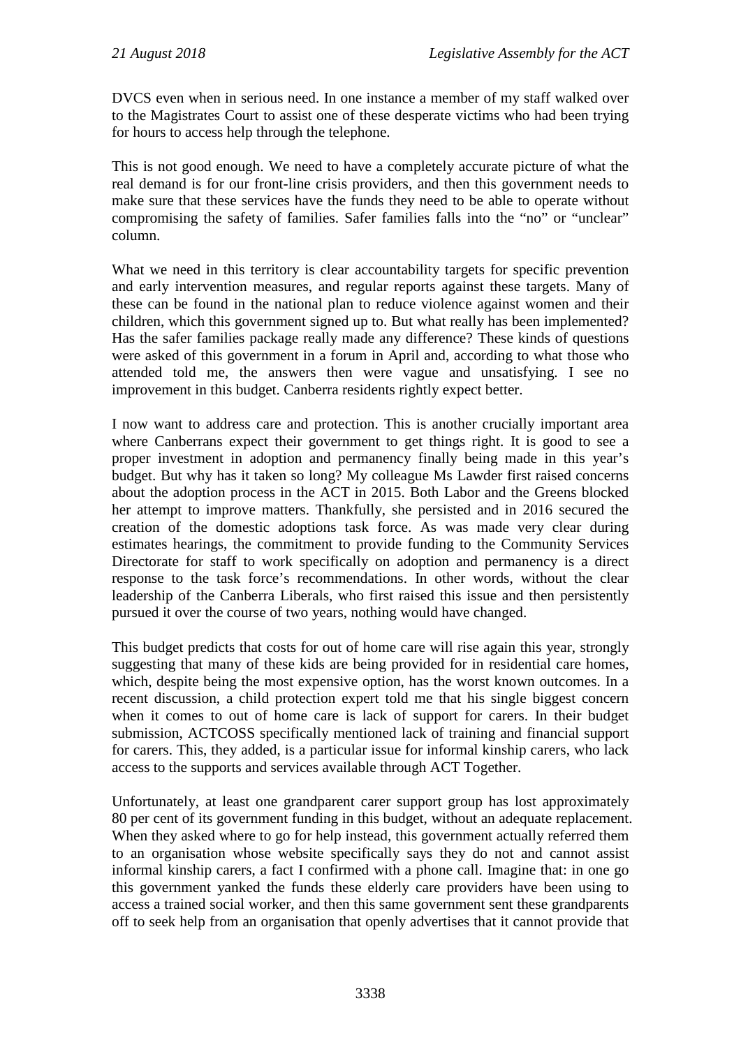DVCS even when in serious need. In one instance a member of my staff walked over to the Magistrates Court to assist one of these desperate victims who had been trying for hours to access help through the telephone.

This is not good enough. We need to have a completely accurate picture of what the real demand is for our front-line crisis providers, and then this government needs to make sure that these services have the funds they need to be able to operate without compromising the safety of families. Safer families falls into the "no" or "unclear" column.

What we need in this territory is clear accountability targets for specific prevention and early intervention measures, and regular reports against these targets. Many of these can be found in the national plan to reduce violence against women and their children, which this government signed up to. But what really has been implemented? Has the safer families package really made any difference? These kinds of questions were asked of this government in a forum in April and, according to what those who attended told me, the answers then were vague and unsatisfying. I see no improvement in this budget. Canberra residents rightly expect better.

I now want to address care and protection. This is another crucially important area where Canberrans expect their government to get things right. It is good to see a proper investment in adoption and permanency finally being made in this year's budget. But why has it taken so long? My colleague Ms Lawder first raised concerns about the adoption process in the ACT in 2015. Both Labor and the Greens blocked her attempt to improve matters. Thankfully, she persisted and in 2016 secured the creation of the domestic adoptions task force. As was made very clear during estimates hearings, the commitment to provide funding to the Community Services Directorate for staff to work specifically on adoption and permanency is a direct response to the task force's recommendations. In other words, without the clear leadership of the Canberra Liberals, who first raised this issue and then persistently pursued it over the course of two years, nothing would have changed.

This budget predicts that costs for out of home care will rise again this year, strongly suggesting that many of these kids are being provided for in residential care homes, which, despite being the most expensive option, has the worst known outcomes. In a recent discussion, a child protection expert told me that his single biggest concern when it comes to out of home care is lack of support for carers. In their budget submission, ACTCOSS specifically mentioned lack of training and financial support for carers. This, they added, is a particular issue for informal kinship carers, who lack access to the supports and services available through ACT Together.

Unfortunately, at least one grandparent carer support group has lost approximately 80 per cent of its government funding in this budget, without an adequate replacement. When they asked where to go for help instead, this government actually referred them to an organisation whose website specifically says they do not and cannot assist informal kinship carers, a fact I confirmed with a phone call. Imagine that: in one go this government yanked the funds these elderly care providers have been using to access a trained social worker, and then this same government sent these grandparents off to seek help from an organisation that openly advertises that it cannot provide that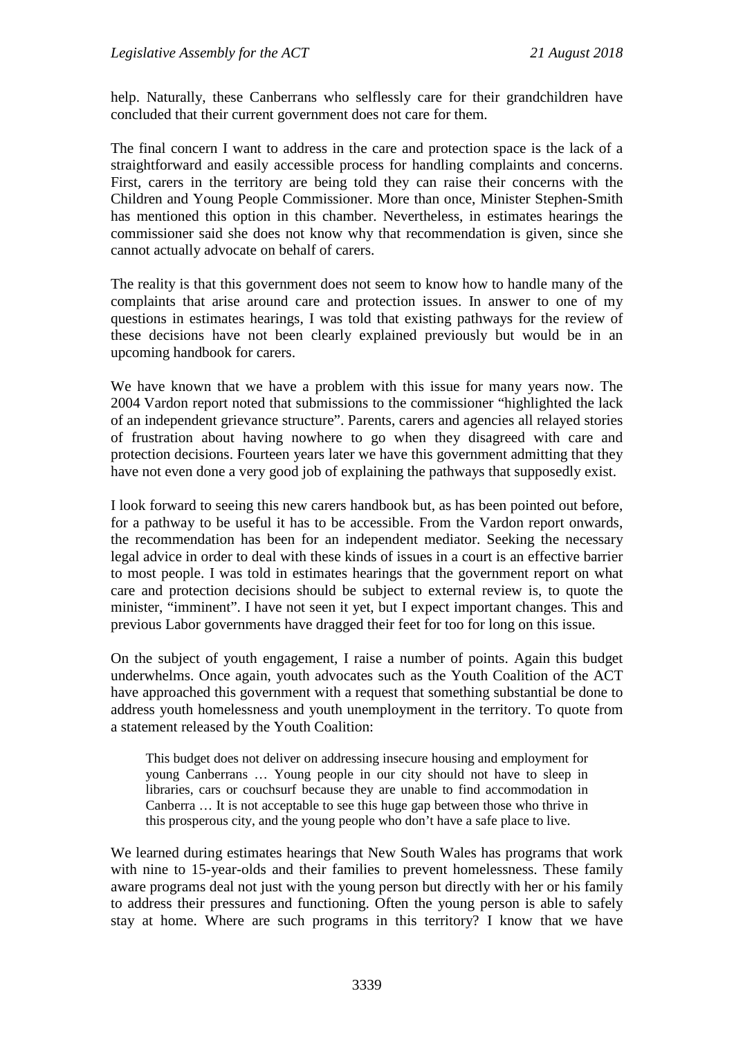help. Naturally, these Canberrans who selflessly care for their grandchildren have concluded that their current government does not care for them.

The final concern I want to address in the care and protection space is the lack of a straightforward and easily accessible process for handling complaints and concerns. First, carers in the territory are being told they can raise their concerns with the Children and Young People Commissioner. More than once, Minister Stephen-Smith has mentioned this option in this chamber. Nevertheless, in estimates hearings the commissioner said she does not know why that recommendation is given, since she cannot actually advocate on behalf of carers.

The reality is that this government does not seem to know how to handle many of the complaints that arise around care and protection issues. In answer to one of my questions in estimates hearings, I was told that existing pathways for the review of these decisions have not been clearly explained previously but would be in an upcoming handbook for carers.

We have known that we have a problem with this issue for many years now. The 2004 Vardon report noted that submissions to the commissioner "highlighted the lack of an independent grievance structure". Parents, carers and agencies all relayed stories of frustration about having nowhere to go when they disagreed with care and protection decisions. Fourteen years later we have this government admitting that they have not even done a very good job of explaining the pathways that supposedly exist.

I look forward to seeing this new carers handbook but, as has been pointed out before, for a pathway to be useful it has to be accessible. From the Vardon report onwards, the recommendation has been for an independent mediator. Seeking the necessary legal advice in order to deal with these kinds of issues in a court is an effective barrier to most people. I was told in estimates hearings that the government report on what care and protection decisions should be subject to external review is, to quote the minister, "imminent". I have not seen it yet, but I expect important changes. This and previous Labor governments have dragged their feet for too for long on this issue.

On the subject of youth engagement, I raise a number of points. Again this budget underwhelms. Once again, youth advocates such as the Youth Coalition of the ACT have approached this government with a request that something substantial be done to address youth homelessness and youth unemployment in the territory. To quote from a statement released by the Youth Coalition:

> This budget does not deliver on addressing insecure housing and employment for young Canberrans … Young people in our city should not have to sleep in libraries, cars or couchsurf because they are unable to find accommodation in Canberra … It is not acceptable to see this huge gap between those who thrive in this prosperous city, and the young people who don't have a safe place to live.

We learned during estimates hearings that New South Wales has programs that work with nine to 15-year-olds and their families to prevent homelessness. These family aware programs deal not just with the young person but directly with her or his family to address their pressures and functioning. Often the young person is able to safely stay at home. Where are such programs in this territory? I know that we have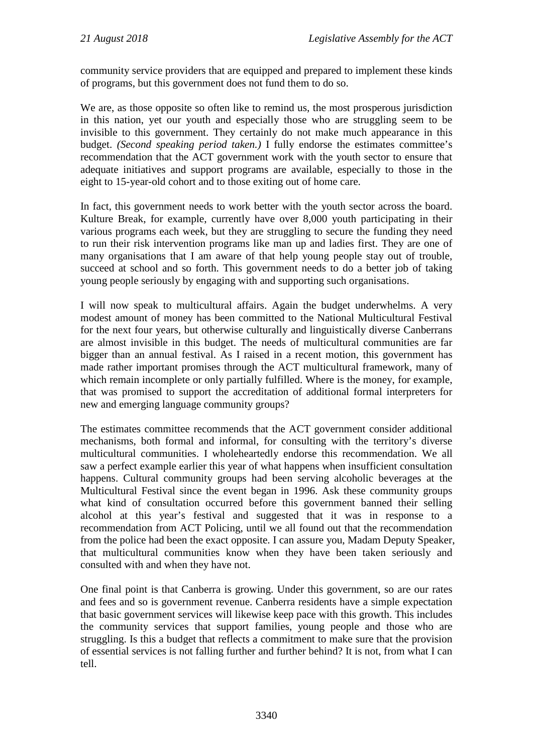community service providers that are equipped and prepared to implement these kinds of programs, but this government does not fund them to do so.

We are, as those opposite so often like to remind us, the most prosperous jurisdiction in this nation, yet our youth and especially those who are struggling seem to be invisible to this government. They certainly do not make much appearance in this budget. *(Second speaking period taken.)* I fully endorse the estimates committee's recommendation that the ACT government work with the youth sector to ensure that adequate initiatives and support programs are available, especially to those in the eight to 15-year-old cohort and to those exiting out of home care.

In fact, this government needs to work better with the youth sector across the board. Kulture Break, for example, currently have over 8,000 youth participating in their various programs each week, but they are struggling to secure the funding they need to run their risk intervention programs like man up and ladies first. They are one of many organisations that I am aware of that help young people stay out of trouble, succeed at school and so forth. This government needs to do a better job of taking young people seriously by engaging with and supporting such organisations.

I will now speak to multicultural affairs. Again the budget underwhelms. A very modest amount of money has been committed to the National Multicultural Festival for the next four years, but otherwise culturally and linguistically diverse Canberrans are almost invisible in this budget. The needs of multicultural communities are far bigger than an annual festival. As I raised in a recent motion, this government has made rather important promises through the ACT multicultural framework, many of which remain incomplete or only partially fulfilled. Where is the money, for example, that was promised to support the accreditation of additional formal interpreters for new and emerging language community groups?

The estimates committee recommends that the ACT government consider additional mechanisms, both formal and informal, for consulting with the territory's diverse multicultural communities. I wholeheartedly endorse this recommendation. We all saw a perfect example earlier this year of what happens when insufficient consultation happens. Cultural community groups had been serving alcoholic beverages at the Multicultural Festival since the event began in 1996. Ask these community groups what kind of consultation occurred before this government banned their selling alcohol at this year's festival and suggested that it was in response to a recommendation from ACT Policing, until we all found out that the recommendation from the police had been the exact opposite. I can assure you, Madam Deputy Speaker, that multicultural communities know when they have been taken seriously and consulted with and when they have not.

One final point is that Canberra is growing. Under this government, so are our rates and fees and so is government revenue. Canberra residents have a simple expectation that basic government services will likewise keep pace with this growth. This includes the community services that support families, young people and those who are struggling. Is this a budget that reflects a commitment to make sure that the provision of essential services is not falling further and further behind? It is not, from what I can tell.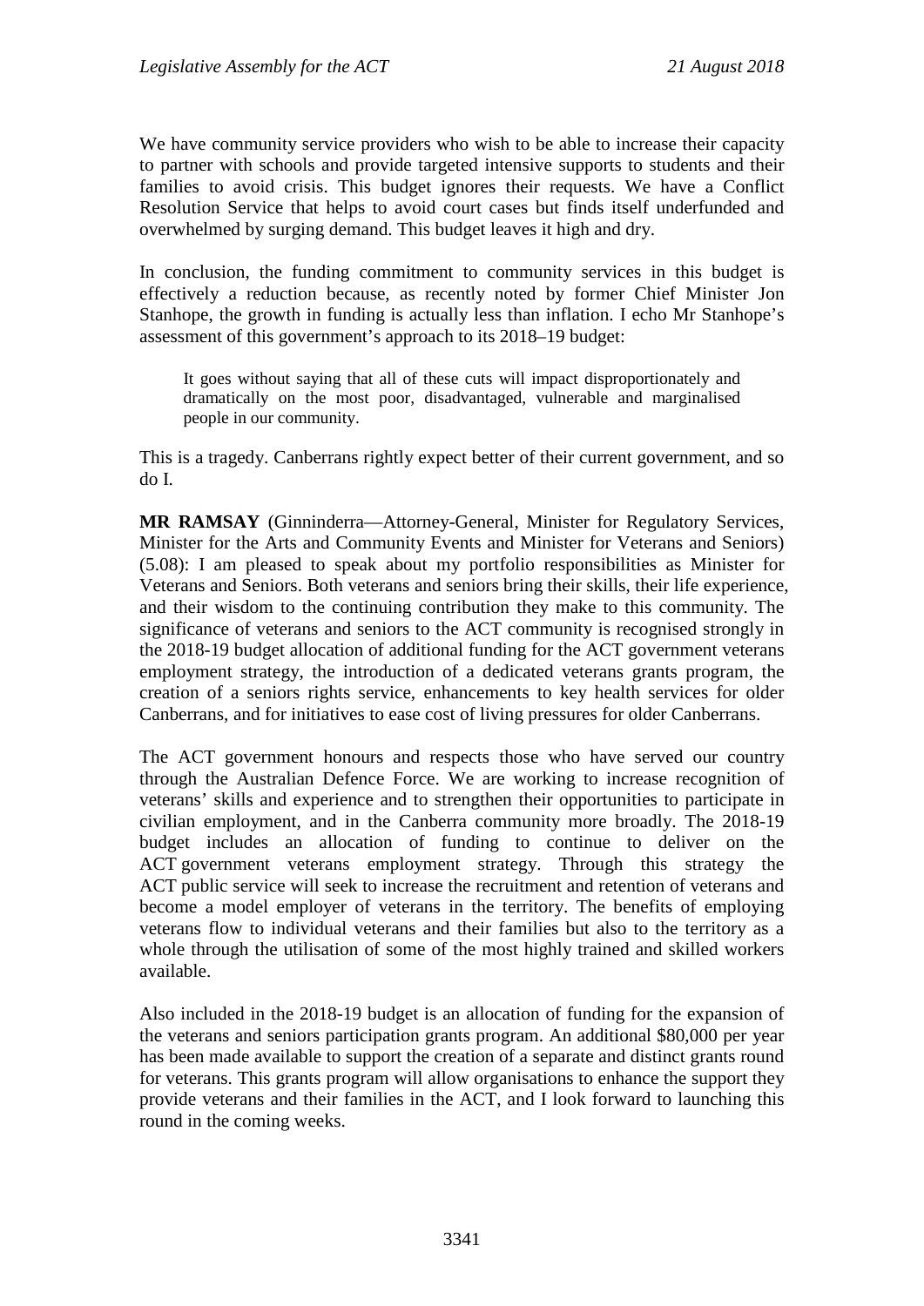We have community service providers who wish to be able to increase their capacity to partner with schools and provide targeted intensive supports to students and their families to avoid crisis. This budget ignores their requests. We have a Conflict Resolution Service that helps to avoid court cases but finds itself underfunded and overwhelmed by surging demand. This budget leaves it high and dry.

In conclusion, the funding commitment to community services in this budget is effectively a reduction because, as recently noted by former Chief Minister Jon Stanhope, the growth in funding is actually less than inflation. I echo Mr Stanhope's assessment of this government's approach to its 2018–19 budget:

> It goes without saying that all of these cuts will impact disproportionately and dramatically on the most poor, disadvantaged, vulnerable and marginalised people in our community.

This is a tragedy. Canberrans rightly expect better of their current government, and so do I.

**MR RAMSAY** (Ginninderra—Attorney-General, Minister for Regulatory Services, Minister for the Arts and Community Events and Minister for Veterans and Seniors) (5.08): I am pleased to speak about my portfolio responsibilities as Minister for Veterans and Seniors. Both veterans and seniors bring their skills, their life experience, and their wisdom to the continuing contribution they make to this community. The significance of veterans and seniors to the ACT community is recognised strongly in the 2018-19 budget allocation of additional funding for the ACT government veterans employment strategy, the introduction of a dedicated veterans grants program, the creation of a seniors rights service, enhancements to key health services for older Canberrans, and for initiatives to ease cost of living pressures for older Canberrans.

The ACT government honours and respects those who have served our country through the Australian Defence Force. We are working to increase recognition of veterans' skills and experience and to strengthen their opportunities to participate in civilian employment, and in the Canberra community more broadly. The 2018-19 budget includes an allocation of funding to continue to deliver on the ACT government veterans employment strategy. Through this strategy the ACT public service will seek to increase the recruitment and retention of veterans and become a model employer of veterans in the territory. The benefits of employing veterans flow to individual veterans and their families but also to the territory as a whole through the utilisation of some of the most highly trained and skilled workers available.

Also included in the 2018-19 budget is an allocation of funding for the expansion of the veterans and seniors participation grants program. An additional $80,000 per year has been made available to support the creation of a separate and distinct grants round for veterans. This grants program will allow organisations to enhance the support they provide veterans and their families in the ACT, and I look forward to launching this round in the coming weeks.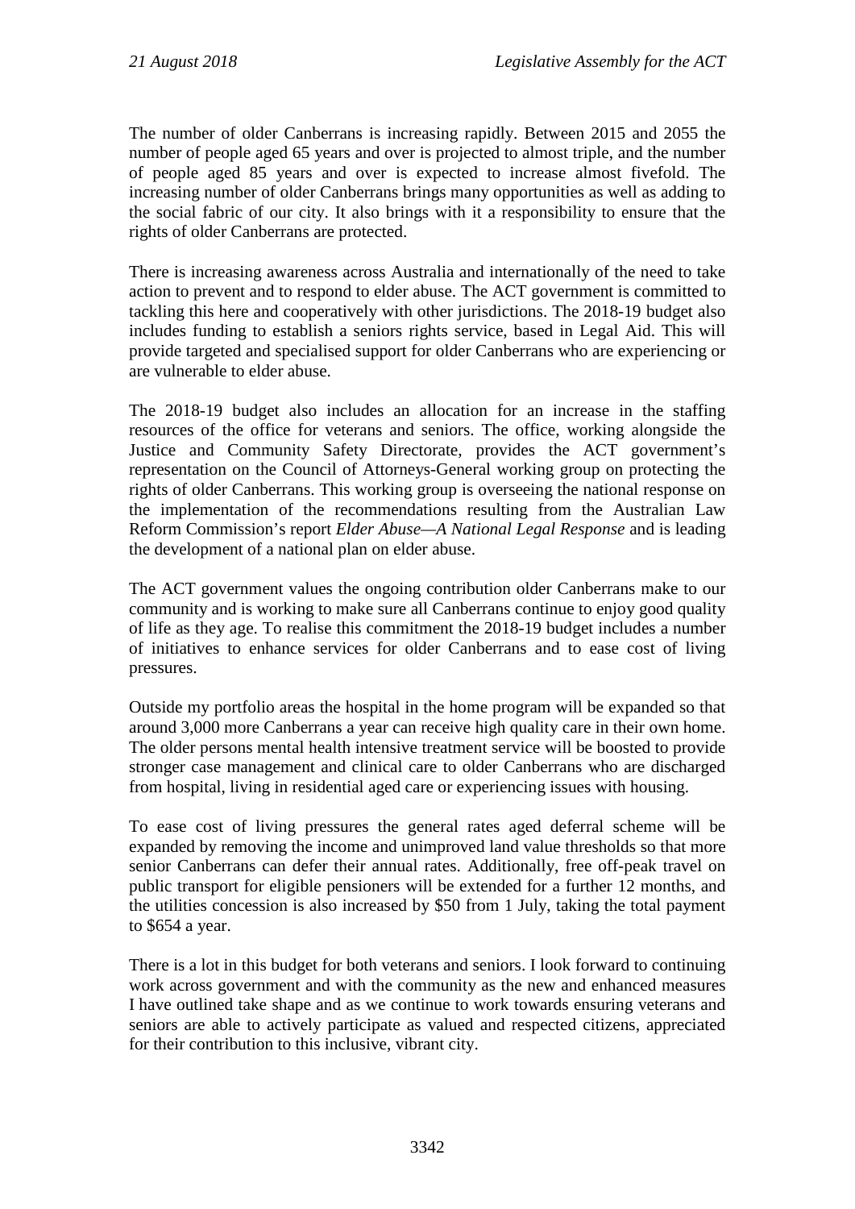The number of older Canberrans is increasing rapidly. Between 2015 and 2055 the number of people aged 65 years and over is projected to almost triple, and the number of people aged 85 years and over is expected to increase almost fivefold. The increasing number of older Canberrans brings many opportunities as well as adding to the social fabric of our city. It also brings with it a responsibility to ensure that the rights of older Canberrans are protected.

There is increasing awareness across Australia and internationally of the need to take action to prevent and to respond to elder abuse. The ACT government is committed to tackling this here and cooperatively with other jurisdictions. The 2018-19 budget also includes funding to establish a seniors rights service, based in Legal Aid. This will provide targeted and specialised support for older Canberrans who are experiencing or are vulnerable to elder abuse.

The 2018-19 budget also includes an allocation for an increase in the staffing resources of the office for veterans and seniors. The office, working alongside the Justice and Community Safety Directorate, provides the ACT government's representation on the Council of Attorneys-General working group on protecting the rights of older Canberrans. This working group is overseeing the national response on the implementation of the recommendations resulting from the Australian Law Reform Commission's report *Elder Abuse—A National Legal Response* and is leading the development of a national plan on elder abuse.

The ACT government values the ongoing contribution older Canberrans make to our community and is working to make sure all Canberrans continue to enjoy good quality of life as they age. To realise this commitment the 2018-19 budget includes a number of initiatives to enhance services for older Canberrans and to ease cost of living pressures.

Outside my portfolio areas the hospital in the home program will be expanded so that around 3,000 more Canberrans a year can receive high quality care in their own home. The older persons mental health intensive treatment service will be boosted to provide stronger case management and clinical care to older Canberrans who are discharged from hospital, living in residential aged care or experiencing issues with housing.

To ease cost of living pressures the general rates aged deferral scheme will be expanded by removing the income and unimproved land value thresholds so that more senior Canberrans can defer their annual rates. Additionally, free off-peak travel on public transport for eligible pensioners will be extended for a further 12 months, and the utilities concession is also increased by $50 from 1 July, taking the total payment to $654 a year.

There is a lot in this budget for both veterans and seniors. I look forward to continuing work across government and with the community as the new and enhanced measures I have outlined take shape and as we continue to work towards ensuring veterans and seniors are able to actively participate as valued and respected citizens, appreciated for their contribution to this inclusive, vibrant city.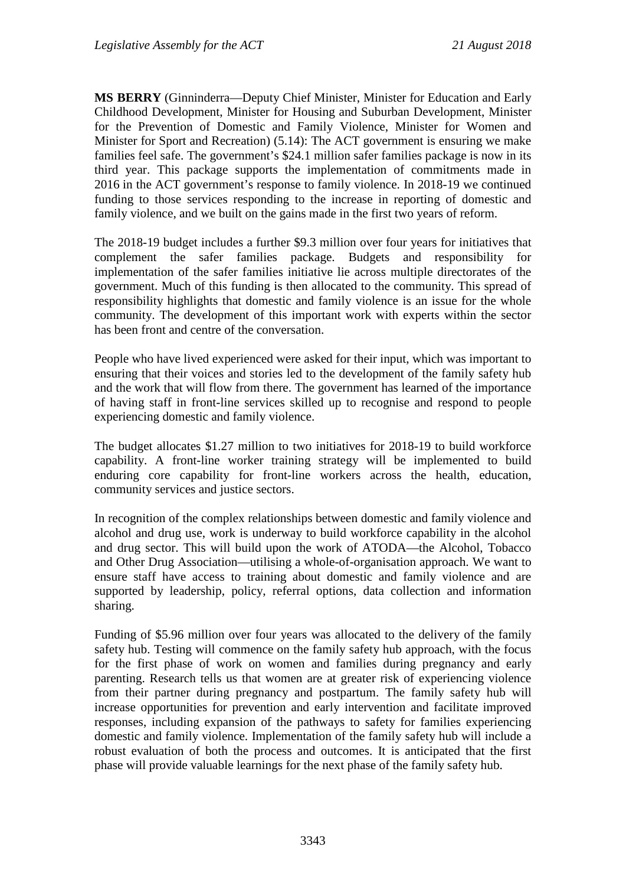**MS BERRY** (Ginninderra—Deputy Chief Minister, Minister for Education and Early Childhood Development, Minister for Housing and Suburban Development, Minister for the Prevention of Domestic and Family Violence, Minister for Women and Minister for Sport and Recreation) (5.14): The ACT government is ensuring we make families feel safe. The government's $24.1 million safer families package is now in its third year. This package supports the implementation of commitments made in 2016 in the ACT government's response to family violence. In 2018-19 we continued funding to those services responding to the increase in reporting of domestic and family violence, and we built on the gains made in the first two years of reform.

The 2018-19 budget includes a further $9.3 million over four years for initiatives that complement the safer families package. Budgets and responsibility for implementation of the safer families initiative lie across multiple directorates of the government. Much of this funding is then allocated to the community. This spread of responsibility highlights that domestic and family violence is an issue for the whole community. The development of this important work with experts within the sector has been front and centre of the conversation.

People who have lived experienced were asked for their input, which was important to ensuring that their voices and stories led to the development of the family safety hub and the work that will flow from there. The government has learned of the importance of having staff in front-line services skilled up to recognise and respond to people experiencing domestic and family violence.

The budget allocates $1.27 million to two initiatives for 2018-19 to build workforce capability. A front-line worker training strategy will be implemented to build enduring core capability for front-line workers across the health, education, community services and justice sectors.

In recognition of the complex relationships between domestic and family violence and alcohol and drug use, work is underway to build workforce capability in the alcohol and drug sector. This will build upon the work of ATODA—the Alcohol, Tobacco and Other Drug Association—utilising a whole-of-organisation approach. We want to ensure staff have access to training about domestic and family violence and are supported by leadership, policy, referral options, data collection and information sharing.

Funding of $5.96 million over four years was allocated to the delivery of the family safety hub. Testing will commence on the family safety hub approach, with the focus for the first phase of work on women and families during pregnancy and early parenting. Research tells us that women are at greater risk of experiencing violence from their partner during pregnancy and postpartum. The family safety hub will increase opportunities for prevention and early intervention and facilitate improved responses, including expansion of the pathways to safety for families experiencing domestic and family violence. Implementation of the family safety hub will include a robust evaluation of both the process and outcomes. It is anticipated that the first phase will provide valuable learnings for the next phase of the family safety hub.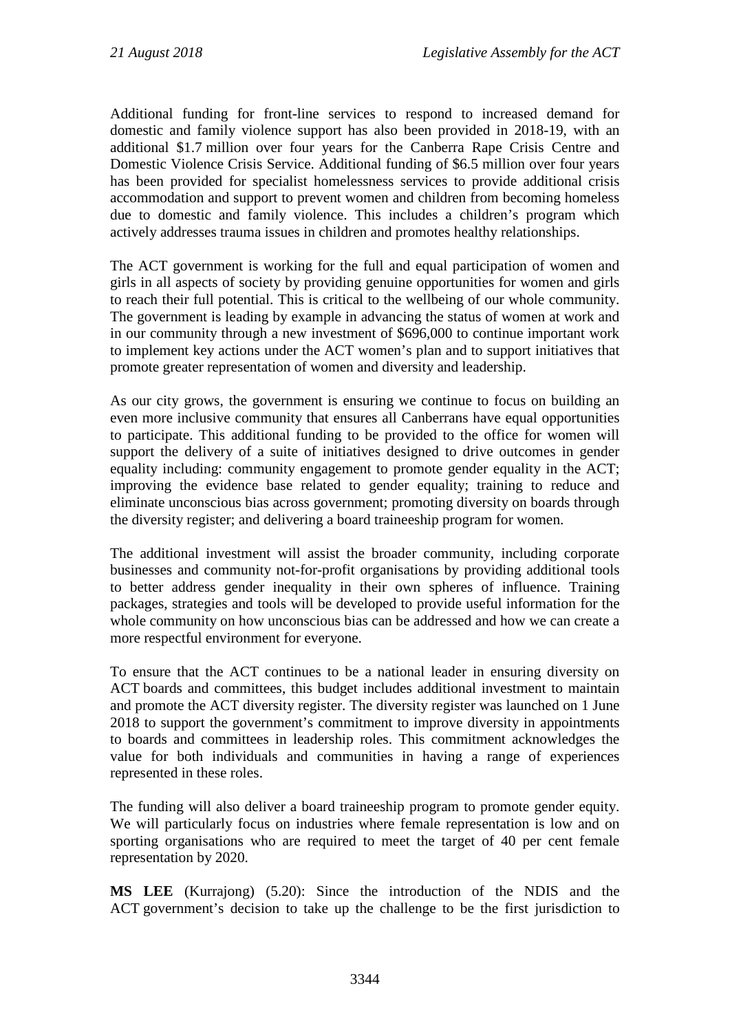Additional funding for front-line services to respond to increased demand for domestic and family violence support has also been provided in 2018-19, with an additional $1.7 million over four years for the Canberra Rape Crisis Centre and Domestic Violence Crisis Service. Additional funding of $6.5 million over four years has been provided for specialist homelessness services to provide additional crisis accommodation and support to prevent women and children from becoming homeless due to domestic and family violence. This includes a children's program which actively addresses trauma issues in children and promotes healthy relationships.

The ACT government is working for the full and equal participation of women and girls in all aspects of society by providing genuine opportunities for women and girls to reach their full potential. This is critical to the wellbeing of our whole community. The government is leading by example in advancing the status of women at work and in our community through a new investment of $696,000 to continue important work to implement key actions under the ACT women's plan and to support initiatives that promote greater representation of women and diversity and leadership.

As our city grows, the government is ensuring we continue to focus on building an even more inclusive community that ensures all Canberrans have equal opportunities to participate. This additional funding to be provided to the office for women will support the delivery of a suite of initiatives designed to drive outcomes in gender equality including: community engagement to promote gender equality in the ACT; improving the evidence base related to gender equality; training to reduce and eliminate unconscious bias across government; promoting diversity on boards through the diversity register; and delivering a board traineeship program for women.

The additional investment will assist the broader community, including corporate businesses and community not-for-profit organisations by providing additional tools to better address gender inequality in their own spheres of influence. Training packages, strategies and tools will be developed to provide useful information for the whole community on how unconscious bias can be addressed and how we can create a more respectful environment for everyone.

To ensure that the ACT continues to be a national leader in ensuring diversity on ACT boards and committees, this budget includes additional investment to maintain and promote the ACT diversity register. The diversity register was launched on 1 June 2018 to support the government's commitment to improve diversity in appointments to boards and committees in leadership roles. This commitment acknowledges the value for both individuals and communities in having a range of experiences represented in these roles.

The funding will also deliver a board traineeship program to promote gender equity. We will particularly focus on industries where female representation is low and on sporting organisations who are required to meet the target of 40 per cent female representation by 2020.

**MS LEE** (Kurrajong) (5.20): Since the introduction of the NDIS and the ACT government's decision to take up the challenge to be the first jurisdiction to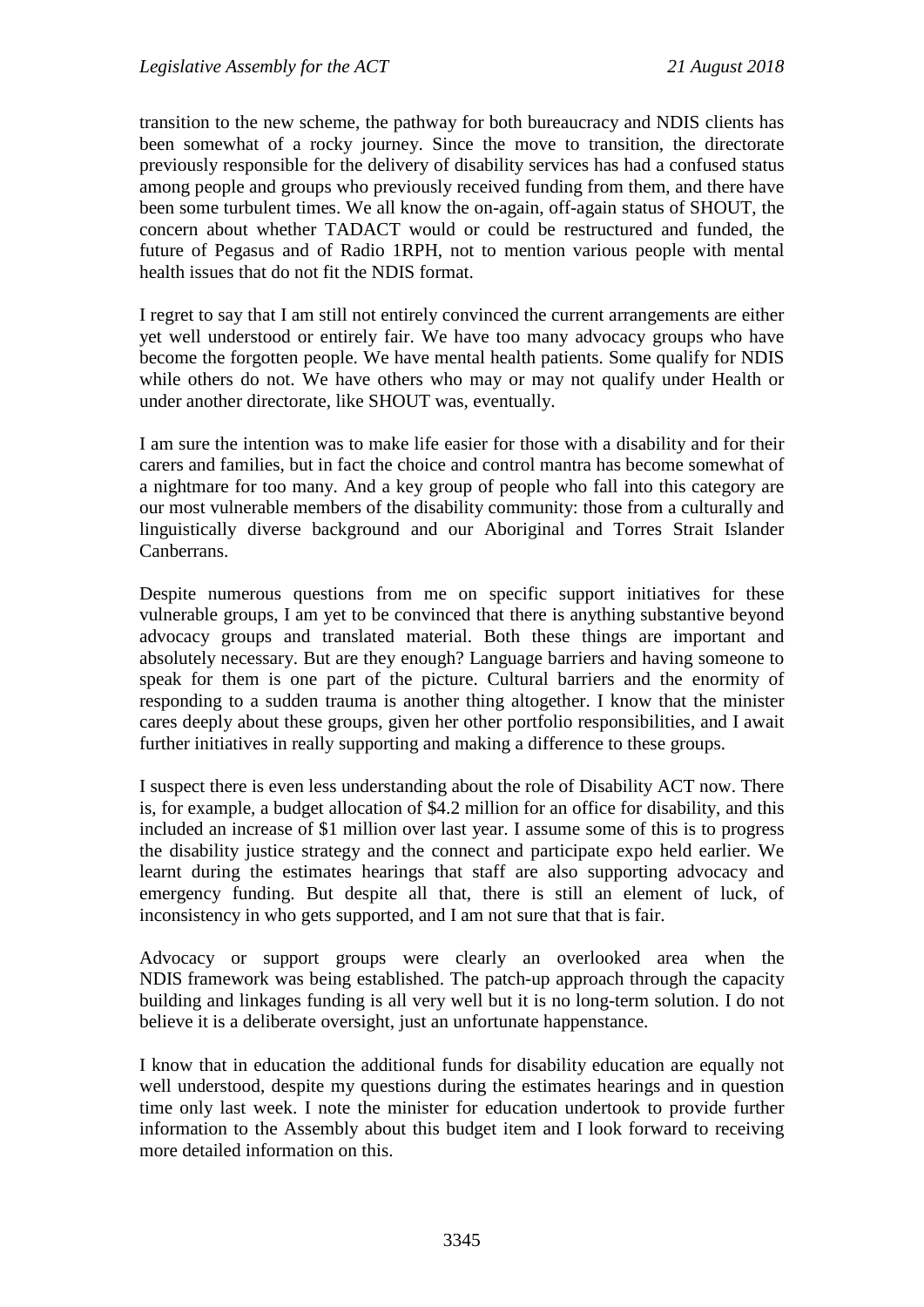transition to the new scheme, the pathway for both bureaucracy and NDIS clients has been somewhat of a rocky journey. Since the move to transition, the directorate previously responsible for the delivery of disability services has had a confused status among people and groups who previously received funding from them, and there have been some turbulent times. We all know the on-again, off-again status of SHOUT, the concern about whether TADACT would or could be restructured and funded, the future of Pegasus and of Radio 1RPH, not to mention various people with mental health issues that do not fit the NDIS format.

I regret to say that I am still not entirely convinced the current arrangements are either yet well understood or entirely fair. We have too many advocacy groups who have become the forgotten people. We have mental health patients. Some qualify for NDIS while others do not. We have others who may or may not qualify under Health or under another directorate, like SHOUT was, eventually.

I am sure the intention was to make life easier for those with a disability and for their carers and families, but in fact the choice and control mantra has become somewhat of a nightmare for too many. And a key group of people who fall into this category are our most vulnerable members of the disability community: those from a culturally and linguistically diverse background and our Aboriginal and Torres Strait Islander Canberrans.

Despite numerous questions from me on specific support initiatives for these vulnerable groups, I am yet to be convinced that there is anything substantive beyond advocacy groups and translated material. Both these things are important and absolutely necessary. But are they enough? Language barriers and having someone to speak for them is one part of the picture. Cultural barriers and the enormity of responding to a sudden trauma is another thing altogether. I know that the minister cares deeply about these groups, given her other portfolio responsibilities, and I await further initiatives in really supporting and making a difference to these groups.

I suspect there is even less understanding about the role of Disability ACT now. There is, for example, a budget allocation of $4.2 million for an office for disability, and this included an increase of $1 million over last year. I assume some of this is to progress the disability justice strategy and the connect and participate expo held earlier. We learnt during the estimates hearings that staff are also supporting advocacy and emergency funding. But despite all that, there is still an element of luck, of inconsistency in who gets supported, and I am not sure that that is fair.

Advocacy or support groups were clearly an overlooked area when the NDIS framework was being established. The patch-up approach through the capacity building and linkages funding is all very well but it is no long-term solution. I do not believe it is a deliberate oversight, just an unfortunate happenstance.

I know that in education the additional funds for disability education are equally not well understood, despite my questions during the estimates hearings and in question time only last week. I note the minister for education undertook to provide further information to the Assembly about this budget item and I look forward to receiving more detailed information on this.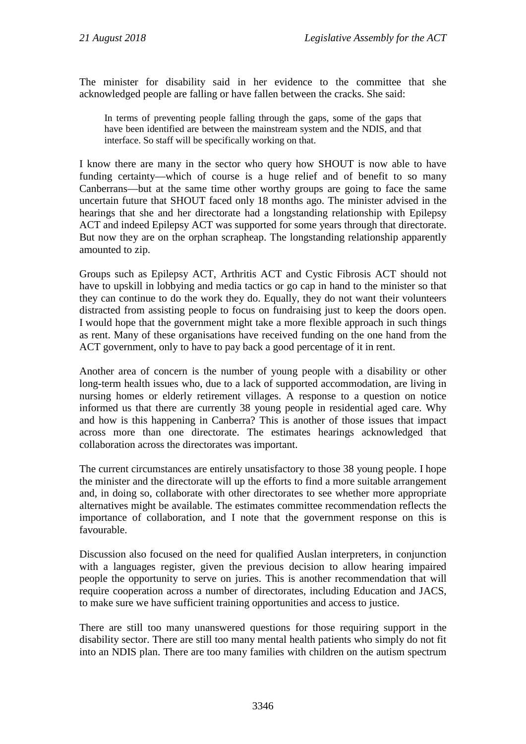The minister for disability said in her evidence to the committee that she acknowledged people are falling or have fallen between the cracks. She said:

> In terms of preventing people falling through the gaps, some of the gaps that have been identified are between the mainstream system and the NDIS, and that interface. So staff will be specifically working on that.

I know there are many in the sector who query how SHOUT is now able to have funding certainty—which of course is a huge relief and of benefit to so many Canberrans—but at the same time other worthy groups are going to face the same uncertain future that SHOUT faced only 18 months ago. The minister advised in the hearings that she and her directorate had a longstanding relationship with Epilepsy ACT and indeed Epilepsy ACT was supported for some years through that directorate. But now they are on the orphan scrapheap. The longstanding relationship apparently amounted to zip.

Groups such as Epilepsy ACT, Arthritis ACT and Cystic Fibrosis ACT should not have to upskill in lobbying and media tactics or go cap in hand to the minister so that they can continue to do the work they do. Equally, they do not want their volunteers distracted from assisting people to focus on fundraising just to keep the doors open. I would hope that the government might take a more flexible approach in such things as rent. Many of these organisations have received funding on the one hand from the ACT government, only to have to pay back a good percentage of it in rent.

Another area of concern is the number of young people with a disability or other long-term health issues who, due to a lack of supported accommodation, are living in nursing homes or elderly retirement villages. A response to a question on notice informed us that there are currently 38 young people in residential aged care. Why and how is this happening in Canberra? This is another of those issues that impact across more than one directorate. The estimates hearings acknowledged that collaboration across the directorates was important.

The current circumstances are entirely unsatisfactory to those 38 young people. I hope the minister and the directorate will up the efforts to find a more suitable arrangement and, in doing so, collaborate with other directorates to see whether more appropriate alternatives might be available. The estimates committee recommendation reflects the importance of collaboration, and I note that the government response on this is favourable.

Discussion also focused on the need for qualified Auslan interpreters, in conjunction with a languages register, given the previous decision to allow hearing impaired people the opportunity to serve on juries. This is another recommendation that will require cooperation across a number of directorates, including Education and JACS, to make sure we have sufficient training opportunities and access to justice.

There are still too many unanswered questions for those requiring support in the disability sector. There are still too many mental health patients who simply do not fit into an NDIS plan. There are too many families with children on the autism spectrum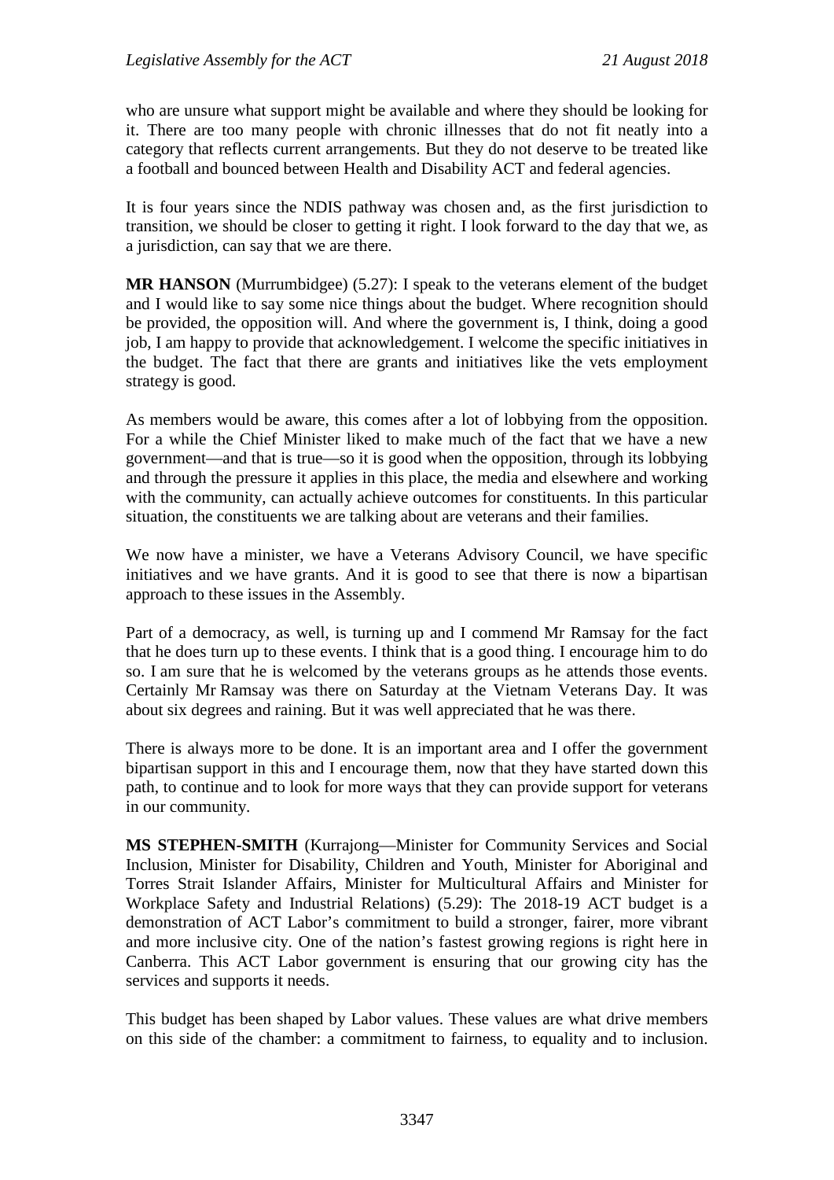who are unsure what support might be available and where they should be looking for it. There are too many people with chronic illnesses that do not fit neatly into a category that reflects current arrangements. But they do not deserve to be treated like a football and bounced between Health and Disability ACT and federal agencies.

It is four years since the NDIS pathway was chosen and, as the first jurisdiction to transition, we should be closer to getting it right. I look forward to the day that we, as a jurisdiction, can say that we are there.

**MR HANSON** (Murrumbidgee) (5.27): I speak to the veterans element of the budget and I would like to say some nice things about the budget. Where recognition should be provided, the opposition will. And where the government is, I think, doing a good job, I am happy to provide that acknowledgement. I welcome the specific initiatives in the budget. The fact that there are grants and initiatives like the vets employment strategy is good.

As members would be aware, this comes after a lot of lobbying from the opposition. For a while the Chief Minister liked to make much of the fact that we have a new government—and that is true—so it is good when the opposition, through its lobbying and through the pressure it applies in this place, the media and elsewhere and working with the community, can actually achieve outcomes for constituents. In this particular situation, the constituents we are talking about are veterans and their families.

We now have a minister, we have a Veterans Advisory Council, we have specific initiatives and we have grants. And it is good to see that there is now a bipartisan approach to these issues in the Assembly.

Part of a democracy, as well, is turning up and I commend Mr Ramsay for the fact that he does turn up to these events. I think that is a good thing. I encourage him to do so. I am sure that he is welcomed by the veterans groups as he attends those events. Certainly Mr Ramsay was there on Saturday at the Vietnam Veterans Day. It was about six degrees and raining. But it was well appreciated that he was there.

There is always more to be done. It is an important area and I offer the government bipartisan support in this and I encourage them, now that they have started down this path, to continue and to look for more ways that they can provide support for veterans in our community.

**MS STEPHEN-SMITH** (Kurrajong—Minister for Community Services and Social Inclusion, Minister for Disability, Children and Youth, Minister for Aboriginal and Torres Strait Islander Affairs, Minister for Multicultural Affairs and Minister for Workplace Safety and Industrial Relations) (5.29): The 2018-19 ACT budget is a demonstration of ACT Labor's commitment to build a stronger, fairer, more vibrant and more inclusive city. One of the nation's fastest growing regions is right here in Canberra. This ACT Labor government is ensuring that our growing city has the services and supports it needs.

This budget has been shaped by Labor values. These values are what drive members on this side of the chamber: a commitment to fairness, to equality and to inclusion.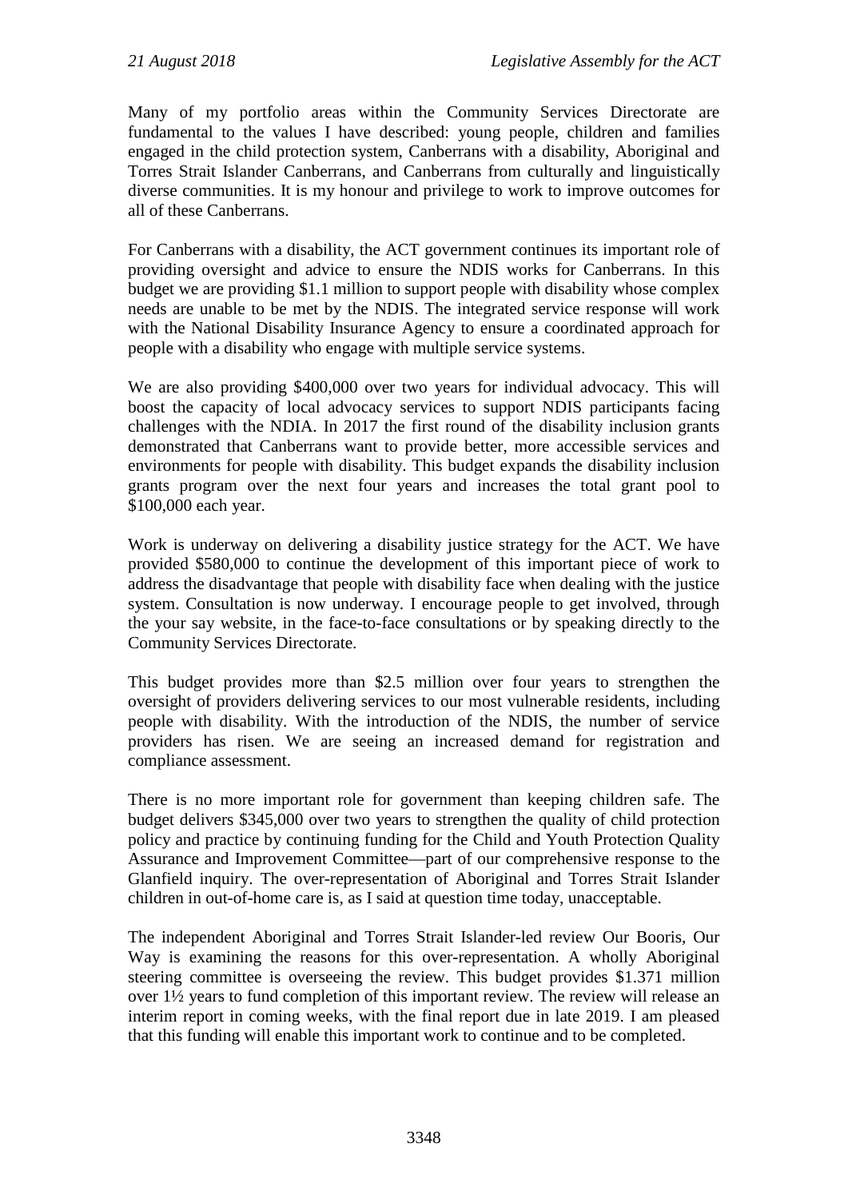Many of my portfolio areas within the Community Services Directorate are fundamental to the values I have described: young people, children and families engaged in the child protection system, Canberrans with a disability, Aboriginal and Torres Strait Islander Canberrans, and Canberrans from culturally and linguistically diverse communities. It is my honour and privilege to work to improve outcomes for all of these Canberrans.

For Canberrans with a disability, the ACT government continues its important role of providing oversight and advice to ensure the NDIS works for Canberrans. In this budget we are providing \$1.1 million to support people with disability whose complex needs are unable to be met by the NDIS. The integrated service response will work with the National Disability Insurance Agency to ensure a coordinated approach for people with a disability who engage with multiple service systems.

We are also providing \$400,000 over two years for individual advocacy. This will boost the capacity of local advocacy services to support NDIS participants facing challenges with the NDIA. In 2017 the first round of the disability inclusion grants demonstrated that Canberrans want to provide better, more accessible services and environments for people with disability. This budget expands the disability inclusion grants program over the next four years and increases the total grant pool to \$100,000 each year.

Work is underway on delivering a disability justice strategy for the ACT. We have provided \$580,000 to continue the development of this important piece of work to address the disadvantage that people with disability face when dealing with the justice system. Consultation is now underway. I encourage people to get involved, through the your say website, in the face-to-face consultations or by speaking directly to the Community Services Directorate.

This budget provides more than \$2.5 million over four years to strengthen the oversight of providers delivering services to our most vulnerable residents, including people with disability. With the introduction of the NDIS, the number of service providers has risen. We are seeing an increased demand for registration and compliance assessment.

There is no more important role for government than keeping children safe. The budget delivers \$345,000 over two years to strengthen the quality of child protection policy and practice by continuing funding for the Child and Youth Protection Quality Assurance and Improvement Committee—part of our comprehensive response to the Glanfield inquiry. The over-representation of Aboriginal and Torres Strait Islander children in out-of-home care is, as I said at question time today, unacceptable.

The independent Aboriginal and Torres Strait Islander-led review Our Booris, Our Way is examining the reasons for this over-representation. A wholly Aboriginal steering committee is overseeing the review. This budget provides \$1.371 million over 1½ years to fund completion of this important review. The review will release an interim report in coming weeks, with the final report due in late 2019. I am pleased that this funding will enable this important work to continue and to be completed.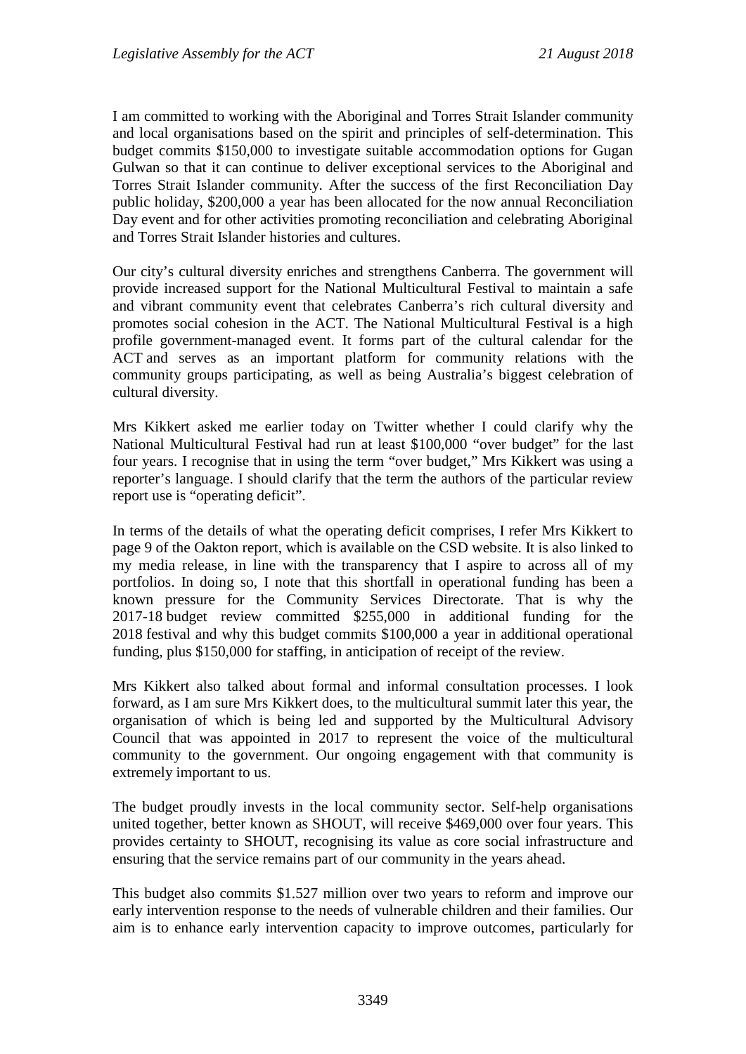I am committed to working with the Aboriginal and Torres Strait Islander community and local organisations based on the spirit and principles of self-determination. This budget commits $150,000 to investigate suitable accommodation options for Gugan Gulwan so that it can continue to deliver exceptional services to the Aboriginal and Torres Strait Islander community. After the success of the first Reconciliation Day public holiday, $200,000 a year has been allocated for the now annual Reconciliation Day event and for other activities promoting reconciliation and celebrating Aboriginal and Torres Strait Islander histories and cultures.

Our city's cultural diversity enriches and strengthens Canberra. The government will provide increased support for the National Multicultural Festival to maintain a safe and vibrant community event that celebrates Canberra's rich cultural diversity and promotes social cohesion in the ACT. The National Multicultural Festival is a high profile government-managed event. It forms part of the cultural calendar for the ACT and serves as an important platform for community relations with the community groups participating, as well as being Australia's biggest celebration of cultural diversity.

Mrs Kikkert asked me earlier today on Twitter whether I could clarify why the National Multicultural Festival had run at least $100,000 "over budget" for the last four years. I recognise that in using the term "over budget," Mrs Kikkert was using a reporter's language. I should clarify that the term the authors of the particular review report use is "operating deficit".

In terms of the details of what the operating deficit comprises, I refer Mrs Kikkert to page 9 of the Oakton report, which is available on the CSD website. It is also linked to my media release, in line with the transparency that I aspire to across all of my portfolios. In doing so, I note that this shortfall in operational funding has been a known pressure for the Community Services Directorate. That is why the 2017-18 budget review committed $255,000 in additional funding for the 2018 festival and why this budget commits $100,000 a year in additional operational funding, plus $150,000 for staffing, in anticipation of receipt of the review.

Mrs Kikkert also talked about formal and informal consultation processes. I look forward, as I am sure Mrs Kikkert does, to the multicultural summit later this year, the organisation of which is being led and supported by the Multicultural Advisory Council that was appointed in 2017 to represent the voice of the multicultural community to the government. Our ongoing engagement with that community is extremely important to us.

The budget proudly invests in the local community sector. Self-help organisations united together, better known as SHOUT, will receive $469,000 over four years. This provides certainty to SHOUT, recognising its value as core social infrastructure and ensuring that the service remains part of our community in the years ahead.

This budget also commits $1.527 million over two years to reform and improve our early intervention response to the needs of vulnerable children and their families. Our aim is to enhance early intervention capacity to improve outcomes, particularly for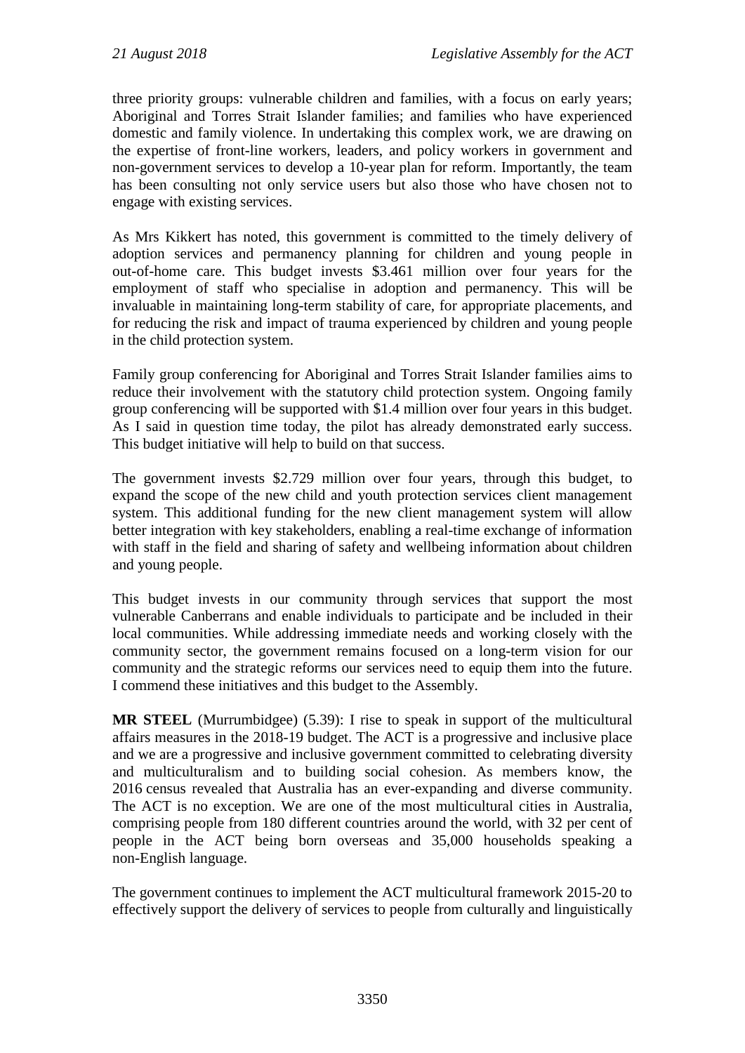three priority groups: vulnerable children and families, with a focus on early years; Aboriginal and Torres Strait Islander families; and families who have experienced domestic and family violence. In undertaking this complex work, we are drawing on the expertise of front-line workers, leaders, and policy workers in government and non-government services to develop a 10-year plan for reform. Importantly, the team has been consulting not only service users but also those who have chosen not to engage with existing services.

As Mrs Kikkert has noted, this government is committed to the timely delivery of adoption services and permanency planning for children and young people in out-of-home care. This budget invests $3.461 million over four years for the employment of staff who specialise in adoption and permanency. This will be invaluable in maintaining long-term stability of care, for appropriate placements, and for reducing the risk and impact of trauma experienced by children and young people in the child protection system.

Family group conferencing for Aboriginal and Torres Strait Islander families aims to reduce their involvement with the statutory child protection system. Ongoing family group conferencing will be supported with $1.4 million over four years in this budget. As I said in question time today, the pilot has already demonstrated early success. This budget initiative will help to build on that success.

The government invests $2.729 million over four years, through this budget, to expand the scope of the new child and youth protection services client management system. This additional funding for the new client management system will allow better integration with key stakeholders, enabling a real-time exchange of information with staff in the field and sharing of safety and wellbeing information about children and young people.

This budget invests in our community through services that support the most vulnerable Canberrans and enable individuals to participate and be included in their local communities. While addressing immediate needs and working closely with the community sector, the government remains focused on a long-term vision for our community and the strategic reforms our services need to equip them into the future. I commend these initiatives and this budget to the Assembly.

**MR STEEL** (Murrumbidgee) (5.39): I rise to speak in support of the multicultural affairs measures in the 2018-19 budget. The ACT is a progressive and inclusive place and we are a progressive and inclusive government committed to celebrating diversity and multiculturalism and to building social cohesion. As members know, the 2016 census revealed that Australia has an ever-expanding and diverse community. The ACT is no exception. We are one of the most multicultural cities in Australia, comprising people from 180 different countries around the world, with 32 per cent of people in the ACT being born overseas and 35,000 households speaking a non-English language.

The government continues to implement the ACT multicultural framework 2015-20 to effectively support the delivery of services to people from culturally and linguistically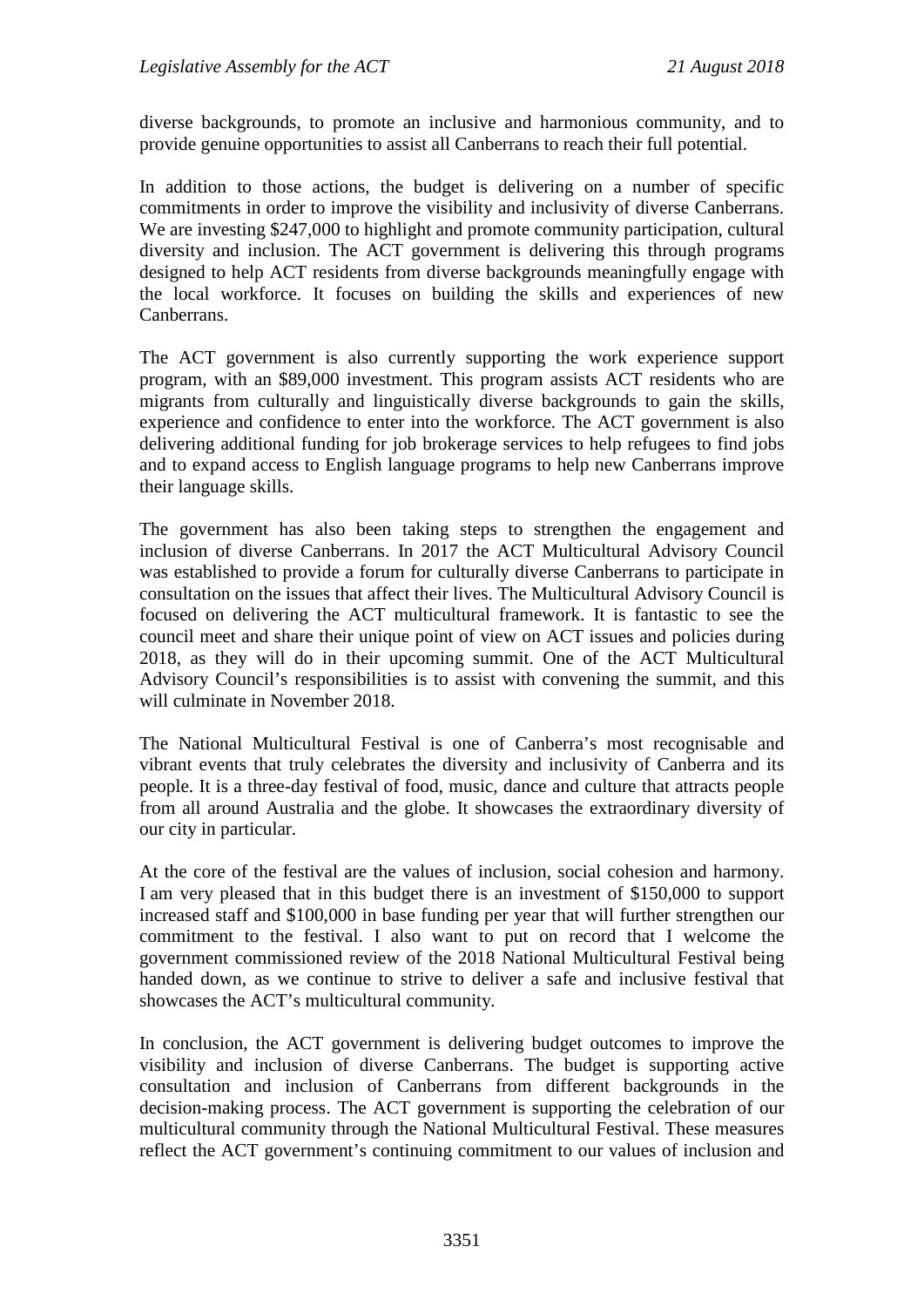diverse backgrounds, to promote an inclusive and harmonious community, and to provide genuine opportunities to assist all Canberrans to reach their full potential.

In addition to those actions, the budget is delivering on a number of specific commitments in order to improve the visibility and inclusivity of diverse Canberrans. We are investing $247,000 to highlight and promote community participation, cultural diversity and inclusion. The ACT government is delivering this through programs designed to help ACT residents from diverse backgrounds meaningfully engage with the local workforce. It focuses on building the skills and experiences of new Canberrans.

The ACT government is also currently supporting the work experience support program, with an $89,000 investment. This program assists ACT residents who are migrants from culturally and linguistically diverse backgrounds to gain the skills, experience and confidence to enter into the workforce. The ACT government is also delivering additional funding for job brokerage services to help refugees to find jobs and to expand access to English language programs to help new Canberrans improve their language skills.

The government has also been taking steps to strengthen the engagement and inclusion of diverse Canberrans. In 2017 the ACT Multicultural Advisory Council was established to provide a forum for culturally diverse Canberrans to participate in consultation on the issues that affect their lives. The Multicultural Advisory Council is focused on delivering the ACT multicultural framework. It is fantastic to see the council meet and share their unique point of view on ACT issues and policies during 2018, as they will do in their upcoming summit. One of the ACT Multicultural Advisory Council's responsibilities is to assist with convening the summit, and this will culminate in November 2018.

The National Multicultural Festival is one of Canberra's most recognisable and vibrant events that truly celebrates the diversity and inclusivity of Canberra and its people. It is a three-day festival of food, music, dance and culture that attracts people from all around Australia and the globe. It showcases the extraordinary diversity of our city in particular.

At the core of the festival are the values of inclusion, social cohesion and harmony. I am very pleased that in this budget there is an investment of $150,000 to support increased staff and $100,000 in base funding per year that will further strengthen our commitment to the festival. I also want to put on record that I welcome the government commissioned review of the 2018 National Multicultural Festival being handed down, as we continue to strive to deliver a safe and inclusive festival that showcases the ACT's multicultural community.

In conclusion, the ACT government is delivering budget outcomes to improve the visibility and inclusion of diverse Canberrans. The budget is supporting active consultation and inclusion of Canberrans from different backgrounds in the decision-making process. The ACT government is supporting the celebration of our multicultural community through the National Multicultural Festival. These measures reflect the ACT government's continuing commitment to our values of inclusion and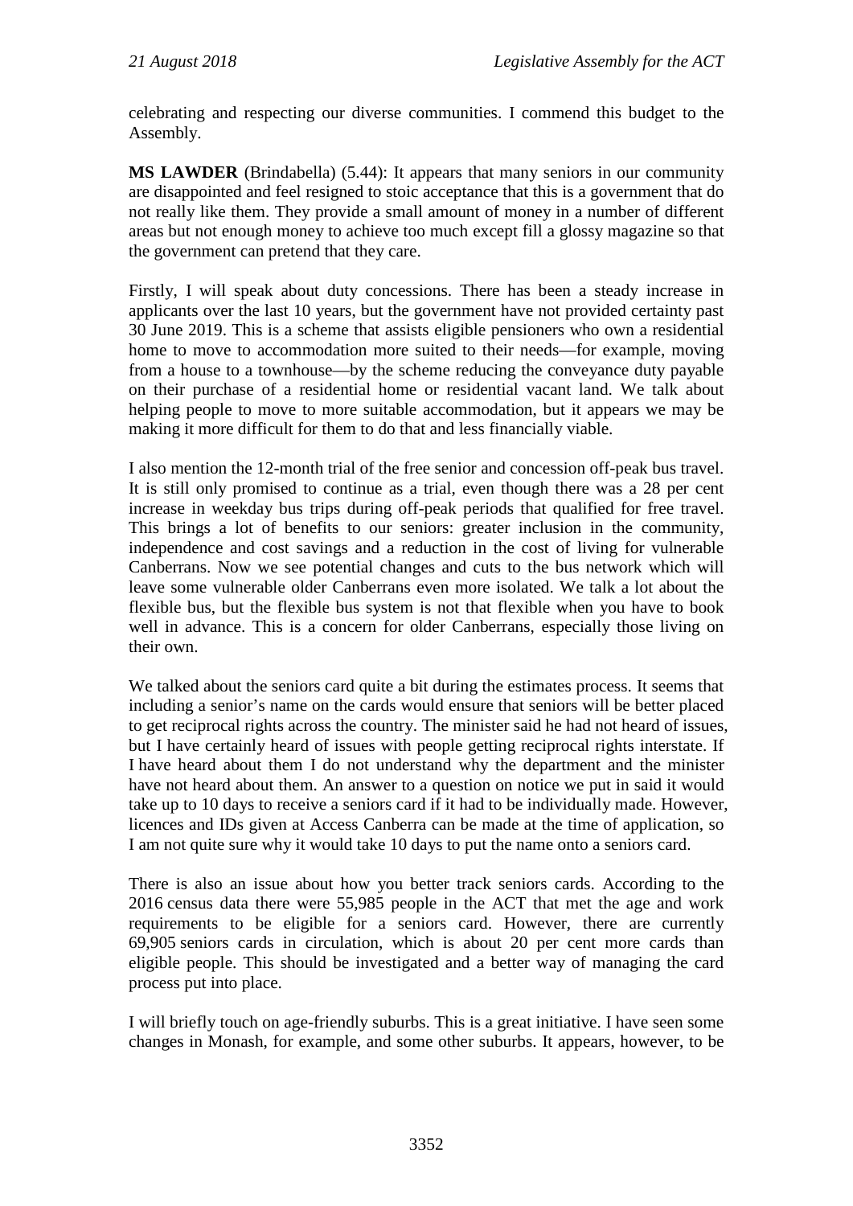celebrating and respecting our diverse communities. I commend this budget to the Assembly.

**MS LAWDER** (Brindabella) (5.44): It appears that many seniors in our community are disappointed and feel resigned to stoic acceptance that this is a government that do not really like them. They provide a small amount of money in a number of different areas but not enough money to achieve too much except fill a glossy magazine so that the government can pretend that they care.

Firstly, I will speak about duty concessions. There has been a steady increase in applicants over the last 10 years, but the government have not provided certainty past 30 June 2019. This is a scheme that assists eligible pensioners who own a residential home to move to accommodation more suited to their needs—for example, moving from a house to a townhouse—by the scheme reducing the conveyance duty payable on their purchase of a residential home or residential vacant land. We talk about helping people to move to more suitable accommodation, but it appears we may be making it more difficult for them to do that and less financially viable.

I also mention the 12-month trial of the free senior and concession off-peak bus travel. It is still only promised to continue as a trial, even though there was a 28 per cent increase in weekday bus trips during off-peak periods that qualified for free travel. This brings a lot of benefits to our seniors: greater inclusion in the community, independence and cost savings and a reduction in the cost of living for vulnerable Canberrans. Now we see potential changes and cuts to the bus network which will leave some vulnerable older Canberrans even more isolated. We talk a lot about the flexible bus, but the flexible bus system is not that flexible when you have to book well in advance. This is a concern for older Canberrans, especially those living on their own.

We talked about the seniors card quite a bit during the estimates process. It seems that including a senior's name on the cards would ensure that seniors will be better placed to get reciprocal rights across the country. The minister said he had not heard of issues, but I have certainly heard of issues with people getting reciprocal rights interstate. If I have heard about them I do not understand why the department and the minister have not heard about them. An answer to a question on notice we put in said it would take up to 10 days to receive a seniors card if it had to be individually made. However, licences and IDs given at Access Canberra can be made at the time of application, so I am not quite sure why it would take 10 days to put the name onto a seniors card.

There is also an issue about how you better track seniors cards. According to the 2016 census data there were 55,985 people in the ACT that met the age and work requirements to be eligible for a seniors card. However, there are currently 69,905 seniors cards in circulation, which is about 20 per cent more cards than eligible people. This should be investigated and a better way of managing the card process put into place.

I will briefly touch on age-friendly suburbs. This is a great initiative. I have seen some changes in Monash, for example, and some other suburbs. It appears, however, to be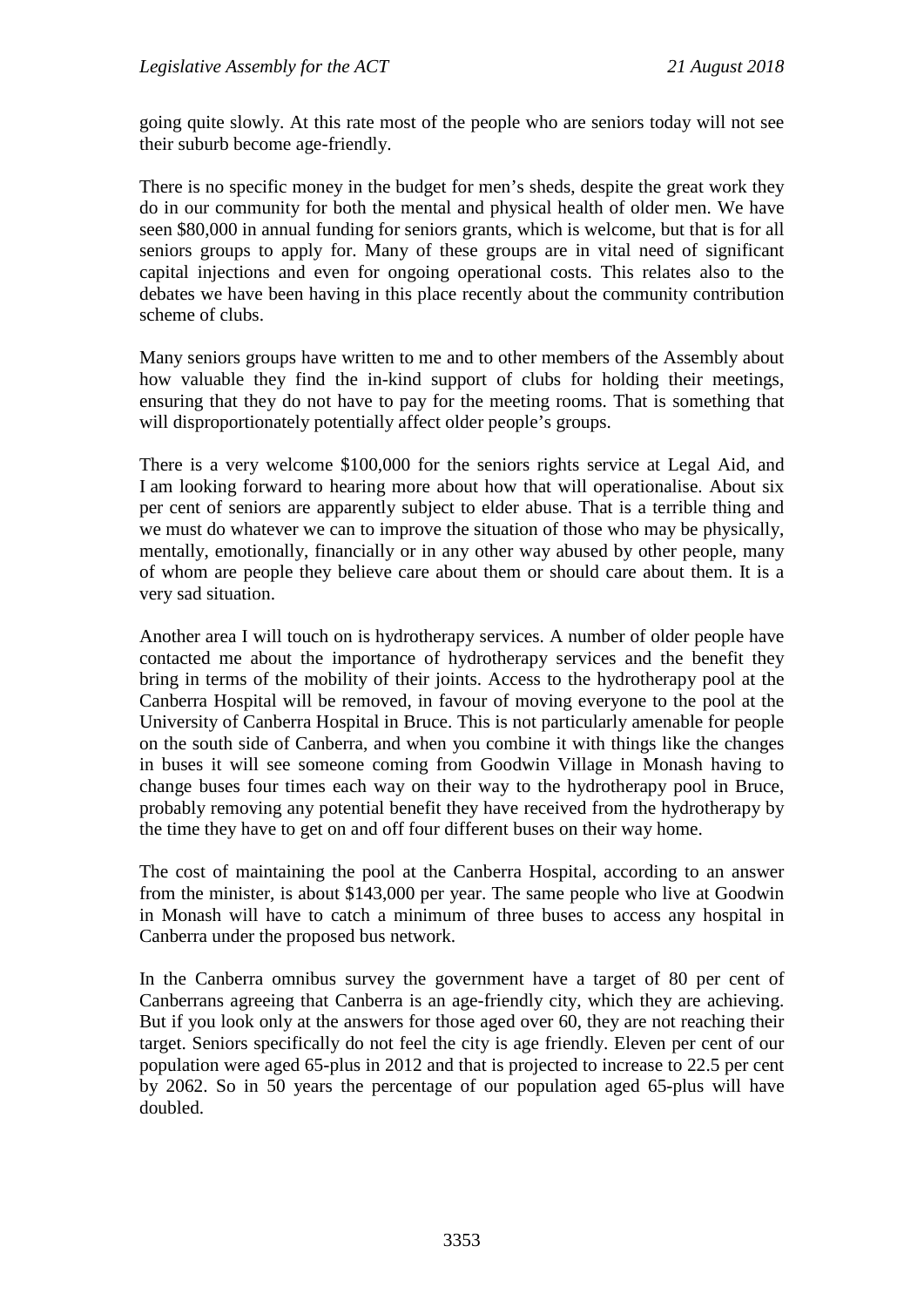going quite slowly. At this rate most of the people who are seniors today will not see their suburb become age-friendly.

There is no specific money in the budget for men's sheds, despite the great work they do in our community for both the mental and physical health of older men. We have seen $80,000 in annual funding for seniors grants, which is welcome, but that is for all seniors groups to apply for. Many of these groups are in vital need of significant capital injections and even for ongoing operational costs. This relates also to the debates we have been having in this place recently about the community contribution scheme of clubs.

Many seniors groups have written to me and to other members of the Assembly about how valuable they find the in-kind support of clubs for holding their meetings, ensuring that they do not have to pay for the meeting rooms. That is something that will disproportionately potentially affect older people's groups.

There is a very welcome $100,000 for the seniors rights service at Legal Aid, and I am looking forward to hearing more about how that will operationalise. About six per cent of seniors are apparently subject to elder abuse. That is a terrible thing and we must do whatever we can to improve the situation of those who may be physically, mentally, emotionally, financially or in any other way abused by other people, many of whom are people they believe care about them or should care about them. It is a very sad situation.

Another area I will touch on is hydrotherapy services. A number of older people have contacted me about the importance of hydrotherapy services and the benefit they bring in terms of the mobility of their joints. Access to the hydrotherapy pool at the Canberra Hospital will be removed, in favour of moving everyone to the pool at the University of Canberra Hospital in Bruce. This is not particularly amenable for people on the south side of Canberra, and when you combine it with things like the changes in buses it will see someone coming from Goodwin Village in Monash having to change buses four times each way on their way to the hydrotherapy pool in Bruce, probably removing any potential benefit they have received from the hydrotherapy by the time they have to get on and off four different buses on their way home.

The cost of maintaining the pool at the Canberra Hospital, according to an answer from the minister, is about $143,000 per year. The same people who live at Goodwin in Monash will have to catch a minimum of three buses to access any hospital in Canberra under the proposed bus network.

In the Canberra omnibus survey the government have a target of 80 per cent of Canberrans agreeing that Canberra is an age-friendly city, which they are achieving. But if you look only at the answers for those aged over 60, they are not reaching their target. Seniors specifically do not feel the city is age friendly. Eleven per cent of our population were aged 65-plus in 2012 and that is projected to increase to 22.5 per cent by 2062. So in 50 years the percentage of our population aged 65-plus will have doubled.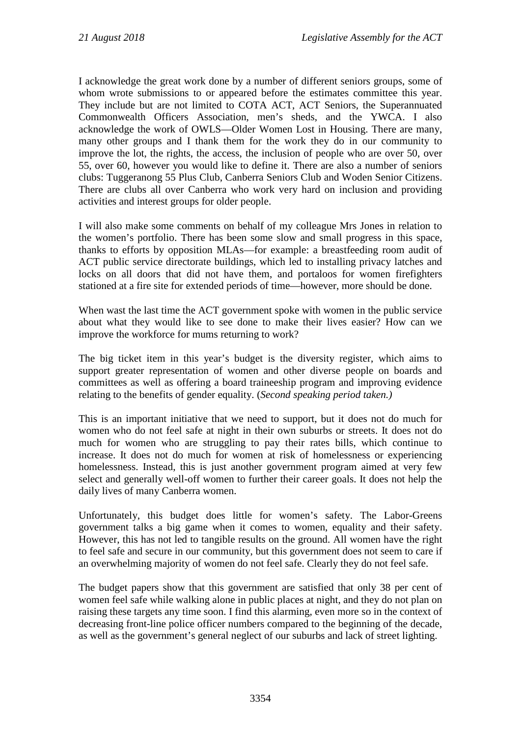I acknowledge the great work done by a number of different seniors groups, some of whom wrote submissions to or appeared before the estimates committee this year. They include but are not limited to COTA ACT, ACT Seniors, the Superannuated Commonwealth Officers Association, men's sheds, and the YWCA. I also acknowledge the work of OWLS—Older Women Lost in Housing. There are many, many other groups and I thank them for the work they do in our community to improve the lot, the rights, the access, the inclusion of people who are over 50, over 55, over 60, however you would like to define it. There are also a number of seniors clubs: Tuggeranong 55 Plus Club, Canberra Seniors Club and Woden Senior Citizens. There are clubs all over Canberra who work very hard on inclusion and providing activities and interest groups for older people.

I will also make some comments on behalf of my colleague Mrs Jones in relation to the women's portfolio. There has been some slow and small progress in this space, thanks to efforts by opposition MLAs—for example: a breastfeeding room audit of ACT public service directorate buildings, which led to installing privacy latches and locks on all doors that did not have them, and portaloos for women firefighters stationed at a fire site for extended periods of time—however, more should be done.

When wast the last time the ACT government spoke with women in the public service about what they would like to see done to make their lives easier? How can we improve the workforce for mums returning to work?

The big ticket item in this year's budget is the diversity register, which aims to support greater representation of women and other diverse people on boards and committees as well as offering a board traineeship program and improving evidence relating to the benefits of gender equality. (*Second speaking period taken.)*

This is an important initiative that we need to support, but it does not do much for women who do not feel safe at night in their own suburbs or streets. It does not do much for women who are struggling to pay their rates bills, which continue to increase. It does not do much for women at risk of homelessness or experiencing homelessness. Instead, this is just another government program aimed at very few select and generally well-off women to further their career goals. It does not help the daily lives of many Canberra women.

Unfortunately, this budget does little for women's safety. The Labor-Greens government talks a big game when it comes to women, equality and their safety. However, this has not led to tangible results on the ground. All women have the right to feel safe and secure in our community, but this government does not seem to care if an overwhelming majority of women do not feel safe. Clearly they do not feel safe.

The budget papers show that this government are satisfied that only 38 per cent of women feel safe while walking alone in public places at night, and they do not plan on raising these targets any time soon. I find this alarming, even more so in the context of decreasing front-line police officer numbers compared to the beginning of the decade, as well as the government's general neglect of our suburbs and lack of street lighting.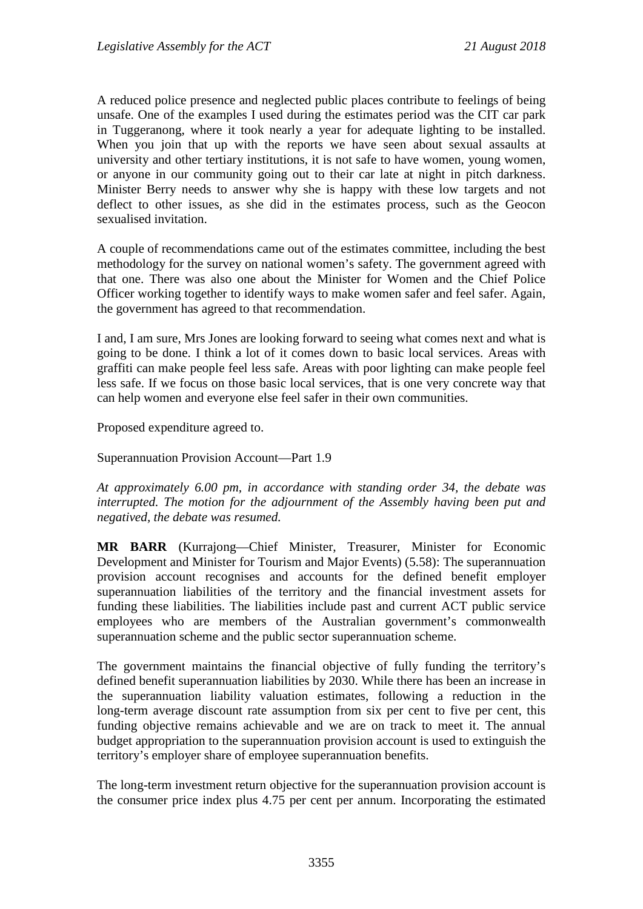A reduced police presence and neglected public places contribute to feelings of being unsafe. One of the examples I used during the estimates period was the CIT car park in Tuggeranong, where it took nearly a year for adequate lighting to be installed. When you join that up with the reports we have seen about sexual assaults at university and other tertiary institutions, it is not safe to have women, young women, or anyone in our community going out to their car late at night in pitch darkness. Minister Berry needs to answer why she is happy with these low targets and not deflect to other issues, as she did in the estimates process, such as the Geocon sexualised invitation.

A couple of recommendations came out of the estimates committee, including the best methodology for the survey on national women's safety. The government agreed with that one. There was also one about the Minister for Women and the Chief Police Officer working together to identify ways to make women safer and feel safer. Again, the government has agreed to that recommendation.

I and, I am sure, Mrs Jones are looking forward to seeing what comes next and what is going to be done. I think a lot of it comes down to basic local services. Areas with graffiti can make people feel less safe. Areas with poor lighting can make people feel less safe. If we focus on those basic local services, that is one very concrete way that can help women and everyone else feel safer in their own communities.

Proposed expenditure agreed to.

Superannuation Provision Account—Part 1.9

*At approximately 6.00 pm, in accordance with standing order 34, the debate was interrupted. The motion for the adjournment of the Assembly having been put and negatived, the debate was resumed.*

**MR BARR** (Kurrajong—Chief Minister, Treasurer, Minister for Economic Development and Minister for Tourism and Major Events) (5.58): The superannuation provision account recognises and accounts for the defined benefit employer superannuation liabilities of the territory and the financial investment assets for funding these liabilities. The liabilities include past and current ACT public service employees who are members of the Australian government's commonwealth superannuation scheme and the public sector superannuation scheme.

The government maintains the financial objective of fully funding the territory's defined benefit superannuation liabilities by 2030. While there has been an increase in the superannuation liability valuation estimates, following a reduction in the long-term average discount rate assumption from six per cent to five per cent, this funding objective remains achievable and we are on track to meet it. The annual budget appropriation to the superannuation provision account is used to extinguish the territory's employer share of employee superannuation benefits.

The long-term investment return objective for the superannuation provision account is the consumer price index plus 4.75 per cent per annum. Incorporating the estimated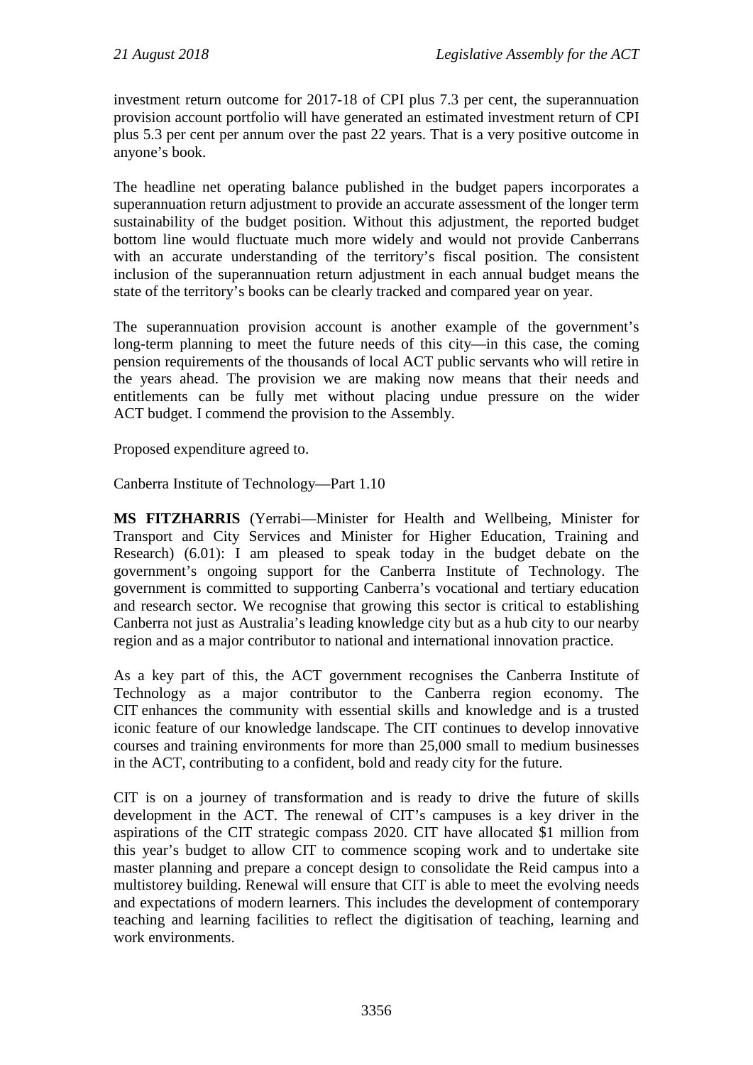investment return outcome for 2017-18 of CPI plus 7.3 per cent, the superannuation provision account portfolio will have generated an estimated investment return of CPI plus 5.3 per cent per annum over the past 22 years. That is a very positive outcome in anyone's book.

The headline net operating balance published in the budget papers incorporates a superannuation return adjustment to provide an accurate assessment of the longer term sustainability of the budget position. Without this adjustment, the reported budget bottom line would fluctuate much more widely and would not provide Canberrans with an accurate understanding of the territory's fiscal position. The consistent inclusion of the superannuation return adjustment in each annual budget means the state of the territory's books can be clearly tracked and compared year on year.

The superannuation provision account is another example of the government's long-term planning to meet the future needs of this city—in this case, the coming pension requirements of the thousands of local ACT public servants who will retire in the years ahead. The provision we are making now means that their needs and entitlements can be fully met without placing undue pressure on the wider ACT budget. I commend the provision to the Assembly.

Proposed expenditure agreed to.

Canberra Institute of Technology—Part 1.10

**MS FITZHARRIS** (Yerrabi—Minister for Health and Wellbeing, Minister for Transport and City Services and Minister for Higher Education, Training and Research) (6.01): I am pleased to speak today in the budget debate on the government's ongoing support for the Canberra Institute of Technology. The government is committed to supporting Canberra's vocational and tertiary education and research sector. We recognise that growing this sector is critical to establishing Canberra not just as Australia's leading knowledge city but as a hub city to our nearby region and as a major contributor to national and international innovation practice.

As a key part of this, the ACT government recognises the Canberra Institute of Technology as a major contributor to the Canberra region economy. The CIT enhances the community with essential skills and knowledge and is a trusted iconic feature of our knowledge landscape. The CIT continues to develop innovative courses and training environments for more than 25,000 small to medium businesses in the ACT, contributing to a confident, bold and ready city for the future.

CIT is on a journey of transformation and is ready to drive the future of skills development in the ACT. The renewal of CIT's campuses is a key driver in the aspirations of the CIT strategic compass 2020. CIT have allocated $1 million from this year's budget to allow CIT to commence scoping work and to undertake site master planning and prepare a concept design to consolidate the Reid campus into a multistorey building. Renewal will ensure that CIT is able to meet the evolving needs and expectations of modern learners. This includes the development of contemporary teaching and learning facilities to reflect the digitisation of teaching, learning and work environments.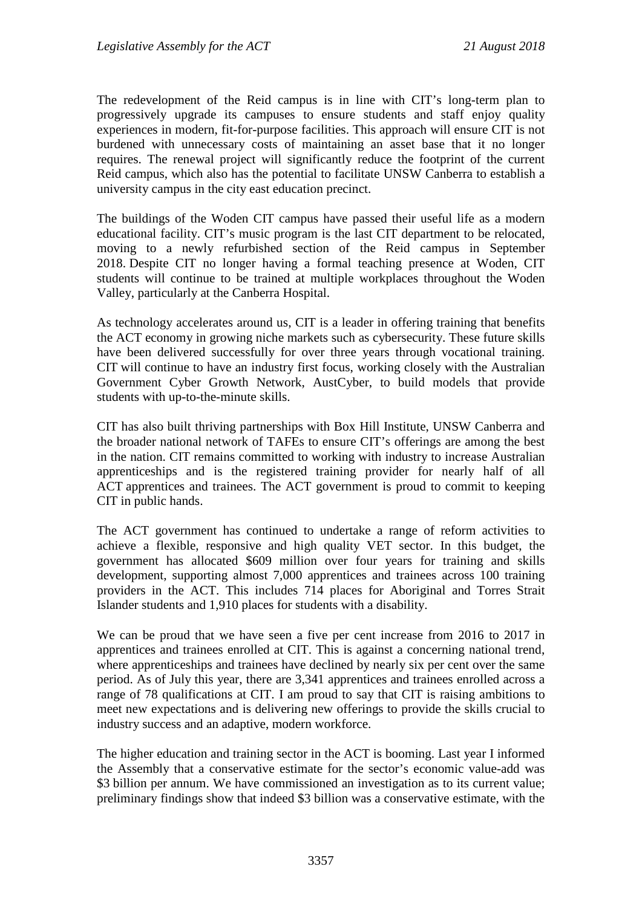The redevelopment of the Reid campus is in line with CIT's long-term plan to progressively upgrade its campuses to ensure students and staff enjoy quality experiences in modern, fit-for-purpose facilities. This approach will ensure CIT is not burdened with unnecessary costs of maintaining an asset base that it no longer requires. The renewal project will significantly reduce the footprint of the current Reid campus, which also has the potential to facilitate UNSW Canberra to establish a university campus in the city east education precinct.

The buildings of the Woden CIT campus have passed their useful life as a modern educational facility. CIT's music program is the last CIT department to be relocated, moving to a newly refurbished section of the Reid campus in September 2018. Despite CIT no longer having a formal teaching presence at Woden, CIT students will continue to be trained at multiple workplaces throughout the Woden Valley, particularly at the Canberra Hospital.

As technology accelerates around us, CIT is a leader in offering training that benefits the ACT economy in growing niche markets such as cybersecurity. These future skills have been delivered successfully for over three years through vocational training. CIT will continue to have an industry first focus, working closely with the Australian Government Cyber Growth Network, AustCyber, to build models that provide students with up-to-the-minute skills.

CIT has also built thriving partnerships with Box Hill Institute, UNSW Canberra and the broader national network of TAFEs to ensure CIT's offerings are among the best in the nation. CIT remains committed to working with industry to increase Australian apprenticeships and is the registered training provider for nearly half of all ACT apprentices and trainees. The ACT government is proud to commit to keeping CIT in public hands.

The ACT government has continued to undertake a range of reform activities to achieve a flexible, responsive and high quality VET sector. In this budget, the government has allocated $609 million over four years for training and skills development, supporting almost 7,000 apprentices and trainees across 100 training providers in the ACT. This includes 714 places for Aboriginal and Torres Strait Islander students and 1,910 places for students with a disability.

We can be proud that we have seen a five per cent increase from 2016 to 2017 in apprentices and trainees enrolled at CIT. This is against a concerning national trend, where apprenticeships and trainees have declined by nearly six per cent over the same period. As of July this year, there are 3,341 apprentices and trainees enrolled across a range of 78 qualifications at CIT. I am proud to say that CIT is raising ambitions to meet new expectations and is delivering new offerings to provide the skills crucial to industry success and an adaptive, modern workforce.

The higher education and training sector in the ACT is booming. Last year I informed the Assembly that a conservative estimate for the sector's economic value-add was $3 billion per annum. We have commissioned an investigation as to its current value; preliminary findings show that indeed $3 billion was a conservative estimate, with the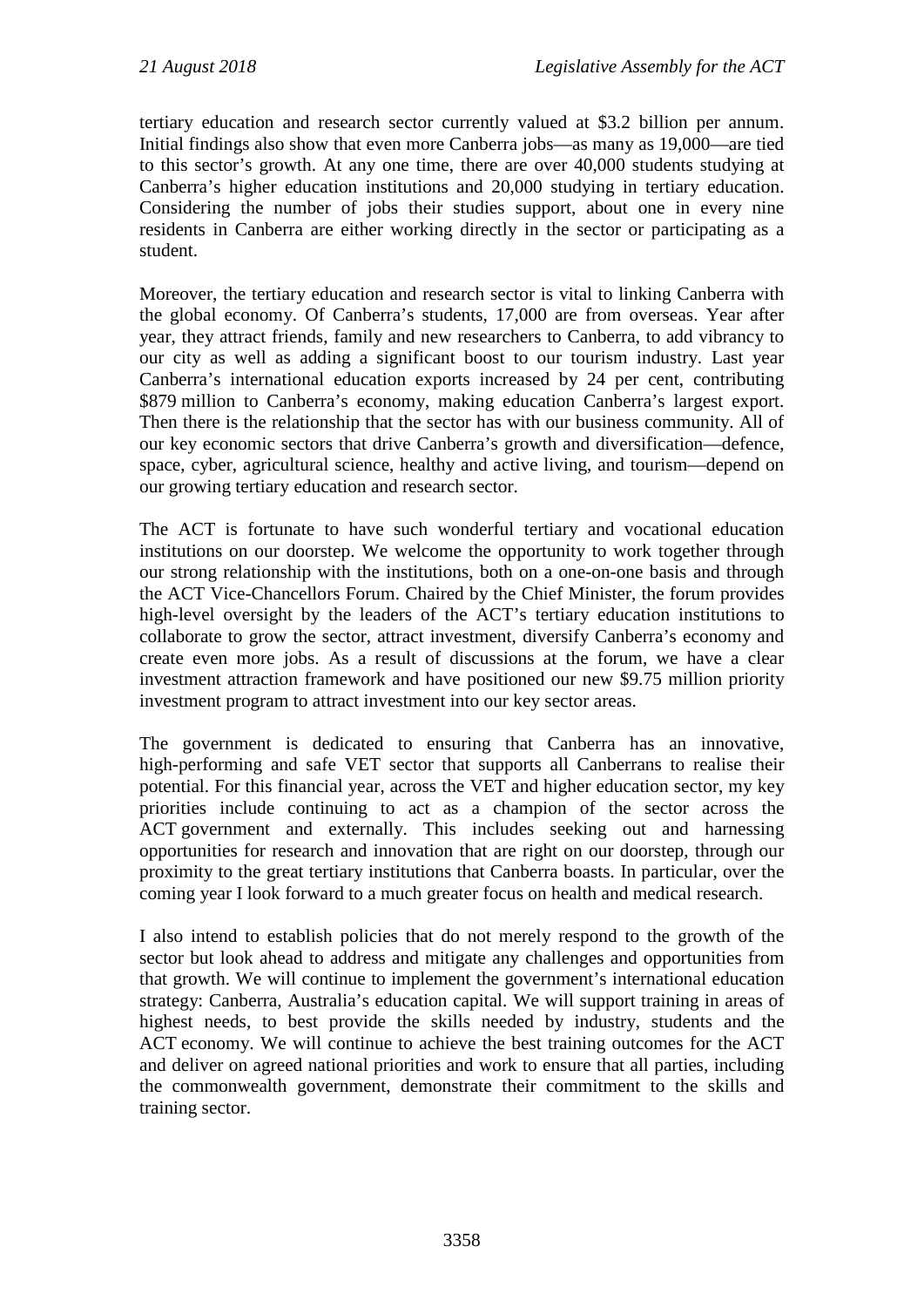tertiary education and research sector currently valued at $3.2 billion per annum. Initial findings also show that even more Canberra jobs—as many as 19,000—are tied to this sector's growth. At any one time, there are over 40,000 students studying at Canberra's higher education institutions and 20,000 studying in tertiary education. Considering the number of jobs their studies support, about one in every nine residents in Canberra are either working directly in the sector or participating as a student.

Moreover, the tertiary education and research sector is vital to linking Canberra with the global economy. Of Canberra's students, 17,000 are from overseas. Year after year, they attract friends, family and new researchers to Canberra, to add vibrancy to our city as well as adding a significant boost to our tourism industry. Last year Canberra's international education exports increased by 24 per cent, contributing $879 million to Canberra's economy, making education Canberra's largest export. Then there is the relationship that the sector has with our business community. All of our key economic sectors that drive Canberra's growth and diversification—defence, space, cyber, agricultural science, healthy and active living, and tourism—depend on our growing tertiary education and research sector.

The ACT is fortunate to have such wonderful tertiary and vocational education institutions on our doorstep. We welcome the opportunity to work together through our strong relationship with the institutions, both on a one-on-one basis and through the ACT Vice-Chancellors Forum. Chaired by the Chief Minister, the forum provides high-level oversight by the leaders of the ACT's tertiary education institutions to collaborate to grow the sector, attract investment, diversify Canberra's economy and create even more jobs. As a result of discussions at the forum, we have a clear investment attraction framework and have positioned our new $9.75 million priority investment program to attract investment into our key sector areas.

The government is dedicated to ensuring that Canberra has an innovative, high-performing and safe VET sector that supports all Canberrans to realise their potential. For this financial year, across the VET and higher education sector, my key priorities include continuing to act as a champion of the sector across the ACT government and externally. This includes seeking out and harnessing opportunities for research and innovation that are right on our doorstep, through our proximity to the great tertiary institutions that Canberra boasts. In particular, over the coming year I look forward to a much greater focus on health and medical research.

I also intend to establish policies that do not merely respond to the growth of the sector but look ahead to address and mitigate any challenges and opportunities from that growth. We will continue to implement the government's international education strategy: Canberra, Australia's education capital. We will support training in areas of highest needs, to best provide the skills needed by industry, students and the ACT economy. We will continue to achieve the best training outcomes for the ACT and deliver on agreed national priorities and work to ensure that all parties, including the commonwealth government, demonstrate their commitment to the skills and training sector.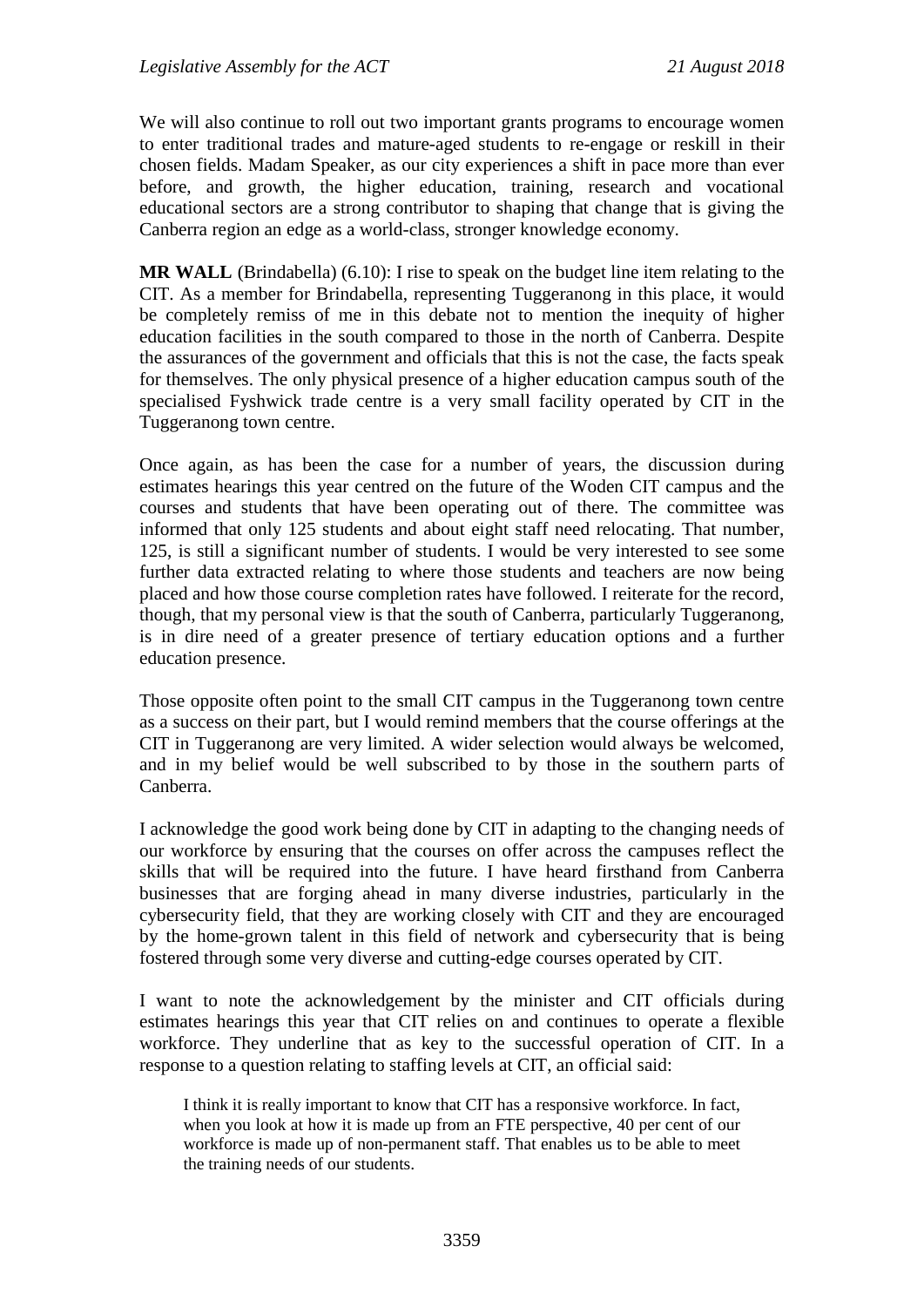We will also continue to roll out two important grants programs to encourage women to enter traditional trades and mature-aged students to re-engage or reskill in their chosen fields. Madam Speaker, as our city experiences a shift in pace more than ever before, and growth, the higher education, training, research and vocational educational sectors are a strong contributor to shaping that change that is giving the Canberra region an edge as a world-class, stronger knowledge economy.

**MR WALL** (Brindabella) (6.10): I rise to speak on the budget line item relating to the CIT. As a member for Brindabella, representing Tuggeranong in this place, it would be completely remiss of me in this debate not to mention the inequity of higher education facilities in the south compared to those in the north of Canberra. Despite the assurances of the government and officials that this is not the case, the facts speak for themselves. The only physical presence of a higher education campus south of the specialised Fyshwick trade centre is a very small facility operated by CIT in the Tuggeranong town centre.

Once again, as has been the case for a number of years, the discussion during estimates hearings this year centred on the future of the Woden CIT campus and the courses and students that have been operating out of there. The committee was informed that only 125 students and about eight staff need relocating. That number, 125, is still a significant number of students. I would be very interested to see some further data extracted relating to where those students and teachers are now being placed and how those course completion rates have followed. I reiterate for the record, though, that my personal view is that the south of Canberra, particularly Tuggeranong, is in dire need of a greater presence of tertiary education options and a further education presence.

Those opposite often point to the small CIT campus in the Tuggeranong town centre as a success on their part, but I would remind members that the course offerings at the CIT in Tuggeranong are very limited. A wider selection would always be welcomed, and in my belief would be well subscribed to by those in the southern parts of Canberra.

I acknowledge the good work being done by CIT in adapting to the changing needs of our workforce by ensuring that the courses on offer across the campuses reflect the skills that will be required into the future. I have heard firsthand from Canberra businesses that are forging ahead in many diverse industries, particularly in the cybersecurity field, that they are working closely with CIT and they are encouraged by the home-grown talent in this field of network and cybersecurity that is being fostered through some very diverse and cutting-edge courses operated by CIT.

I want to note the acknowledgement by the minister and CIT officials during estimates hearings this year that CIT relies on and continues to operate a flexible workforce. They underline that as key to the successful operation of CIT. In a response to a question relating to staffing levels at CIT, an official said:

> I think it is really important to know that CIT has a responsive workforce. In fact, when you look at how it is made up from an FTE perspective, 40 per cent of our workforce is made up of non-permanent staff. That enables us to be able to meet the training needs of our students.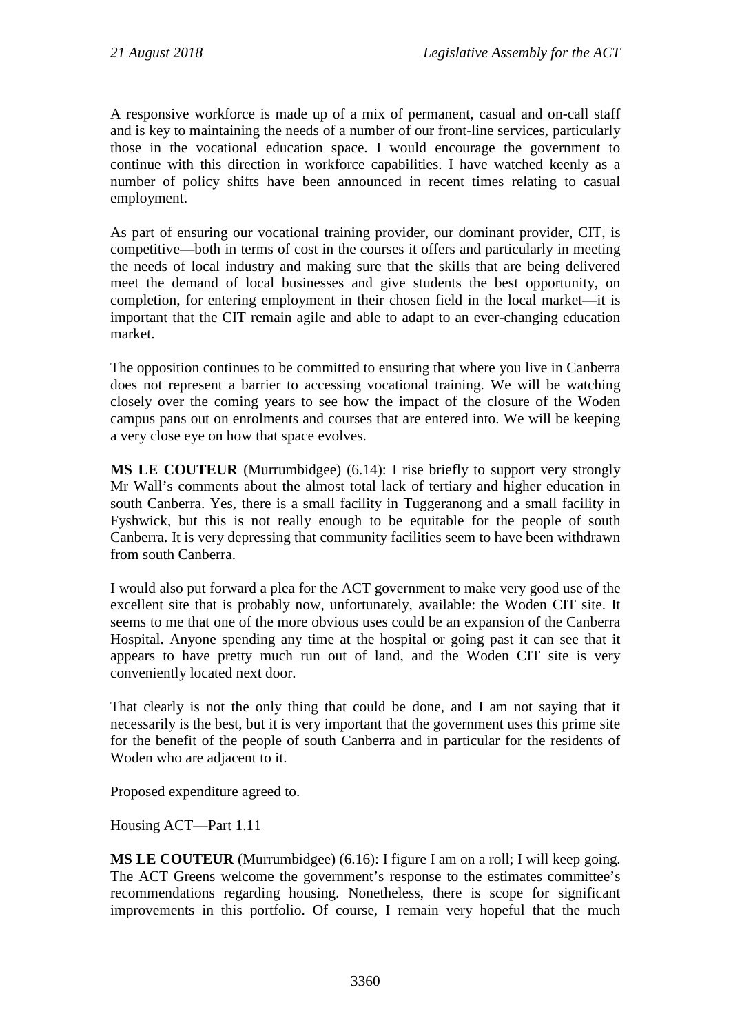A responsive workforce is made up of a mix of permanent, casual and on-call staff and is key to maintaining the needs of a number of our front-line services, particularly those in the vocational education space. I would encourage the government to continue with this direction in workforce capabilities. I have watched keenly as a number of policy shifts have been announced in recent times relating to casual employment.

As part of ensuring our vocational training provider, our dominant provider, CIT, is competitive—both in terms of cost in the courses it offers and particularly in meeting the needs of local industry and making sure that the skills that are being delivered meet the demand of local businesses and give students the best opportunity, on completion, for entering employment in their chosen field in the local market—it is important that the CIT remain agile and able to adapt to an ever-changing education market.

The opposition continues to be committed to ensuring that where you live in Canberra does not represent a barrier to accessing vocational training. We will be watching closely over the coming years to see how the impact of the closure of the Woden campus pans out on enrolments and courses that are entered into. We will be keeping a very close eye on how that space evolves.

**MS LE COUTEUR** (Murrumbidgee) (6.14): I rise briefly to support very strongly Mr Wall's comments about the almost total lack of tertiary and higher education in south Canberra. Yes, there is a small facility in Tuggeranong and a small facility in Fyshwick, but this is not really enough to be equitable for the people of south Canberra. It is very depressing that community facilities seem to have been withdrawn from south Canberra.

I would also put forward a plea for the ACT government to make very good use of the excellent site that is probably now, unfortunately, available: the Woden CIT site. It seems to me that one of the more obvious uses could be an expansion of the Canberra Hospital. Anyone spending any time at the hospital or going past it can see that it appears to have pretty much run out of land, and the Woden CIT site is very conveniently located next door.

That clearly is not the only thing that could be done, and I am not saying that it necessarily is the best, but it is very important that the government uses this prime site for the benefit of the people of south Canberra and in particular for the residents of Woden who are adjacent to it.

Proposed expenditure agreed to.

Housing ACT—Part 1.11

**MS LE COUTEUR** (Murrumbidgee) (6.16): I figure I am on a roll; I will keep going. The ACT Greens welcome the government's response to the estimates committee's recommendations regarding housing. Nonetheless, there is scope for significant improvements in this portfolio. Of course, I remain very hopeful that the much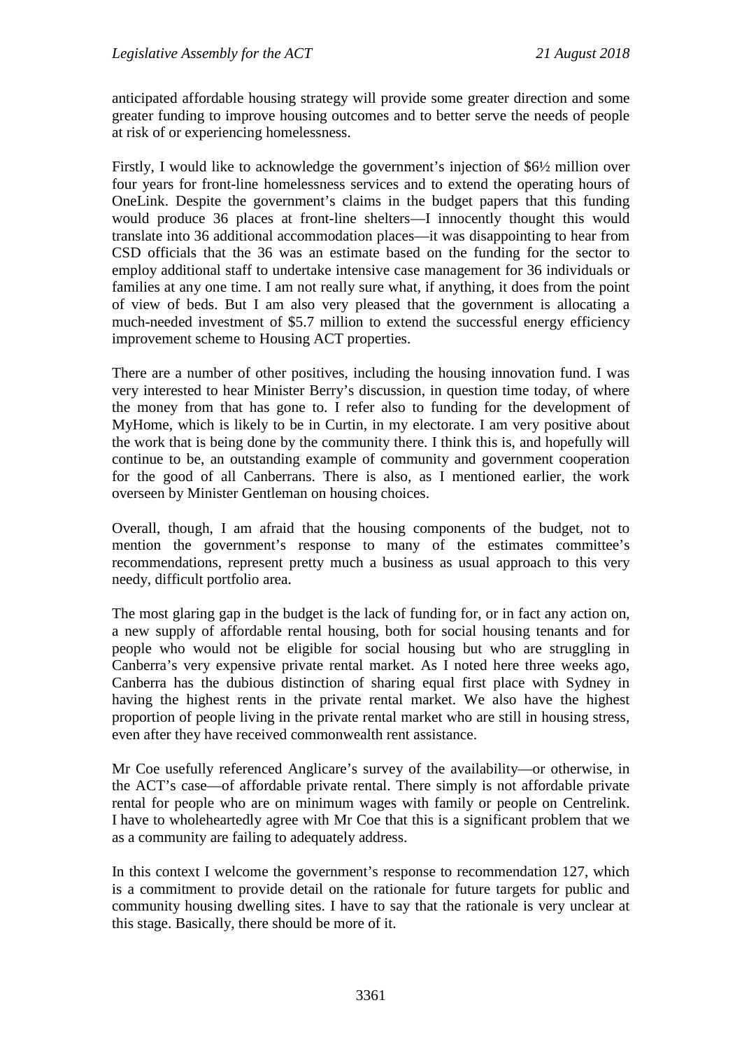anticipated affordable housing strategy will provide some greater direction and some greater funding to improve housing outcomes and to better serve the needs of people at risk of or experiencing homelessness.

Firstly, I would like to acknowledge the government's injection of $6½ million over four years for front-line homelessness services and to extend the operating hours of OneLink. Despite the government's claims in the budget papers that this funding would produce 36 places at front-line shelters—I innocently thought this would translate into 36 additional accommodation places—it was disappointing to hear from CSD officials that the 36 was an estimate based on the funding for the sector to employ additional staff to undertake intensive case management for 36 individuals or families at any one time. I am not really sure what, if anything, it does from the point of view of beds. But I am also very pleased that the government is allocating a much-needed investment of $5.7 million to extend the successful energy efficiency improvement scheme to Housing ACT properties.

There are a number of other positives, including the housing innovation fund. I was very interested to hear Minister Berry's discussion, in question time today, of where the money from that has gone to. I refer also to funding for the development of MyHome, which is likely to be in Curtin, in my electorate. I am very positive about the work that is being done by the community there. I think this is, and hopefully will continue to be, an outstanding example of community and government cooperation for the good of all Canberrans. There is also, as I mentioned earlier, the work overseen by Minister Gentleman on housing choices.

Overall, though, I am afraid that the housing components of the budget, not to mention the government's response to many of the estimates committee's recommendations, represent pretty much a business as usual approach to this very needy, difficult portfolio area.

The most glaring gap in the budget is the lack of funding for, or in fact any action on, a new supply of affordable rental housing, both for social housing tenants and for people who would not be eligible for social housing but who are struggling in Canberra's very expensive private rental market. As I noted here three weeks ago, Canberra has the dubious distinction of sharing equal first place with Sydney in having the highest rents in the private rental market. We also have the highest proportion of people living in the private rental market who are still in housing stress, even after they have received commonwealth rent assistance.

Mr Coe usefully referenced Anglicare's survey of the availability—or otherwise, in the ACT's case—of affordable private rental. There simply is not affordable private rental for people who are on minimum wages with family or people on Centrelink. I have to wholeheartedly agree with Mr Coe that this is a significant problem that we as a community are failing to adequately address.

In this context I welcome the government's response to recommendation 127, which is a commitment to provide detail on the rationale for future targets for public and community housing dwelling sites. I have to say that the rationale is very unclear at this stage. Basically, there should be more of it.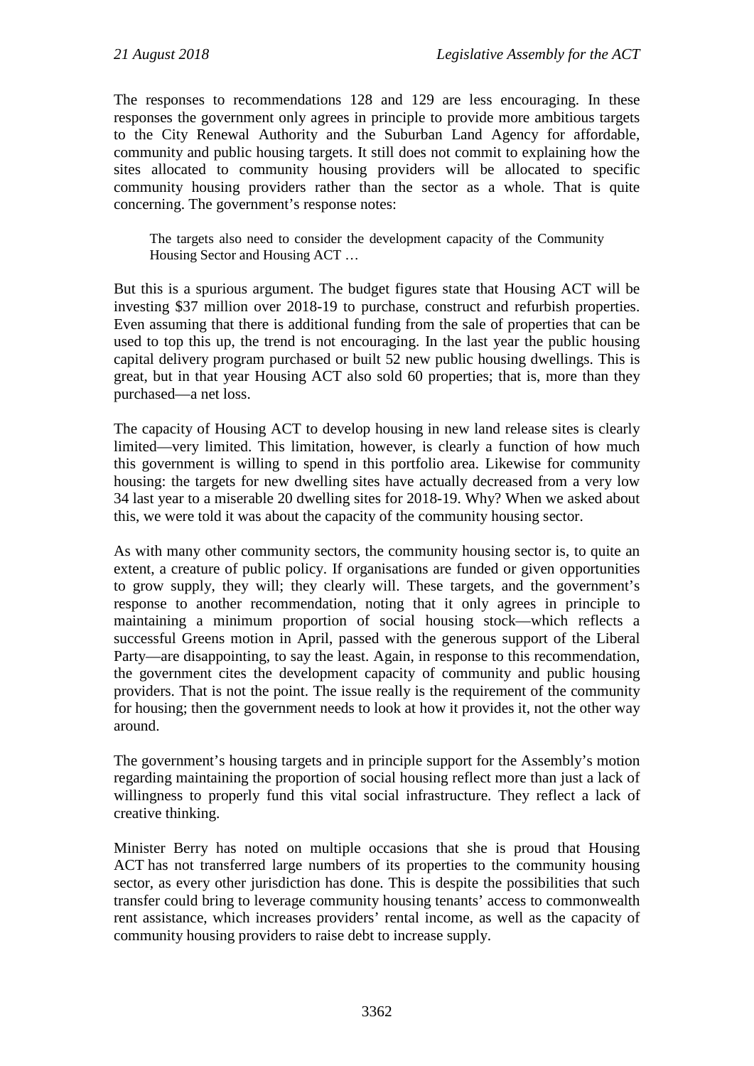The responses to recommendations 128 and 129 are less encouraging. In these responses the government only agrees in principle to provide more ambitious targets to the City Renewal Authority and the Suburban Land Agency for affordable, community and public housing targets. It still does not commit to explaining how the sites allocated to community housing providers will be allocated to specific community housing providers rather than the sector as a whole. That is quite concerning. The government's response notes:

> The targets also need to consider the development capacity of the Community Housing Sector and Housing ACT …

But this is a spurious argument. The budget figures state that Housing ACT will be investing $37 million over 2018-19 to purchase, construct and refurbish properties. Even assuming that there is additional funding from the sale of properties that can be used to top this up, the trend is not encouraging. In the last year the public housing capital delivery program purchased or built 52 new public housing dwellings. This is great, but in that year Housing ACT also sold 60 properties; that is, more than they purchased—a net loss.

The capacity of Housing ACT to develop housing in new land release sites is clearly limited—very limited. This limitation, however, is clearly a function of how much this government is willing to spend in this portfolio area. Likewise for community housing: the targets for new dwelling sites have actually decreased from a very low 34 last year to a miserable 20 dwelling sites for 2018-19. Why? When we asked about this, we were told it was about the capacity of the community housing sector.

As with many other community sectors, the community housing sector is, to quite an extent, a creature of public policy. If organisations are funded or given opportunities to grow supply, they will; they clearly will. These targets, and the government's response to another recommendation, noting that it only agrees in principle to maintaining a minimum proportion of social housing stock—which reflects a successful Greens motion in April, passed with the generous support of the Liberal Party—are disappointing, to say the least. Again, in response to this recommendation, the government cites the development capacity of community and public housing providers. That is not the point. The issue really is the requirement of the community for housing; then the government needs to look at how it provides it, not the other way around.

The government's housing targets and in principle support for the Assembly's motion regarding maintaining the proportion of social housing reflect more than just a lack of willingness to properly fund this vital social infrastructure. They reflect a lack of creative thinking.

Minister Berry has noted on multiple occasions that she is proud that Housing ACT has not transferred large numbers of its properties to the community housing sector, as every other jurisdiction has done. This is despite the possibilities that such transfer could bring to leverage community housing tenants' access to commonwealth rent assistance, which increases providers' rental income, as well as the capacity of community housing providers to raise debt to increase supply.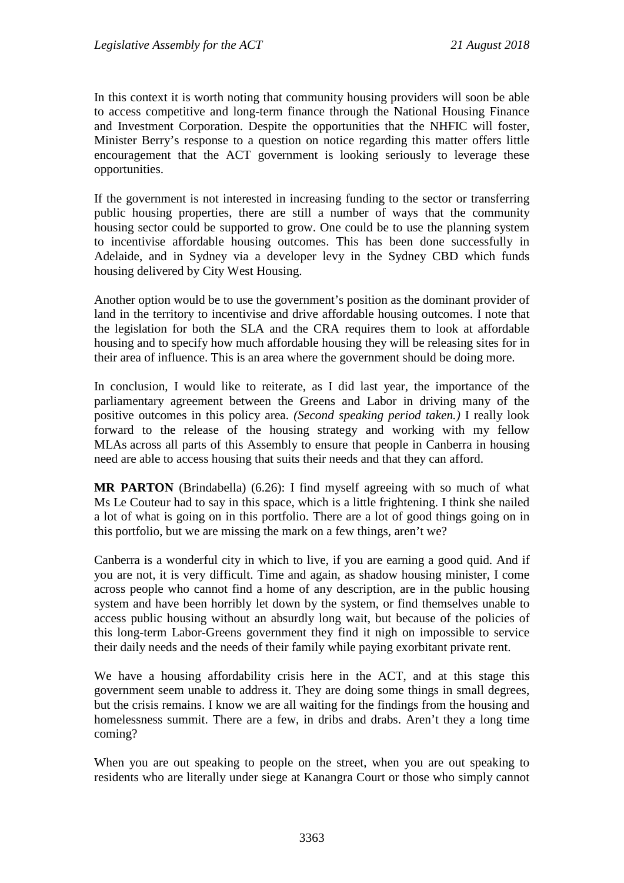In this context it is worth noting that community housing providers will soon be able to access competitive and long-term finance through the National Housing Finance and Investment Corporation. Despite the opportunities that the NHFIC will foster, Minister Berry's response to a question on notice regarding this matter offers little encouragement that the ACT government is looking seriously to leverage these opportunities.

If the government is not interested in increasing funding to the sector or transferring public housing properties, there are still a number of ways that the community housing sector could be supported to grow. One could be to use the planning system to incentivise affordable housing outcomes. This has been done successfully in Adelaide, and in Sydney via a developer levy in the Sydney CBD which funds housing delivered by City West Housing.

Another option would be to use the government's position as the dominant provider of land in the territory to incentivise and drive affordable housing outcomes. I note that the legislation for both the SLA and the CRA requires them to look at affordable housing and to specify how much affordable housing they will be releasing sites for in their area of influence. This is an area where the government should be doing more.

In conclusion, I would like to reiterate, as I did last year, the importance of the parliamentary agreement between the Greens and Labor in driving many of the positive outcomes in this policy area. *(Second speaking period taken.)* I really look forward to the release of the housing strategy and working with my fellow MLAs across all parts of this Assembly to ensure that people in Canberra in housing need are able to access housing that suits their needs and that they can afford.

**MR PARTON** (Brindabella) (6.26): I find myself agreeing with so much of what Ms Le Couteur had to say in this space, which is a little frightening. I think she nailed a lot of what is going on in this portfolio. There are a lot of good things going on in this portfolio, but we are missing the mark on a few things, aren't we?

Canberra is a wonderful city in which to live, if you are earning a good quid. And if you are not, it is very difficult. Time and again, as shadow housing minister, I come across people who cannot find a home of any description, are in the public housing system and have been horribly let down by the system, or find themselves unable to access public housing without an absurdly long wait, but because of the policies of this long-term Labor-Greens government they find it nigh on impossible to service their daily needs and the needs of their family while paying exorbitant private rent.

We have a housing affordability crisis here in the ACT, and at this stage this government seem unable to address it. They are doing some things in small degrees, but the crisis remains. I know we are all waiting for the findings from the housing and homelessness summit. There are a few, in dribs and drabs. Aren't they a long time coming?

When you are out speaking to people on the street, when you are out speaking to residents who are literally under siege at Kanangra Court or those who simply cannot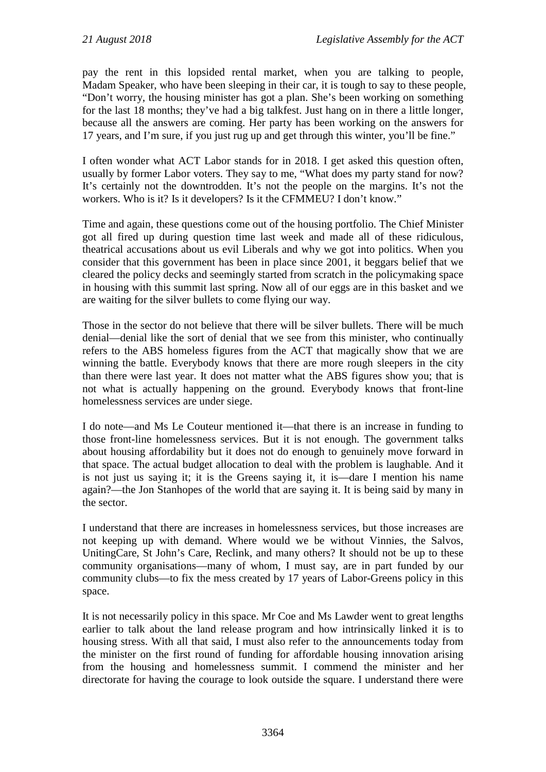pay the rent in this lopsided rental market, when you are talking to people, Madam Speaker, who have been sleeping in their car, it is tough to say to these people, "Don't worry, the housing minister has got a plan. She's been working on something for the last 18 months; they've had a big talkfest. Just hang on in there a little longer, because all the answers are coming. Her party has been working on the answers for 17 years, and I'm sure, if you just rug up and get through this winter, you'll be fine."

I often wonder what ACT Labor stands for in 2018. I get asked this question often, usually by former Labor voters. They say to me, "What does my party stand for now? It's certainly not the downtrodden. It's not the people on the margins. It's not the workers. Who is it? Is it developers? Is it the CFMMEU? I don't know."

Time and again, these questions come out of the housing portfolio. The Chief Minister got all fired up during question time last week and made all of these ridiculous, theatrical accusations about us evil Liberals and why we got into politics. When you consider that this government has been in place since 2001, it beggars belief that we cleared the policy decks and seemingly started from scratch in the policymaking space in housing with this summit last spring. Now all of our eggs are in this basket and we are waiting for the silver bullets to come flying our way.

Those in the sector do not believe that there will be silver bullets. There will be much denial—denial like the sort of denial that we see from this minister, who continually refers to the ABS homeless figures from the ACT that magically show that we are winning the battle. Everybody knows that there are more rough sleepers in the city than there were last year. It does not matter what the ABS figures show you; that is not what is actually happening on the ground. Everybody knows that front-line homelessness services are under siege.

I do note—and Ms Le Couteur mentioned it—that there is an increase in funding to those front-line homelessness services. But it is not enough. The government talks about housing affordability but it does not do enough to genuinely move forward in that space. The actual budget allocation to deal with the problem is laughable. And it is not just us saying it; it is the Greens saying it, it is—dare I mention his name again?—the Jon Stanhopes of the world that are saying it. It is being said by many in the sector.

I understand that there are increases in homelessness services, but those increases are not keeping up with demand. Where would we be without Vinnies, the Salvos, UnitingCare, St John's Care, Reclink, and many others? It should not be up to these community organisations—many of whom, I must say, are in part funded by our community clubs—to fix the mess created by 17 years of Labor-Greens policy in this space.

It is not necessarily policy in this space. Mr Coe and Ms Lawder went to great lengths earlier to talk about the land release program and how intrinsically linked it is to housing stress. With all that said, I must also refer to the announcements today from the minister on the first round of funding for affordable housing innovation arising from the housing and homelessness summit. I commend the minister and her directorate for having the courage to look outside the square. I understand there were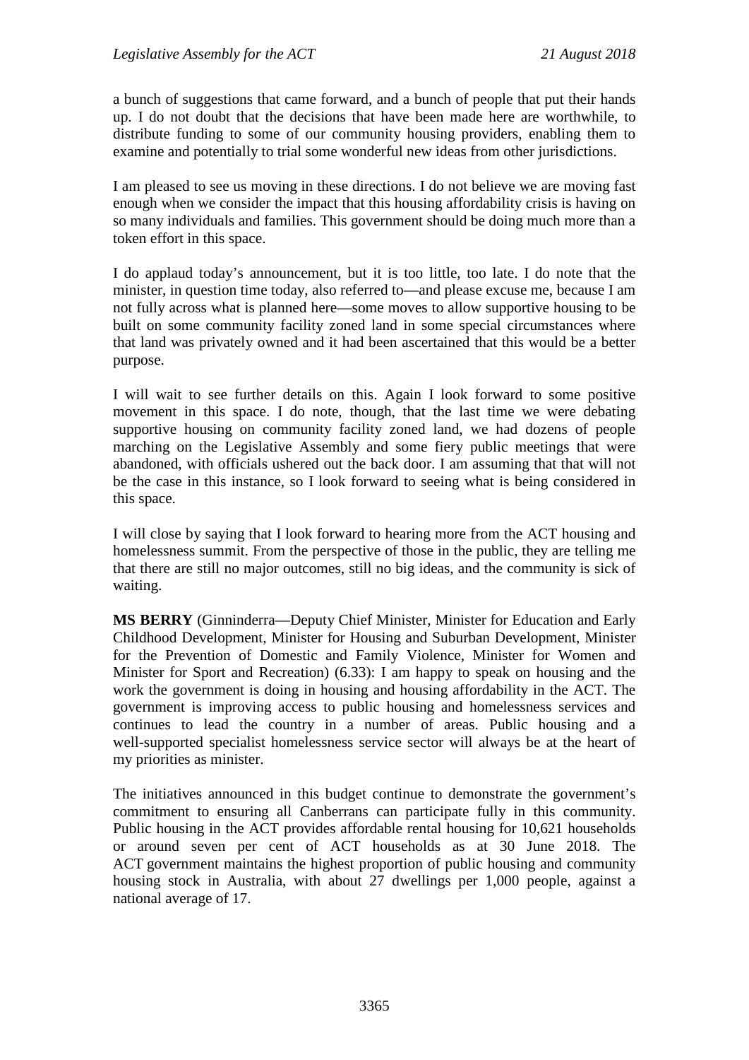a bunch of suggestions that came forward, and a bunch of people that put their hands up. I do not doubt that the decisions that have been made here are worthwhile, to distribute funding to some of our community housing providers, enabling them to examine and potentially to trial some wonderful new ideas from other jurisdictions.

I am pleased to see us moving in these directions. I do not believe we are moving fast enough when we consider the impact that this housing affordability crisis is having on so many individuals and families. This government should be doing much more than a token effort in this space.

I do applaud today's announcement, but it is too little, too late. I do note that the minister, in question time today, also referred to—and please excuse me, because I am not fully across what is planned here—some moves to allow supportive housing to be built on some community facility zoned land in some special circumstances where that land was privately owned and it had been ascertained that this would be a better purpose.

I will wait to see further details on this. Again I look forward to some positive movement in this space. I do note, though, that the last time we were debating supportive housing on community facility zoned land, we had dozens of people marching on the Legislative Assembly and some fiery public meetings that were abandoned, with officials ushered out the back door. I am assuming that that will not be the case in this instance, so I look forward to seeing what is being considered in this space.

I will close by saying that I look forward to hearing more from the ACT housing and homelessness summit. From the perspective of those in the public, they are telling me that there are still no major outcomes, still no big ideas, and the community is sick of waiting.

**MS BERRY** (Ginninderra—Deputy Chief Minister, Minister for Education and Early Childhood Development, Minister for Housing and Suburban Development, Minister for the Prevention of Domestic and Family Violence, Minister for Women and Minister for Sport and Recreation) (6.33): I am happy to speak on housing and the work the government is doing in housing and housing affordability in the ACT. The government is improving access to public housing and homelessness services and continues to lead the country in a number of areas. Public housing and a well-supported specialist homelessness service sector will always be at the heart of my priorities as minister.

The initiatives announced in this budget continue to demonstrate the government's commitment to ensuring all Canberrans can participate fully in this community. Public housing in the ACT provides affordable rental housing for 10,621 households or around seven per cent of ACT households as at 30 June 2018. The ACT government maintains the highest proportion of public housing and community housing stock in Australia, with about 27 dwellings per 1,000 people, against a national average of 17.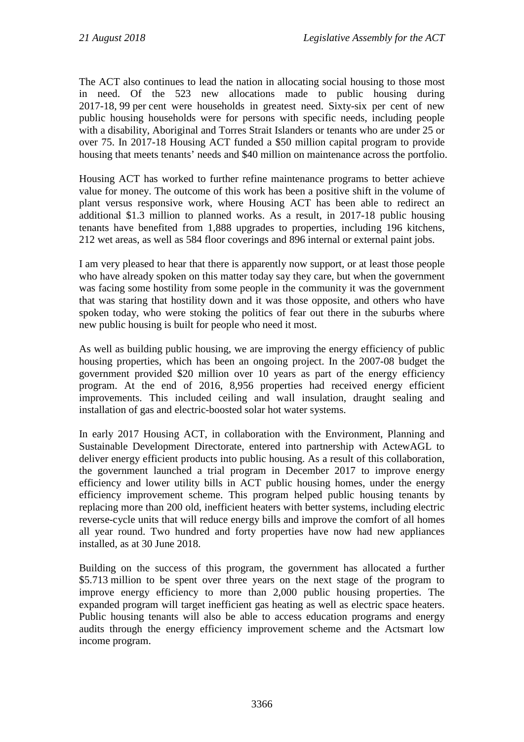The ACT also continues to lead the nation in allocating social housing to those most in need. Of the 523 new allocations made to public housing during 2017-18, 99 per cent were households in greatest need. Sixty-six per cent of new public housing households were for persons with specific needs, including people with a disability, Aboriginal and Torres Strait Islanders or tenants who are under 25 or over 75. In 2017-18 Housing ACT funded a $50 million capital program to provide housing that meets tenants' needs and $40 million on maintenance across the portfolio.

Housing ACT has worked to further refine maintenance programs to better achieve value for money. The outcome of this work has been a positive shift in the volume of plant versus responsive work, where Housing ACT has been able to redirect an additional $1.3 million to planned works. As a result, in 2017-18 public housing tenants have benefited from 1,888 upgrades to properties, including 196 kitchens, 212 wet areas, as well as 584 floor coverings and 896 internal or external paint jobs.

I am very pleased to hear that there is apparently now support, or at least those people who have already spoken on this matter today say they care, but when the government was facing some hostility from some people in the community it was the government that was staring that hostility down and it was those opposite, and others who have spoken today, who were stoking the politics of fear out there in the suburbs where new public housing is built for people who need it most.

As well as building public housing, we are improving the energy efficiency of public housing properties, which has been an ongoing project. In the 2007-08 budget the government provided $20 million over 10 years as part of the energy efficiency program. At the end of 2016, 8,956 properties had received energy efficient improvements. This included ceiling and wall insulation, draught sealing and installation of gas and electric-boosted solar hot water systems.

In early 2017 Housing ACT, in collaboration with the Environment, Planning and Sustainable Development Directorate, entered into partnership with ActewAGL to deliver energy efficient products into public housing. As a result of this collaboration, the government launched a trial program in December 2017 to improve energy efficiency and lower utility bills in ACT public housing homes, under the energy efficiency improvement scheme. This program helped public housing tenants by replacing more than 200 old, inefficient heaters with better systems, including electric reverse-cycle units that will reduce energy bills and improve the comfort of all homes all year round. Two hundred and forty properties have now had new appliances installed, as at 30 June 2018.

Building on the success of this program, the government has allocated a further $5.713 million to be spent over three years on the next stage of the program to improve energy efficiency to more than 2,000 public housing properties. The expanded program will target inefficient gas heating as well as electric space heaters. Public housing tenants will also be able to access education programs and energy audits through the energy efficiency improvement scheme and the Actsmart low income program.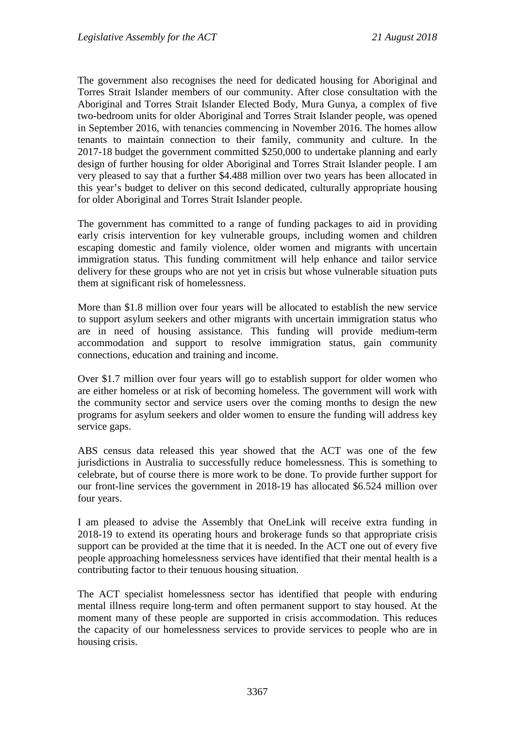The government also recognises the need for dedicated housing for Aboriginal and Torres Strait Islander members of our community. After close consultation with the Aboriginal and Torres Strait Islander Elected Body, Mura Gunya, a complex of five two-bedroom units for older Aboriginal and Torres Strait Islander people, was opened in September 2016, with tenancies commencing in November 2016. The homes allow tenants to maintain connection to their family, community and culture. In the 2017-18 budget the government committed $250,000 to undertake planning and early design of further housing for older Aboriginal and Torres Strait Islander people. I am very pleased to say that a further $4.488 million over two years has been allocated in this year's budget to deliver on this second dedicated, culturally appropriate housing for older Aboriginal and Torres Strait Islander people.

The government has committed to a range of funding packages to aid in providing early crisis intervention for key vulnerable groups, including women and children escaping domestic and family violence, older women and migrants with uncertain immigration status. This funding commitment will help enhance and tailor service delivery for these groups who are not yet in crisis but whose vulnerable situation puts them at significant risk of homelessness.

More than $1.8 million over four years will be allocated to establish the new service to support asylum seekers and other migrants with uncertain immigration status who are in need of housing assistance. This funding will provide medium-term accommodation and support to resolve immigration status, gain community connections, education and training and income.

Over $1.7 million over four years will go to establish support for older women who are either homeless or at risk of becoming homeless. The government will work with the community sector and service users over the coming months to design the new programs for asylum seekers and older women to ensure the funding will address key service gaps.

ABS census data released this year showed that the ACT was one of the few jurisdictions in Australia to successfully reduce homelessness. This is something to celebrate, but of course there is more work to be done. To provide further support for our front-line services the government in 2018-19 has allocated $6.524 million over four years.

I am pleased to advise the Assembly that OneLink will receive extra funding in 2018-19 to extend its operating hours and brokerage funds so that appropriate crisis support can be provided at the time that it is needed. In the ACT one out of every five people approaching homelessness services have identified that their mental health is a contributing factor to their tenuous housing situation.

The ACT specialist homelessness sector has identified that people with enduring mental illness require long-term and often permanent support to stay housed. At the moment many of these people are supported in crisis accommodation. This reduces the capacity of our homelessness services to provide services to people who are in housing crisis.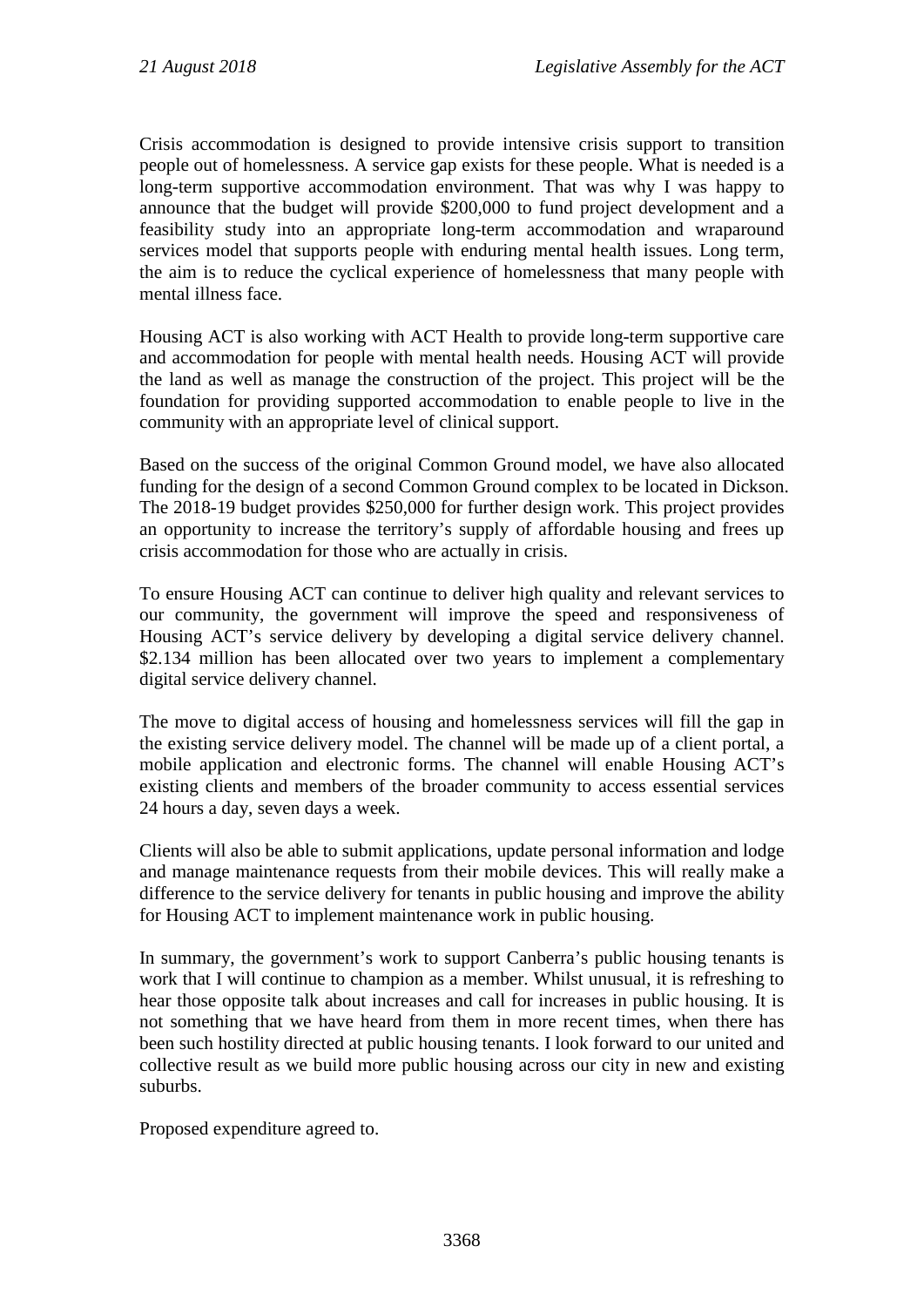Crisis accommodation is designed to provide intensive crisis support to transition people out of homelessness. A service gap exists for these people. What is needed is a long-term supportive accommodation environment. That was why I was happy to announce that the budget will provide $200,000 to fund project development and a feasibility study into an appropriate long-term accommodation and wraparound services model that supports people with enduring mental health issues. Long term, the aim is to reduce the cyclical experience of homelessness that many people with mental illness face.

Housing ACT is also working with ACT Health to provide long-term supportive care and accommodation for people with mental health needs. Housing ACT will provide the land as well as manage the construction of the project. This project will be the foundation for providing supported accommodation to enable people to live in the community with an appropriate level of clinical support.

Based on the success of the original Common Ground model, we have also allocated funding for the design of a second Common Ground complex to be located in Dickson. The 2018-19 budget provides $250,000 for further design work. This project provides an opportunity to increase the territory's supply of affordable housing and frees up crisis accommodation for those who are actually in crisis.

To ensure Housing ACT can continue to deliver high quality and relevant services to our community, the government will improve the speed and responsiveness of Housing ACT's service delivery by developing a digital service delivery channel. $2.134 million has been allocated over two years to implement a complementary digital service delivery channel.

The move to digital access of housing and homelessness services will fill the gap in the existing service delivery model. The channel will be made up of a client portal, a mobile application and electronic forms. The channel will enable Housing ACT's existing clients and members of the broader community to access essential services 24 hours a day, seven days a week.

Clients will also be able to submit applications, update personal information and lodge and manage maintenance requests from their mobile devices. This will really make a difference to the service delivery for tenants in public housing and improve the ability for Housing ACT to implement maintenance work in public housing.

In summary, the government's work to support Canberra's public housing tenants is work that I will continue to champion as a member. Whilst unusual, it is refreshing to hear those opposite talk about increases and call for increases in public housing. It is not something that we have heard from them in more recent times, when there has been such hostility directed at public housing tenants. I look forward to our united and collective result as we build more public housing across our city in new and existing suburbs.

Proposed expenditure agreed to.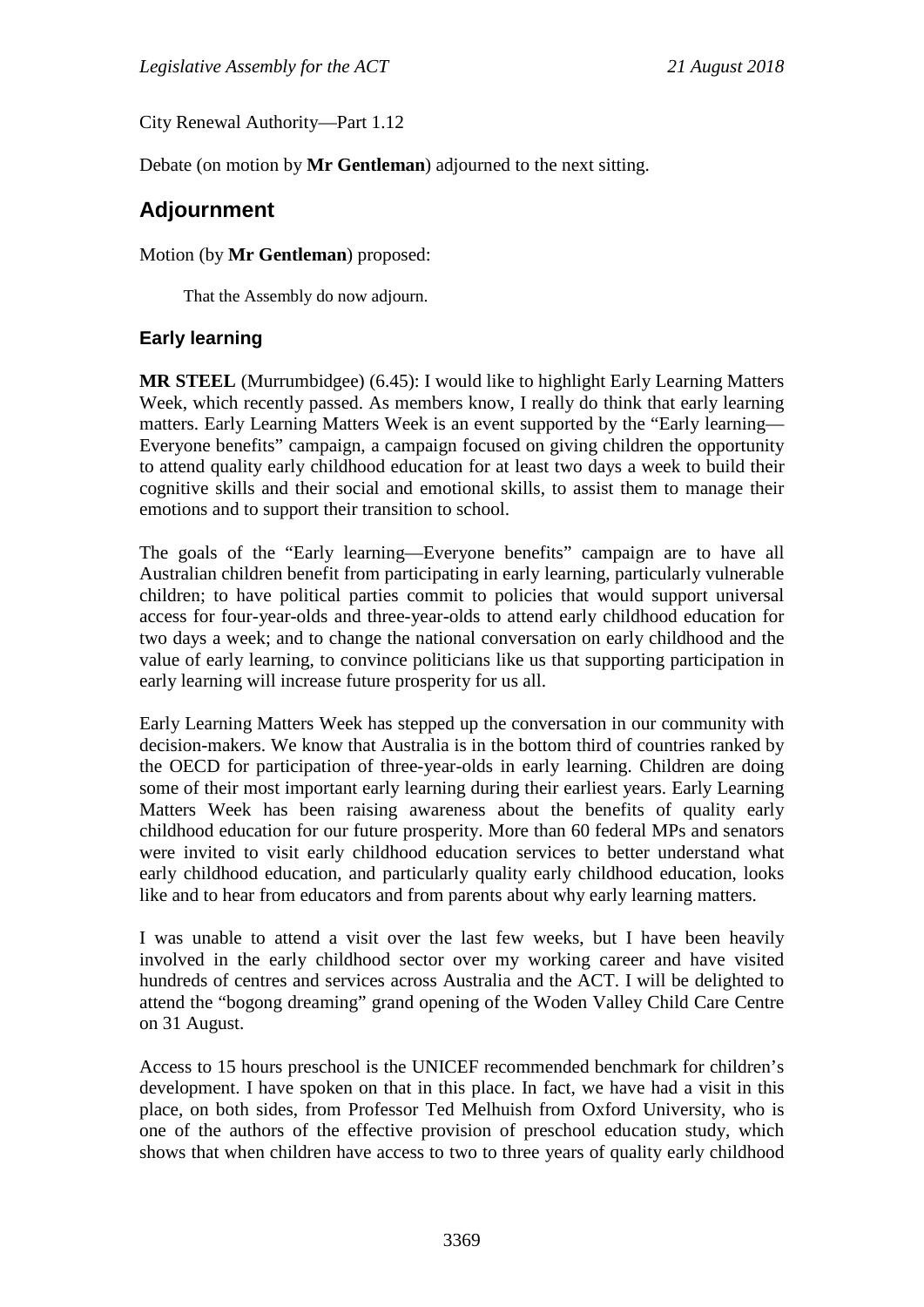City Renewal Authority—Part 1.12

Debate (on motion by **Mr Gentleman**) adjourned to the next sitting.

## Adjournment

Motion (by **Mr Gentleman**) proposed:

> That the Assembly do now adjourn.

### Early learning

**MR STEEL** (Murrumbidgee) (6.45): I would like to highlight Early Learning Matters Week, which recently passed. As members know, I really do think that early learning matters. Early Learning Matters Week is an event supported by the "Early learning—Everyone benefits" campaign, a campaign focused on giving children the opportunity to attend quality early childhood education for at least two days a week to build their cognitive skills and their social and emotional skills, to assist them to manage their emotions and to support their transition to school.

The goals of the "Early learning—Everyone benefits" campaign are to have all Australian children benefit from participating in early learning, particularly vulnerable children; to have political parties commit to policies that would support universal access for four-year-olds and three-year-olds to attend early childhood education for two days a week; and to change the national conversation on early childhood and the value of early learning, to convince politicians like us that supporting participation in early learning will increase future prosperity for us all.

Early Learning Matters Week has stepped up the conversation in our community with decision-makers. We know that Australia is in the bottom third of countries ranked by the OECD for participation of three-year-olds in early learning. Children are doing some of their most important early learning during their earliest years. Early Learning Matters Week has been raising awareness about the benefits of quality early childhood education for our future prosperity. More than 60 federal MPs and senators were invited to visit early childhood education services to better understand what early childhood education, and particularly quality early childhood education, looks like and to hear from educators and from parents about why early learning matters.

I was unable to attend a visit over the last few weeks, but I have been heavily involved in the early childhood sector over my working career and have visited hundreds of centres and services across Australia and the ACT. I will be delighted to attend the "bogong dreaming" grand opening of the Woden Valley Child Care Centre on 31 August.

Access to 15 hours preschool is the UNICEF recommended benchmark for children's development. I have spoken on that in this place. In fact, we have had a visit in this place, on both sides, from Professor Ted Melhuish from Oxford University, who is one of the authors of the effective provision of preschool education study, which shows that when children have access to two to three years of quality early childhood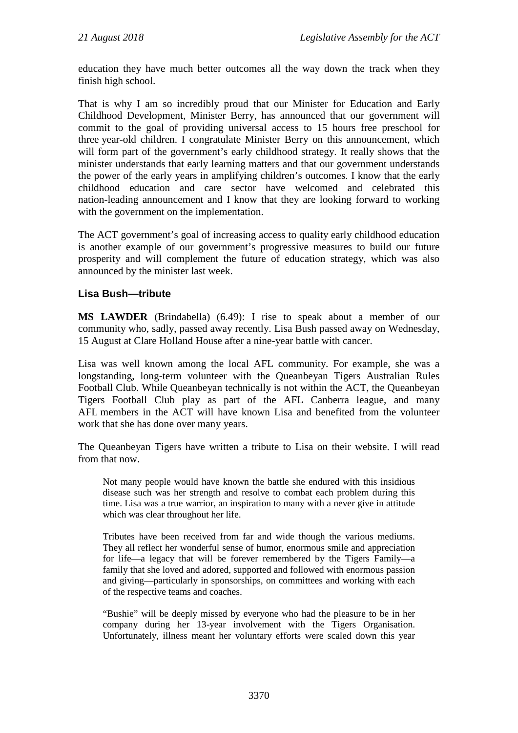education they have much better outcomes all the way down the track when they finish high school.

That is why I am so incredibly proud that our Minister for Education and Early Childhood Development, Minister Berry, has announced that our government will commit to the goal of providing universal access to 15 hours free preschool for three year-old children. I congratulate Minister Berry on this announcement, which will form part of the government's early childhood strategy. It really shows that the minister understands that early learning matters and that our government understands the power of the early years in amplifying children's outcomes. I know that the early childhood education and care sector have welcomed and celebrated this nation-leading announcement and I know that they are looking forward to working with the government on the implementation.

The ACT government's goal of increasing access to quality early childhood education is another example of our government's progressive measures to build our future prosperity and will complement the future of education strategy, which was also announced by the minister last week.

### Lisa Bush—tribute

**MS LAWDER** (Brindabella) (6.49): I rise to speak about a member of our community who, sadly, passed away recently. Lisa Bush passed away on Wednesday, 15 August at Clare Holland House after a nine-year battle with cancer.

Lisa was well known among the local AFL community. For example, she was a longstanding, long-term volunteer with the Queanbeyan Tigers Australian Rules Football Club. While Queanbeyan technically is not within the ACT, the Queanbeyan Tigers Football Club play as part of the AFL Canberra league, and many AFL members in the ACT will have known Lisa and benefited from the volunteer work that she has done over many years.

The Queanbeyan Tigers have written a tribute to Lisa on their website. I will read from that now.

> Not many people would have known the battle she endured with this insidious disease such was her strength and resolve to combat each problem during this time. Lisa was a true warrior, an inspiration to many with a never give in attitude which was clear throughout her life.
>
> Tributes have been received from far and wide though the various mediums. They all reflect her wonderful sense of humor, enormous smile and appreciation for life—a legacy that will be forever remembered by the Tigers Family—a family that she loved and adored, supported and followed with enormous passion and giving—particularly in sponsorships, on committees and working with each of the respective teams and coaches.
>
> "Bushie" will be deeply missed by everyone who had the pleasure to be in her company during her 13-year involvement with the Tigers Organisation. Unfortunately, illness meant her voluntary efforts were scaled down this year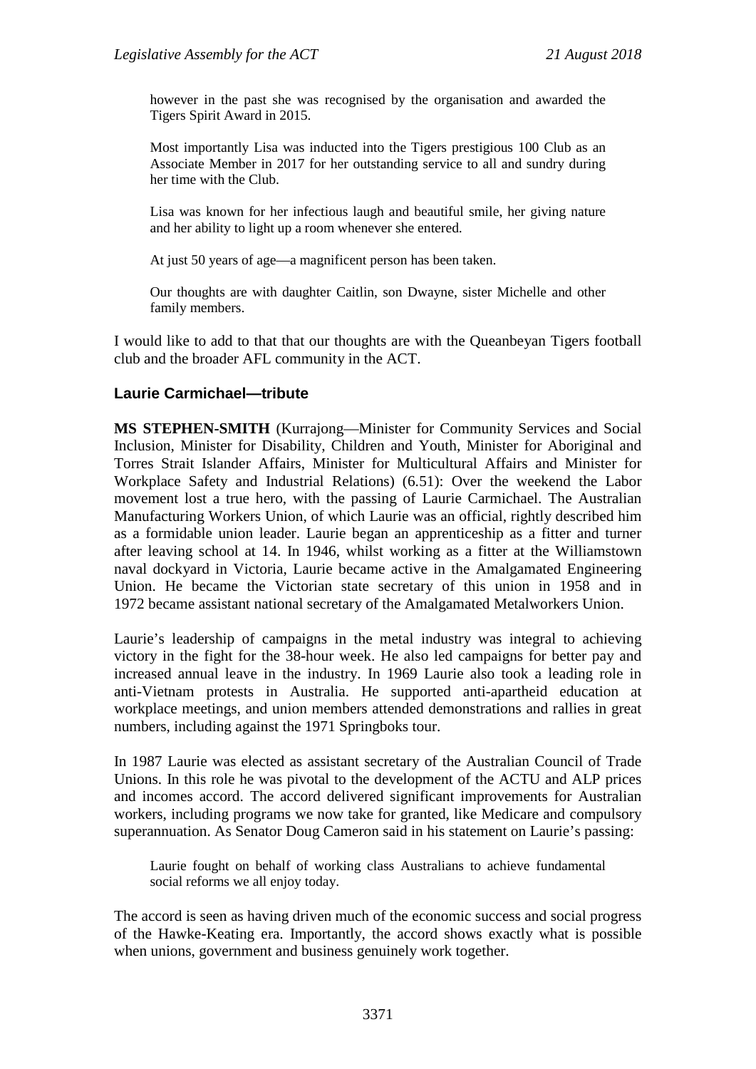> however in the past she was recognised by the organisation and awarded the Tigers Spirit Award in 2015.
>
> Most importantly Lisa was inducted into the Tigers prestigious 100 Club as an Associate Member in 2017 for her outstanding service to all and sundry during her time with the Club.
>
> Lisa was known for her infectious laugh and beautiful smile, her giving nature and her ability to light up a room whenever she entered.
>
> At just 50 years of age—a magnificent person has been taken.
>
> Our thoughts are with daughter Caitlin, son Dwayne, sister Michelle and other family members.

I would like to add to that that our thoughts are with the Queanbeyan Tigers football club and the broader AFL community in the ACT.

### Laurie Carmichael—tribute

**MS STEPHEN-SMITH** (Kurrajong—Minister for Community Services and Social Inclusion, Minister for Disability, Children and Youth, Minister for Aboriginal and Torres Strait Islander Affairs, Minister for Multicultural Affairs and Minister for Workplace Safety and Industrial Relations) (6.51): Over the weekend the Labor movement lost a true hero, with the passing of Laurie Carmichael. The Australian Manufacturing Workers Union, of which Laurie was an official, rightly described him as a formidable union leader. Laurie began an apprenticeship as a fitter and turner after leaving school at 14. In 1946, whilst working as a fitter at the Williamstown naval dockyard in Victoria, Laurie became active in the Amalgamated Engineering Union. He became the Victorian state secretary of this union in 1958 and in 1972 became assistant national secretary of the Amalgamated Metalworkers Union.

Laurie's leadership of campaigns in the metal industry was integral to achieving victory in the fight for the 38-hour week. He also led campaigns for better pay and increased annual leave in the industry. In 1969 Laurie also took a leading role in anti-Vietnam protests in Australia. He supported anti-apartheid education at workplace meetings, and union members attended demonstrations and rallies in great numbers, including against the 1971 Springboks tour.

In 1987 Laurie was elected as assistant secretary of the Australian Council of Trade Unions. In this role he was pivotal to the development of the ACTU and ALP prices and incomes accord. The accord delivered significant improvements for Australian workers, including programs we now take for granted, like Medicare and compulsory superannuation. As Senator Doug Cameron said in his statement on Laurie's passing:

> Laurie fought on behalf of working class Australians to achieve fundamental social reforms we all enjoy today.

The accord is seen as having driven much of the economic success and social progress of the Hawke-Keating era. Importantly, the accord shows exactly what is possible when unions, government and business genuinely work together.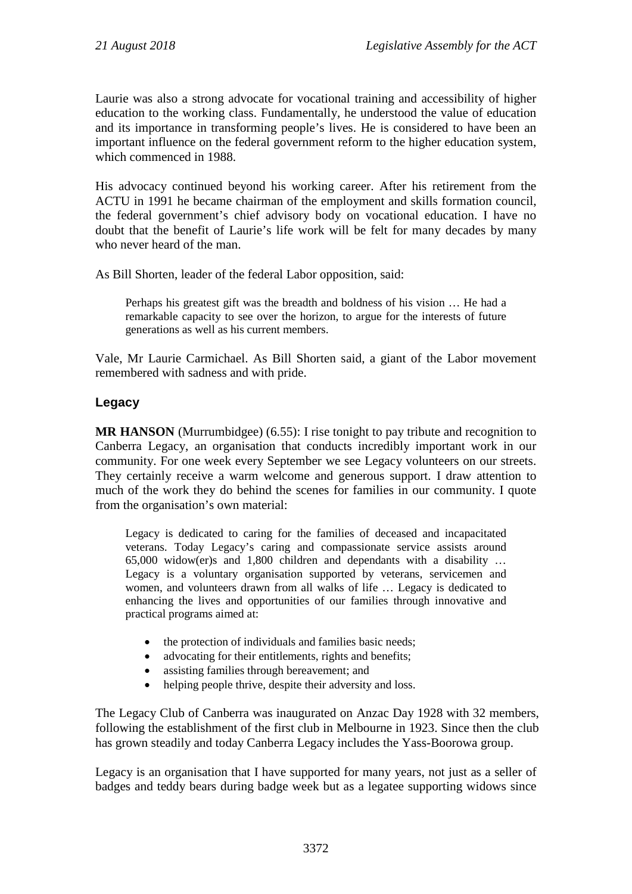Laurie was also a strong advocate for vocational training and accessibility of higher education to the working class. Fundamentally, he understood the value of education and its importance in transforming people's lives. He is considered to have been an important influence on the federal government reform to the higher education system, which commenced in 1988.

His advocacy continued beyond his working career. After his retirement from the ACTU in 1991 he became chairman of the employment and skills formation council, the federal government's chief advisory body on vocational education. I have no doubt that the benefit of Laurie's life work will be felt for many decades by many who never heard of the man.

As Bill Shorten, leader of the federal Labor opposition, said:

> Perhaps his greatest gift was the breadth and boldness of his vision … He had a remarkable capacity to see over the horizon, to argue for the interests of future generations as well as his current members.

Vale, Mr Laurie Carmichael. As Bill Shorten said, a giant of the Labor movement remembered with sadness and with pride.

### Legacy

**MR HANSON** (Murrumbidgee) (6.55): I rise tonight to pay tribute and recognition to Canberra Legacy, an organisation that conducts incredibly important work in our community. For one week every September we see Legacy volunteers on our streets. They certainly receive a warm welcome and generous support. I draw attention to much of the work they do behind the scenes for families in our community. I quote from the organisation's own material:

> Legacy is dedicated to caring for the families of deceased and incapacitated veterans. Today Legacy's caring and compassionate service assists around 65,000 widow(er)s and 1,800 children and dependants with a disability … Legacy is a voluntary organisation supported by veterans, servicemen and women, and volunteers drawn from all walks of life … Legacy is dedicated to enhancing the lives and opportunities of our families through innovative and practical programs aimed at:
>
> - the protection of individuals and families basic needs;
> - advocating for their entitlements, rights and benefits;
> - assisting families through bereavement; and
> - helping people thrive, despite their adversity and loss.

The Legacy Club of Canberra was inaugurated on Anzac Day 1928 with 32 members, following the establishment of the first club in Melbourne in 1923. Since then the club has grown steadily and today Canberra Legacy includes the Yass-Boorowa group.

Legacy is an organisation that I have supported for many years, not just as a seller of badges and teddy bears during badge week but as a legatee supporting widows since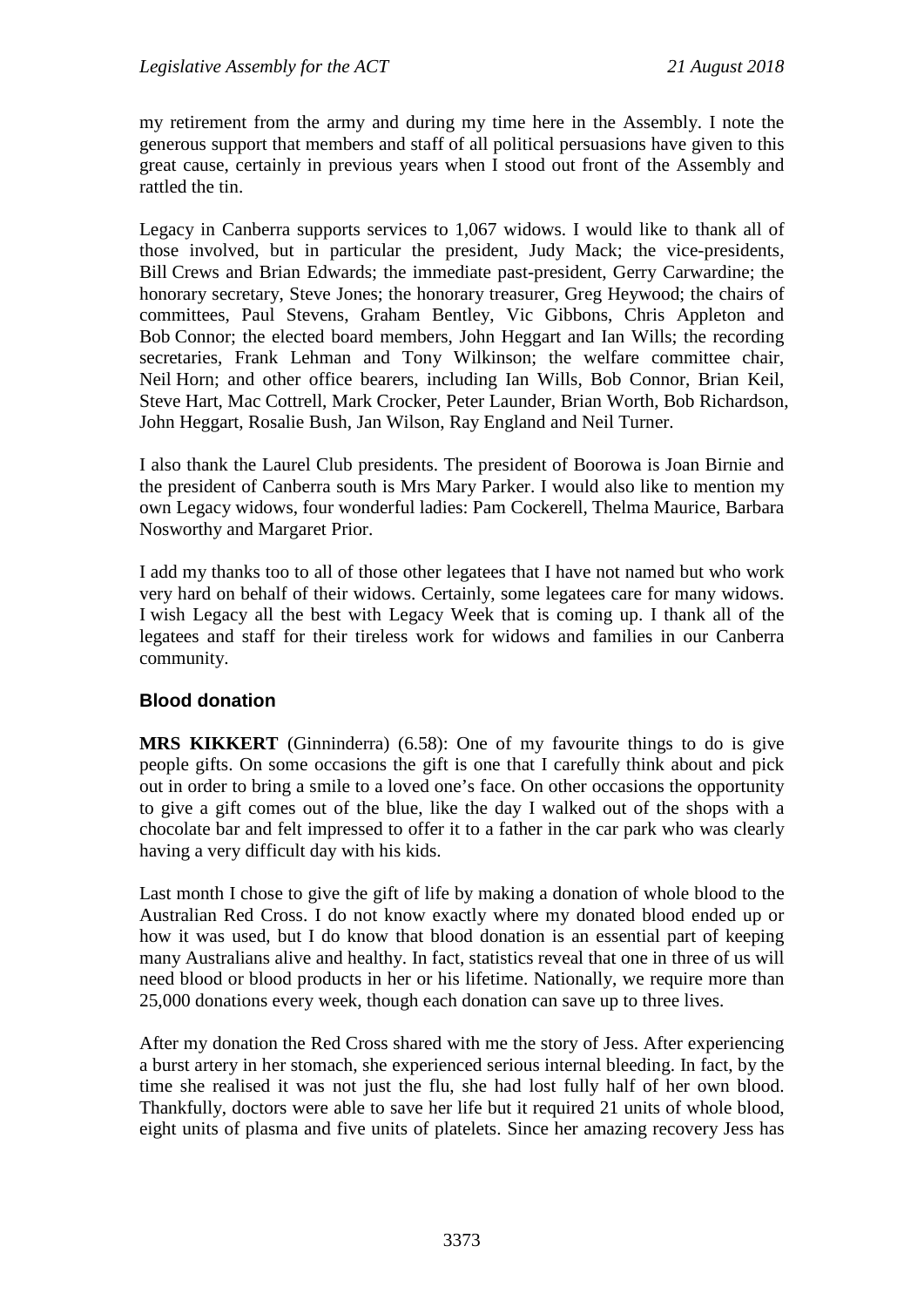my retirement from the army and during my time here in the Assembly. I note the generous support that members and staff of all political persuasions have given to this great cause, certainly in previous years when I stood out front of the Assembly and rattled the tin.

Legacy in Canberra supports services to 1,067 widows. I would like to thank all of those involved, but in particular the president, Judy Mack; the vice-presidents, Bill Crews and Brian Edwards; the immediate past-president, Gerry Carwardine; the honorary secretary, Steve Jones; the honorary treasurer, Greg Heywood; the chairs of committees, Paul Stevens, Graham Bentley, Vic Gibbons, Chris Appleton and Bob Connor; the elected board members, John Heggart and Ian Wills; the recording secretaries, Frank Lehman and Tony Wilkinson; the welfare committee chair, Neil Horn; and other office bearers, including Ian Wills, Bob Connor, Brian Keil, Steve Hart, Mac Cottrell, Mark Crocker, Peter Launder, Brian Worth, Bob Richardson, John Heggart, Rosalie Bush, Jan Wilson, Ray England and Neil Turner.

I also thank the Laurel Club presidents. The president of Boorowa is Joan Birnie and the president of Canberra south is Mrs Mary Parker. I would also like to mention my own Legacy widows, four wonderful ladies: Pam Cockerell, Thelma Maurice, Barbara Nosworthy and Margaret Prior.

I add my thanks too to all of those other legatees that I have not named but who work very hard on behalf of their widows. Certainly, some legatees care for many widows. I wish Legacy all the best with Legacy Week that is coming up. I thank all of the legatees and staff for their tireless work for widows and families in our Canberra community.

### Blood donation

**MRS KIKKERT** (Ginninderra) (6.58): One of my favourite things to do is give people gifts. On some occasions the gift is one that I carefully think about and pick out in order to bring a smile to a loved one's face. On other occasions the opportunity to give a gift comes out of the blue, like the day I walked out of the shops with a chocolate bar and felt impressed to offer it to a father in the car park who was clearly having a very difficult day with his kids.

Last month I chose to give the gift of life by making a donation of whole blood to the Australian Red Cross. I do not know exactly where my donated blood ended up or how it was used, but I do know that blood donation is an essential part of keeping many Australians alive and healthy. In fact, statistics reveal that one in three of us will need blood or blood products in her or his lifetime. Nationally, we require more than 25,000 donations every week, though each donation can save up to three lives.

After my donation the Red Cross shared with me the story of Jess. After experiencing a burst artery in her stomach, she experienced serious internal bleeding. In fact, by the time she realised it was not just the flu, she had lost fully half of her own blood. Thankfully, doctors were able to save her life but it required 21 units of whole blood, eight units of plasma and five units of platelets. Since her amazing recovery Jess has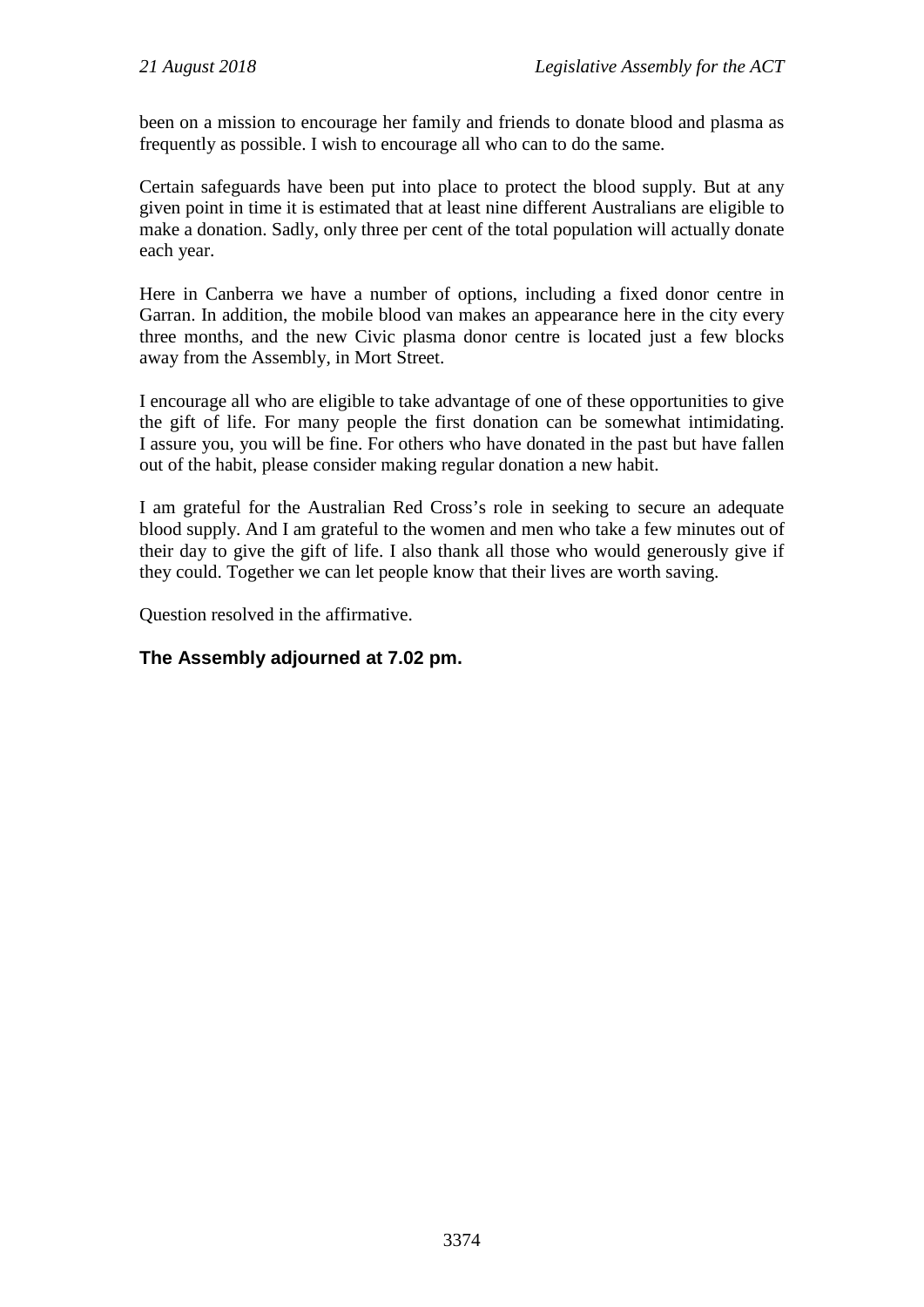been on a mission to encourage her family and friends to donate blood and plasma as frequently as possible. I wish to encourage all who can to do the same.

Certain safeguards have been put into place to protect the blood supply. But at any given point in time it is estimated that at least nine different Australians are eligible to make a donation. Sadly, only three per cent of the total population will actually donate each year.

Here in Canberra we have a number of options, including a fixed donor centre in Garran. In addition, the mobile blood van makes an appearance here in the city every three months, and the new Civic plasma donor centre is located just a few blocks away from the Assembly, in Mort Street.

I encourage all who are eligible to take advantage of one of these opportunities to give the gift of life. For many people the first donation can be somewhat intimidating. I assure you, you will be fine. For others who have donated in the past but have fallen out of the habit, please consider making regular donation a new habit.

I am grateful for the Australian Red Cross's role in seeking to secure an adequate blood supply. And I am grateful to the women and men who take a few minutes out of their day to give the gift of life. I also thank all those who would generously give if they could. Together we can let people know that their lives are worth saving.

Question resolved in the affirmative.

**The Assembly adjourned at 7.02 pm.**